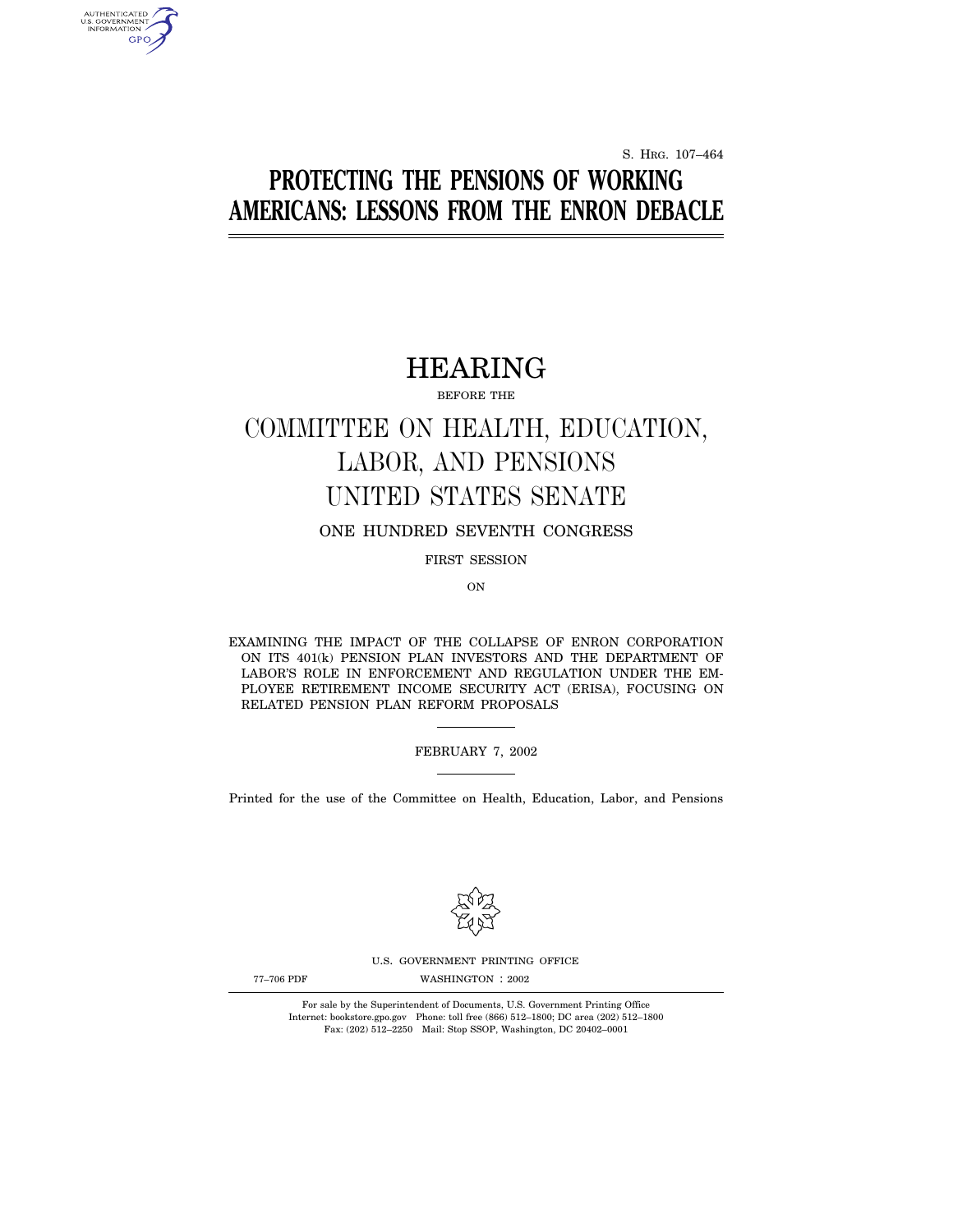S. Hrg. 107–464

# PROTECTING THE PENSIONS OF WORKING AMERICANS: LESSONS FROM THE ENRON DEBACLE

## HEARING

BEFORE THE

## COMMITTEE ON HEALTH, EDUCATION, LABOR, AND PENSIONS UNITED STATES SENATE

ONE HUNDRED SEVENTH CONGRESS

FIRST SESSION

ON

EXAMINING THE IMPACT OF THE COLLAPSE OF ENRON CORPORATION ON ITS 401(k) PENSION PLAN INVESTORS AND THE DEPARTMENT OF LABOR'S ROLE IN ENFORCEMENT AND REGULATION UNDER THE EMPLOYEE RETIREMENT INCOME SECURITY ACT (ERISA), FOCUSING ON RELATED PENSION PLAN REFORM PROPOSALS

FEBRUARY 7, 2002

Printed for the use of the Committee on Health, Education, Labor, and Pensions

U.S. GOVERNMENT PRINTING OFFICE

77–706 PDF WASHINGTON : 2002

For sale by the Superintendent of Documents, U.S. Government Printing Office
Internet: bookstore.gpo.gov Phone: toll free (866) 512–1800; DC area (202) 512–1800
Fax: (202) 512–2250 Mail: Stop SSOP, Washington, DC 20402–0001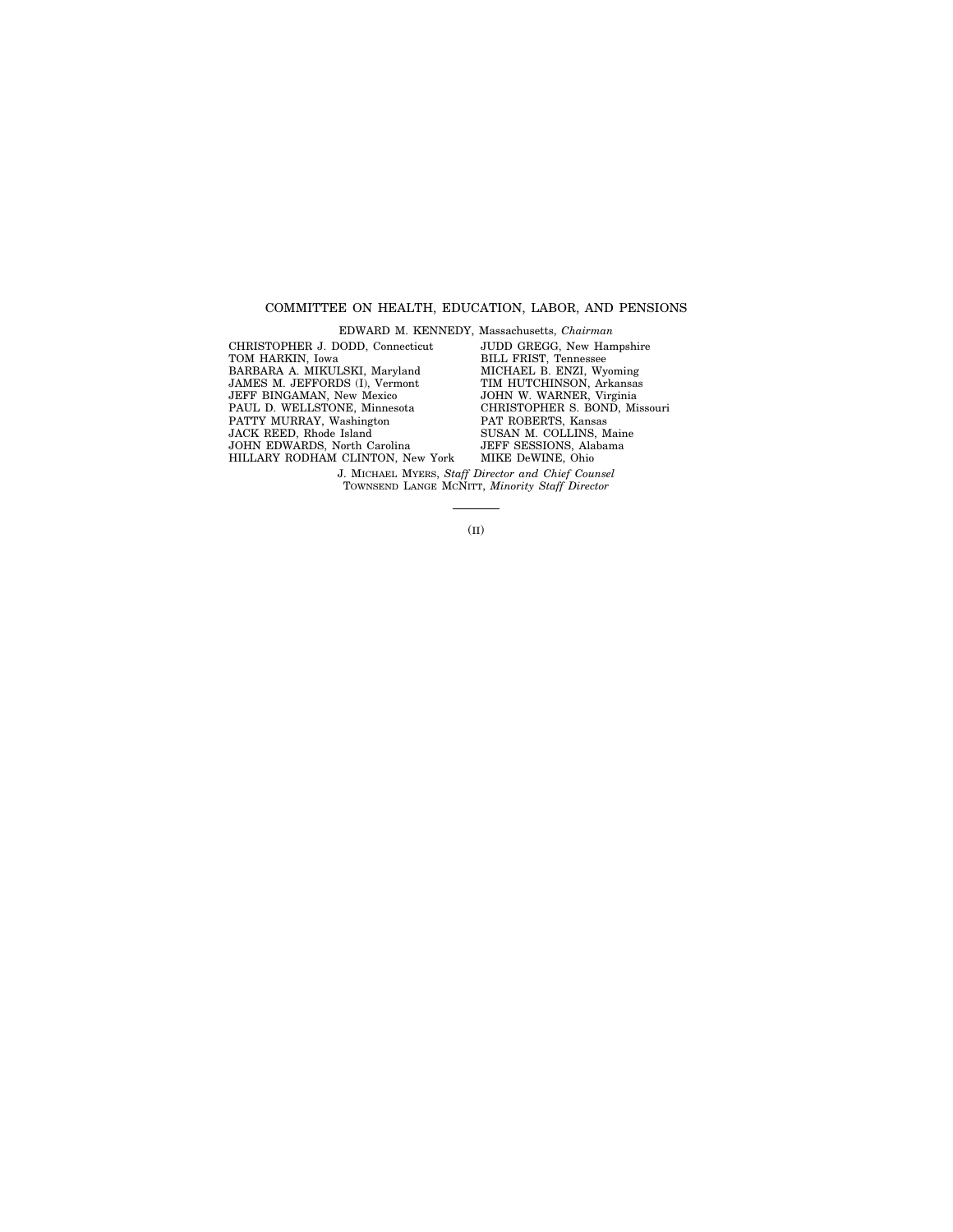## COMMITTEE ON HEALTH, EDUCATION, LABOR, AND PENSIONS

EDWARD M. KENNEDY, Massachusetts, *Chairman*

| | |
|---|---|
| CHRISTOPHER J. DODD, Connecticut | JUDD GREGG, New Hampshire |
| TOM HARKIN, Iowa | BILL FRIST, Tennessee |
| BARBARA A. MIKULSKI, Maryland | MICHAEL B. ENZI, Wyoming |
| JAMES M. JEFFORDS (I), Vermont | TIM HUTCHINSON, Arkansas |
| JEFF BINGAMAN, New Mexico | JOHN W. WARNER, Virginia |
| PAUL D. WELLSTONE, Minnesota | CHRISTOPHER S. BOND, Missouri |
| PATTY MURRAY, Washington | PAT ROBERTS, Kansas |
| JACK REED, Rhode Island | SUSAN M. COLLINS, Maine |
| JOHN EDWARDS, North Carolina | JEFF SESSIONS, Alabama |
| HILLARY RODHAM CLINTON, New York | MIKE DeWINE, Ohio |

J. MICHAEL MYERS, *Staff Director and Chief Counsel*

TOWNSEND LANGE MCNITT, *Minority Staff Director*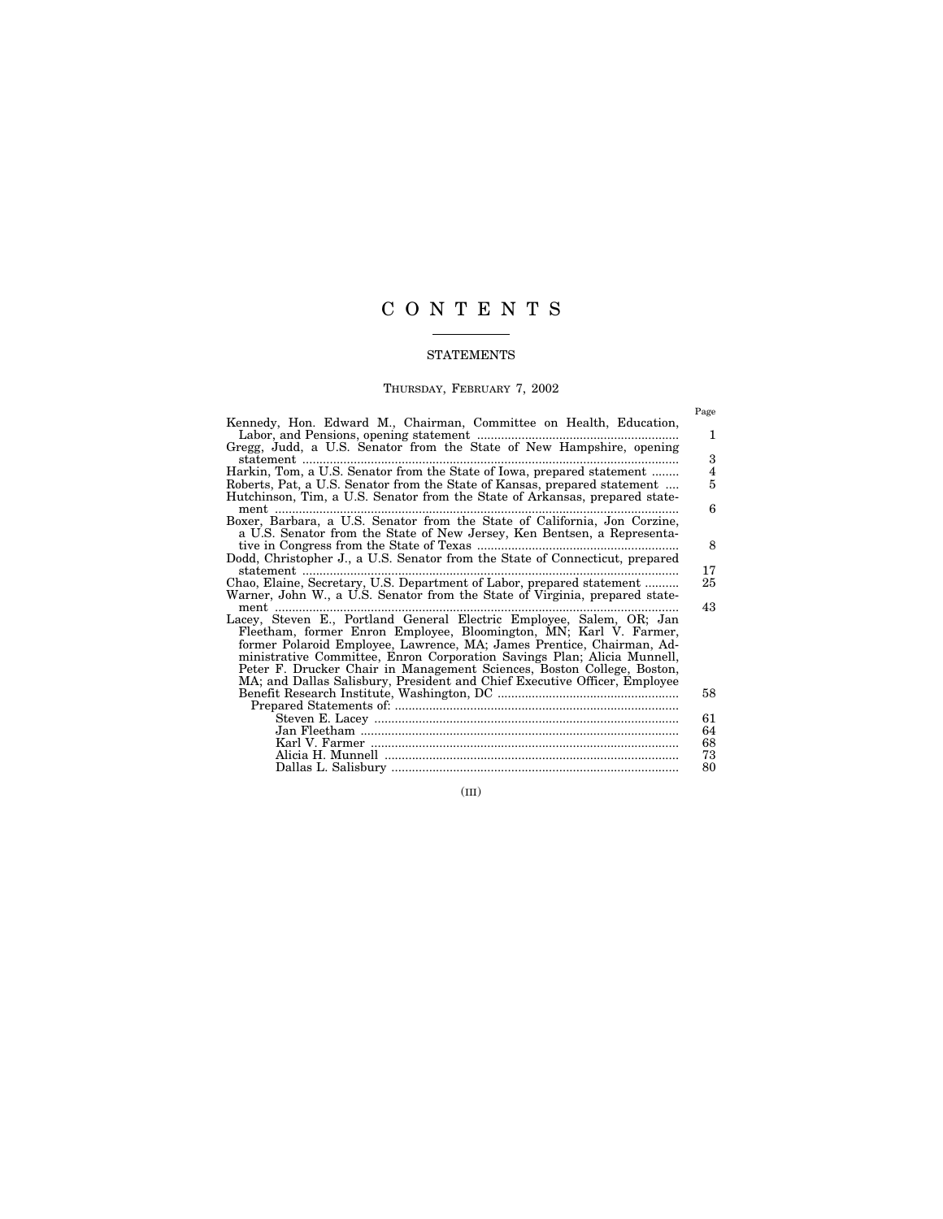# C O N T E N T S

## STATEMENTS

THURSDAY, FEBRUARY 7, 2002

| | Page |
|---|---|
| Kennedy, Hon. Edward M., Chairman, Committee on Health, Education, Labor, and Pensions, opening statement | 1 |
| Gregg, Judd, a U.S. Senator from the State of New Hampshire, opening statement | 3 |
| Harkin, Tom, a U.S. Senator from the State of Iowa, prepared statement | 4 |
| Roberts, Pat, a U.S. Senator from the State of Kansas, prepared statement | 5 |
| Hutchinson, Tim, a U.S. Senator from the State of Arkansas, prepared statement | 6 |
| Boxer, Barbara, a U.S. Senator from the State of California, Jon Corzine, a U.S. Senator from the State of New Jersey, Ken Bentsen, a Representative in Congress from the State of Texas | 8 |
| Dodd, Christopher J., a U.S. Senator from the State of Connecticut, prepared statement | 17 |
| Chao, Elaine, Secretary, U.S. Department of Labor, prepared statement | 25 |
| Warner, John W., a U.S. Senator from the State of Virginia, prepared statement | 43 |
| Lacey, Steven E., Portland General Electric Employee, Salem, OR; Jan Fleetham, former Enron Employee, Bloomington, MN; Karl V. Farmer, former Polaroid Employee, Lawrence, MA; James Prentice, Chairman, Administrative Committee, Enron Corporation Savings Plan; Alicia Munnell, Peter F. Drucker Chair in Management Sciences, Boston College, Boston, MA; and Dallas Salisbury, President and Chief Executive Officer, Employee Benefit Research Institute, Washington, DC | 58 |
| Prepared Statements of: | |
| Steven E. Lacey | 61 |
| Jan Fleetham | 64 |
| Karl V. Farmer | 68 |
| Alicia H. Munnell | 73 |
| Dallas L. Salisbury | 80 |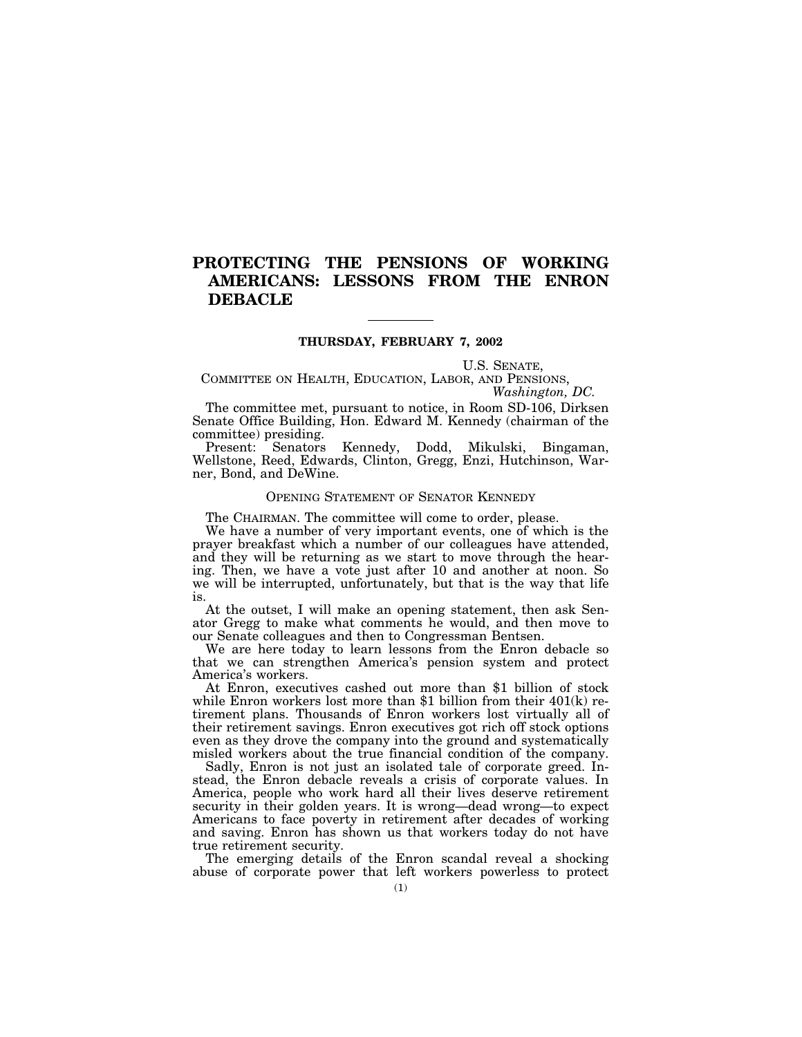# PROTECTING THE PENSIONS OF WORKING AMERICANS: LESSONS FROM THE ENRON DEBACLE

**THURSDAY, FEBRUARY 7, 2002**

U.S. SENATE,
COMMITTEE ON HEALTH, EDUCATION, LABOR, AND PENSIONS,
*Washington, DC.*

The committee met, pursuant to notice, in Room SD-106, Dirksen Senate Office Building, Hon. Edward M. Kennedy (chairman of the committee) presiding.

Present: Senators Kennedy, Dodd, Mikulski, Bingaman, Wellstone, Reed, Edwards, Clinton, Gregg, Enzi, Hutchinson, Warner, Bond, and DeWine.

## OPENING STATEMENT OF SENATOR KENNEDY

The CHAIRMAN. The committee will come to order, please.

We have a number of very important events, one of which is the prayer breakfast which a number of our colleagues have attended, and they will be returning as we start to move through the hearing. Then, we have a vote just after 10 and another at noon. So we will be interrupted, unfortunately, but that is the way that life is.

At the outset, I will make an opening statement, then ask Senator Gregg to make what comments he would, and then move to our Senate colleagues and then to Congressman Bentsen.

We are here today to learn lessons from the Enron debacle so that we can strengthen America's pension system and protect America's workers.

At Enron, executives cashed out more than $1 billion of stock while Enron workers lost more than $1 billion from their 401(k) retirement plans. Thousands of Enron workers lost virtually all of their retirement savings. Enron executives got rich off stock options even as they drove the company into the ground and systematically misled workers about the true financial condition of the company.

Sadly, Enron is not just an isolated tale of corporate greed. Instead, the Enron debacle reveals a crisis of corporate values. In America, people who work hard all their lives deserve retirement security in their golden years. It is wrong—dead wrong—to expect Americans to face poverty in retirement after decades of working and saving. Enron has shown us that workers today do not have true retirement security.

The emerging details of the Enron scandal reveal a shocking abuse of corporate power that left workers powerless to protect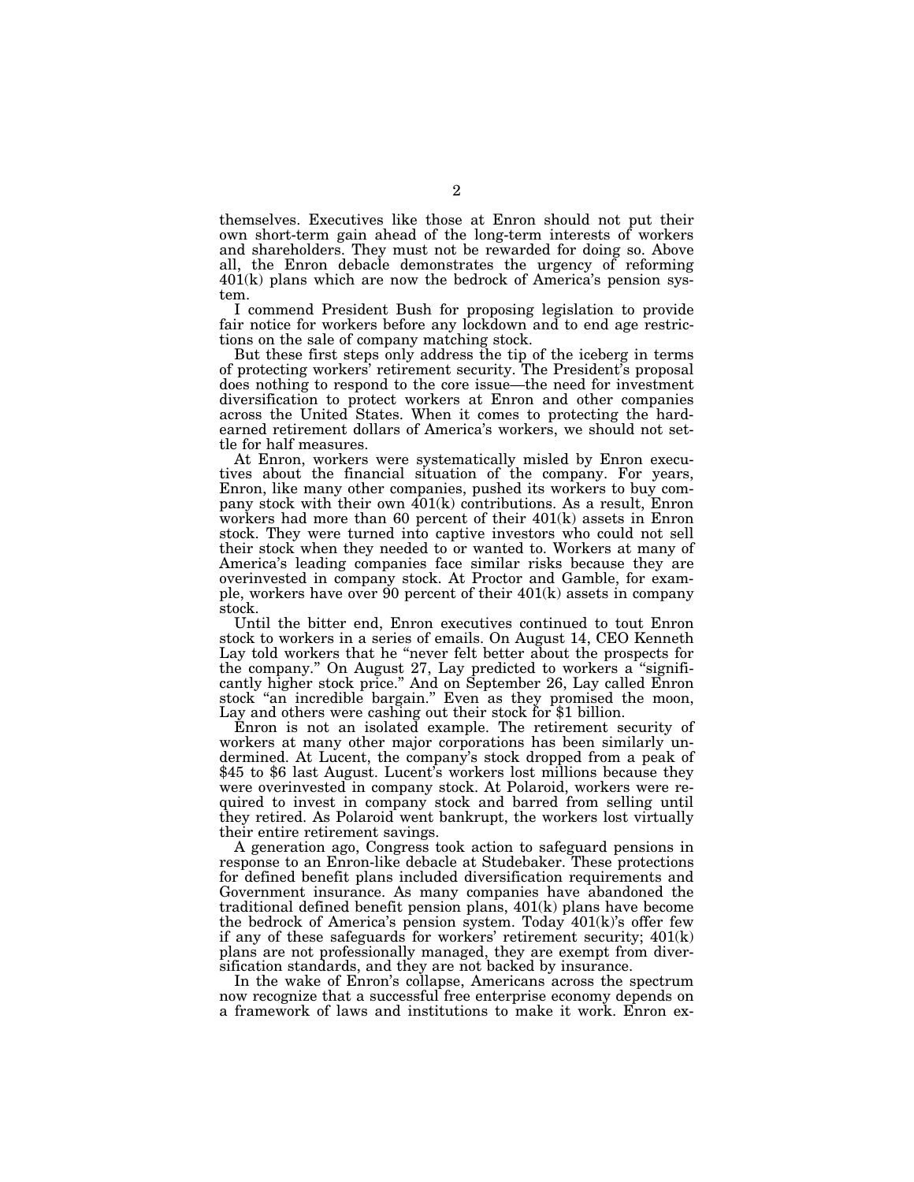themselves. Executives like those at Enron should not put their own short-term gain ahead of the long-term interests of workers and shareholders. They must not be rewarded for doing so. Above all, the Enron debacle demonstrates the urgency of reforming 401(k) plans which are now the bedrock of America's pension system.

I commend President Bush for proposing legislation to provide fair notice for workers before any lockdown and to end age restrictions on the sale of company matching stock.

But these first steps only address the tip of the iceberg in terms of protecting workers' retirement security. The President's proposal does nothing to respond to the core issue—the need for investment diversification to protect workers at Enron and other companies across the United States. When it comes to protecting the hard-earned retirement dollars of America's workers, we should not settle for half measures.

At Enron, workers were systematically misled by Enron executives about the financial situation of the company. For years, Enron, like many other companies, pushed its workers to buy company stock with their own 401(k) contributions. As a result, Enron workers had more than 60 percent of their 401(k) assets in Enron stock. They were turned into captive investors who could not sell their stock when they needed to or wanted to. Workers at many of America's leading companies face similar risks because they are overinvested in company stock. At Proctor and Gamble, for example, workers have over 90 percent of their 401(k) assets in company stock.

Until the bitter end, Enron executives continued to tout Enron stock to workers in a series of emails. On August 14, CEO Kenneth Lay told workers that he "never felt better about the prospects for the company." On August 27, Lay predicted to workers a "significantly higher stock price." And on September 26, Lay called Enron stock "an incredible bargain." Even as they promised the moon, Lay and others were cashing out their stock for $1 billion.

Enron is not an isolated example. The retirement security of workers at many other major corporations has been similarly undermined. At Lucent, the company's stock dropped from a peak of $45 to $6 last August. Lucent's workers lost millions because they were overinvested in company stock. At Polaroid, workers were required to invest in company stock and barred from selling until they retired. As Polaroid went bankrupt, the workers lost virtually their entire retirement savings.

A generation ago, Congress took action to safeguard pensions in response to an Enron-like debacle at Studebaker. These protections for defined benefit plans included diversification requirements and Government insurance. As many companies have abandoned the traditional defined benefit pension plans, 401(k) plans have become the bedrock of America's pension system. Today 401(k)'s offer few if any of these safeguards for workers' retirement security; 401(k) plans are not professionally managed, they are exempt from diversification standards, and they are not backed by insurance.

In the wake of Enron's collapse, Americans across the spectrum now recognize that a successful free enterprise economy depends on a framework of laws and institutions to make it work. Enron ex-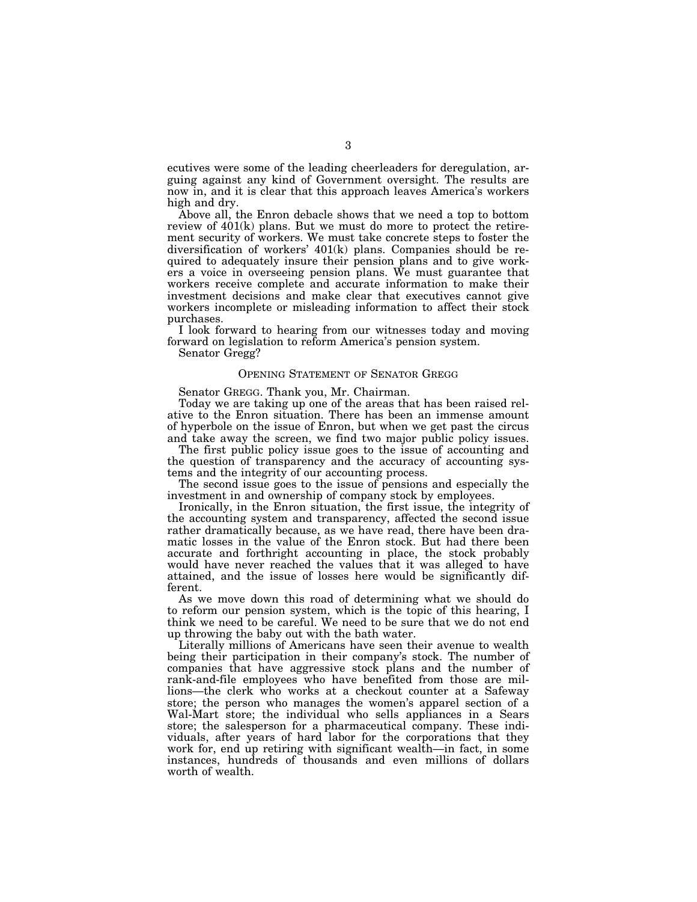ecutives were some of the leading cheerleaders for deregulation, arguing against any kind of Government oversight. The results are now in, and it is clear that this approach leaves America's workers high and dry.

Above all, the Enron debacle shows that we need a top to bottom review of 401(k) plans. But we must do more to protect the retirement security of workers. We must take concrete steps to foster the diversification of workers' 401(k) plans. Companies should be required to adequately insure their pension plans and to give workers a voice in overseeing pension plans. We must guarantee that workers receive complete and accurate information to make their investment decisions and make clear that executives cannot give workers incomplete or misleading information to affect their stock purchases.

I look forward to hearing from our witnesses today and moving forward on legislation to reform America's pension system.

Senator Gregg?

## OPENING STATEMENT OF SENATOR GREGG

Senator GREGG. Thank you, Mr. Chairman.

Today we are taking up one of the areas that has been raised relative to the Enron situation. There has been an immense amount of hyperbole on the issue of Enron, but when we get past the circus and take away the screen, we find two major public policy issues.

The first public policy issue goes to the issue of accounting and the question of transparency and the accuracy of accounting systems and the integrity of our accounting process.

The second issue goes to the issue of pensions and especially the investment in and ownership of company stock by employees.

Ironically, in the Enron situation, the first issue, the integrity of the accounting system and transparency, affected the second issue rather dramatically because, as we have read, there have been dramatic losses in the value of the Enron stock. But had there been accurate and forthright accounting in place, the stock probably would have never reached the values that it was alleged to have attained, and the issue of losses here would be significantly different.

As we move down this road of determining what we should do to reform our pension system, which is the topic of this hearing, I think we need to be careful. We need to be sure that we do not end up throwing the baby out with the bath water.

Literally millions of Americans have seen their avenue to wealth being their participation in their company's stock. The number of companies that have aggressive stock plans and the number of rank-and-file employees who have benefited from those are millions—the clerk who works at a checkout counter at a Safeway store; the person who manages the women's apparel section of a Wal-Mart store; the individual who sells appliances in a Sears store; the salesperson for a pharmaceutical company. These individuals, after years of hard labor for the corporations that they work for, end up retiring with significant wealth—in fact, in some instances, hundreds of thousands and even millions of dollars worth of wealth.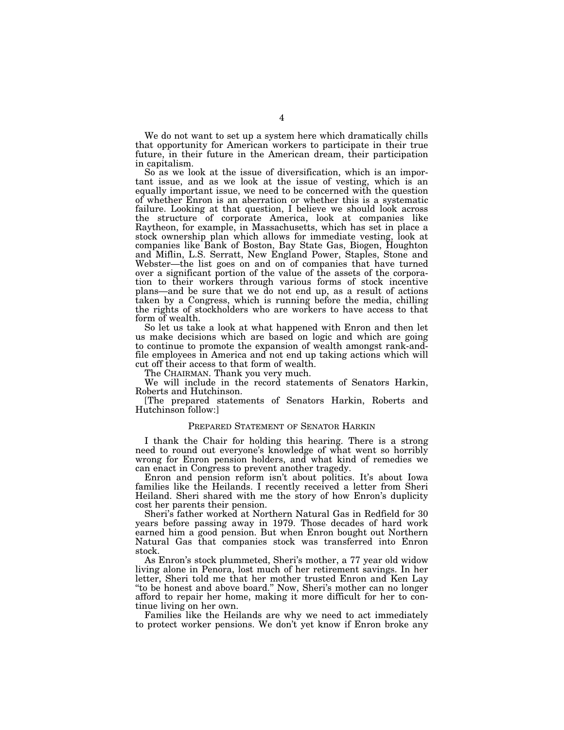We do not want to set up a system here which dramatically chills that opportunity for American workers to participate in their true future, in their future in the American dream, their participation in capitalism.

So as we look at the issue of diversification, which is an important issue, and as we look at the issue of vesting, which is an equally important issue, we need to be concerned with the question of whether Enron is an aberration or whether this is a systematic failure. Looking at that question, I believe we should look across the structure of corporate America, look at companies like Raytheon, for example, in Massachusetts, which has set in place a stock ownership plan which allows for immediate vesting, look at companies like Bank of Boston, Bay State Gas, Biogen, Houghton and Miflin, L.S. Serratt, New England Power, Staples, Stone and Webster—the list goes on and on of companies that have turned over a significant portion of the value of the assets of the corporation to their workers through various forms of stock incentive plans—and be sure that we do not end up, as a result of actions taken by a Congress, which is running before the media, chilling the rights of stockholders who are workers to have access to that form of wealth.

So let us take a look at what happened with Enron and then let us make decisions which are based on logic and which are going to continue to promote the expansion of wealth amongst rank-and-file employees in America and not end up taking actions which will cut off their access to that form of wealth.

The CHAIRMAN. Thank you very much.

We will include in the record statements of Senators Harkin, Roberts and Hutchinson.

[The prepared statements of Senators Harkin, Roberts and Hutchinson follow:]

## PREPARED STATEMENT OF SENATOR HARKIN

I thank the Chair for holding this hearing. There is a strong need to round out everyone's knowledge of what went so horribly wrong for Enron pension holders, and what kind of remedies we can enact in Congress to prevent another tragedy.

Enron and pension reform isn't about politics. It's about Iowa families like the Heilands. I recently received a letter from Sheri Heiland. Sheri shared with me the story of how Enron's duplicity cost her parents their pension.

Sheri's father worked at Northern Natural Gas in Redfield for 30 years before passing away in 1979. Those decades of hard work earned him a good pension. But when Enron bought out Northern Natural Gas that companies stock was transferred into Enron stock.

As Enron's stock plummeted, Sheri's mother, a 77 year old widow living alone in Penora, lost much of her retirement savings. In her letter, Sheri told me that her mother trusted Enron and Ken Lay "to be honest and above board." Now, Sheri's mother can no longer afford to repair her home, making it more difficult for her to continue living on her own.

Families like the Heilands are why we need to act immediately to protect worker pensions. We don't yet know if Enron broke any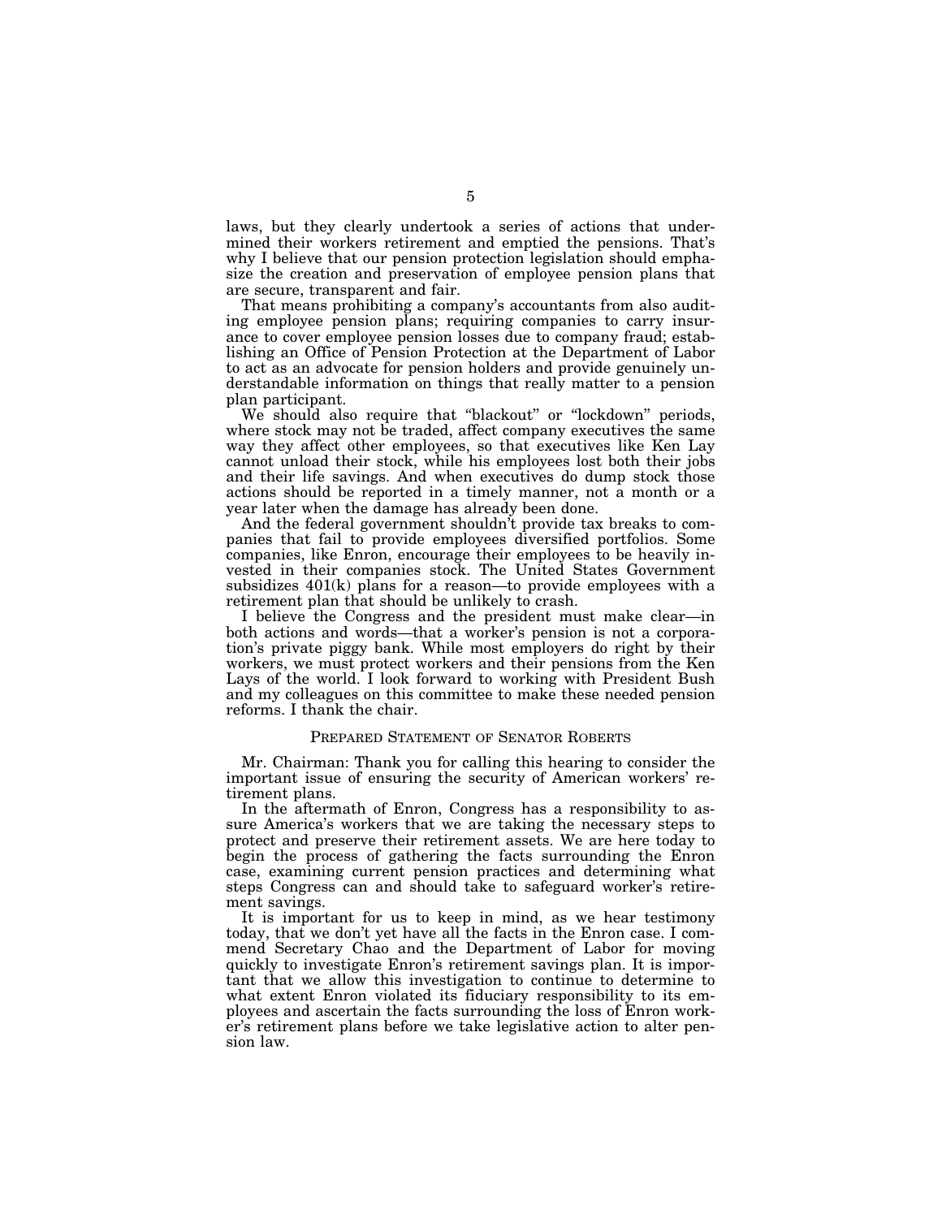laws, but they clearly undertook a series of actions that undermined their workers retirement and emptied the pensions. That's why I believe that our pension protection legislation should emphasize the creation and preservation of employee pension plans that are secure, transparent and fair.

That means prohibiting a company's accountants from also auditing employee pension plans; requiring companies to carry insurance to cover employee pension losses due to company fraud; establishing an Office of Pension Protection at the Department of Labor to act as an advocate for pension holders and provide genuinely understandable information on things that really matter to a pension plan participant.

We should also require that "blackout" or "lockdown" periods, where stock may not be traded, affect company executives the same way they affect other employees, so that executives like Ken Lay cannot unload their stock, while his employees lost both their jobs and their life savings. And when executives do dump stock those actions should be reported in a timely manner, not a month or a year later when the damage has already been done.

And the federal government shouldn't provide tax breaks to companies that fail to provide employees diversified portfolios. Some companies, like Enron, encourage their employees to be heavily invested in their companies stock. The United States Government subsidizes 401(k) plans for a reason—to provide employees with a retirement plan that should be unlikely to crash.

I believe the Congress and the president must make clear—in both actions and words—that a worker's pension is not a corporation's private piggy bank. While most employers do right by their workers, we must protect workers and their pensions from the Ken Lays of the world. I look forward to working with President Bush and my colleagues on this committee to make these needed pension reforms. I thank the chair.

## PREPARED STATEMENT OF SENATOR ROBERTS

Mr. Chairman: Thank you for calling this hearing to consider the important issue of ensuring the security of American workers' retirement plans.

In the aftermath of Enron, Congress has a responsibility to assure America's workers that we are taking the necessary steps to protect and preserve their retirement assets. We are here today to begin the process of gathering the facts surrounding the Enron case, examining current pension practices and determining what steps Congress can and should take to safeguard worker's retirement savings.

It is important for us to keep in mind, as we hear testimony today, that we don't yet have all the facts in the Enron case. I commend Secretary Chao and the Department of Labor for moving quickly to investigate Enron's retirement savings plan. It is important that we allow this investigation to continue to determine to what extent Enron violated its fiduciary responsibility to its employees and ascertain the facts surrounding the loss of Enron worker's retirement plans before we take legislative action to alter pension law.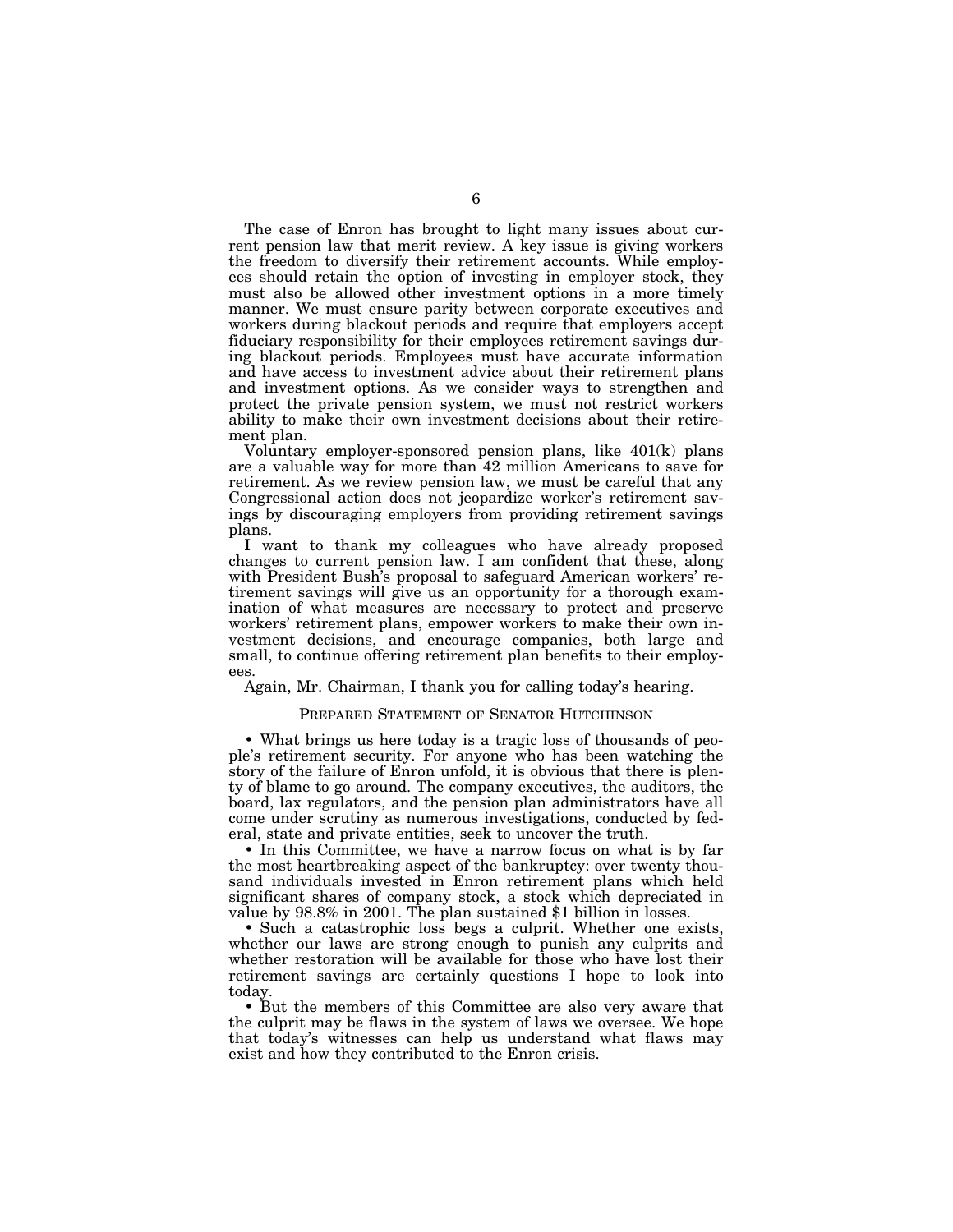The case of Enron has brought to light many issues about current pension law that merit review. A key issue is giving workers the freedom to diversify their retirement accounts. While employees should retain the option of investing in employer stock, they must also be allowed other investment options in a more timely manner. We must ensure parity between corporate executives and workers during blackout periods and require that employers accept fiduciary responsibility for their employees retirement savings during blackout periods. Employees must have accurate information and have access to investment advice about their retirement plans and investment options. As we consider ways to strengthen and protect the private pension system, we must not restrict workers ability to make their own investment decisions about their retirement plan.

Voluntary employer-sponsored pension plans, like 401(k) plans are a valuable way for more than 42 million Americans to save for retirement. As we review pension law, we must be careful that any Congressional action does not jeopardize worker's retirement savings by discouraging employers from providing retirement savings plans.

I want to thank my colleagues who have already proposed changes to current pension law. I am confident that these, along with President Bush's proposal to safeguard American workers' retirement savings will give us an opportunity for a thorough examination of what measures are necessary to protect and preserve workers' retirement plans, empower workers to make their own investment decisions, and encourage companies, both large and small, to continue offering retirement plan benefits to their employees.

Again, Mr. Chairman, I thank you for calling today's hearing.

## PREPARED STATEMENT OF SENATOR HUTCHINSON

- What brings us here today is a tragic loss of thousands of people's retirement security. For anyone who has been watching the story of the failure of Enron unfold, it is obvious that there is plenty of blame to go around. The company executives, the auditors, the board, lax regulators, and the pension plan administrators have all come under scrutiny as numerous investigations, conducted by federal, state and private entities, seek to uncover the truth.
- In this Committee, we have a narrow focus on what is by far the most heartbreaking aspect of the bankruptcy: over twenty thousand individuals invested in Enron retirement plans which held significant shares of company stock, a stock which depreciated in value by 98.8% in 2001. The plan sustained $1 billion in losses.
- Such a catastrophic loss begs a culprit. Whether one exists, whether our laws are strong enough to punish any culprits and whether restoration will be available for those who have lost their retirement savings are certainly questions I hope to look into today.
- But the members of this Committee are also very aware that the culprit may be flaws in the system of laws we oversee. We hope that today's witnesses can help us understand what flaws may exist and how they contributed to the Enron crisis.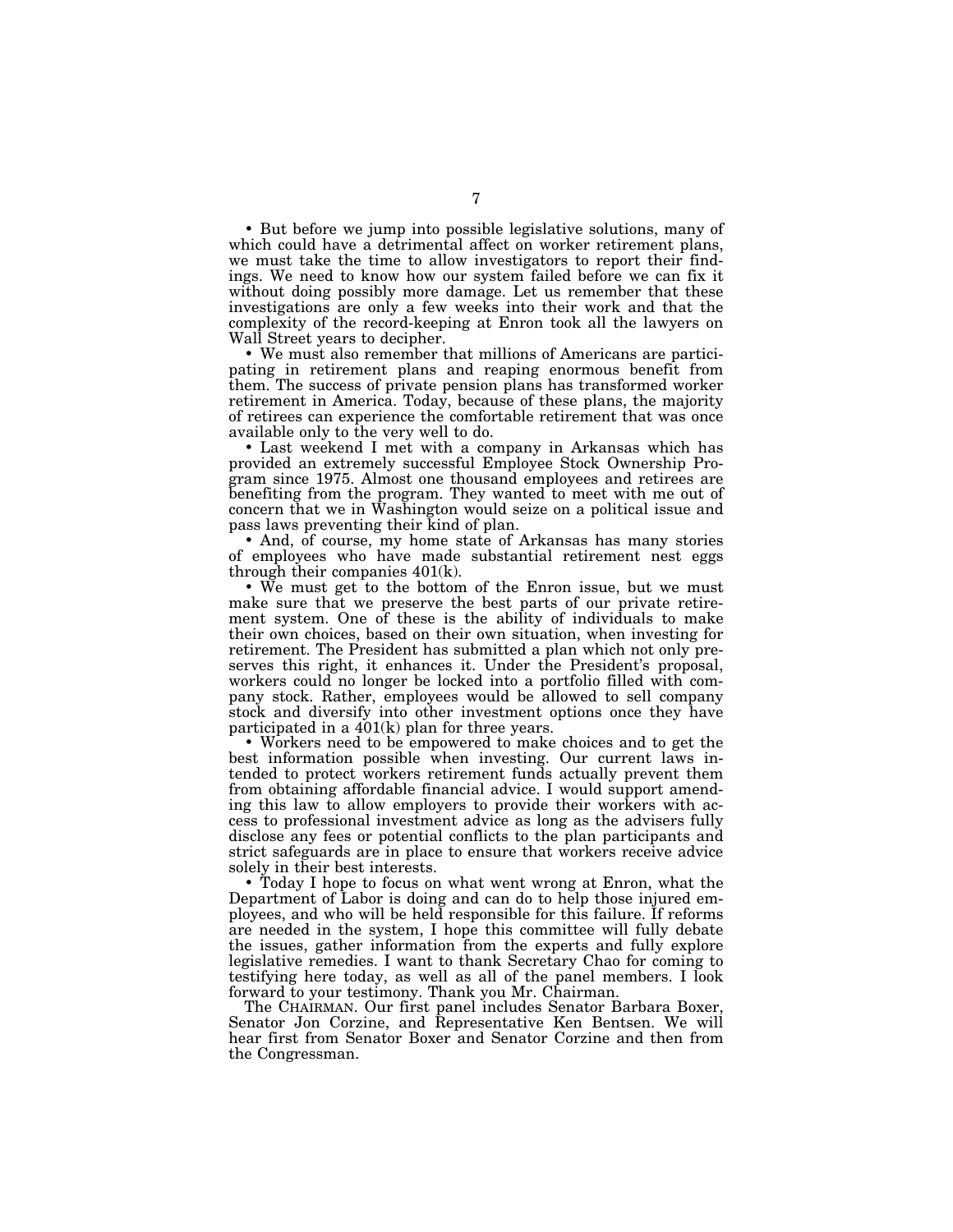• But before we jump into possible legislative solutions, many of which could have a detrimental affect on worker retirement plans, we must take the time to allow investigators to report their findings. We need to know how our system failed before we can fix it without doing possibly more damage. Let us remember that these investigations are only a few weeks into their work and that the complexity of the record-keeping at Enron took all the lawyers on Wall Street years to decipher.

• We must also remember that millions of Americans are participating in retirement plans and reaping enormous benefit from them. The success of private pension plans has transformed worker retirement in America. Today, because of these plans, the majority of retirees can experience the comfortable retirement that was once available only to the very well to do.

• Last weekend I met with a company in Arkansas which has provided an extremely successful Employee Stock Ownership Program since 1975. Almost one thousand employees and retirees are benefiting from the program. They wanted to meet with me out of concern that we in Washington would seize on a political issue and pass laws preventing their kind of plan.

• And, of course, my home state of Arkansas has many stories of employees who have made substantial retirement nest eggs through their companies 401(k).

• We must get to the bottom of the Enron issue, but we must make sure that we preserve the best parts of our private retirement system. One of these is the ability of individuals to make their own choices, based on their own situation, when investing for retirement. The President has submitted a plan which not only preserves this right, it enhances it. Under the President's proposal, workers could no longer be locked into a portfolio filled with company stock. Rather, employees would be allowed to sell company stock and diversify into other investment options once they have participated in a 401(k) plan for three years.

• Workers need to be empowered to make choices and to get the best information possible when investing. Our current laws intended to protect workers retirement funds actually prevent them from obtaining affordable financial advice. I would support amending this law to allow employers to provide their workers with access to professional investment advice as long as the advisers fully disclose any fees or potential conflicts to the plan participants and strict safeguards are in place to ensure that workers receive advice solely in their best interests.

• Today I hope to focus on what went wrong at Enron, what the Department of Labor is doing and can do to help those injured employees, and who will be held responsible for this failure. If reforms are needed in the system, I hope this committee will fully debate the issues, gather information from the experts and fully explore legislative remedies. I want to thank Secretary Chao for coming to testifying here today, as well as all of the panel members. I look forward to your testimony. Thank you Mr. Chairman.

The CHAIRMAN. Our first panel includes Senator Barbara Boxer, Senator Jon Corzine, and Representative Ken Bentsen. We will hear first from Senator Boxer and Senator Corzine and then from the Congressman.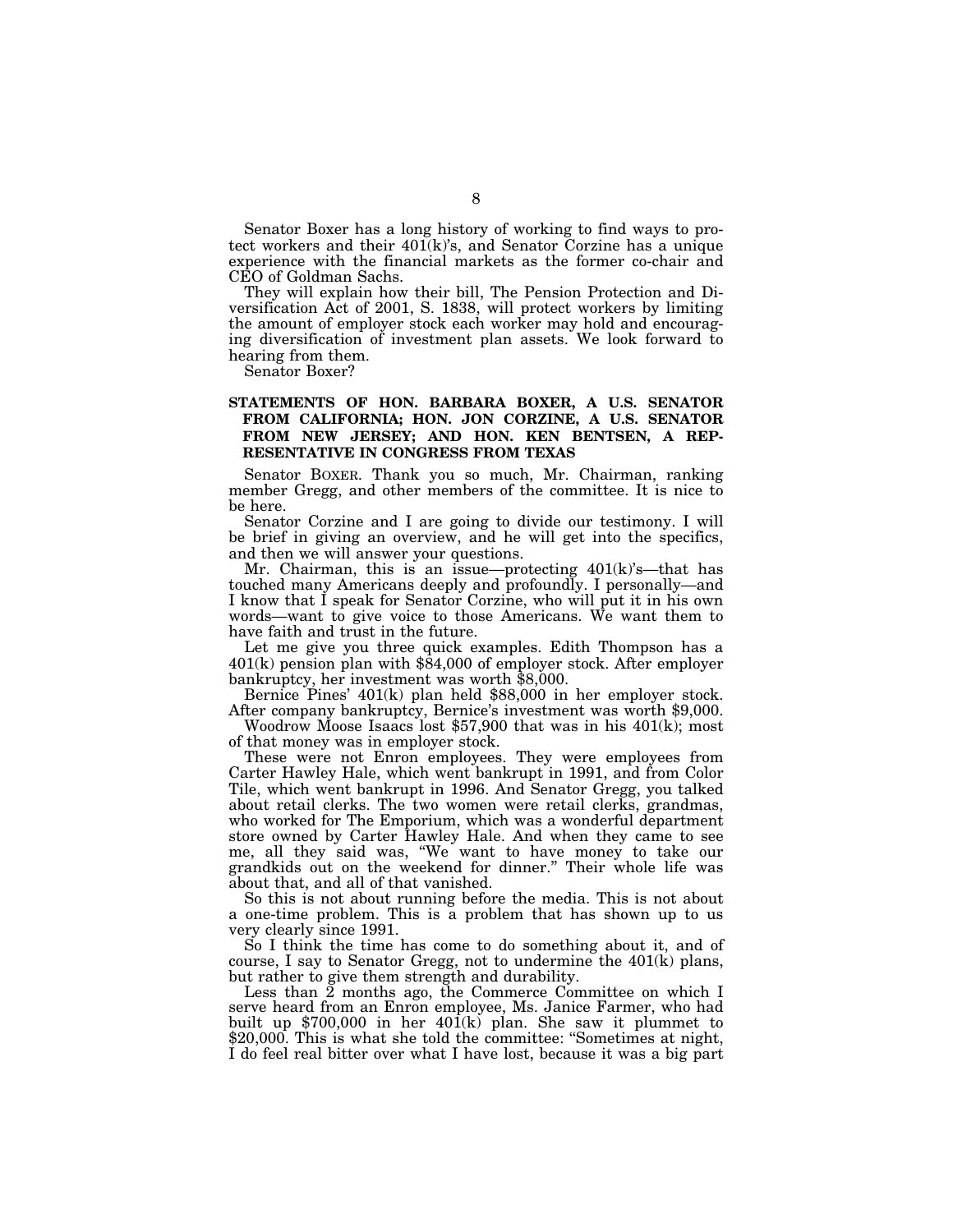Senator Boxer has a long history of working to find ways to protect workers and their 401(k)'s, and Senator Corzine has a unique experience with the financial markets as the former co-chair and CEO of Goldman Sachs.

They will explain how their bill, The Pension Protection and Diversification Act of 2001, S. 1838, will protect workers by limiting the amount of employer stock each worker may hold and encouraging diversification of investment plan assets. We look forward to hearing from them.

Senator Boxer?

## STATEMENTS OF HON. BARBARA BOXER, A U.S. SENATOR FROM CALIFORNIA; HON. JON CORZINE, A U.S. SENATOR FROM NEW JERSEY; AND HON. KEN BENTSEN, A REPRESENTATIVE IN CONGRESS FROM TEXAS

Senator BOXER. Thank you so much, Mr. Chairman, ranking member Gregg, and other members of the committee. It is nice to be here.

Senator Corzine and I are going to divide our testimony. I will be brief in giving an overview, and he will get into the specifics, and then we will answer your questions.

Mr. Chairman, this is an issue—protecting 401(k)'s—that has touched many Americans deeply and profoundly. I personally—and I know that I speak for Senator Corzine, who will put it in his own words—want to give voice to those Americans. We want them to have faith and trust in the future.

Let me give you three quick examples. Edith Thompson has a 401(k) pension plan with $84,000 of employer stock. After employer bankruptcy, her investment was worth $8,000.

Bernice Pines' 401(k) plan held $88,000 in her employer stock. After company bankruptcy, Bernice's investment was worth $9,000.

Woodrow Moose Isaacs lost $57,900 that was in his 401(k); most of that money was in employer stock.

These were not Enron employees. They were employees from Carter Hawley Hale, which went bankrupt in 1991, and from Color Tile, which went bankrupt in 1996. And Senator Gregg, you talked about retail clerks. The two women were retail clerks, grandmas, who worked for The Emporium, which was a wonderful department store owned by Carter Hawley Hale. And when they came to see me, all they said was, "We want to have money to take our grandkids out on the weekend for dinner." Their whole life was about that, and all of that vanished.

So this is not about running before the media. This is not about a one-time problem. This is a problem that has shown up to us very clearly since 1991.

So I think the time has come to do something about it, and of course, I say to Senator Gregg, not to undermine the 401(k) plans, but rather to give them strength and durability.

Less than 2 months ago, the Commerce Committee on which I serve heard from an Enron employee, Ms. Janice Farmer, who had built up $700,000 in her 401(k) plan. She saw it plummet to $20,000. This is what she told the committee: "Sometimes at night, I do feel real bitter over what I have lost, because it was a big part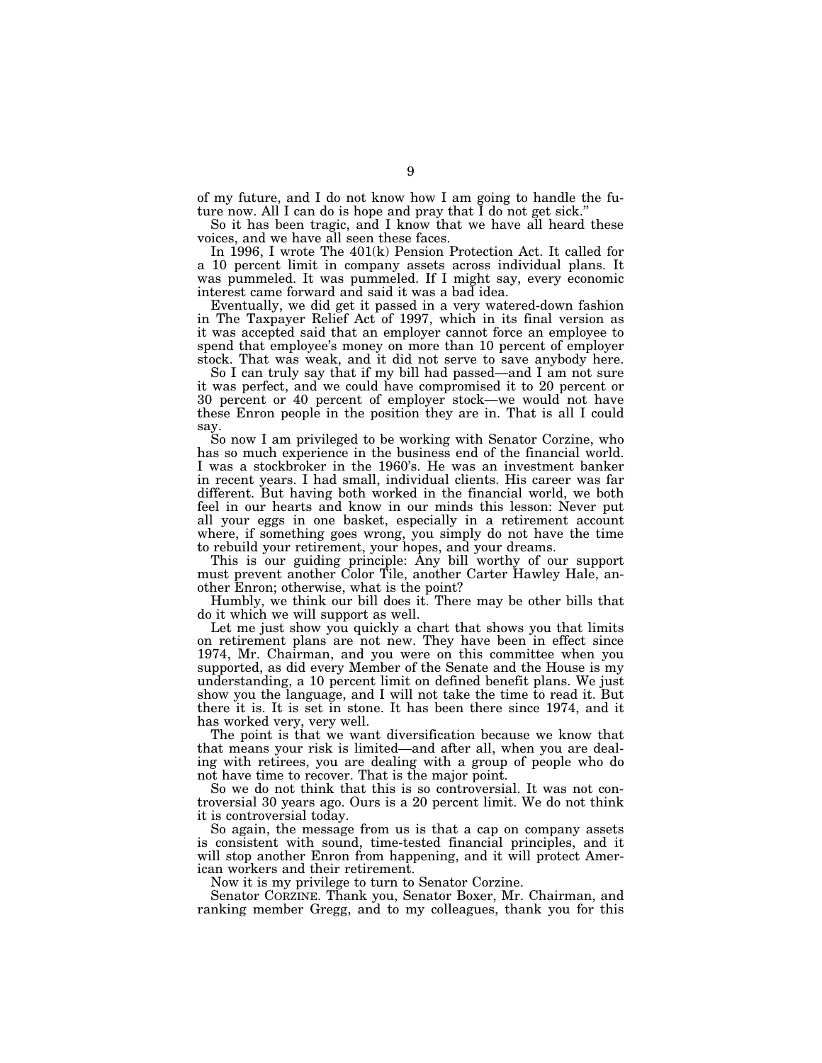of my future, and I do not know how I am going to handle the future now. All I can do is hope and pray that I do not get sick.''

So it has been tragic, and I know that we have all heard these voices, and we have all seen these faces.

In 1996, I wrote The 401(k) Pension Protection Act. It called for a 10 percent limit in company assets across individual plans. It was pummeled. It was pummeled. If I might say, every economic interest came forward and said it was a bad idea.

Eventually, we did get it passed in a very watered-down fashion in The Taxpayer Relief Act of 1997, which in its final version as it was accepted said that an employer cannot force an employee to spend that employee's money on more than 10 percent of employer stock. That was weak, and it did not serve to save anybody here.

So I can truly say that if my bill had passed—and I am not sure it was perfect, and we could have compromised it to 20 percent or 30 percent or 40 percent of employer stock—we would not have these Enron people in the position they are in. That is all I could say.

So now I am privileged to be working with Senator Corzine, who has so much experience in the business end of the financial world. I was a stockbroker in the 1960's. He was an investment banker in recent years. I had small, individual clients. His career was far different. But having both worked in the financial world, we both feel in our hearts and know in our minds this lesson: Never put all your eggs in one basket, especially in a retirement account where, if something goes wrong, you simply do not have the time to rebuild your retirement, your hopes, and your dreams.

This is our guiding principle: Any bill worthy of our support must prevent another Color Tile, another Carter Hawley Hale, another Enron; otherwise, what is the point?

Humbly, we think our bill does it. There may be other bills that do it which we will support as well.

Let me just show you quickly a chart that shows you that limits on retirement plans are not new. They have been in effect since 1974, Mr. Chairman, and you were on this committee when you supported, as did every Member of the Senate and the House is my understanding, a 10 percent limit on defined benefit plans. We just show you the language, and I will not take the time to read it. But there it is. It is set in stone. It has been there since 1974, and it has worked very, very well.

The point is that we want diversification because we know that that means your risk is limited—and after all, when you are dealing with retirees, you are dealing with a group of people who do not have time to recover. That is the major point.

So we do not think that this is so controversial. It was not controversial 30 years ago. Ours is a 20 percent limit. We do not think it is controversial today.

So again, the message from us is that a cap on company assets is consistent with sound, time-tested financial principles, and it will stop another Enron from happening, and it will protect American workers and their retirement.

Now it is my privilege to turn to Senator Corzine.

Senator CORZINE. Thank you, Senator Boxer, Mr. Chairman, and ranking member Gregg, and to my colleagues, thank you for this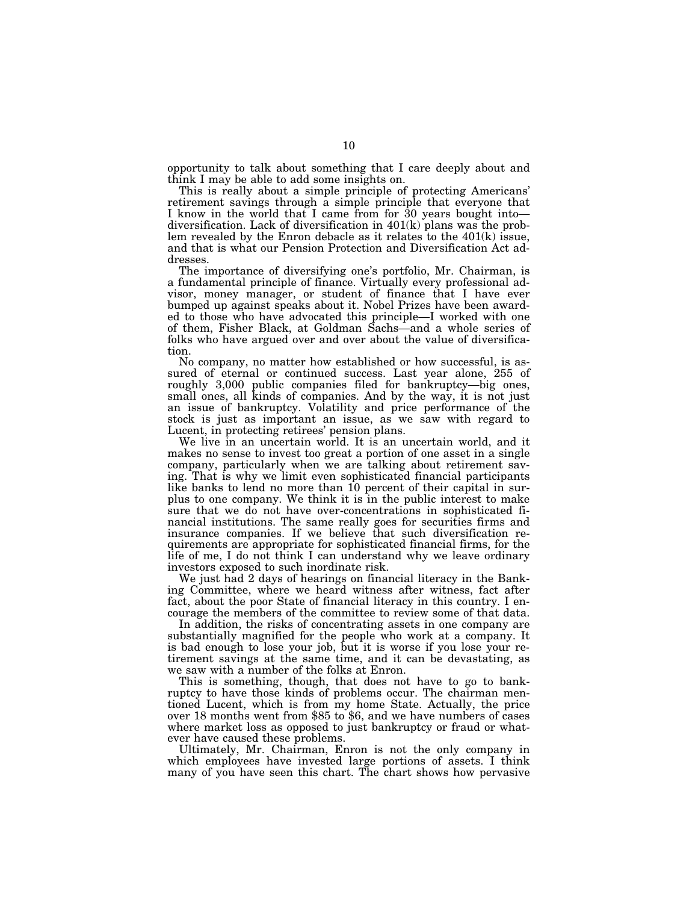opportunity to talk about something that I care deeply about and think I may be able to add some insights on.

This is really about a simple principle of protecting Americans' retirement savings through a simple principle that everyone that I know in the world that I came from for 30 years bought into—diversification. Lack of diversification in 401(k) plans was the problem revealed by the Enron debacle as it relates to the 401(k) issue, and that is what our Pension Protection and Diversification Act addresses.

The importance of diversifying one's portfolio, Mr. Chairman, is a fundamental principle of finance. Virtually every professional advisor, money manager, or student of finance that I have ever bumped up against speaks about it. Nobel Prizes have been awarded to those who have advocated this principle—I worked with one of them, Fisher Black, at Goldman Sachs—and a whole series of folks who have argued over and over about the value of diversification.

No company, no matter how established or how successful, is assured of eternal or continued success. Last year alone, 255 of roughly 3,000 public companies filed for bankruptcy—big ones, small ones, all kinds of companies. And by the way, it is not just an issue of bankruptcy. Volatility and price performance of the stock is just as important an issue, as we saw with regard to Lucent, in protecting retirees' pension plans.

We live in an uncertain world. It is an uncertain world, and it makes no sense to invest too great a portion of one asset in a single company, particularly when we are talking about retirement saving. That is why we limit even sophisticated financial participants like banks to lend no more than 10 percent of their capital in surplus to one company. We think it is in the public interest to make sure that we do not have over-concentrations in sophisticated financial institutions. The same really goes for securities firms and insurance companies. If we believe that such diversification requirements are appropriate for sophisticated financial firms, for the life of me, I do not think I can understand why we leave ordinary investors exposed to such inordinate risk.

We just had 2 days of hearings on financial literacy in the Banking Committee, where we heard witness after witness, fact after fact, about the poor State of financial literacy in this country. I encourage the members of the committee to review some of that data.

In addition, the risks of concentrating assets in one company are substantially magnified for the people who work at a company. It is bad enough to lose your job, but it is worse if you lose your retirement savings at the same time, and it can be devastating, as we saw with a number of the folks at Enron.

This is something, though, that does not have to go to bankruptcy to have those kinds of problems occur. The chairman mentioned Lucent, which is from my home State. Actually, the price over 18 months went from $85 to $6, and we have numbers of cases where market loss as opposed to just bankruptcy or fraud or whatever have caused these problems.

Ultimately, Mr. Chairman, Enron is not the only company in which employees have invested large portions of assets. I think many of you have seen this chart. The chart shows how pervasive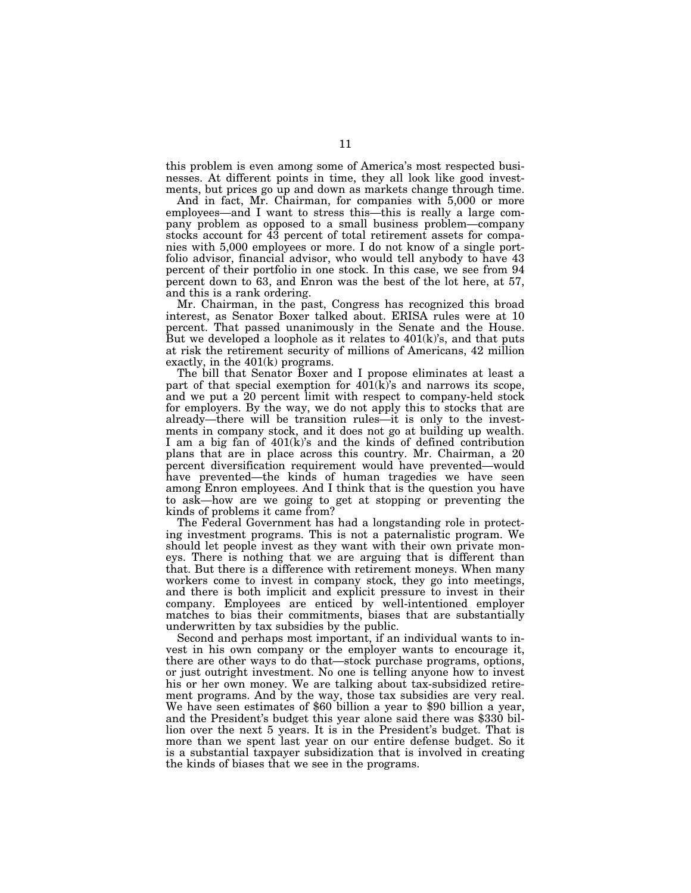this problem is even among some of America's most respected businesses. At different points in time, they all look like good investments, but prices go up and down as markets change through time.

And in fact, Mr. Chairman, for companies with 5,000 or more employees—and I want to stress this—this is really a large company problem as opposed to a small business problem—company stocks account for 43 percent of total retirement assets for companies with 5,000 employees or more. I do not know of a single portfolio advisor, financial advisor, who would tell anybody to have 43 percent of their portfolio in one stock. In this case, we see from 94 percent down to 63, and Enron was the best of the lot here, at 57, and this is a rank ordering.

Mr. Chairman, in the past, Congress has recognized this broad interest, as Senator Boxer talked about. ERISA rules were at 10 percent. That passed unanimously in the Senate and the House. But we developed a loophole as it relates to 401(k)'s, and that puts at risk the retirement security of millions of Americans, 42 million exactly, in the 401(k) programs.

The bill that Senator Boxer and I propose eliminates at least a part of that special exemption for 401(k)'s and narrows its scope, and we put a 20 percent limit with respect to company-held stock for employers. By the way, we do not apply this to stocks that are already—there will be transition rules—it is only to the investments in company stock, and it does not go at building up wealth. I am a big fan of 401(k)'s and the kinds of defined contribution plans that are in place across this country. Mr. Chairman, a 20 percent diversification requirement would have prevented—would have prevented—the kinds of human tragedies we have seen among Enron employees. And I think that is the question you have to ask—how are we going to get at stopping or preventing the kinds of problems it came from?

The Federal Government has had a longstanding role in protecting investment programs. This is not a paternalistic program. We should let people invest as they want with their own private moneys. There is nothing that we are arguing that is different than that. But there is a difference with retirement moneys. When many workers come to invest in company stock, they go into meetings, and there is both implicit and explicit pressure to invest in their company. Employees are enticed by well-intentioned employer matches to bias their commitments, biases that are substantially underwritten by tax subsidies by the public.

Second and perhaps most important, if an individual wants to invest in his own company or the employer wants to encourage it, there are other ways to do that—stock purchase programs, options, or just outright investment. No one is telling anyone how to invest his or her own money. We are talking about tax-subsidized retirement programs. And by the way, those tax subsidies are very real. We have seen estimates of $60 billion a year to $90 billion a year, and the President's budget this year alone said there was $330 billion over the next 5 years. It is in the President's budget. That is more than we spent last year on our entire defense budget. So it is a substantial taxpayer subsidization that is involved in creating the kinds of biases that we see in the programs.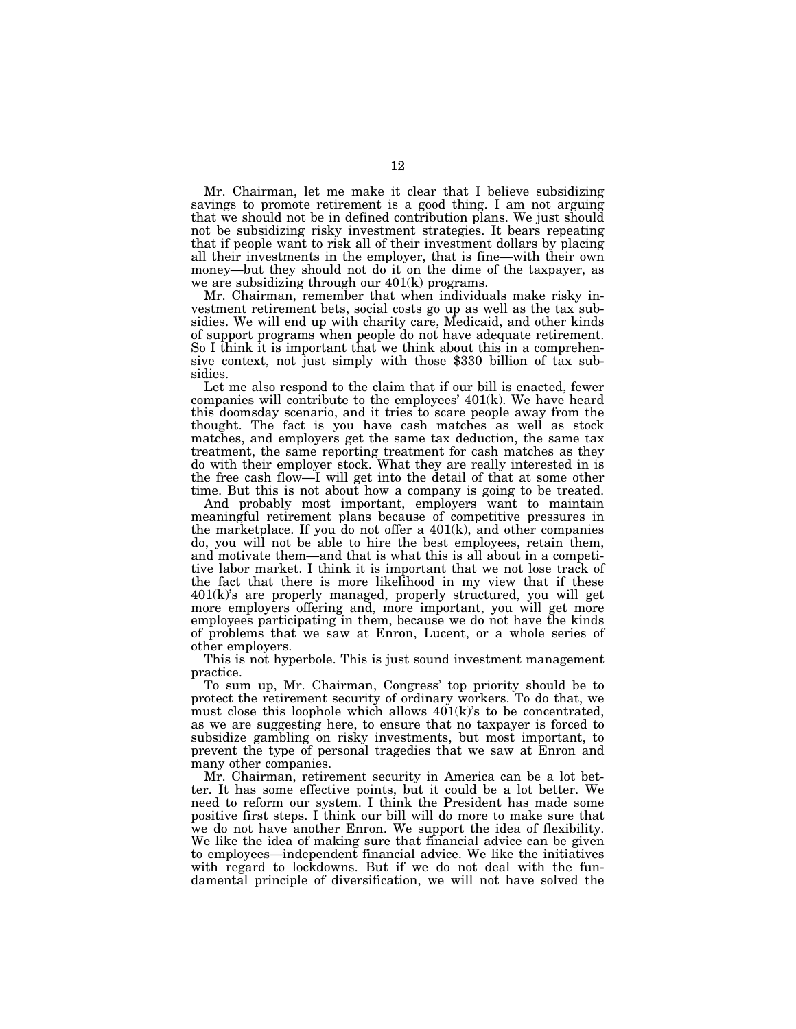Mr. Chairman, let me make it clear that I believe subsidizing savings to promote retirement is a good thing. I am not arguing that we should not be in defined contribution plans. We just should not be subsidizing risky investment strategies. It bears repeating that if people want to risk all of their investment dollars by placing all their investments in the employer, that is fine—with their own money—but they should not do it on the dime of the taxpayer, as we are subsidizing through our 401(k) programs.

Mr. Chairman, remember that when individuals make risky investment retirement bets, social costs go up as well as the tax subsidies. We will end up with charity care, Medicaid, and other kinds of support programs when people do not have adequate retirement. So I think it is important that we think about this in a comprehensive context, not just simply with those $330 billion of tax subsidies.

Let me also respond to the claim that if our bill is enacted, fewer companies will contribute to the employees' 401(k). We have heard this doomsday scenario, and it tries to scare people away from the thought. The fact is you have cash matches as well as stock matches, and employers get the same tax deduction, the same tax treatment, the same reporting treatment for cash matches as they do with their employer stock. What they are really interested in is the free cash flow—I will get into the detail of that at some other time. But this is not about how a company is going to be treated.

And probably most important, employers want to maintain meaningful retirement plans because of competitive pressures in the marketplace. If you do not offer a 401(k), and other companies do, you will not be able to hire the best employees, retain them, and motivate them—and that is what this is all about in a competitive labor market. I think it is important that we not lose track of the fact that there is more likelihood in my view that if these 401(k)'s are properly managed, properly structured, you will get more employers offering and, more important, you will get more employees participating in them, because we do not have the kinds of problems that we saw at Enron, Lucent, or a whole series of other employers.

This is not hyperbole. This is just sound investment management practice.

To sum up, Mr. Chairman, Congress' top priority should be to protect the retirement security of ordinary workers. To do that, we must close this loophole which allows 401(k)'s to be concentrated, as we are suggesting here, to ensure that no taxpayer is forced to subsidize gambling on risky investments, but most important, to prevent the type of personal tragedies that we saw at Enron and many other companies.

Mr. Chairman, retirement security in America can be a lot better. It has some effective points, but it could be a lot better. We need to reform our system. I think the President has made some positive first steps. I think our bill will do more to make sure that we do not have another Enron. We support the idea of flexibility. We like the idea of making sure that financial advice can be given to employees—independent financial advice. We like the initiatives with regard to lockdowns. But if we do not deal with the fundamental principle of diversification, we will not have solved the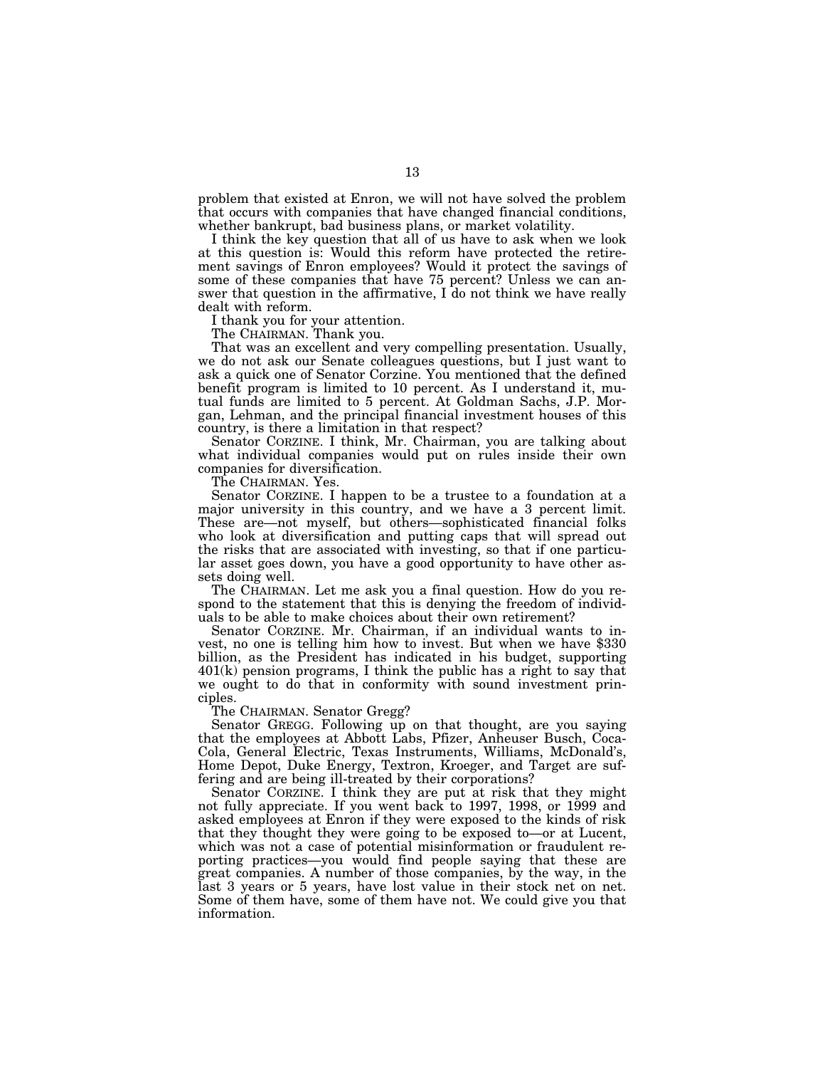problem that existed at Enron, we will not have solved the problem that occurs with companies that have changed financial conditions, whether bankrupt, bad business plans, or market volatility.

I think the key question that all of us have to ask when we look at this question is: Would this reform have protected the retirement savings of Enron employees? Would it protect the savings of some of these companies that have 75 percent? Unless we can answer that question in the affirmative, I do not think we have really dealt with reform.

I thank you for your attention.

The CHAIRMAN. Thank you.

That was an excellent and very compelling presentation. Usually, we do not ask our Senate colleagues questions, but I just want to ask a quick one of Senator Corzine. You mentioned that the defined benefit program is limited to 10 percent. As I understand it, mutual funds are limited to 5 percent. At Goldman Sachs, J.P. Morgan, Lehman, and the principal financial investment houses of this country, is there a limitation in that respect?

Senator CORZINE. I think, Mr. Chairman, you are talking about what individual companies would put on rules inside their own companies for diversification.

The CHAIRMAN. Yes.

Senator CORZINE. I happen to be a trustee to a foundation at a major university in this country, and we have a 3 percent limit. These are—not myself, but others—sophisticated financial folks who look at diversification and putting caps that will spread out the risks that are associated with investing, so that if one particular asset goes down, you have a good opportunity to have other assets doing well.

The CHAIRMAN. Let me ask you a final question. How do you respond to the statement that this is denying the freedom of individuals to be able to make choices about their own retirement?

Senator CORZINE. Mr. Chairman, if an individual wants to invest, no one is telling him how to invest. But when we have $330 billion, as the President has indicated in his budget, supporting 401(k) pension programs, I think the public has a right to say that we ought to do that in conformity with sound investment principles.

The CHAIRMAN. Senator Gregg?

Senator GREGG. Following up on that thought, are you saying that the employees at Abbott Labs, Pfizer, Anheuser Busch, Coca-Cola, General Electric, Texas Instruments, Williams, McDonald's, Home Depot, Duke Energy, Textron, Kroeger, and Target are suffering and are being ill-treated by their corporations?

Senator CORZINE. I think they are put at risk that they might not fully appreciate. If you went back to 1997, 1998, or 1999 and asked employees at Enron if they were exposed to the kinds of risk that they thought they were going to be exposed to—or at Lucent, which was not a case of potential misinformation or fraudulent reporting practices—you would find people saying that these are great companies. A number of those companies, by the way, in the last 3 years or 5 years, have lost value in their stock net on net. Some of them have, some of them have not. We could give you that information.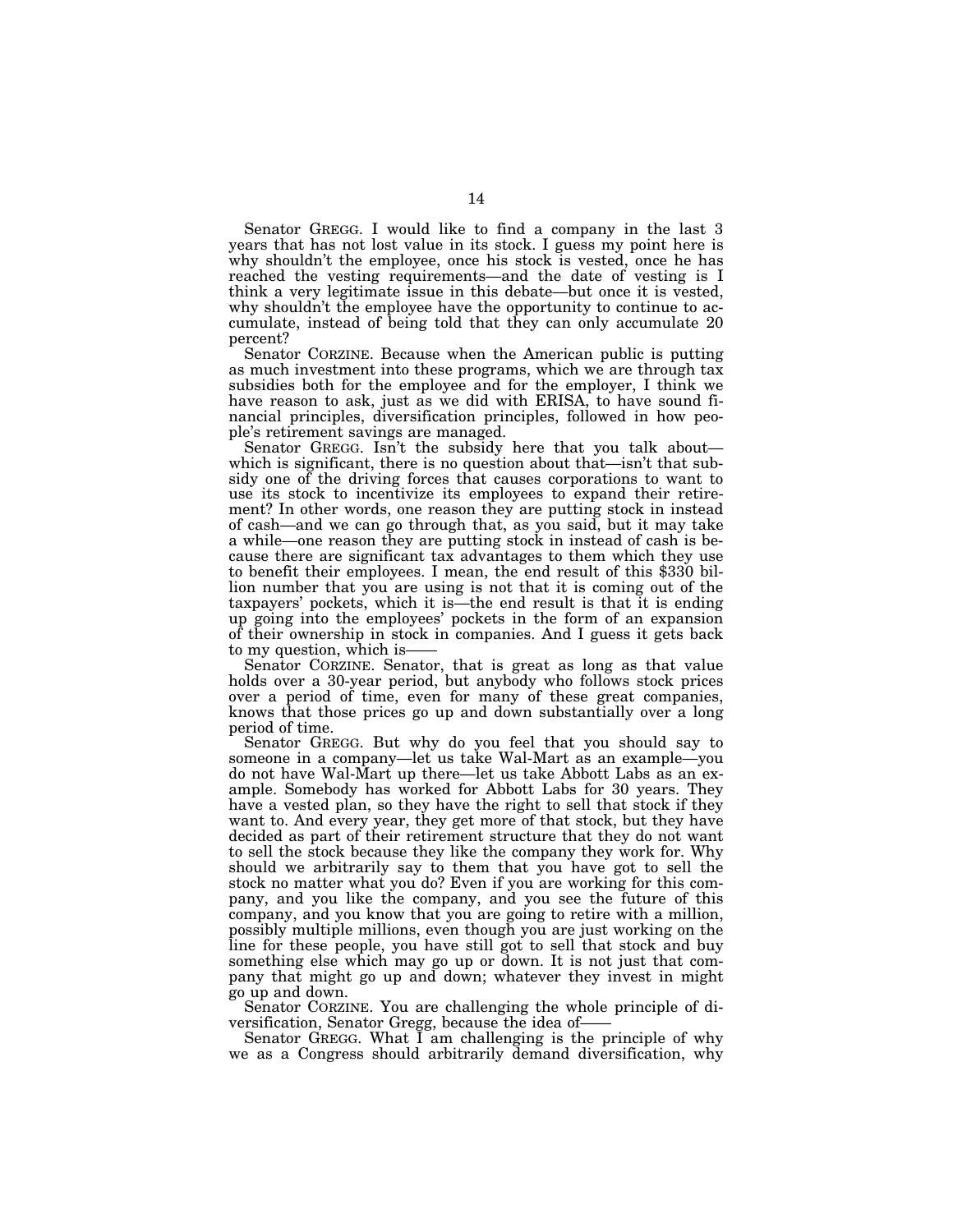Senator GREGG. I would like to find a company in the last 3 years that has not lost value in its stock. I guess my point here is why shouldn't the employee, once his stock is vested, once he has reached the vesting requirements—and the date of vesting is I think a very legitimate issue in this debate—but once it is vested, why shouldn't the employee have the opportunity to continue to accumulate, instead of being told that they can only accumulate 20 percent?

Senator CORZINE. Because when the American public is putting as much investment into these programs, which we are through tax subsidies both for the employee and for the employer, I think we have reason to ask, just as we did with ERISA, to have sound financial principles, diversification principles, followed in how people's retirement savings are managed.

Senator GREGG. Isn't the subsidy here that you talk about—which is significant, there is no question about that—isn't that subsidy one of the driving forces that causes corporations to want to use its stock to incentivize its employees to expand their retirement? In other words, one reason they are putting stock in instead of cash—and we can go through that, as you said, but it may take a while—one reason they are putting stock in instead of cash is because there are significant tax advantages to them which they use to benefit their employees. I mean, the end result of this $330 billion number that you are using is not that it is coming out of the taxpayers' pockets, which it is—the end result is that it is ending up going into the employees' pockets in the form of an expansion of their ownership in stock in companies. And I guess it gets back to my question, which is——

Senator CORZINE. Senator, that is great as long as that value holds over a 30-year period, but anybody who follows stock prices over a period of time, even for many of these great companies, knows that those prices go up and down substantially over a long period of time.

Senator GREGG. But why do you feel that you should say to someone in a company—let us take Wal-Mart as an example—you do not have Wal-Mart up there—let us take Abbott Labs as an example. Somebody has worked for Abbott Labs for 30 years. They have a vested plan, so they have the right to sell that stock if they want to. And every year, they get more of that stock, but they have decided as part of their retirement structure that they do not want to sell the stock because they like the company they work for. Why should we arbitrarily say to them that you have got to sell the stock no matter what you do? Even if you are working for this company, and you like the company, and you see the future of this company, and you know that you are going to retire with a million, possibly multiple millions, even though you are just working on the line for these people, you have still got to sell that stock and buy something else which may go up or down. It is not just that company that might go up and down; whatever they invest in might go up and down.

Senator CORZINE. You are challenging the whole principle of diversification, Senator Gregg, because the idea of——

Senator GREGG. What I am challenging is the principle of why we as a Congress should arbitrarily demand diversification, why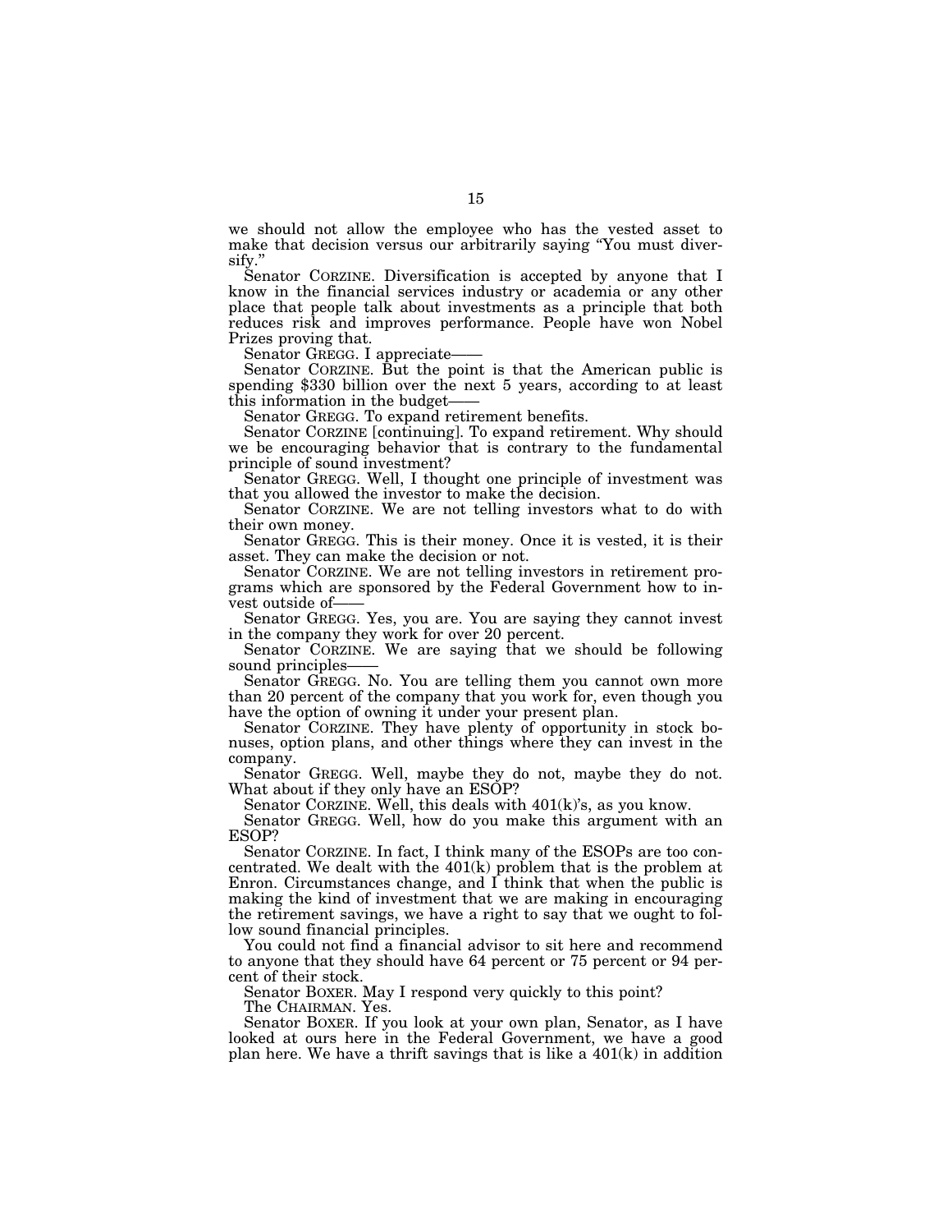we should not allow the employee who has the vested asset to make that decision versus our arbitrarily saying "You must diversify."

Senator CORZINE. Diversification is accepted by anyone that I know in the financial services industry or academia or any other place that people talk about investments as a principle that both reduces risk and improves performance. People have won Nobel Prizes proving that.

Senator GREGG. I appreciate——

Senator CORZINE. But the point is that the American public is spending $330 billion over the next 5 years, according to at least this information in the budget——

Senator GREGG. To expand retirement benefits.

Senator CORZINE [continuing]. To expand retirement. Why should we be encouraging behavior that is contrary to the fundamental principle of sound investment?

Senator GREGG. Well, I thought one principle of investment was that you allowed the investor to make the decision.

Senator CORZINE. We are not telling investors what to do with their own money.

Senator GREGG. This is their money. Once it is vested, it is their asset. They can make the decision or not.

Senator CORZINE. We are not telling investors in retirement programs which are sponsored by the Federal Government how to invest outside of——

Senator GREGG. Yes, you are. You are saying they cannot invest in the company they work for over 20 percent.

Senator CORZINE. We are saying that we should be following sound principles——

Senator GREGG. No. You are telling them you cannot own more than 20 percent of the company that you work for, even though you have the option of owning it under your present plan.

Senator CORZINE. They have plenty of opportunity in stock bonuses, option plans, and other things where they can invest in the company.

Senator GREGG. Well, maybe they do not, maybe they do not. What about if they only have an ESOP?

Senator CORZINE. Well, this deals with 401(k)'s, as you know.

Senator GREGG. Well, how do you make this argument with an ESOP?

Senator CORZINE. In fact, I think many of the ESOPs are too concentrated. We dealt with the 401(k) problem that is the problem at Enron. Circumstances change, and I think that when the public is making the kind of investment that we are making in encouraging the retirement savings, we have a right to say that we ought to follow sound financial principles.

You could not find a financial advisor to sit here and recommend to anyone that they should have 64 percent or 75 percent or 94 percent of their stock.

Senator BOXER. May I respond very quickly to this point?

The CHAIRMAN. Yes.

Senator BOXER. If you look at your own plan, Senator, as I have looked at ours here in the Federal Government, we have a good plan here. We have a thrift savings that is like a 401(k) in addition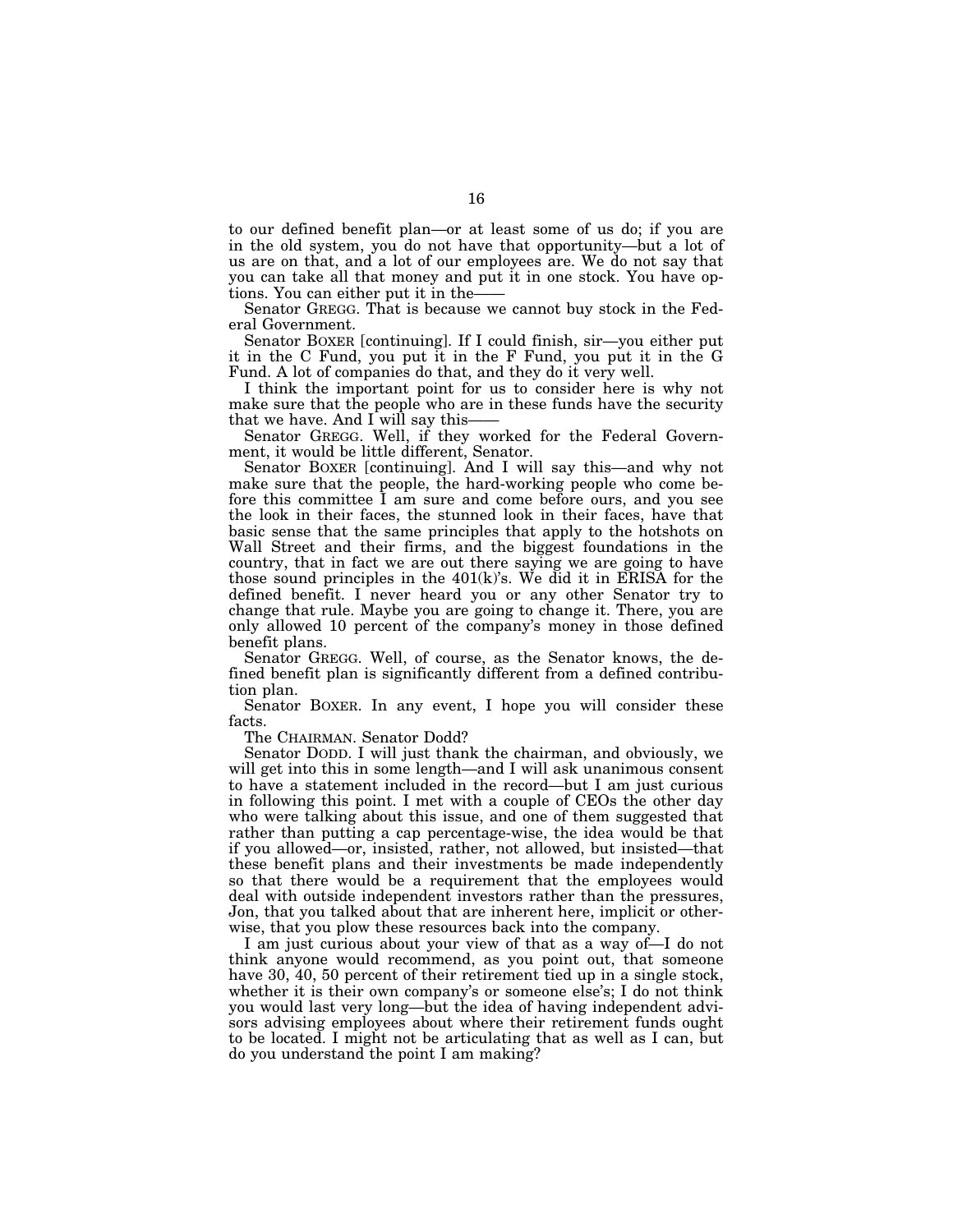to our defined benefit plan—or at least some of us do; if you are in the old system, you do not have that opportunity—but a lot of us are on that, and a lot of our employees are. We do not say that you can take all that money and put it in one stock. You have options. You can either put it in the——

Senator GREGG. That is because we cannot buy stock in the Federal Government.

Senator BOXER [continuing]. If I could finish, sir—you either put it in the C Fund, you put it in the F Fund, you put it in the G Fund. A lot of companies do that, and they do it very well.

I think the important point for us to consider here is why not make sure that the people who are in these funds have the security that we have. And I will say this——

Senator GREGG. Well, if they worked for the Federal Government, it would be little different, Senator.

Senator BOXER [continuing]. And I will say this—and why not make sure that the people, the hard-working people who come before this committee I am sure and come before ours, and you see the look in their faces, the stunned look in their faces, have that basic sense that the same principles that apply to the hotshots on Wall Street and their firms, and the biggest foundations in the country, that in fact we are out there saying we are going to have those sound principles in the 401(k)'s. We did it in ERISA for the defined benefit. I never heard you or any other Senator try to change that rule. Maybe you are going to change it. There, you are only allowed 10 percent of the company's money in those defined benefit plans.

Senator GREGG. Well, of course, as the Senator knows, the defined benefit plan is significantly different from a defined contribution plan.

Senator BOXER. In any event, I hope you will consider these facts.

The CHAIRMAN. Senator Dodd?

Senator DODD. I will just thank the chairman, and obviously, we will get into this in some length—and I will ask unanimous consent to have a statement included in the record—but I am just curious in following this point. I met with a couple of CEOs the other day who were talking about this issue, and one of them suggested that rather than putting a cap percentage-wise, the idea would be that if you allowed—or, insisted, rather, not allowed, but insisted—that these benefit plans and their investments be made independently so that there would be a requirement that the employees would deal with outside independent investors rather than the pressures, Jon, that you talked about that are inherent here, implicit or otherwise, that you plow these resources back into the company.

I am just curious about your view of that as a way of—I do not think anyone would recommend, as you point out, that someone have 30, 40, 50 percent of their retirement tied up in a single stock, whether it is their own company's or someone else's; I do not think you would last very long—but the idea of having independent advisors advising employees about where their retirement funds ought to be located. I might not be articulating that as well as I can, but do you understand the point I am making?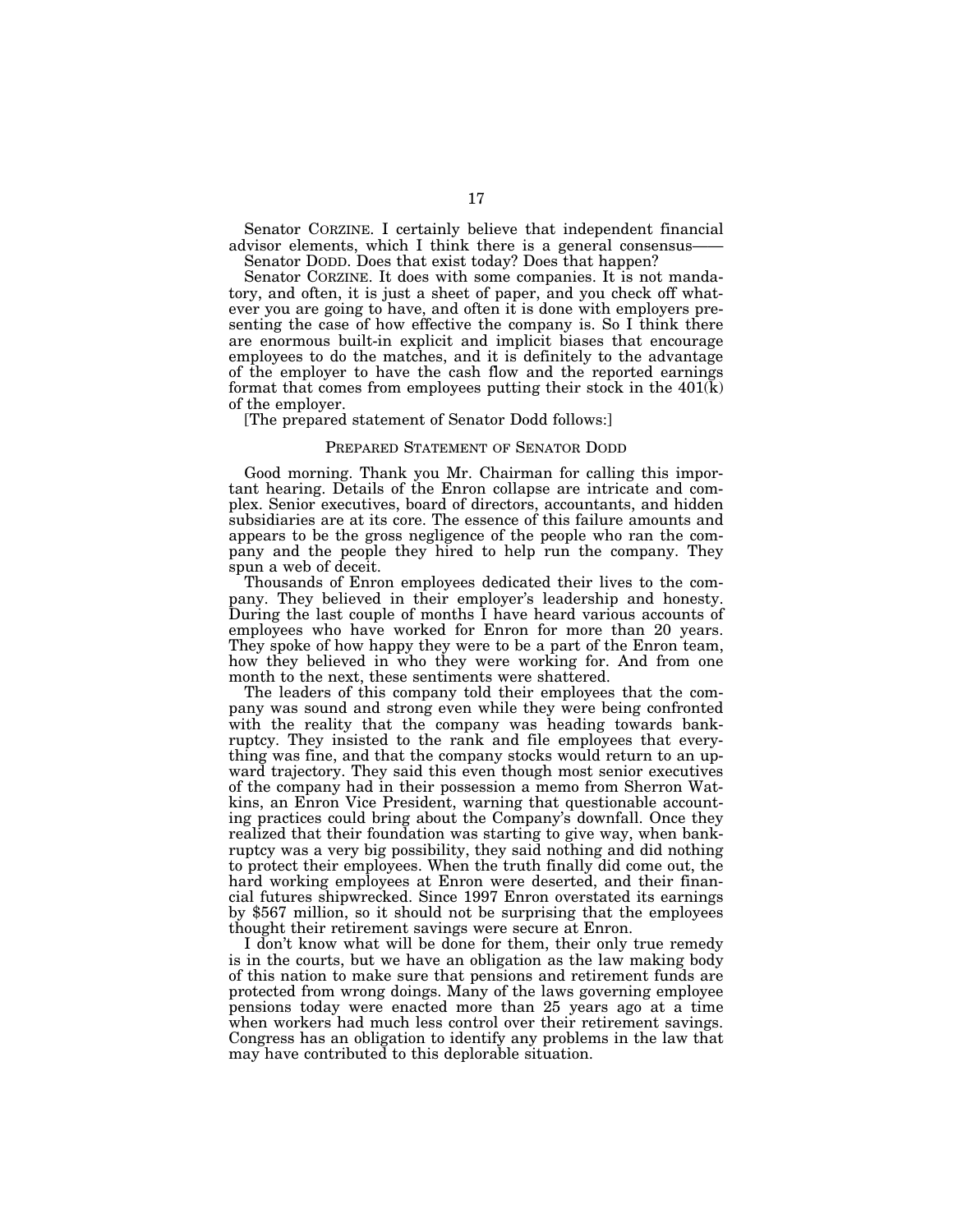Senator CORZINE. I certainly believe that independent financial advisor elements, which I think there is a general consensus——

Senator DODD. Does that exist today? Does that happen?

Senator CORZINE. It does with some companies. It is not mandatory, and often, it is just a sheet of paper, and you check off whatever you are going to have, and often it is done with employers presenting the case of how effective the company is. So I think there are enormous built-in explicit and implicit biases that encourage employees to do the matches, and it is definitely to the advantage of the employer to have the cash flow and the reported earnings format that comes from employees putting their stock in the 401(k) of the employer.

[The prepared statement of Senator Dodd follows:]

## PREPARED STATEMENT OF SENATOR DODD

Good morning. Thank you Mr. Chairman for calling this important hearing. Details of the Enron collapse are intricate and complex. Senior executives, board of directors, accountants, and hidden subsidiaries are at its core. The essence of this failure amounts and appears to be the gross negligence of the people who ran the company and the people they hired to help run the company. They spun a web of deceit.

Thousands of Enron employees dedicated their lives to the company. They believed in their employer's leadership and honesty. During the last couple of months I have heard various accounts of employees who have worked for Enron for more than 20 years. They spoke of how happy they were to be a part of the Enron team, how they believed in who they were working for. And from one month to the next, these sentiments were shattered.

The leaders of this company told their employees that the company was sound and strong even while they were being confronted with the reality that the company was heading towards bankruptcy. They insisted to the rank and file employees that everything was fine, and that the company stocks would return to an upward trajectory. They said this even though most senior executives of the company had in their possession a memo from Sherron Watkins, an Enron Vice President, warning that questionable accounting practices could bring about the Company's downfall. Once they realized that their foundation was starting to give way, when bankruptcy was a very big possibility, they said nothing and did nothing to protect their employees. When the truth finally did come out, the hard working employees at Enron were deserted, and their financial futures shipwrecked. Since 1997 Enron overstated its earnings by $567 million, so it should not be surprising that the employees thought their retirement savings were secure at Enron.

I don't know what will be done for them, their only true remedy is in the courts, but we have an obligation as the law making body of this nation to make sure that pensions and retirement funds are protected from wrong doings. Many of the laws governing employee pensions today were enacted more than 25 years ago at a time when workers had much less control over their retirement savings. Congress has an obligation to identify any problems in the law that may have contributed to this deplorable situation.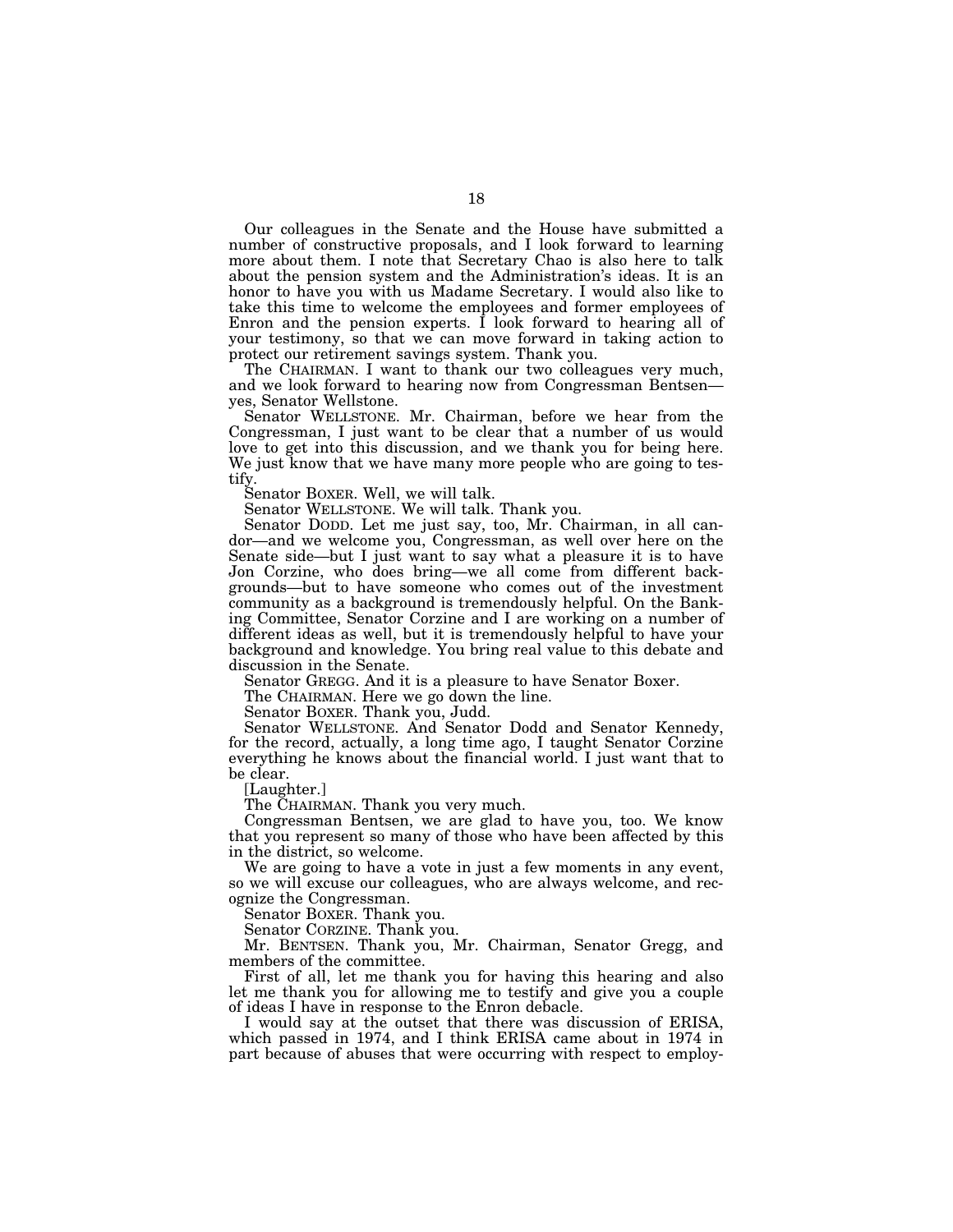Our colleagues in the Senate and the House have submitted a number of constructive proposals, and I look forward to learning more about them. I note that Secretary Chao is also here to talk about the pension system and the Administration's ideas. It is an honor to have you with us Madame Secretary. I would also like to take this time to welcome the employees and former employees of Enron and the pension experts. I look forward to hearing all of your testimony, so that we can move forward in taking action to protect our retirement savings system. Thank you.

The CHAIRMAN. I want to thank our two colleagues very much, and we look forward to hearing now from Congressman Bentsen—yes, Senator Wellstone.

Senator WELLSTONE. Mr. Chairman, before we hear from the Congressman, I just want to be clear that a number of us would love to get into this discussion, and we thank you for being here. We just know that we have many more people who are going to testify.

Senator BOXER. Well, we will talk.

Senator WELLSTONE. We will talk. Thank you.

Senator DODD. Let me just say, too, Mr. Chairman, in all candor—and we welcome you, Congressman, as well over here on the Senate side—but I just want to say what a pleasure it is to have Jon Corzine, who does bring—we all come from different backgrounds—but to have someone who comes out of the investment community as a background is tremendously helpful. On the Banking Committee, Senator Corzine and I are working on a number of different ideas as well, but it is tremendously helpful to have your background and knowledge. You bring real value to this debate and discussion in the Senate.

Senator GREGG. And it is a pleasure to have Senator Boxer.

The CHAIRMAN. Here we go down the line.

Senator BOXER. Thank you, Judd.

Senator WELLSTONE. And Senator Dodd and Senator Kennedy, for the record, actually, a long time ago, I taught Senator Corzine everything he knows about the financial world. I just want that to be clear.

[Laughter.]

The CHAIRMAN. Thank you very much.

Congressman Bentsen, we are glad to have you, too. We know that you represent so many of those who have been affected by this in the district, so welcome.

We are going to have a vote in just a few moments in any event, so we will excuse our colleagues, who are always welcome, and recognize the Congressman.

Senator BOXER. Thank you.

Senator CORZINE. Thank you.

Mr. BENTSEN. Thank you, Mr. Chairman, Senator Gregg, and members of the committee.

First of all, let me thank you for having this hearing and also let me thank you for allowing me to testify and give you a couple of ideas I have in response to the Enron debacle.

I would say at the outset that there was discussion of ERISA, which passed in 1974, and I think ERISA came about in 1974 in part because of abuses that were occurring with respect to employ-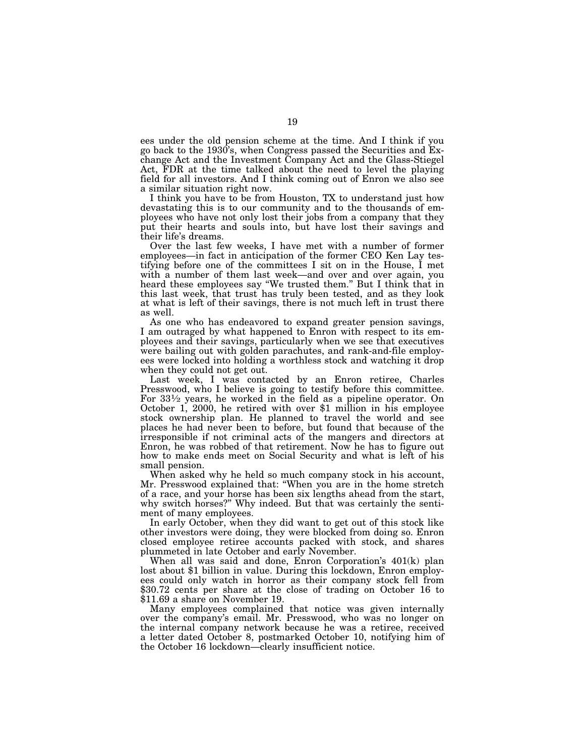ees under the old pension scheme at the time. And I think if you go back to the 1930's, when Congress passed the Securities and Exchange Act and the Investment Company Act and the Glass-Stiegel Act, FDR at the time talked about the need to level the playing field for all investors. And I think coming out of Enron we also see a similar situation right now.

I think you have to be from Houston, TX to understand just how devastating this is to our community and to the thousands of employees who have not only lost their jobs from a company that they put their hearts and souls into, but have lost their savings and their life's dreams.

Over the last few weeks, I have met with a number of former employees—in fact in anticipation of the former CEO Ken Lay testifying before one of the committees I sit on in the House, I met with a number of them last week—and over and over again, you heard these employees say "We trusted them." But I think that in this last week, that trust has truly been tested, and as they look at what is left of their savings, there is not much left in trust there as well.

As one who has endeavored to expand greater pension savings, I am outraged by what happened to Enron with respect to its employees and their savings, particularly when we see that executives were bailing out with golden parachutes, and rank-and-file employees were locked into holding a worthless stock and watching it drop when they could not get out.

Last week, I was contacted by an Enron retiree, Charles Presswood, who I believe is going to testify before this committee. For 33½ years, he worked in the field as a pipeline operator. On October 1, 2000, he retired with over $1 million in his employee stock ownership plan. He planned to travel the world and see places he had never been to before, but found that because of the irresponsible if not criminal acts of the mangers and directors at Enron, he was robbed of that retirement. Now he has to figure out how to make ends meet on Social Security and what is left of his small pension.

When asked why he held so much company stock in his account, Mr. Presswood explained that: "When you are in the home stretch of a race, and your horse has been six lengths ahead from the start, why switch horses?" Why indeed. But that was certainly the sentiment of many employees.

In early October, when they did want to get out of this stock like other investors were doing, they were blocked from doing so. Enron closed employee retiree accounts packed with stock, and shares plummeted in late October and early November.

When all was said and done, Enron Corporation's 401(k) plan lost about $1 billion in value. During this lockdown, Enron employees could only watch in horror as their company stock fell from $30.72 cents per share at the close of trading on October 16 to $11.69 a share on November 19.

Many employees complained that notice was given internally over the company's email. Mr. Presswood, who was no longer on the internal company network because he was a retiree, received a letter dated October 8, postmarked October 10, notifying him of the October 16 lockdown—clearly insufficient notice.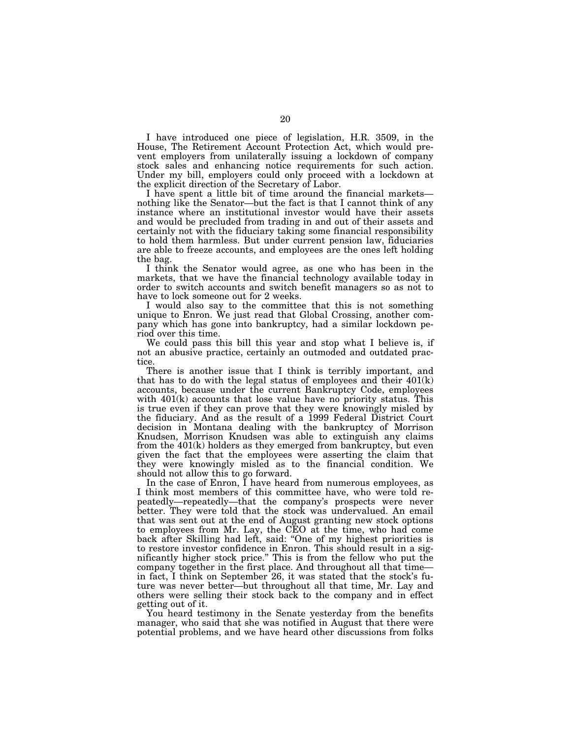I have introduced one piece of legislation, H.R. 3509, in the House, The Retirement Account Protection Act, which would prevent employers from unilaterally issuing a lockdown of company stock sales and enhancing notice requirements for such action. Under my bill, employers could only proceed with a lockdown at the explicit direction of the Secretary of Labor.

I have spent a little bit of time around the financial markets—nothing like the Senator—but the fact is that I cannot think of any instance where an institutional investor would have their assets and would be precluded from trading in and out of their assets and certainly not with the fiduciary taking some financial responsibility to hold them harmless. But under current pension law, fiduciaries are able to freeze accounts, and employees are the ones left holding the bag.

I think the Senator would agree, as one who has been in the markets, that we have the financial technology available today in order to switch accounts and switch benefit managers so as not to have to lock someone out for 2 weeks.

I would also say to the committee that this is not something unique to Enron. We just read that Global Crossing, another company which has gone into bankruptcy, had a similar lockdown period over this time.

We could pass this bill this year and stop what I believe is, if not an abusive practice, certainly an outmoded and outdated practice.

There is another issue that I think is terribly important, and that has to do with the legal status of employees and their 401(k) accounts, because under the current Bankruptcy Code, employees with 401(k) accounts that lose value have no priority status. This is true even if they can prove that they were knowingly misled by the fiduciary. And as the result of a 1999 Federal District Court decision in Montana dealing with the bankruptcy of Morrison Knudsen, Morrison Knudsen was able to extinguish any claims from the 401(k) holders as they emerged from bankruptcy, but even given the fact that the employees were asserting the claim that they were knowingly misled as to the financial condition. We should not allow this to go forward.

In the case of Enron, I have heard from numerous employees, as I think most members of this committee have, who were told repeatedly—repeatedly—that the company's prospects were never better. They were told that the stock was undervalued. An email that was sent out at the end of August granting new stock options to employees from Mr. Lay, the CEO at the time, who had come back after Skilling had left, said: "One of my highest priorities is to restore investor confidence in Enron. This should result in a significantly higher stock price." This is from the fellow who put the company together in the first place. And throughout all that time—in fact, I think on September 26, it was stated that the stock's future was never better—but throughout all that time, Mr. Lay and others were selling their stock back to the company and in effect getting out of it.

You heard testimony in the Senate yesterday from the benefits manager, who said that she was notified in August that there were potential problems, and we have heard other discussions from folks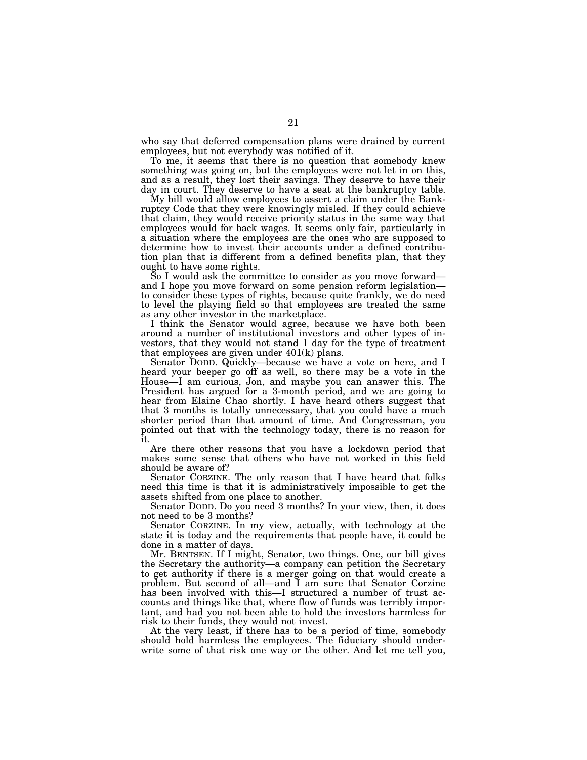who say that deferred compensation plans were drained by current employees, but not everybody was notified of it.

To me, it seems that there is no question that somebody knew something was going on, but the employees were not let in on this, and as a result, they lost their savings. They deserve to have their day in court. They deserve to have a seat at the bankruptcy table.

My bill would allow employees to assert a claim under the Bankruptcy Code that they were knowingly misled. If they could achieve that claim, they would receive priority status in the same way that employees would for back wages. It seems only fair, particularly in a situation where the employees are the ones who are supposed to determine how to invest their accounts under a defined contribution plan that is different from a defined benefits plan, that they ought to have some rights.

So I would ask the committee to consider as you move forward—and I hope you move forward on some pension reform legislation—to consider these types of rights, because quite frankly, we do need to level the playing field so that employees are treated the same as any other investor in the marketplace.

I think the Senator would agree, because we have both been around a number of institutional investors and other types of investors, that they would not stand 1 day for the type of treatment that employees are given under 401(k) plans.

Senator DODD. Quickly—because we have a vote on here, and I heard your beeper go off as well, so there may be a vote in the House—I am curious, Jon, and maybe you can answer this. The President has argued for a 3-month period, and we are going to hear from Elaine Chao shortly. I have heard others suggest that that 3 months is totally unnecessary, that you could have a much shorter period than that amount of time. And Congressman, you pointed out that with the technology today, there is no reason for it.

Are there other reasons that you have a lockdown period that makes some sense that others who have not worked in this field should be aware of?

Senator CORZINE. The only reason that I have heard that folks need this time is that it is administratively impossible to get the assets shifted from one place to another.

Senator DODD. Do you need 3 months? In your view, then, it does not need to be 3 months?

Senator CORZINE. In my view, actually, with technology at the state it is today and the requirements that people have, it could be done in a matter of days.

Mr. BENTSEN. If I might, Senator, two things. One, our bill gives the Secretary the authority—a company can petition the Secretary to get authority if there is a merger going on that would create a problem. But second of all—and I am sure that Senator Corzine has been involved with this—I structured a number of trust accounts and things like that, where flow of funds was terribly important, and had you not been able to hold the investors harmless for risk to their funds, they would not invest.

At the very least, if there has to be a period of time, somebody should hold harmless the employees. The fiduciary should underwrite some of that risk one way or the other. And let me tell you,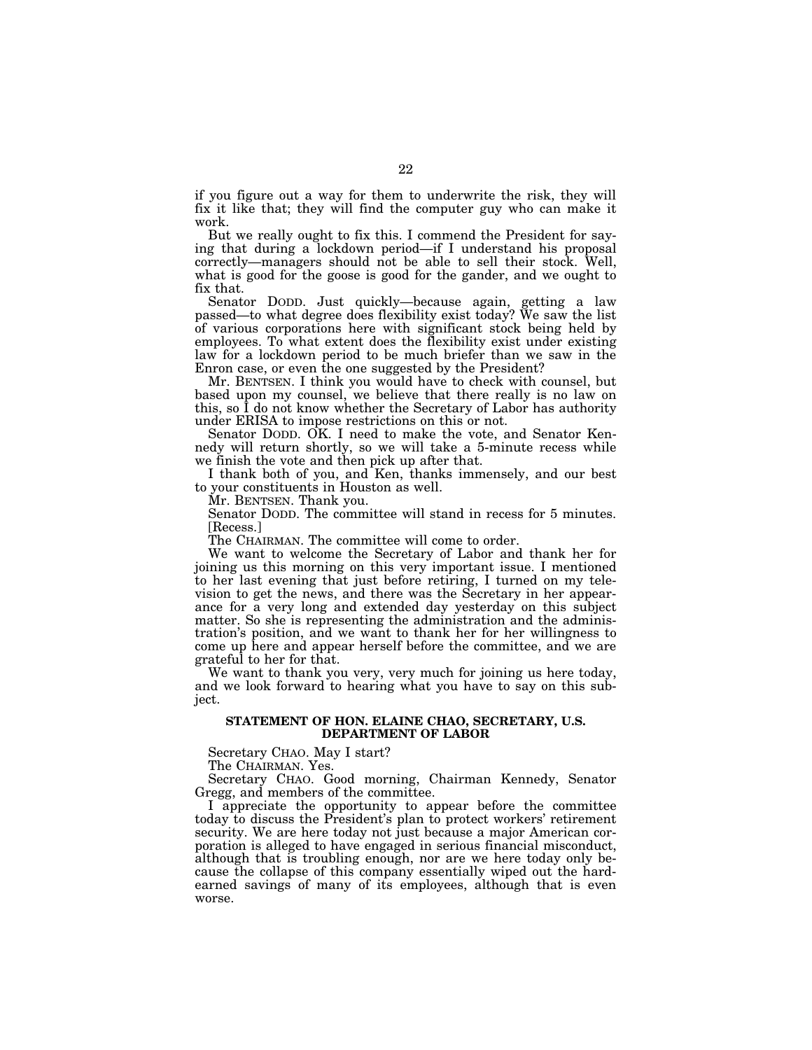if you figure out a way for them to underwrite the risk, they will fix it like that; they will find the computer guy who can make it work.

But we really ought to fix this. I commend the President for saying that during a lockdown period—if I understand his proposal correctly—managers should not be able to sell their stock. Well, what is good for the goose is good for the gander, and we ought to fix that.

Senator DODD. Just quickly—because again, getting a law passed—to what degree does flexibility exist today? We saw the list of various corporations here with significant stock being held by employees. To what extent does the flexibility exist under existing law for a lockdown period to be much briefer than we saw in the Enron case, or even the one suggested by the President?

Mr. BENTSEN. I think you would have to check with counsel, but based upon my counsel, we believe that there really is no law on this, so I do not know whether the Secretary of Labor has authority under ERISA to impose restrictions on this or not.

Senator DODD. OK. I need to make the vote, and Senator Kennedy will return shortly, so we will take a 5-minute recess while we finish the vote and then pick up after that.

I thank both of you, and Ken, thanks immensely, and our best to your constituents in Houston as well.

Mr. BENTSEN. Thank you.

Senator DODD. The committee will stand in recess for 5 minutes.

[Recess.]

The CHAIRMAN. The committee will come to order.

We want to welcome the Secretary of Labor and thank her for joining us this morning on this very important issue. I mentioned to her last evening that just before retiring, I turned on my television to get the news, and there was the Secretary in her appearance for a very long and extended day yesterday on this subject matter. So she is representing the administration and the administration's position, and we want to thank her for her willingness to come up here and appear herself before the committee, and we are grateful to her for that.

We want to thank you very, very much for joining us here today, and we look forward to hearing what you have to say on this subject.

## STATEMENT OF HON. ELAINE CHAO, SECRETARY, U.S. DEPARTMENT OF LABOR

Secretary CHAO. May I start?

The CHAIRMAN. Yes.

Secretary CHAO. Good morning, Chairman Kennedy, Senator Gregg, and members of the committee.

I appreciate the opportunity to appear before the committee today to discuss the President's plan to protect workers' retirement security. We are here today not just because a major American corporation is alleged to have engaged in serious financial misconduct, although that is troubling enough, nor are we here today only because the collapse of this company essentially wiped out the hard-earned savings of many of its employees, although that is even worse.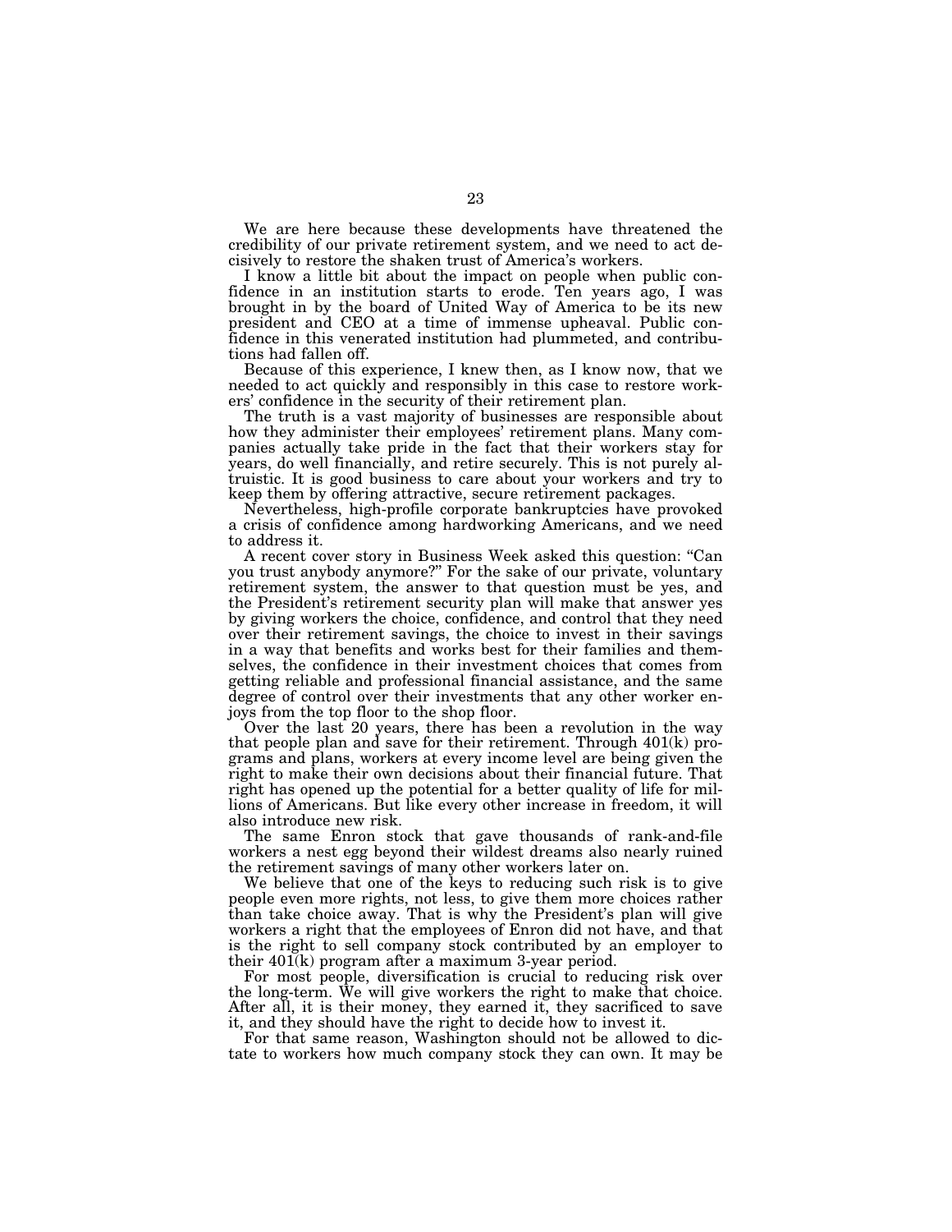We are here because these developments have threatened the credibility of our private retirement system, and we need to act decisively to restore the shaken trust of America's workers.

I know a little bit about the impact on people when public confidence in an institution starts to erode. Ten years ago, I was brought in by the board of United Way of America to be its new president and CEO at a time of immense upheaval. Public confidence in this venerated institution had plummeted, and contributions had fallen off.

Because of this experience, I knew then, as I know now, that we needed to act quickly and responsibly in this case to restore workers' confidence in the security of their retirement plan.

The truth is a vast majority of businesses are responsible about how they administer their employees' retirement plans. Many companies actually take pride in the fact that their workers stay for years, do well financially, and retire securely. This is not purely altruistic. It is good business to care about your workers and try to keep them by offering attractive, secure retirement packages.

Nevertheless, high-profile corporate bankruptcies have provoked a crisis of confidence among hardworking Americans, and we need to address it.

A recent cover story in Business Week asked this question: "Can you trust anybody anymore?" For the sake of our private, voluntary retirement system, the answer to that question must be yes, and the President's retirement security plan will make that answer yes by giving workers the choice, confidence, and control that they need over their retirement savings, the choice to invest in their savings in a way that benefits and works best for their families and themselves, the confidence in their investment choices that comes from getting reliable and professional financial assistance, and the same degree of control over their investments that any other worker enjoys from the top floor to the shop floor.

Over the last 20 years, there has been a revolution in the way that people plan and save for their retirement. Through 401(k) programs and plans, workers at every income level are being given the right to make their own decisions about their financial future. That right has opened up the potential for a better quality of life for millions of Americans. But like every other increase in freedom, it will also introduce new risk.

The same Enron stock that gave thousands of rank-and-file workers a nest egg beyond their wildest dreams also nearly ruined the retirement savings of many other workers later on.

We believe that one of the keys to reducing such risk is to give people even more rights, not less, to give them more choices rather than take choice away. That is why the President's plan will give workers a right that the employees of Enron did not have, and that is the right to sell company stock contributed by an employer to their 401(k) program after a maximum 3-year period.

For most people, diversification is crucial to reducing risk over the long-term. We will give workers the right to make that choice. After all, it is their money, they earned it, they sacrificed to save it, and they should have the right to decide how to invest it.

For that same reason, Washington should not be allowed to dictate to workers how much company stock they can own. It may be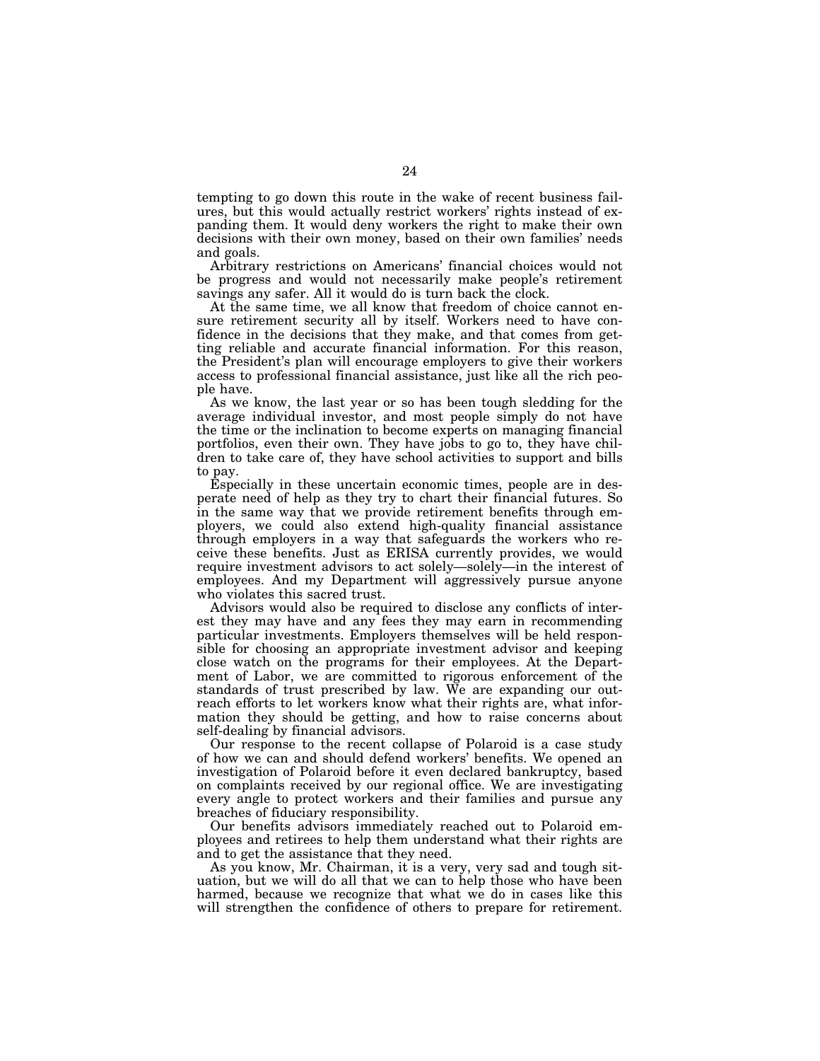tempting to go down this route in the wake of recent business failures, but this would actually restrict workers' rights instead of expanding them. It would deny workers the right to make their own decisions with their own money, based on their own families' needs and goals.

Arbitrary restrictions on Americans' financial choices would not be progress and would not necessarily make people's retirement savings any safer. All it would do is turn back the clock.

At the same time, we all know that freedom of choice cannot ensure retirement security all by itself. Workers need to have confidence in the decisions that they make, and that comes from getting reliable and accurate financial information. For this reason, the President's plan will encourage employers to give their workers access to professional financial assistance, just like all the rich people have.

As we know, the last year or so has been tough sledding for the average individual investor, and most people simply do not have the time or the inclination to become experts on managing financial portfolios, even their own. They have jobs to go to, they have children to take care of, they have school activities to support and bills to pay.

Especially in these uncertain economic times, people are in desperate need of help as they try to chart their financial futures. So in the same way that we provide retirement benefits through employers, we could also extend high-quality financial assistance through employers in a way that safeguards the workers who receive these benefits. Just as ERISA currently provides, we would require investment advisors to act solely—solely—in the interest of employees. And my Department will aggressively pursue anyone who violates this sacred trust.

Advisors would also be required to disclose any conflicts of interest they may have and any fees they may earn in recommending particular investments. Employers themselves will be held responsible for choosing an appropriate investment advisor and keeping close watch on the programs for their employees. At the Department of Labor, we are committed to rigorous enforcement of the standards of trust prescribed by law. We are expanding our outreach efforts to let workers know what their rights are, what information they should be getting, and how to raise concerns about self-dealing by financial advisors.

Our response to the recent collapse of Polaroid is a case study of how we can and should defend workers' benefits. We opened an investigation of Polaroid before it even declared bankruptcy, based on complaints received by our regional office. We are investigating every angle to protect workers and their families and pursue any breaches of fiduciary responsibility.

Our benefits advisors immediately reached out to Polaroid employees and retirees to help them understand what their rights are and to get the assistance that they need.

As you know, Mr. Chairman, it is a very, very sad and tough situation, but we will do all that we can to help those who have been harmed, because we recognize that what we do in cases like this will strengthen the confidence of others to prepare for retirement.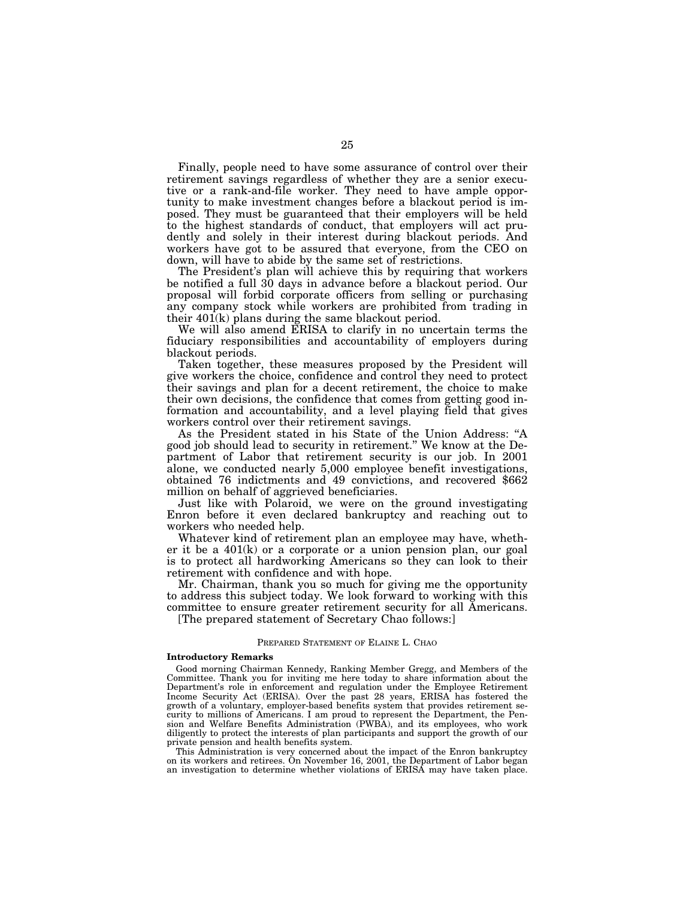Finally, people need to have some assurance of control over their retirement savings regardless of whether they are a senior executive or a rank-and-file worker. They need to have ample opportunity to make investment changes before a blackout period is imposed. They must be guaranteed that their employers will be held to the highest standards of conduct, that employers will act prudently and solely in their interest during blackout periods. And workers have got to be assured that everyone, from the CEO on down, will have to abide by the same set of restrictions.

The President's plan will achieve this by requiring that workers be notified a full 30 days in advance before a blackout period. Our proposal will forbid corporate officers from selling or purchasing any company stock while workers are prohibited from trading in their 401(k) plans during the same blackout period.

We will also amend ERISA to clarify in no uncertain terms the fiduciary responsibilities and accountability of employers during blackout periods.

Taken together, these measures proposed by the President will give workers the choice, confidence and control they need to protect their savings and plan for a decent retirement, the choice to make their own decisions, the confidence that comes from getting good information and accountability, and a level playing field that gives workers control over their retirement savings.

As the President stated in his State of the Union Address: "A good job should lead to security in retirement." We know at the Department of Labor that retirement security is our job. In 2001 alone, we conducted nearly 5,000 employee benefit investigations, obtained 76 indictments and 49 convictions, and recovered $662 million on behalf of aggrieved beneficiaries.

Just like with Polaroid, we were on the ground investigating Enron before it even declared bankruptcy and reaching out to workers who needed help.

Whatever kind of retirement plan an employee may have, whether it be a 401(k) or a corporate or a union pension plan, our goal is to protect all hardworking Americans so they can look to their retirement with confidence and with hope.

Mr. Chairman, thank you so much for giving me the opportunity to address this subject today. We look forward to working with this committee to ensure greater retirement security for all Americans.

[The prepared statement of Secretary Chao follows:]

PREPARED STATEMENT OF ELAINE L. CHAO

**Introductory Remarks**

Good morning Chairman Kennedy, Ranking Member Gregg, and Members of the Committee. Thank you for inviting me here today to share information about the Department's role in enforcement and regulation under the Employee Retirement Income Security Act (ERISA). Over the past 28 years, ERISA has fostered the growth of a voluntary, employer-based benefits system that provides retirement security to millions of Americans. I am proud to represent the Department, the Pension and Welfare Benefits Administration (PWBA), and its employees, who work diligently to protect the interests of plan participants and support the growth of our private pension and health benefits system.

This Administration is very concerned about the impact of the Enron bankruptcy on its workers and retirees. On November 16, 2001, the Department of Labor began an investigation to determine whether violations of ERISA may have taken place.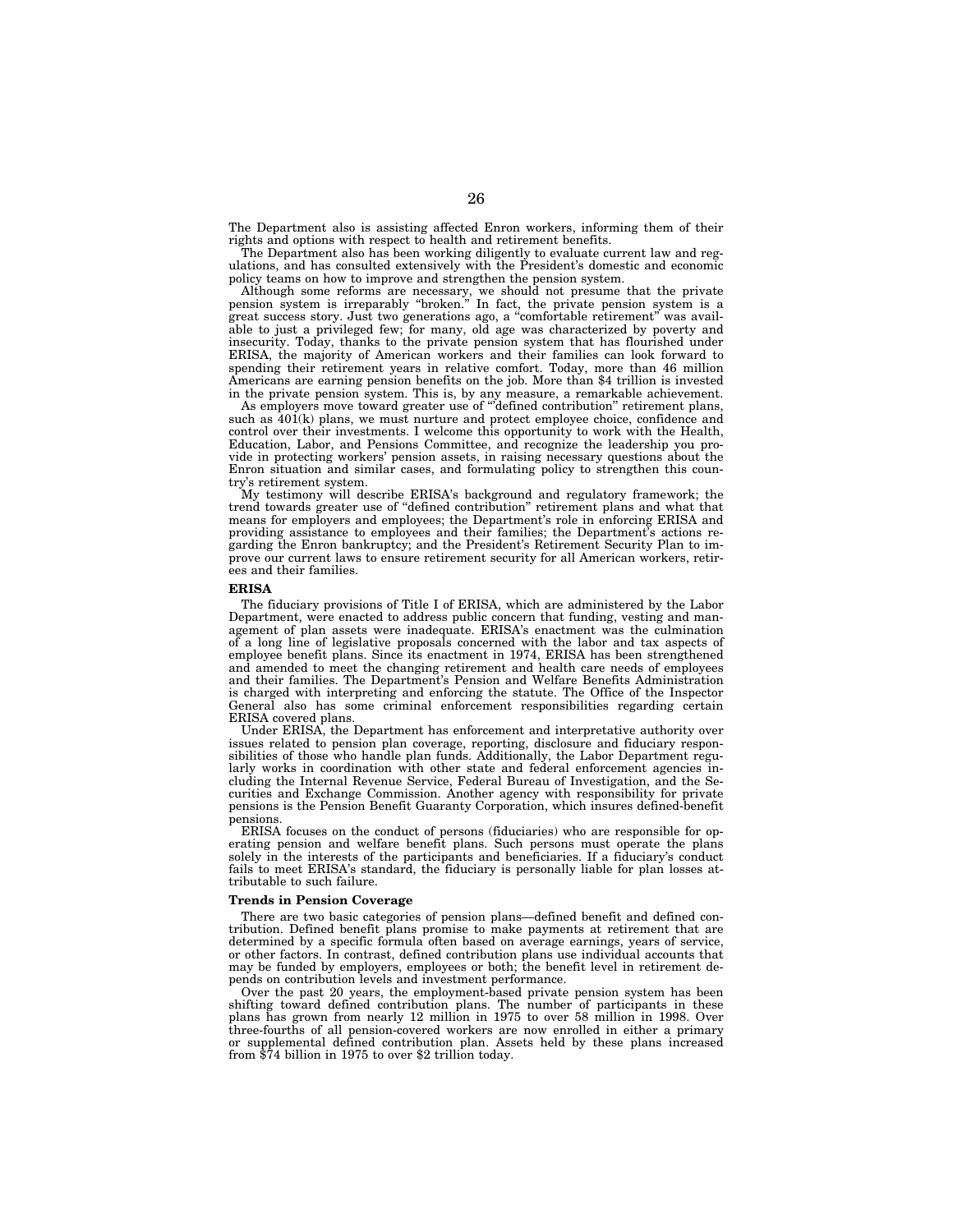The Department also is assisting affected Enron workers, informing them of their rights and options with respect to health and retirement benefits.

The Department also has been working diligently to evaluate current law and regulations, and has consulted extensively with the President's domestic and economic policy teams on how to improve and strengthen the pension system.

Although some reforms are necessary, we should not presume that the private pension system is irreparably "broken." In fact, the private pension system is a great success story. Just two generations ago, a "comfortable retirement" was available to just a privileged few; for many, old age was characterized by poverty and insecurity. Today, thanks to the private pension system that has flourished under ERISA, the majority of American workers and their families can look forward to spending their retirement years in relative comfort. Today, more than 46 million Americans are earning pension benefits on the job. More than $4 trillion is invested in the private pension system. This is, by any measure, a remarkable achievement.

As employers move toward greater use of "defined contribution" retirement plans, such as 401(k) plans, we must nurture and protect employee choice, confidence and control over their investments. I welcome this opportunity to work with the Health, Education, Labor, and Pensions Committee, and recognize the leadership you provide in protecting workers' pension assets, in raising necessary questions about the Enron situation and similar cases, and formulating policy to strengthen this country's retirement system.

My testimony will describe ERISA's background and regulatory framework; the trend towards greater use of "defined contribution" retirement plans and what that means for employers and employees; the Department's role in enforcing ERISA and providing assistance to employees and their families; the Department's actions regarding the Enron bankruptcy; and the President's Retirement Security Plan to improve our current laws to ensure retirement security for all American workers, retirees and their families.

**ERISA**

The fiduciary provisions of Title I of ERISA, which are administered by the Labor Department, were enacted to address public concern that funding, vesting and management of plan assets were inadequate. ERISA's enactment was the culmination of a long line of legislative proposals concerned with the labor and tax aspects of employee benefit plans. Since its enactment in 1974, ERISA has been strengthened and amended to meet the changing retirement and health care needs of employees and their families. The Department's Pension and Welfare Benefits Administration is charged with interpreting and enforcing the statute. The Office of the Inspector General also has some criminal enforcement responsibilities regarding certain ERISA covered plans.

Under ERISA, the Department has enforcement and interpretative authority over issues related to pension plan coverage, reporting, disclosure and fiduciary responsibilities of those who handle plan funds. Additionally, the Labor Department regularly works in coordination with other state and federal enforcement agencies including the Internal Revenue Service, Federal Bureau of Investigation, and the Securities and Exchange Commission. Another agency with responsibility for private pensions is the Pension Benefit Guaranty Corporation, which insures defined-benefit pensions.

ERISA focuses on the conduct of persons (fiduciaries) who are responsible for operating pension and welfare benefit plans. Such persons must operate the plans solely in the interests of the participants and beneficiaries. If a fiduciary's conduct fails to meet ERISA's standard, the fiduciary is personally liable for plan losses attributable to such failure.

**Trends in Pension Coverage**

There are two basic categories of pension plans—defined benefit and defined contribution. Defined benefit plans promise to make payments at retirement that are determined by a specific formula often based on average earnings, years of service, or other factors. In contrast, defined contribution plans use individual accounts that may be funded by employers, employees or both; the benefit level in retirement depends on contribution levels and investment performance.

Over the past 20 years, the employment-based private pension system has been shifting toward defined contribution plans. The number of participants in these plans has grown from nearly 12 million in 1975 to over 58 million in 1998. Over three-fourths of all pension-covered workers are now enrolled in either a primary or supplemental defined contribution plan. Assets held by these plans increased from $74 billion in 1975 to over $2 trillion today.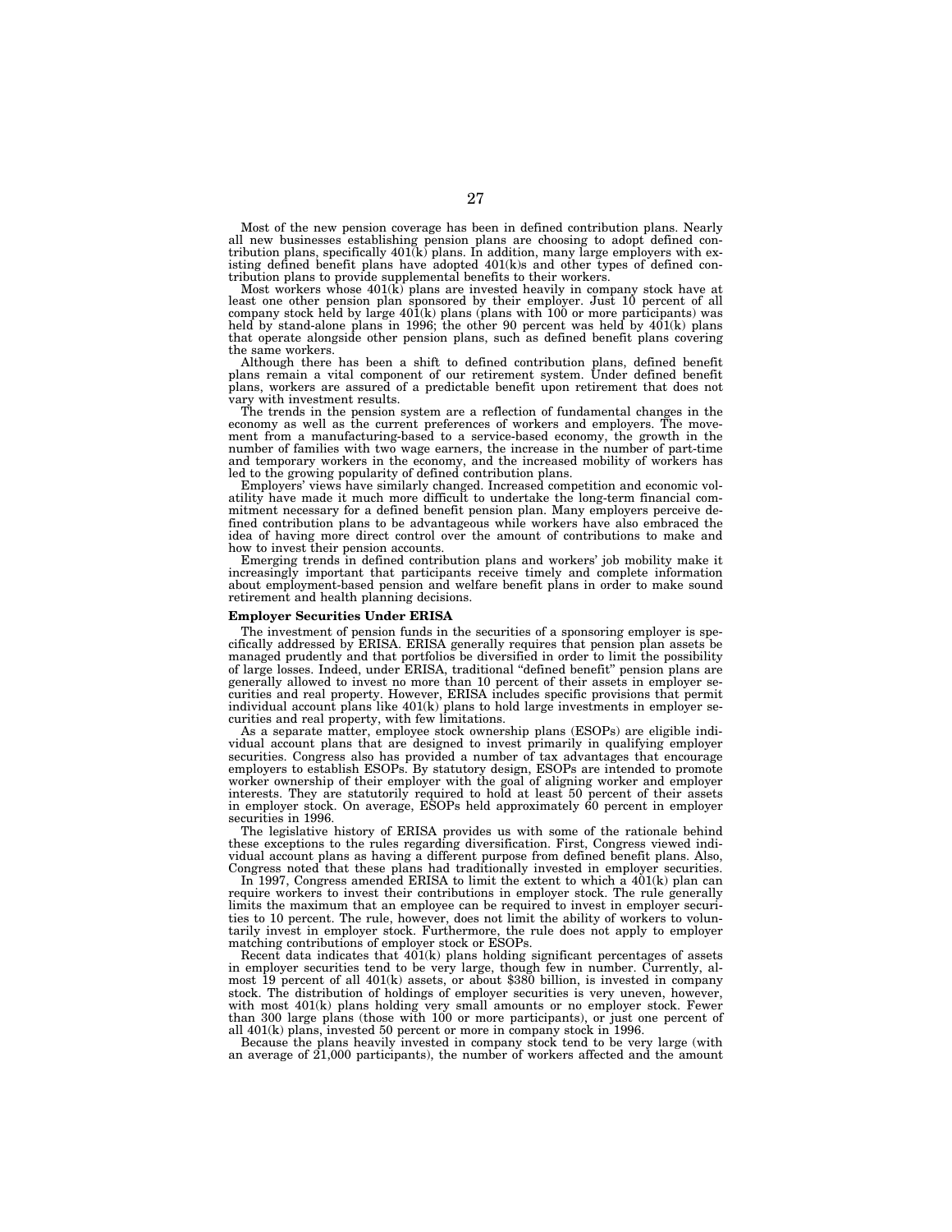Most of the new pension coverage has been in defined contribution plans. Nearly all new businesses establishing pension plans are choosing to adopt defined contribution plans, specifically 401(k) plans. In addition, many large employers with existing defined benefit plans have adopted 401(k)s and other types of defined contribution plans to provide supplemental benefits to their workers.

Most workers whose 401(k) plans are invested heavily in company stock have at least one other pension plan sponsored by their employer. Just 10 percent of all company stock held by large 401(k) plans (plans with 100 or more participants) was held by stand-alone plans in 1996; the other 90 percent was held by 401(k) plans that operate alongside other pension plans, such as defined benefit plans covering the same workers.

Although there has been a shift to defined contribution plans, defined benefit plans remain a vital component of our retirement system. Under defined benefit plans, workers are assured of a predictable benefit upon retirement that does not vary with investment results.

The trends in the pension system are a reflection of fundamental changes in the economy as well as the current preferences of workers and employers. The movement from a manufacturing-based to a service-based economy, the growth in the number of families with two wage earners, the increase in the number of part-time and temporary workers in the economy, and the increased mobility of workers has led to the growing popularity of defined contribution plans.

Employers' views have similarly changed. Increased competition and economic volatility have made it much more difficult to undertake the long-term financial commitment necessary for a defined benefit pension plan. Many employers perceive defined contribution plans to be advantageous while workers have also embraced the idea of having more direct control over the amount of contributions to make and how to invest their pension accounts.

Emerging trends in defined contribution plans and workers' job mobility make it increasingly important that participants receive timely and complete information about employment-based pension and welfare benefit plans in order to make sound retirement and health planning decisions.

**Employer Securities Under ERISA**

The investment of pension funds in the securities of a sponsoring employer is specifically addressed by ERISA. ERISA generally requires that pension plan assets be managed prudently and that portfolios be diversified in order to limit the possibility of large losses. Indeed, under ERISA, traditional "defined benefit" pension plans are generally allowed to invest no more than 10 percent of their assets in employer securities and real property. However, ERISA includes specific provisions that permit individual account plans like 401(k) plans to hold large investments in employer securities and real property, with few limitations.

As a separate matter, employee stock ownership plans (ESOPs) are eligible individual account plans that are designed to invest primarily in qualifying employer securities. Congress also has provided a number of tax advantages that encourage employers to establish ESOPs. By statutory design, ESOPs are intended to promote worker ownership of their employer with the goal of aligning worker and employer interests. They are statutorily required to hold at least 50 percent of their assets in employer stock. On average, ESOPs held approximately 60 percent in employer securities in 1996.

The legislative history of ERISA provides us with some of the rationale behind these exceptions to the rules regarding diversification. First, Congress viewed individual account plans as having a different purpose from defined benefit plans. Also, Congress noted that these plans had traditionally invested in employer securities.

In 1997, Congress amended ERISA to limit the extent to which a 401(k) plan can require workers to invest their contributions in employer stock. The rule generally limits the maximum that an employee can be required to invest in employer securities to 10 percent. The rule, however, does not limit the ability of workers to voluntarily invest in employer stock. Furthermore, the rule does not apply to employer matching contributions of employer stock or ESOPs.

Recent data indicates that 401(k) plans holding significant percentages of assets in employer securities tend to be very large, though few in number. Currently, almost 19 percent of all 401(k) assets, or about $380 billion, is invested in company stock. The distribution of holdings of employer securities is very uneven, however, with most 401(k) plans holding very small amounts or no employer stock. Fewer than 300 large plans (those with 100 or more participants), or just one percent of all 401(k) plans, invested 50 percent or more in company stock in 1996.

Because the plans heavily invested in company stock tend to be very large (with an average of 21,000 participants), the number of workers affected and the amount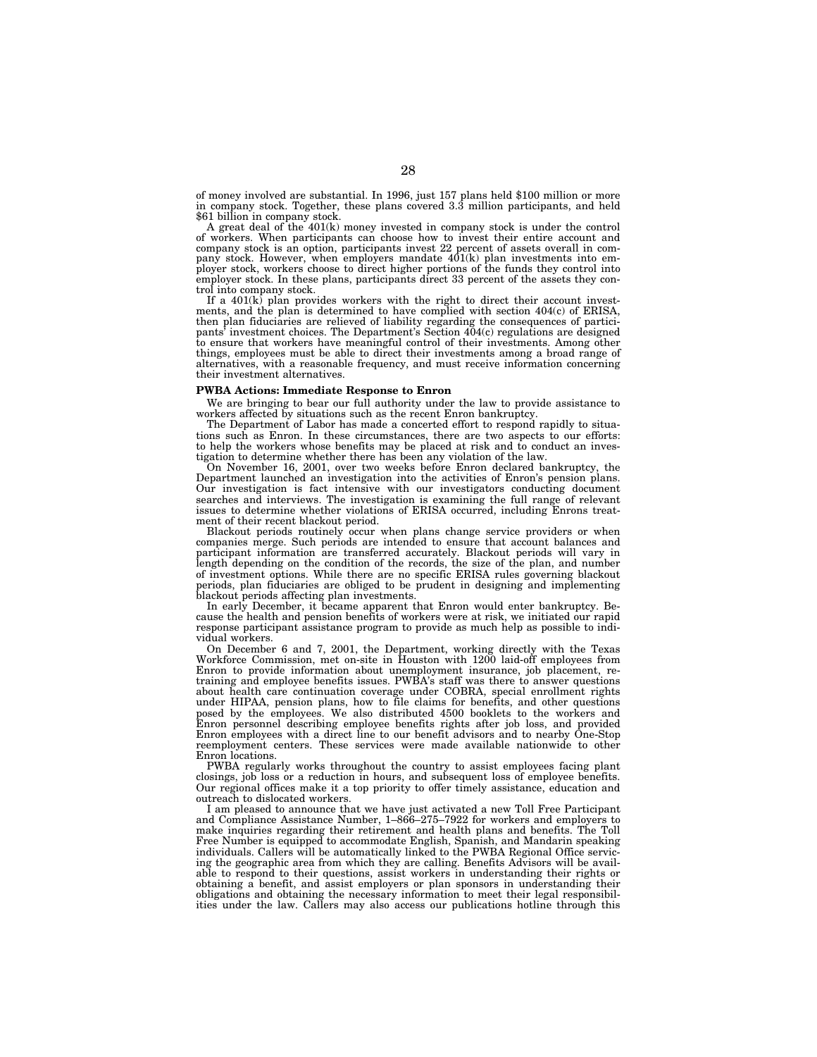of money involved are substantial. In 1996, just 157 plans held $100 million or more in company stock. Together, these plans covered 3.3 million participants, and held $61 billion in company stock.

A great deal of the 401(k) money invested in company stock is under the control of workers. When participants can choose how to invest their entire account and company stock is an option, participants invest 22 percent of assets overall in company stock. However, when employers mandate 401(k) plan investments into employer stock, workers choose to direct higher portions of the funds they control into employer stock. In these plans, participants direct 33 percent of the assets they control into company stock.

If a 401(k) plan provides workers with the right to direct their account investments, and the plan is determined to have complied with section 404(c) of ERISA, then plan fiduciaries are relieved of liability regarding the consequences of participants' investment choices. The Department's Section 404(c) regulations are designed to ensure that workers have meaningful control of their investments. Among other things, employees must be able to direct their investments among a broad range of alternatives, with a reasonable frequency, and must receive information concerning their investment alternatives.

**PWBA Actions: Immediate Response to Enron**

We are bringing to bear our full authority under the law to provide assistance to workers affected by situations such as the recent Enron bankruptcy.

The Department of Labor has made a concerted effort to respond rapidly to situations such as Enron. In these circumstances, there are two aspects to our efforts: to help the workers whose benefits may be placed at risk and to conduct an investigation to determine whether there has been any violation of the law.

On November 16, 2001, over two weeks before Enron declared bankruptcy, the Department launched an investigation into the activities of Enron's pension plans. Our investigation is fact intensive with our investigators conducting document searches and interviews. The investigation is examining the full range of relevant issues to determine whether violations of ERISA occurred, including Enrons treatment of their recent blackout period.

Blackout periods routinely occur when plans change service providers or when companies merge. Such periods are intended to ensure that account balances and participant information are transferred accurately. Blackout periods will vary in length depending on the condition of the records, the size of the plan, and number of investment options. While there are no specific ERISA rules governing blackout periods, plan fiduciaries are obliged to be prudent in designing and implementing blackout periods affecting plan investments.

In early December, it became apparent that Enron would enter bankruptcy. Because the health and pension benefits of workers were at risk, we initiated our rapid response participant assistance program to provide as much help as possible to individual workers.

On December 6 and 7, 2001, the Department, working directly with the Texas Workforce Commission, met on-site in Houston with 1200 laid-off employees from Enron to provide information about unemployment insurance, job placement, retraining and employee benefits issues. PWBA's staff was there to answer questions about health care continuation coverage under COBRA, special enrollment rights under HIPAA, pension plans, how to file claims for benefits, and other questions posed by the employees. We also distributed 4500 booklets to the workers and Enron personnel describing employee benefits rights after job loss, and provided Enron employees with a direct line to our benefit advisors and to nearby One-Stop reemployment centers. These services were made available nationwide to other Enron locations.

PWBA regularly works throughout the country to assist employees facing plant closings, job loss or a reduction in hours, and subsequent loss of employee benefits. Our regional offices make it a top priority to offer timely assistance, education and outreach to dislocated workers.

I am pleased to announce that we have just activated a new Toll Free Participant and Compliance Assistance Number, 1–866–275–7922 for workers and employers to make inquiries regarding their retirement and health plans and benefits. The Toll Free Number is equipped to accommodate English, Spanish, and Mandarin speaking individuals. Callers will be automatically linked to the PWBA Regional Office servicing the geographic area from which they are calling. Benefits Advisors will be available to respond to their questions, assist workers in understanding their rights or obtaining a benefit, and assist employers or plan sponsors in understanding their obligations and obtaining the necessary information to meet their legal responsibilities under the law. Callers may also access our publications hotline through this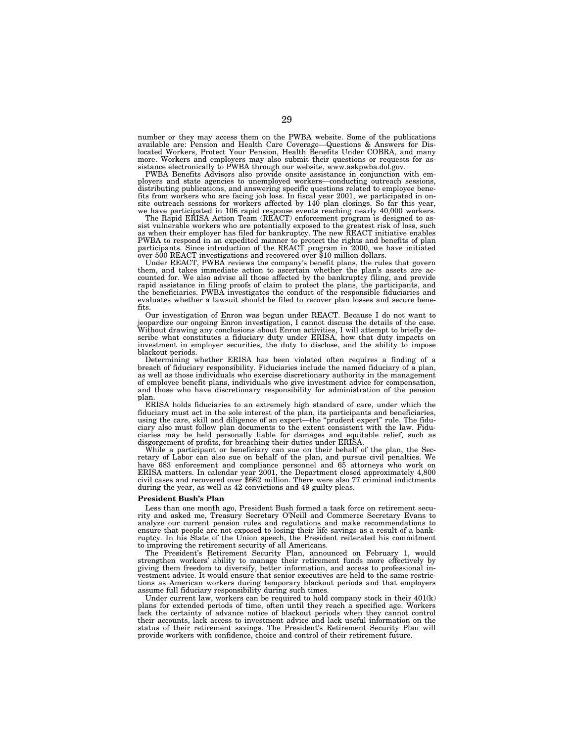number or they may access them on the PWBA website. Some of the publications available are: Pension and Health Care Coverage—Questions & Answers for Dislocated Workers, Protect Your Pension, Health Benefits Under COBRA, and many more. Workers and employers may also submit their questions or requests for assistance electronically to PWBA through our website, www.askpwba.dol.gov.

PWBA Benefits Advisors also provide onsite assistance in conjunction with employers and state agencies to unemployed workers—conducting outreach sessions, distributing publications, and answering specific questions related to employee benefits from workers who are facing job loss. In fiscal year 2001, we participated in onsite outreach sessions for workers affected by 140 plan closings. So far this year, we have participated in 106 rapid response events reaching nearly 40,000 workers.

The Rapid ERISA Action Team (REACT) enforcement program is designed to assist vulnerable workers who are potentially exposed to the greatest risk of loss, such as when their employer has filed for bankruptcy. The new REACT initiative enables PWBA to respond in an expedited manner to protect the rights and benefits of plan participants. Since introduction of the REACT program in 2000, we have initiated over 500 REACT investigations and recovered over $10 million dollars.

Under REACT, PWBA reviews the company's benefit plans, the rules that govern them, and takes immediate action to ascertain whether the plan's assets are accounted for. We also advise all those affected by the bankruptcy filing, and provide rapid assistance in filing proofs of claim to protect the plans, the participants, and the beneficiaries. PWBA investigates the conduct of the responsible fiduciaries and evaluates whether a lawsuit should be filed to recover plan losses and secure benefits.

Our investigation of Enron was begun under REACT. Because I do not want to jeopardize our ongoing Enron investigation, I cannot discuss the details of the case. Without drawing any conclusions about Enron activities, I will attempt to briefly describe what constitutes a fiduciary duty under ERISA, how that duty impacts on investment in employer securities, the duty to disclose, and the ability to impose blackout periods.

Determining whether ERISA has been violated often requires a finding of a breach of fiduciary responsibility. Fiduciaries include the named fiduciary of a plan, as well as those individuals who exercise discretionary authority in the management of employee benefit plans, individuals who give investment advice for compensation, and those who have discretionary responsibility for administration of the pension plan.

ERISA holds fiduciaries to an extremely high standard of care, under which the fiduciary must act in the sole interest of the plan, its participants and beneficiaries, using the care, skill and diligence of an expert—the "prudent expert" rule. The fiduciary also must follow plan documents to the extent consistent with the law. Fiduciaries may be held personally liable for damages and equitable relief, such as disgorgement of profits, for breaching their duties under ERISA.

While a participant or beneficiary can sue on their behalf of the plan, the Secretary of Labor can also sue on behalf of the plan, and pursue civil penalties. We have 683 enforcement and compliance personnel and 65 attorneys who work on ERISA matters. In calendar year 2001, the Department closed approximately 4,800 civil cases and recovered over $662 million. There were also 77 criminal indictments during the year, as well as 42 convictions and 49 guilty pleas.

**President Bush's Plan**

Less than one month ago, President Bush formed a task force on retirement security and asked me, Treasury Secretary O'Neill and Commerce Secretary Evans to analyze our current pension rules and regulations and make recommendations to ensure that people are not exposed to losing their life savings as a result of a bankruptcy. In his State of the Union speech, the President reiterated his commitment to improving the retirement security of all Americans.

The President's Retirement Security Plan, announced on February 1, would strengthen workers' ability to manage their retirement funds more effectively by giving them freedom to diversify, better information, and access to professional investment advice. It would ensure that senior executives are held to the same restrictions as American workers during temporary blackout periods and that employers assume full fiduciary responsibility during such times.

Under current law, workers can be required to hold company stock in their 401(k) plans for extended periods of time, often until they reach a specified age. Workers lack the certainty of advance notice of blackout periods when they cannot control their accounts, lack access to investment advice and lack useful information on the status of their retirement savings. The President's Retirement Security Plan will provide workers with confidence, choice and control of their retirement future.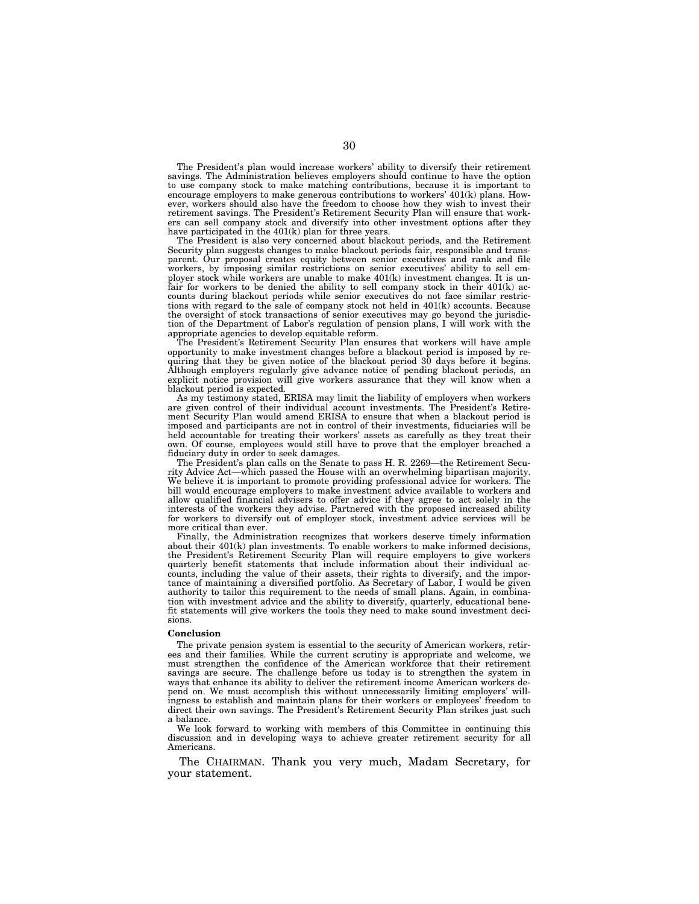The President's plan would increase workers' ability to diversify their retirement savings. The Administration believes employers should continue to have the option to use company stock to make matching contributions, because it is important to encourage employers to make generous contributions to workers' 401(k) plans. However, workers should also have the freedom to choose how they wish to invest their retirement savings. The President's Retirement Security Plan will ensure that workers can sell company stock and diversify into other investment options after they have participated in the 401(k) plan for three years.

The President is also very concerned about blackout periods, and the Retirement Security plan suggests changes to make blackout periods fair, responsible and transparent. Our proposal creates equity between senior executives and rank and file workers, by imposing similar restrictions on senior executives' ability to sell employer stock while workers are unable to make 401(k) investment changes. It is unfair for workers to be denied the ability to sell company stock in their 401(k) accounts during blackout periods while senior executives do not face similar restrictions with regard to the sale of company stock not held in 401(k) accounts. Because the oversight of stock transactions of senior executives may go beyond the jurisdiction of the Department of Labor's regulation of pension plans, I will work with the appropriate agencies to develop equitable reform.

The President's Retirement Security Plan ensures that workers will have ample opportunity to make investment changes before a blackout period is imposed by requiring that they be given notice of the blackout period 30 days before it begins. Although employers regularly give advance notice of pending blackout periods, an explicit notice provision will give workers assurance that they will know when a blackout period is expected.

As my testimony stated, ERISA may limit the liability of employers when workers are given control of their individual account investments. The President's Retirement Security Plan would amend ERISA to ensure that when a blackout period is imposed and participants are not in control of their investments, fiduciaries will be held accountable for treating their workers' assets as carefully as they treat their own. Of course, employees would still have to prove that the employer breached a fiduciary duty in order to seek damages.

The President's plan calls on the Senate to pass H. R. 2269—the Retirement Security Advice Act—which passed the House with an overwhelming bipartisan majority. We believe it is important to promote providing professional advice for workers. The bill would encourage employers to make investment advice available to workers and allow qualified financial advisers to offer advice if they agree to act solely in the interests of the workers they advise. Partnered with the proposed increased ability for workers to diversify out of employer stock, investment advice services will be more critical than ever.

Finally, the Administration recognizes that workers deserve timely information about their 401(k) plan investments. To enable workers to make informed decisions, the President's Retirement Security Plan will require employers to give workers quarterly benefit statements that include information about their individual accounts, including the value of their assets, their rights to diversify, and the importance of maintaining a diversified portfolio. As Secretary of Labor, I would be given authority to tailor this requirement to the needs of small plans. Again, in combination with investment advice and the ability to diversify, quarterly, educational benefit statements will give workers the tools they need to make sound investment decisions.

**Conclusion**

The private pension system is essential to the security of American workers, retirees and their families. While the current scrutiny is appropriate and welcome, we must strengthen the confidence of the American workforce that their retirement savings are secure. The challenge before us today is to strengthen the system in ways that enhance its ability to deliver the retirement income American workers depend on. We must accomplish this without unnecessarily limiting employers' willingness to establish and maintain plans for their workers or employees' freedom to direct their own savings. The President's Retirement Security Plan strikes just such a balance.

We look forward to working with members of this Committee in continuing this discussion and in developing ways to achieve greater retirement security for all Americans.

The CHAIRMAN. Thank you very much, Madam Secretary, for your statement.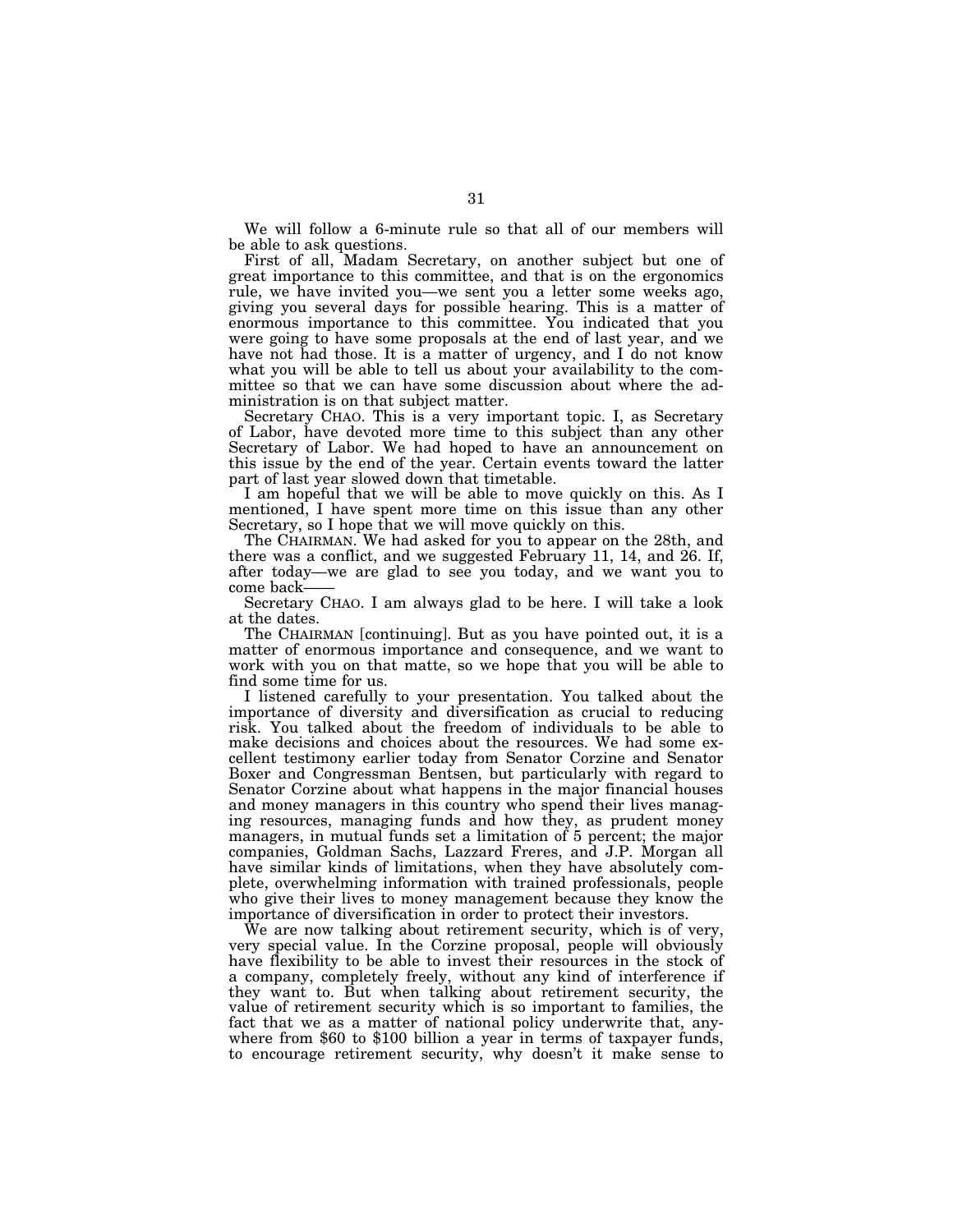We will follow a 6-minute rule so that all of our members will be able to ask questions.

First of all, Madam Secretary, on another subject but one of great importance to this committee, and that is on the ergonomics rule, we have invited you—we sent you a letter some weeks ago, giving you several days for possible hearing. This is a matter of enormous importance to this committee. You indicated that you were going to have some proposals at the end of last year, and we have not had those. It is a matter of urgency, and I do not know what you will be able to tell us about your availability to the committee so that we can have some discussion about where the administration is on that subject matter.

Secretary CHAO. This is a very important topic. I, as Secretary of Labor, have devoted more time to this subject than any other Secretary of Labor. We had hoped to have an announcement on this issue by the end of the year. Certain events toward the latter part of last year slowed down that timetable.

I am hopeful that we will be able to move quickly on this. As I mentioned, I have spent more time on this issue than any other Secretary, so I hope that we will move quickly on this.

The CHAIRMAN. We had asked for you to appear on the 28th, and there was a conflict, and we suggested February 11, 14, and 26. If, after today—we are glad to see you today, and we want you to come back——

Secretary CHAO. I am always glad to be here. I will take a look at the dates.

The CHAIRMAN [continuing]. But as you have pointed out, it is a matter of enormous importance and consequence, and we want to work with you on that matte, so we hope that you will be able to find some time for us.

I listened carefully to your presentation. You talked about the importance of diversity and diversification as crucial to reducing risk. You talked about the freedom of individuals to be able to make decisions and choices about the resources. We had some excellent testimony earlier today from Senator Corzine and Senator Boxer and Congressman Bentsen, but particularly with regard to Senator Corzine about what happens in the major financial houses and money managers in this country who spend their lives managing resources, managing funds and how they, as prudent money managers, in mutual funds set a limitation of 5 percent; the major companies, Goldman Sachs, Lazzard Freres, and J.P. Morgan all have similar kinds of limitations, when they have absolutely complete, overwhelming information with trained professionals, people who give their lives to money management because they know the importance of diversification in order to protect their investors.

We are now talking about retirement security, which is of very, very special value. In the Corzine proposal, people will obviously have flexibility to be able to invest their resources in the stock of a company, completely freely, without any kind of interference if they want to. But when talking about retirement security, the value of retirement security which is so important to families, the fact that we as a matter of national policy underwrite that, anywhere from \$60 to \$100 billion a year in terms of taxpayer funds, to encourage retirement security, why doesn't it make sense to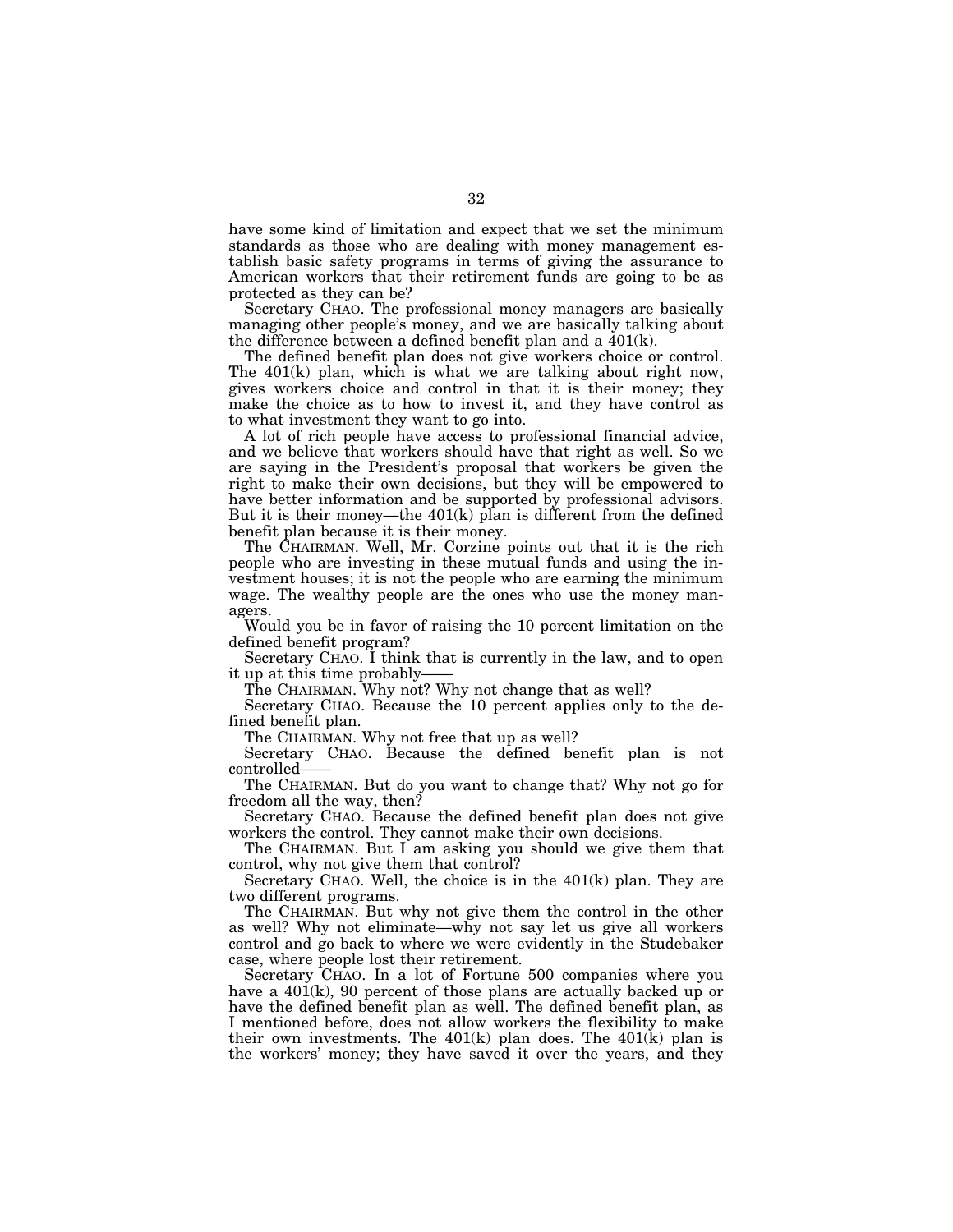have some kind of limitation and expect that we set the minimum standards as those who are dealing with money management establish basic safety programs in terms of giving the assurance to American workers that their retirement funds are going to be as protected as they can be?

Secretary CHAO. The professional money managers are basically managing other people's money, and we are basically talking about the difference between a defined benefit plan and a 401(k).

The defined benefit plan does not give workers choice or control. The 401(k) plan, which is what we are talking about right now, gives workers choice and control in that it is their money; they make the choice as to how to invest it, and they have control as to what investment they want to go into.

A lot of rich people have access to professional financial advice, and we believe that workers should have that right as well. So we are saying in the President's proposal that workers be given the right to make their own decisions, but they will be empowered to have better information and be supported by professional advisors. But it is their money—the 401(k) plan is different from the defined benefit plan because it is their money.

The CHAIRMAN. Well, Mr. Corzine points out that it is the rich people who are investing in these mutual funds and using the investment houses; it is not the people who are earning the minimum wage. The wealthy people are the ones who use the money managers.

Would you be in favor of raising the 10 percent limitation on the defined benefit program?

Secretary CHAO. I think that is currently in the law, and to open it up at this time probably——

The CHAIRMAN. Why not? Why not change that as well?

Secretary CHAO. Because the 10 percent applies only to the defined benefit plan.

The CHAIRMAN. Why not free that up as well?

Secretary CHAO. Because the defined benefit plan is not controlled——

The CHAIRMAN. But do you want to change that? Why not go for freedom all the way, then?

Secretary CHAO. Because the defined benefit plan does not give workers the control. They cannot make their own decisions.

The CHAIRMAN. But I am asking you should we give them that control, why not give them that control?

Secretary CHAO. Well, the choice is in the 401(k) plan. They are two different programs.

The CHAIRMAN. But why not give them the control in the other as well? Why not eliminate—why not say let us give all workers control and go back to where we were evidently in the Studebaker case, where people lost their retirement.

Secretary CHAO. In a lot of Fortune 500 companies where you have a 401(k), 90 percent of those plans are actually backed up or have the defined benefit plan as well. The defined benefit plan, as I mentioned before, does not allow workers the flexibility to make their own investments. The 401(k) plan does. The 401(k) plan is the workers' money; they have saved it over the years, and they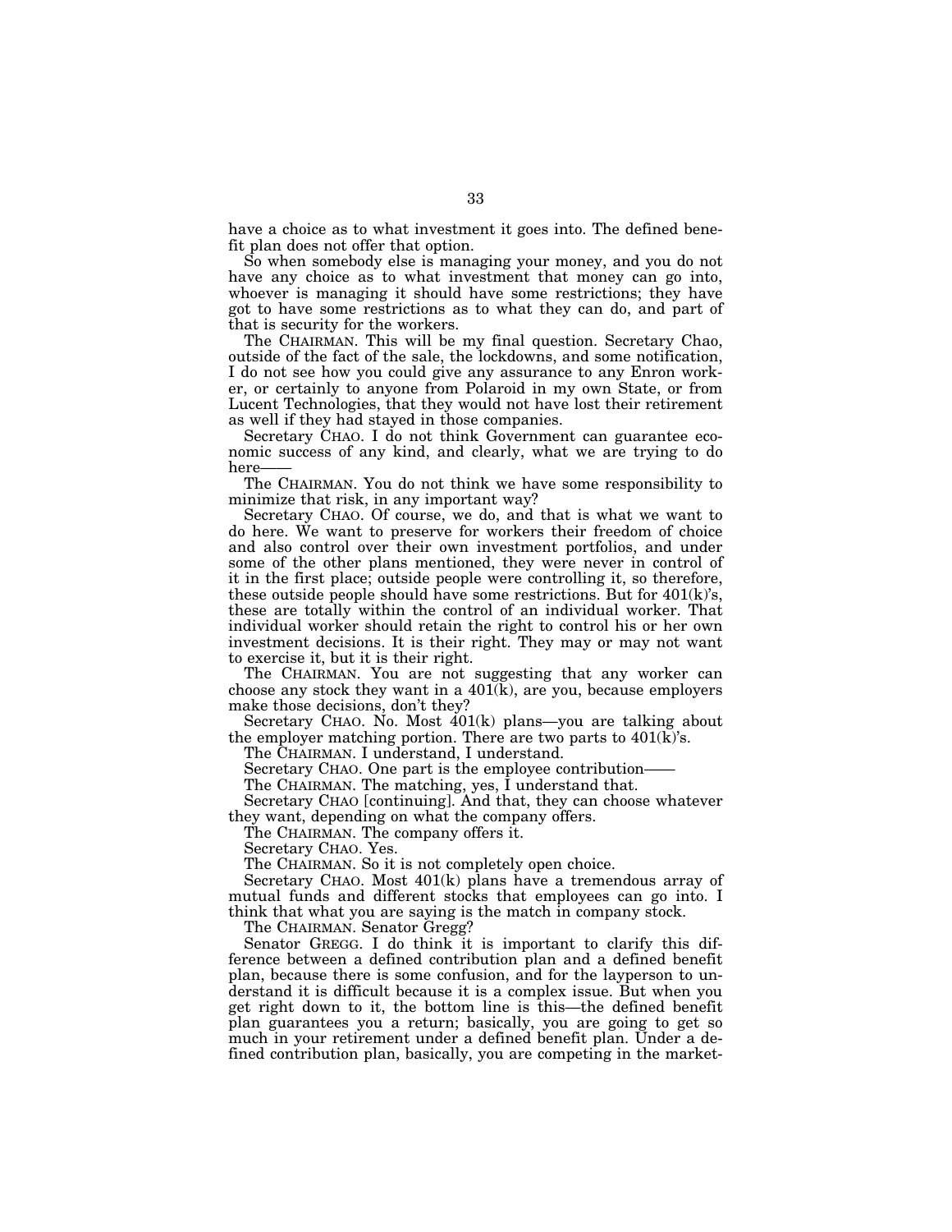have a choice as to what investment it goes into. The defined benefit plan does not offer that option.

So when somebody else is managing your money, and you do not have any choice as to what investment that money can go into, whoever is managing it should have some restrictions; they have got to have some restrictions as to what they can do, and part of that is security for the workers.

The CHAIRMAN. This will be my final question. Secretary Chao, outside of the fact of the sale, the lockdowns, and some notification, I do not see how you could give any assurance to any Enron worker, or certainly to anyone from Polaroid in my own State, or from Lucent Technologies, that they would not have lost their retirement as well if they had stayed in those companies.

Secretary CHAO. I do not think Government can guarantee economic success of any kind, and clearly, what we are trying to do here——

The CHAIRMAN. You do not think we have some responsibility to minimize that risk, in any important way?

Secretary CHAO. Of course, we do, and that is what we want to do here. We want to preserve for workers their freedom of choice and also control over their own investment portfolios, and under some of the other plans mentioned, they were never in control of it in the first place; outside people were controlling it, so therefore, these outside people should have some restrictions. But for 401(k)'s, these are totally within the control of an individual worker. That individual worker should retain the right to control his or her own investment decisions. It is their right. They may or may not want to exercise it, but it is their right.

The CHAIRMAN. You are not suggesting that any worker can choose any stock they want in a 401(k), are you, because employers make those decisions, don't they?

Secretary CHAO. No. Most 401(k) plans—you are talking about the employer matching portion. There are two parts to 401(k)'s.

The CHAIRMAN. I understand, I understand.

Secretary CHAO. One part is the employee contribution——

The CHAIRMAN. The matching, yes, I understand that.

Secretary CHAO [continuing]. And that, they can choose whatever they want, depending on what the company offers.

The CHAIRMAN. The company offers it.

Secretary CHAO. Yes.

The CHAIRMAN. So it is not completely open choice.

Secretary CHAO. Most 401(k) plans have a tremendous array of mutual funds and different stocks that employees can go into. I think that what you are saying is the match in company stock.

The CHAIRMAN. Senator Gregg?

Senator GREGG. I do think it is important to clarify this difference between a defined contribution plan and a defined benefit plan, because there is some confusion, and for the layperson to understand it is difficult because it is a complex issue. But when you get right down to it, the bottom line is this—the defined benefit plan guarantees you a return; basically, you are going to get so much in your retirement under a defined benefit plan. Under a defined contribution plan, basically, you are competing in the market-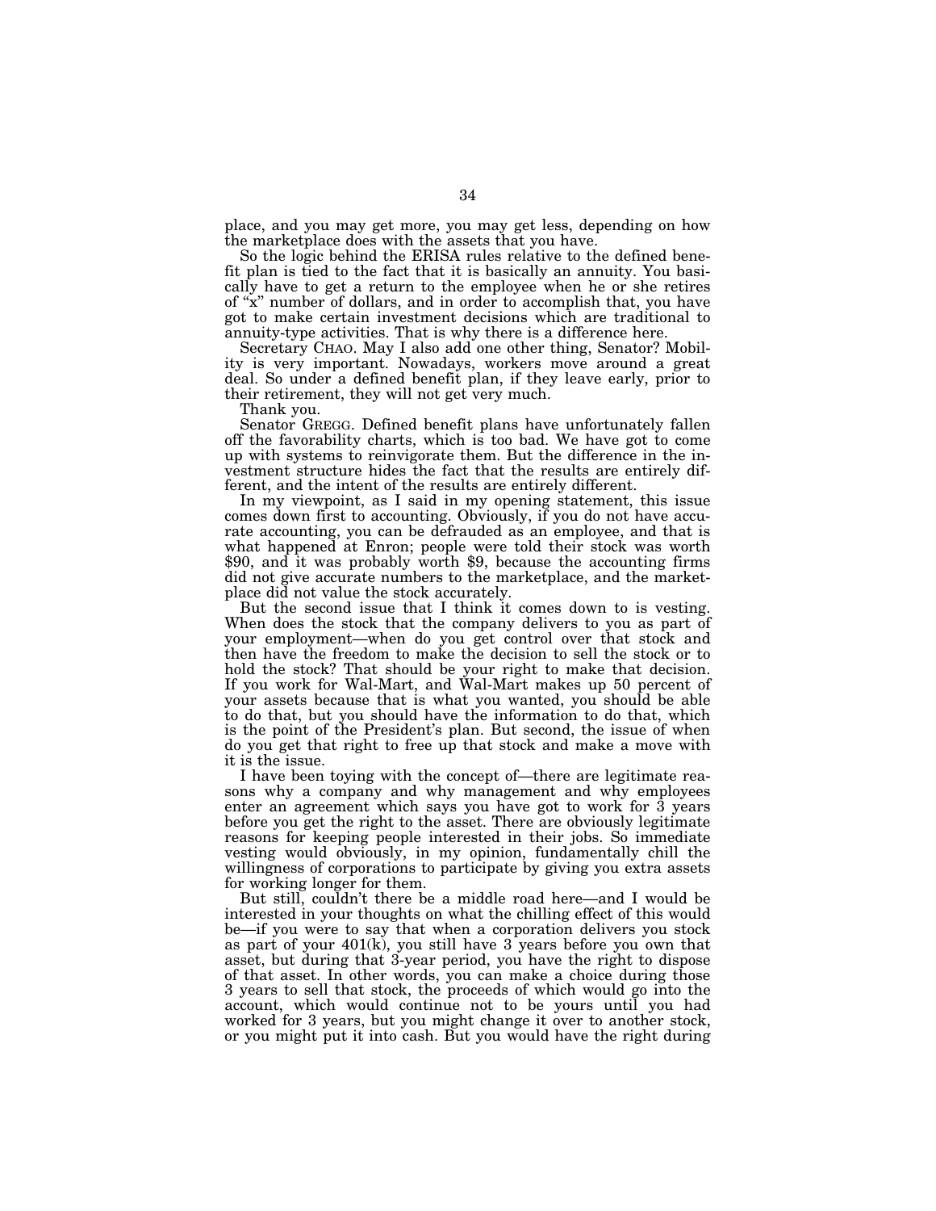place, and you may get more, you may get less, depending on how the marketplace does with the assets that you have.

So the logic behind the ERISA rules relative to the defined benefit plan is tied to the fact that it is basically an annuity. You basically have to get a return to the employee when he or she retires of "x" number of dollars, and in order to accomplish that, you have got to make certain investment decisions which are traditional to annuity-type activities. That is why there is a difference here.

Secretary CHAO. May I also add one other thing, Senator? Mobility is very important. Nowadays, workers move around a great deal. So under a defined benefit plan, if they leave early, prior to their retirement, they will not get very much.

Thank you.

Senator GREGG. Defined benefit plans have unfortunately fallen off the favorability charts, which is too bad. We have got to come up with systems to reinvigorate them. But the difference in the investment structure hides the fact that the results are entirely different, and the intent of the results are entirely different.

In my viewpoint, as I said in my opening statement, this issue comes down first to accounting. Obviously, if you do not have accurate accounting, you can be defrauded as an employee, and that is what happened at Enron; people were told their stock was worth $90, and it was probably worth $9, because the accounting firms did not give accurate numbers to the marketplace, and the marketplace did not value the stock accurately.

But the second issue that I think it comes down to is vesting. When does the stock that the company delivers to you as part of your employment—when do you get control over that stock and then have the freedom to make the decision to sell the stock or to hold the stock? That should be your right to make that decision. If you work for Wal-Mart, and Wal-Mart makes up 50 percent of your assets because that is what you wanted, you should be able to do that, but you should have the information to do that, which is the point of the President's plan. But second, the issue of when do you get that right to free up that stock and make a move with it is the issue.

I have been toying with the concept of—there are legitimate reasons why a company and why management and why employees enter an agreement which says you have got to work for 3 years before you get the right to the asset. There are obviously legitimate reasons for keeping people interested in their jobs. So immediate vesting would obviously, in my opinion, fundamentally chill the willingness of corporations to participate by giving you extra assets for working longer for them.

But still, couldn't there be a middle road here—and I would be interested in your thoughts on what the chilling effect of this would be—if you were to say that when a corporation delivers you stock as part of your 401(k), you still have 3 years before you own that asset, but during that 3-year period, you have the right to dispose of that asset. In other words, you can make a choice during those 3 years to sell that stock, the proceeds of which would go into the account, which would continue not to be yours until you had worked for 3 years, but you might change it over to another stock, or you might put it into cash. But you would have the right during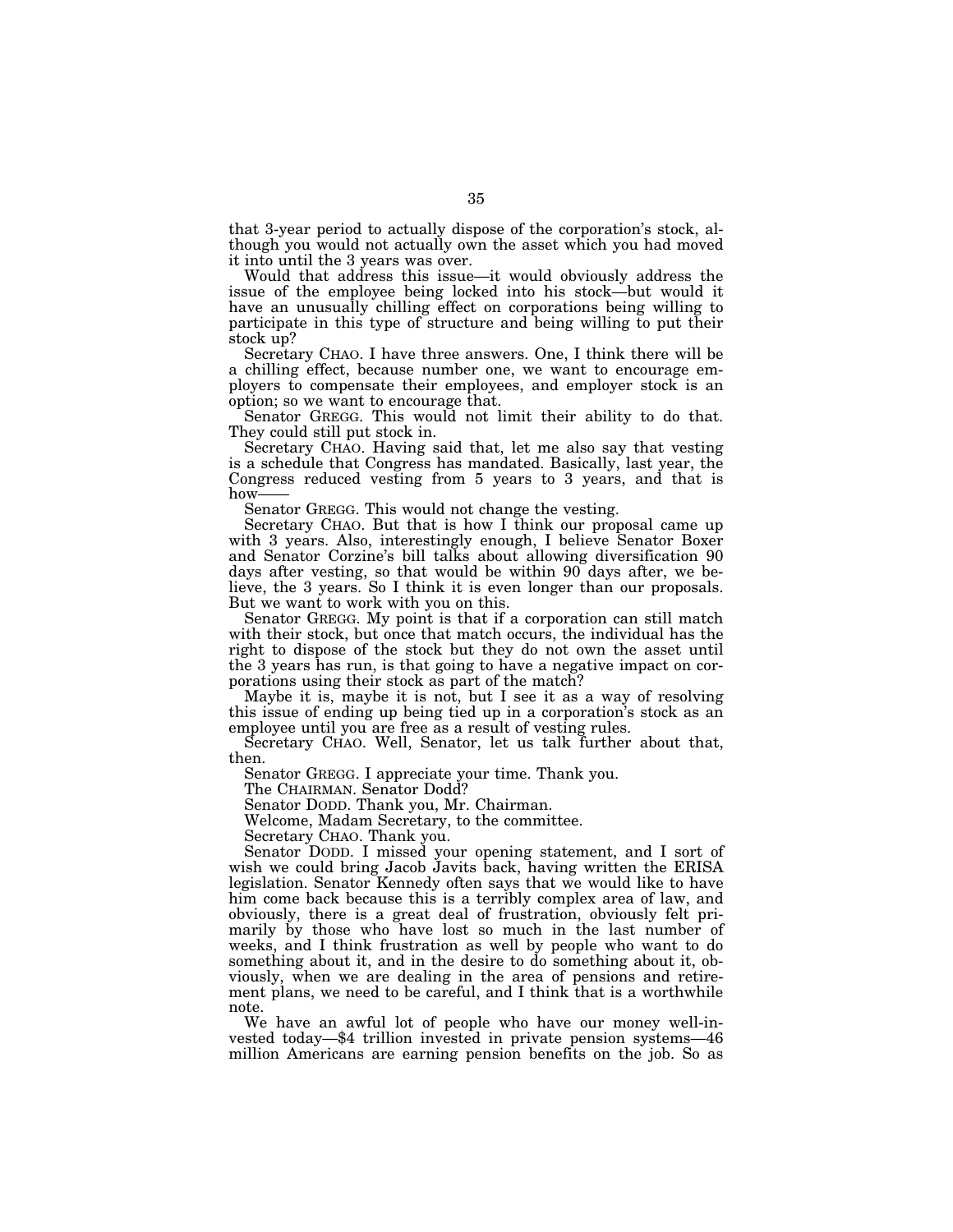that 3-year period to actually dispose of the corporation's stock, although you would not actually own the asset which you had moved it into until the 3 years was over.

Would that address this issue—it would obviously address the issue of the employee being locked into his stock—but would it have an unusually chilling effect on corporations being willing to participate in this type of structure and being willing to put their stock up?

Secretary CHAO. I have three answers. One, I think there will be a chilling effect, because number one, we want to encourage employers to compensate their employees, and employer stock is an option; so we want to encourage that.

Senator GREGG. This would not limit their ability to do that. They could still put stock in.

Secretary CHAO. Having said that, let me also say that vesting is a schedule that Congress has mandated. Basically, last year, the Congress reduced vesting from 5 years to 3 years, and that is how——

Senator GREGG. This would not change the vesting.

Secretary CHAO. But that is how I think our proposal came up with 3 years. Also, interestingly enough, I believe Senator Boxer and Senator Corzine's bill talks about allowing diversification 90 days after vesting, so that would be within 90 days after, we believe, the 3 years. So I think it is even longer than our proposals. But we want to work with you on this.

Senator GREGG. My point is that if a corporation can still match with their stock, but once that match occurs, the individual has the right to dispose of the stock but they do not own the asset until the 3 years has run, is that going to have a negative impact on corporations using their stock as part of the match?

Maybe it is, maybe it is not, but I see it as a way of resolving this issue of ending up being tied up in a corporation's stock as an employee until you are free as a result of vesting rules.

Secretary CHAO. Well, Senator, let us talk further about that, then.

Senator GREGG. I appreciate your time. Thank you.

The CHAIRMAN. Senator Dodd?

Senator DODD. Thank you, Mr. Chairman.

Welcome, Madam Secretary, to the committee.

Secretary CHAO. Thank you.

Senator DODD. I missed your opening statement, and I sort of wish we could bring Jacob Javits back, having written the ERISA legislation. Senator Kennedy often says that we would like to have him come back because this is a terribly complex area of law, and obviously, there is a great deal of frustration, obviously felt primarily by those who have lost so much in the last number of weeks, and I think frustration as well by people who want to do something about it, and in the desire to do something about it, obviously, when we are dealing in the area of pensions and retirement plans, we need to be careful, and I think that is a worthwhile note.

We have an awful lot of people who have our money well-invested today—$4 trillion invested in private pension systems—46 million Americans are earning pension benefits on the job. So as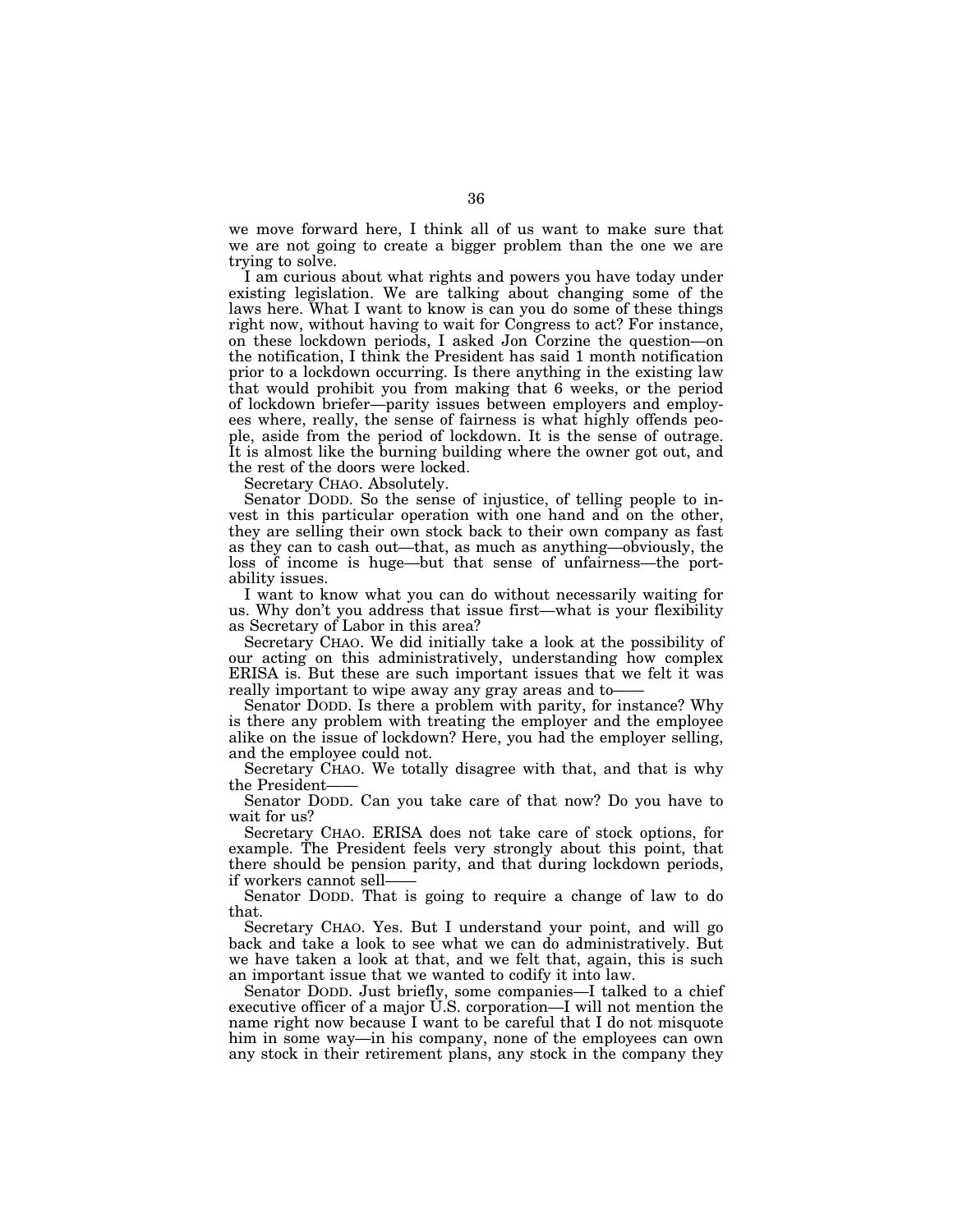we move forward here, I think all of us want to make sure that we are not going to create a bigger problem than the one we are trying to solve.

I am curious about what rights and powers you have today under existing legislation. We are talking about changing some of the laws here. What I want to know is can you do some of these things right now, without having to wait for Congress to act? For instance, on these lockdown periods, I asked Jon Corzine the question—on the notification, I think the President has said 1 month notification prior to a lockdown occurring. Is there anything in the existing law that would prohibit you from making that 6 weeks, or the period of lockdown briefer—parity issues between employers and employees where, really, the sense of fairness is what highly offends people, aside from the period of lockdown. It is the sense of outrage. It is almost like the burning building where the owner got out, and the rest of the doors were locked.

Secretary CHAO. Absolutely.

Senator DODD. So the sense of injustice, of telling people to invest in this particular operation with one hand and on the other, they are selling their own stock back to their own company as fast as they can to cash out—that, as much as anything—obviously, the loss of income is huge—but that sense of unfairness—the portability issues.

I want to know what you can do without necessarily waiting for us. Why don't you address that issue first—what is your flexibility as Secretary of Labor in this area?

Secretary CHAO. We did initially take a look at the possibility of our acting on this administratively, understanding how complex ERISA is. But these are such important issues that we felt it was really important to wipe away any gray areas and to——

Senator DODD. Is there a problem with parity, for instance? Why is there any problem with treating the employer and the employee alike on the issue of lockdown? Here, you had the employer selling, and the employee could not.

Secretary CHAO. We totally disagree with that, and that is why the President——

Senator DODD. Can you take care of that now? Do you have to wait for us?

Secretary CHAO. ERISA does not take care of stock options, for example. The President feels very strongly about this point, that there should be pension parity, and that during lockdown periods, if workers cannot sell——

Senator DODD. That is going to require a change of law to do that.

Secretary CHAO. Yes. But I understand your point, and will go back and take a look to see what we can do administratively. But we have taken a look at that, and we felt that, again, this is such an important issue that we wanted to codify it into law.

Senator DODD. Just briefly, some companies—I talked to a chief executive officer of a major U.S. corporation—I will not mention the name right now because I want to be careful that I do not misquote him in some way—in his company, none of the employees can own any stock in their retirement plans, any stock in the company they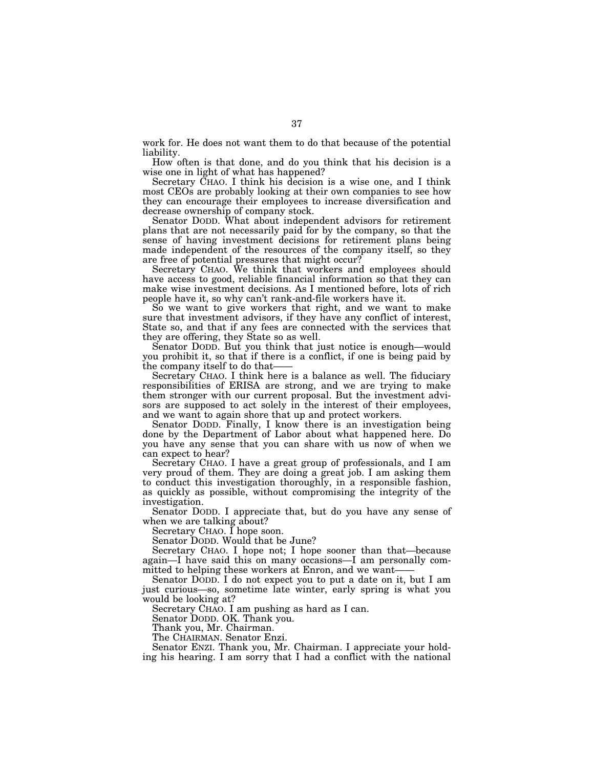work for. He does not want them to do that because of the potential liability.

How often is that done, and do you think that his decision is a wise one in light of what has happened?

Secretary CHAO. I think his decision is a wise one, and I think most CEOs are probably looking at their own companies to see how they can encourage their employees to increase diversification and decrease ownership of company stock.

Senator DODD. What about independent advisors for retirement plans that are not necessarily paid for by the company, so that the sense of having investment decisions for retirement plans being made independent of the resources of the company itself, so they are free of potential pressures that might occur?

Secretary CHAO. We think that workers and employees should have access to good, reliable financial information so that they can make wise investment decisions. As I mentioned before, lots of rich people have it, so why can't rank-and-file workers have it.

So we want to give workers that right, and we want to make sure that investment advisors, if they have any conflict of interest, State so, and that if any fees are connected with the services that they are offering, they State so as well.

Senator DODD. But you think that just notice is enough—would you prohibit it, so that if there is a conflict, if one is being paid by the company itself to do that——

Secretary CHAO. I think here is a balance as well. The fiduciary responsibilities of ERISA are strong, and we are trying to make them stronger with our current proposal. But the investment advisors are supposed to act solely in the interest of their employees, and we want to again shore that up and protect workers.

Senator DODD. Finally, I know there is an investigation being done by the Department of Labor about what happened here. Do you have any sense that you can share with us now of when we can expect to hear?

Secretary CHAO. I have a great group of professionals, and I am very proud of them. They are doing a great job. I am asking them to conduct this investigation thoroughly, in a responsible fashion, as quickly as possible, without compromising the integrity of the investigation.

Senator DODD. I appreciate that, but do you have any sense of when we are talking about?

Secretary CHAO. I hope soon.

Senator DODD. Would that be June?

Secretary CHAO. I hope not; I hope sooner than that—because again—I have said this on many occasions—I am personally committed to helping these workers at Enron, and we want——

Senator DODD. I do not expect you to put a date on it, but I am just curious—so, sometime late winter, early spring is what you would be looking at?

Secretary CHAO. I am pushing as hard as I can.

Senator DODD. OK. Thank you.

Thank you, Mr. Chairman.

The CHAIRMAN. Senator Enzi.

Senator ENZI. Thank you, Mr. Chairman. I appreciate your holding his hearing. I am sorry that I had a conflict with the national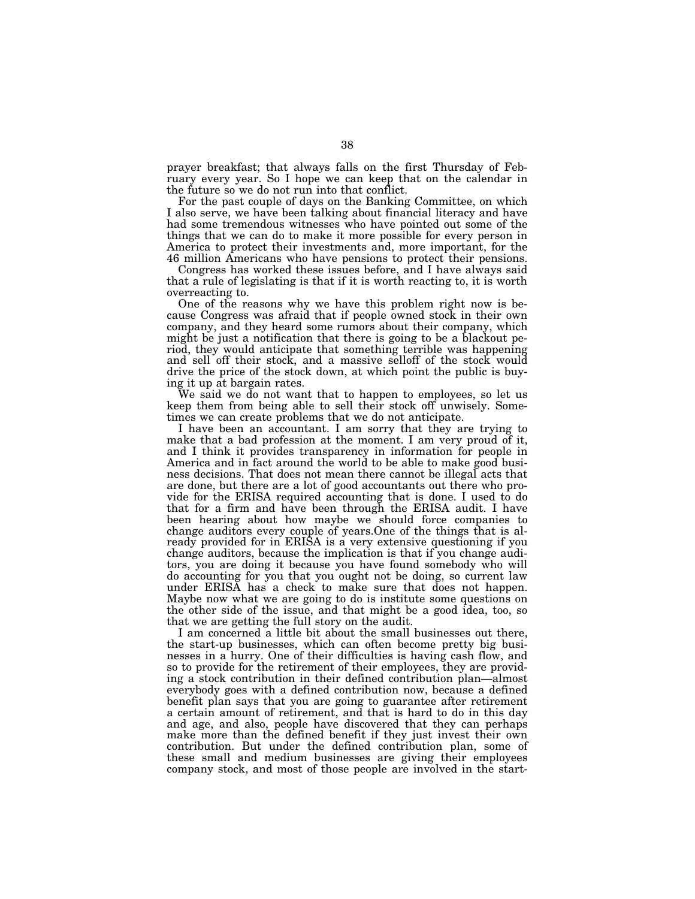prayer breakfast; that always falls on the first Thursday of February every year. So I hope we can keep that on the calendar in the future so we do not run into that conflict.

For the past couple of days on the Banking Committee, on which I also serve, we have been talking about financial literacy and have had some tremendous witnesses who have pointed out some of the things that we can do to make it more possible for every person in America to protect their investments and, more important, for the 46 million Americans who have pensions to protect their pensions.

Congress has worked these issues before, and I have always said that a rule of legislating is that if it is worth reacting to, it is worth overreacting to.

One of the reasons why we have this problem right now is because Congress was afraid that if people owned stock in their own company, and they heard some rumors about their company, which might be just a notification that there is going to be a blackout period, they would anticipate that something terrible was happening and sell off their stock, and a massive selloff of the stock would drive the price of the stock down, at which point the public is buying it up at bargain rates.

We said we do not want that to happen to employees, so let us keep them from being able to sell their stock off unwisely. Sometimes we can create problems that we do not anticipate.

I have been an accountant. I am sorry that they are trying to make that a bad profession at the moment. I am very proud of it, and I think it provides transparency in information for people in America and in fact around the world to be able to make good business decisions. That does not mean there cannot be illegal acts that are done, but there are a lot of good accountants out there who provide for the ERISA required accounting that is done. I used to do that for a firm and have been through the ERISA audit. I have been hearing about how maybe we should force companies to change auditors every couple of years.One of the things that is already provided for in ERISA is a very extensive questioning if you change auditors, because the implication is that if you change auditors, you are doing it because you have found somebody who will do accounting for you that you ought not be doing, so current law under ERISA has a check to make sure that does not happen. Maybe now what we are going to do is institute some questions on the other side of the issue, and that might be a good idea, too, so that we are getting the full story on the audit.

I am concerned a little bit about the small businesses out there, the start-up businesses, which can often become pretty big businesses in a hurry. One of their difficulties is having cash flow, and so to provide for the retirement of their employees, they are providing a stock contribution in their defined contribution plan—almost everybody goes with a defined contribution now, because a defined benefit plan says that you are going to guarantee after retirement a certain amount of retirement, and that is hard to do in this day and age, and also, people have discovered that they can perhaps make more than the defined benefit if they just invest their own contribution. But under the defined contribution plan, some of these small and medium businesses are giving their employees company stock, and most of those people are involved in the start-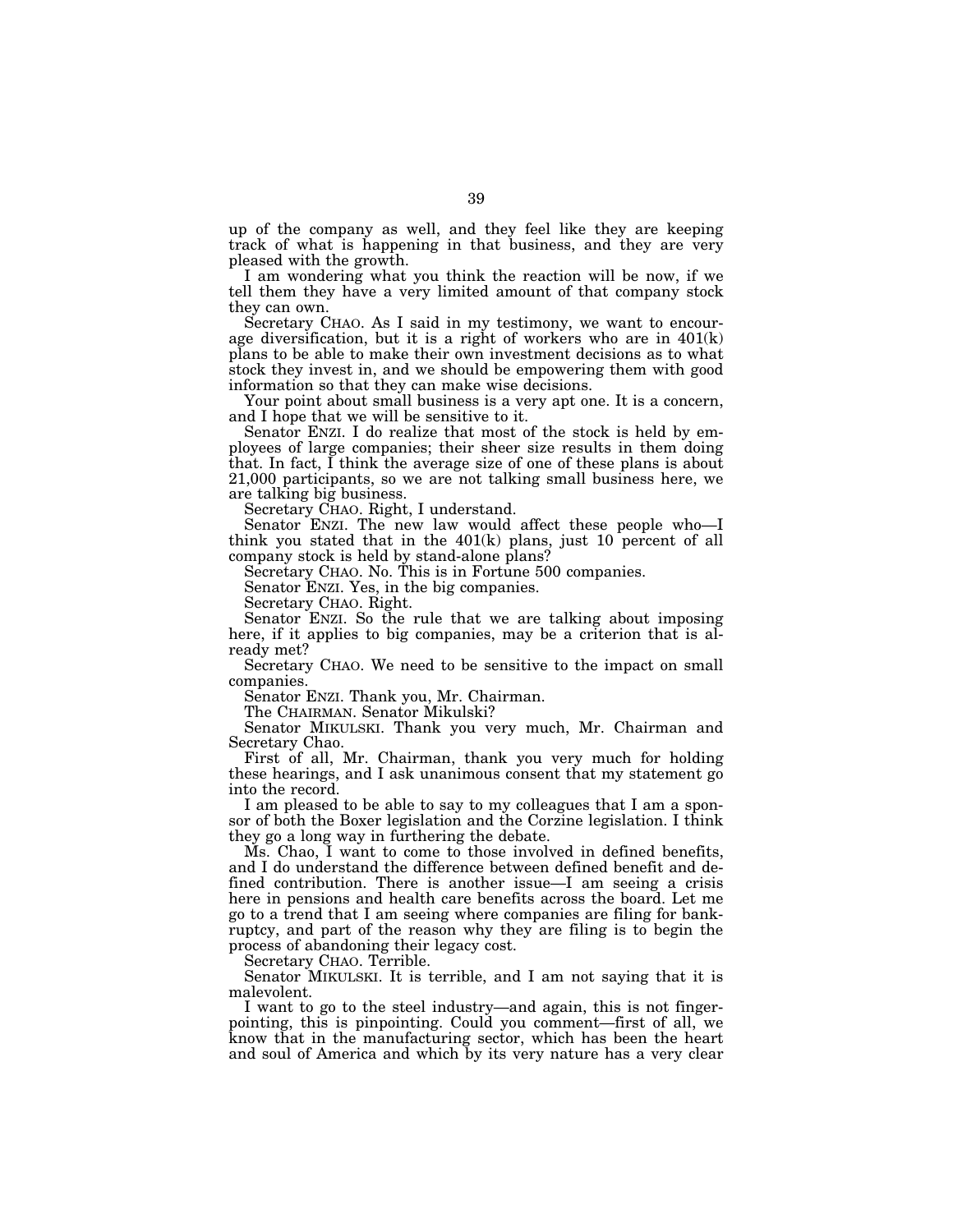up of the company as well, and they feel like they are keeping track of what is happening in that business, and they are very pleased with the growth.

I am wondering what you think the reaction will be now, if we tell them they have a very limited amount of that company stock they can own.

Secretary CHAO. As I said in my testimony, we want to encourage diversification, but it is a right of workers who are in 401(k) plans to be able to make their own investment decisions as to what stock they invest in, and we should be empowering them with good information so that they can make wise decisions.

Your point about small business is a very apt one. It is a concern, and I hope that we will be sensitive to it.

Senator ENZI. I do realize that most of the stock is held by employees of large companies; their sheer size results in them doing that. In fact, I think the average size of one of these plans is about 21,000 participants, so we are not talking small business here, we are talking big business.

Secretary CHAO. Right, I understand.

Senator ENZI. The new law would affect these people who—I think you stated that in the 401(k) plans, just 10 percent of all company stock is held by stand-alone plans?

Secretary CHAO. No. This is in Fortune 500 companies.

Senator ENZI. Yes, in the big companies.

Secretary CHAO. Right.

Senator ENZI. So the rule that we are talking about imposing here, if it applies to big companies, may be a criterion that is already met?

Secretary CHAO. We need to be sensitive to the impact on small companies.

Senator ENZI. Thank you, Mr. Chairman.

The CHAIRMAN. Senator Mikulski?

Senator MIKULSKI. Thank you very much, Mr. Chairman and Secretary Chao.

First of all, Mr. Chairman, thank you very much for holding these hearings, and I ask unanimous consent that my statement go into the record.

I am pleased to be able to say to my colleagues that I am a sponsor of both the Boxer legislation and the Corzine legislation. I think they go a long way in furthering the debate.

Ms. Chao, I want to come to those involved in defined benefits, and I do understand the difference between defined benefit and defined contribution. There is another issue—I am seeing a crisis here in pensions and health care benefits across the board. Let me go to a trend that I am seeing where companies are filing for bankruptcy, and part of the reason why they are filing is to begin the process of abandoning their legacy cost.

Secretary CHAO. Terrible.

Senator MIKULSKI. It is terrible, and I am not saying that it is malevolent.

I want to go to the steel industry—and again, this is not finger-pointing, this is pinpointing. Could you comment—first of all, we know that in the manufacturing sector, which has been the heart and soul of America and which by its very nature has a very clear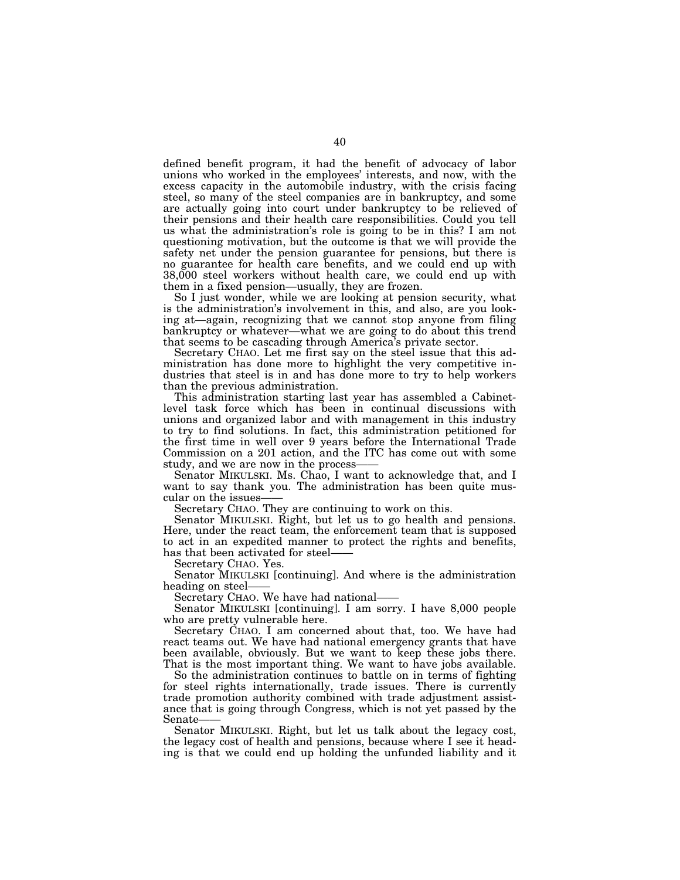defined benefit program, it had the benefit of advocacy of labor unions who worked in the employees' interests, and now, with the excess capacity in the automobile industry, with the crisis facing steel, so many of the steel companies are in bankruptcy, and some are actually going into court under bankruptcy to be relieved of their pensions and their health care responsibilities. Could you tell us what the administration's role is going to be in this? I am not questioning motivation, but the outcome is that we will provide the safety net under the pension guarantee for pensions, but there is no guarantee for health care benefits, and we could end up with 38,000 steel workers without health care, we could end up with them in a fixed pension—usually, they are frozen.

So I just wonder, while we are looking at pension security, what is the administration's involvement in this, and also, are you looking at—again, recognizing that we cannot stop anyone from filing bankruptcy or whatever—what we are going to do about this trend that seems to be cascading through America's private sector.

Secretary CHAO. Let me first say on the steel issue that this administration has done more to highlight the very competitive industries that steel is in and has done more to try to help workers than the previous administration.

This administration starting last year has assembled a Cabinet-level task force which has been in continual discussions with unions and organized labor and with management in this industry to try to find solutions. In fact, this administration petitioned for the first time in well over 9 years before the International Trade Commission on a 201 action, and the ITC has come out with some study, and we are now in the process——

Senator MIKULSKI. Ms. Chao, I want to acknowledge that, and I want to say thank you. The administration has been quite muscular on the issues——

Secretary CHAO. They are continuing to work on this.

Senator MIKULSKI. Right, but let us to go health and pensions. Here, under the react team, the enforcement team that is supposed to act in an expedited manner to protect the rights and benefits, has that been activated for steel——

Secretary CHAO. Yes.

Senator MIKULSKI [continuing]. And where is the administration heading on steel——

Secretary CHAO. We have had national——

Senator MIKULSKI [continuing]. I am sorry. I have 8,000 people who are pretty vulnerable here.

Secretary CHAO. I am concerned about that, too. We have had react teams out. We have had national emergency grants that have been available, obviously. But we want to keep these jobs there. That is the most important thing. We want to have jobs available.

So the administration continues to battle on in terms of fighting for steel rights internationally, trade issues. There is currently trade promotion authority combined with trade adjustment assistance that is going through Congress, which is not yet passed by the Senate——

Senator MIKULSKI. Right, but let us talk about the legacy cost, the legacy cost of health and pensions, because where I see it heading is that we could end up holding the unfunded liability and it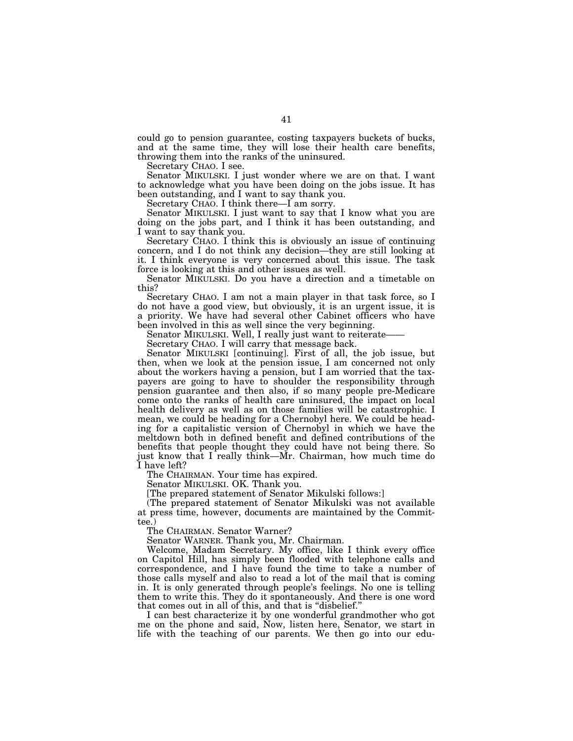could go to pension guarantee, costing taxpayers buckets of bucks, and at the same time, they will lose their health care benefits, throwing them into the ranks of the uninsured.

Secretary CHAO. I see.

Senator MIKULSKI. I just wonder where we are on that. I want to acknowledge what you have been doing on the jobs issue. It has been outstanding, and I want to say thank you.

Secretary CHAO. I think there—I am sorry.

Senator MIKULSKI. I just want to say that I know what you are doing on the jobs part, and I think it has been outstanding, and I want to say thank you.

Secretary CHAO. I think this is obviously an issue of continuing concern, and I do not think any decision—they are still looking at it. I think everyone is very concerned about this issue. The task force is looking at this and other issues as well.

Senator MIKULSKI. Do you have a direction and a timetable on this?

Secretary CHAO. I am not a main player in that task force, so I do not have a good view, but obviously, it is an urgent issue, it is a priority. We have had several other Cabinet officers who have been involved in this as well since the very beginning.

Senator MIKULSKI. Well, I really just want to reiterate——

Secretary CHAO. I will carry that message back.

Senator MIKULSKI [continuing]. First of all, the job issue, but then, when we look at the pension issue, I am concerned not only about the workers having a pension, but I am worried that the taxpayers are going to have to shoulder the responsibility through pension guarantee and then also, if so many people pre-Medicare come onto the ranks of health care uninsured, the impact on local health delivery as well as on those families will be catastrophic. I mean, we could be heading for a Chernobyl here. We could be heading for a capitalistic version of Chernobyl in which we have the meltdown both in defined benefit and defined contributions of the benefits that people thought they could have not being there. So just know that I really think—Mr. Chairman, how much time do I have left?

The CHAIRMAN. Your time has expired.

Senator MIKULSKI. OK. Thank you.

[The prepared statement of Senator Mikulski follows:]

(The prepared statement of Senator Mikulski was not available at press time, however, documents are maintained by the Committee.)

The CHAIRMAN. Senator Warner?

Senator WARNER. Thank you, Mr. Chairman.

Welcome, Madam Secretary. My office, like I think every office on Capitol Hill, has simply been flooded with telephone calls and correspondence, and I have found the time to take a number of those calls myself and also to read a lot of the mail that is coming in. It is only generated through people's feelings. No one is telling them to write this. They do it spontaneously. And there is one word that comes out in all of this, and that is "disbelief."

I can best characterize it by one wonderful grandmother who got me on the phone and said, Now, listen here, Senator, we start in life with the teaching of our parents. We then go into our edu-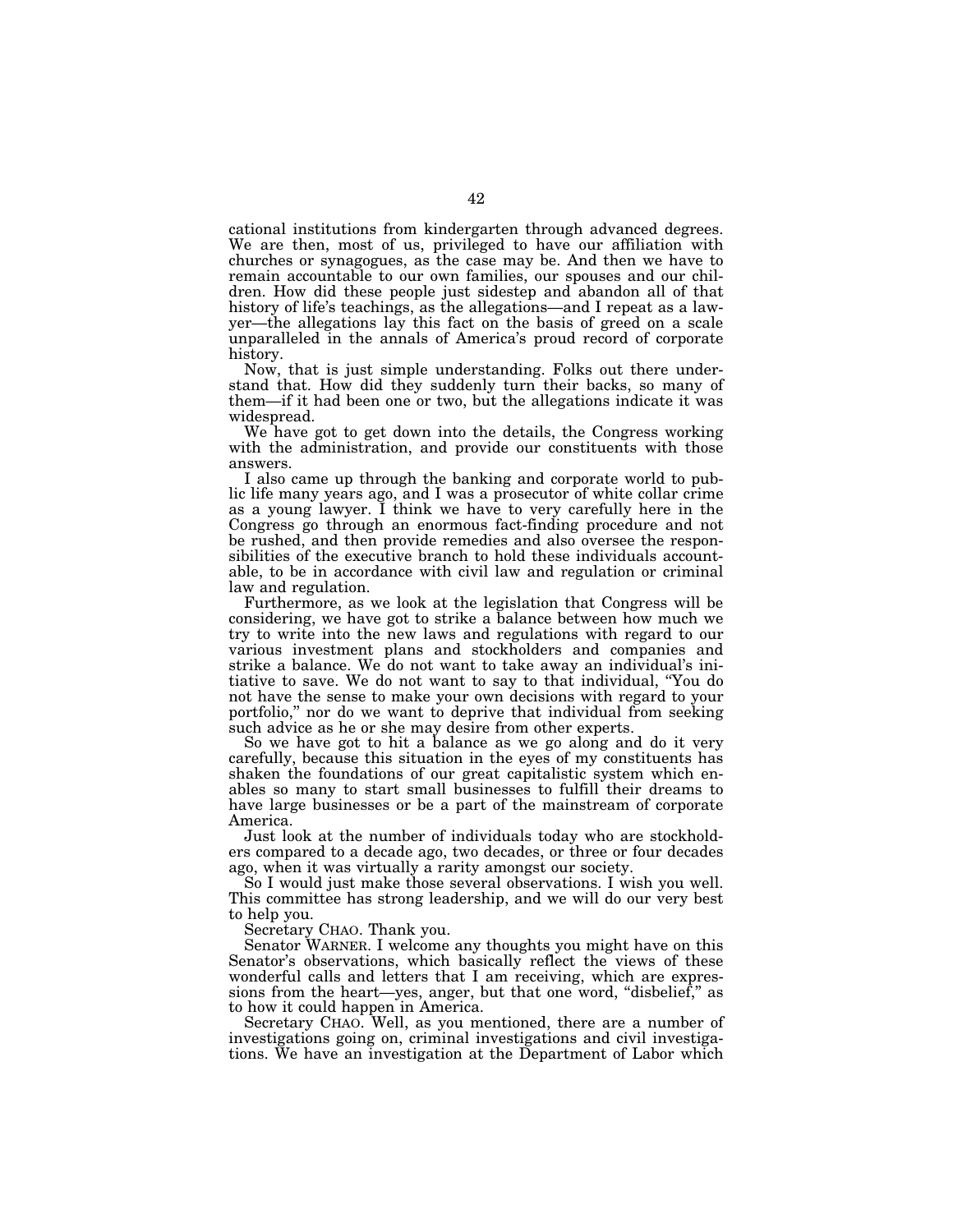cational institutions from kindergarten through advanced degrees. We are then, most of us, privileged to have our affiliation with churches or synagogues, as the case may be. And then we have to remain accountable to our own families, our spouses and our children. How did these people just sidestep and abandon all of that history of life's teachings, as the allegations—and I repeat as a lawyer—the allegations lay this fact on the basis of greed on a scale unparalleled in the annals of America's proud record of corporate history.

Now, that is just simple understanding. Folks out there understand that. How did they suddenly turn their backs, so many of them—if it had been one or two, but the allegations indicate it was widespread.

We have got to get down into the details, the Congress working with the administration, and provide our constituents with those answers.

I also came up through the banking and corporate world to public life many years ago, and I was a prosecutor of white collar crime as a young lawyer. I think we have to very carefully here in the Congress go through an enormous fact-finding procedure and not be rushed, and then provide remedies and also oversee the responsibilities of the executive branch to hold these individuals accountable, to be in accordance with civil law and regulation or criminal law and regulation.

Furthermore, as we look at the legislation that Congress will be considering, we have got to strike a balance between how much we try to write into the new laws and regulations with regard to our various investment plans and stockholders and companies and strike a balance. We do not want to take away an individual's initiative to save. We do not want to say to that individual, "You do not have the sense to make your own decisions with regard to your portfolio," nor do we want to deprive that individual from seeking such advice as he or she may desire from other experts.

So we have got to hit a balance as we go along and do it very carefully, because this situation in the eyes of my constituents has shaken the foundations of our great capitalistic system which enables so many to start small businesses to fulfill their dreams to have large businesses or be a part of the mainstream of corporate America.

Just look at the number of individuals today who are stockholders compared to a decade ago, two decades, or three or four decades ago, when it was virtually a rarity amongst our society.

So I would just make those several observations. I wish you well. This committee has strong leadership, and we will do our very best to help you.

Secretary CHAO. Thank you.

Senator WARNER. I welcome any thoughts you might have on this Senator's observations, which basically reflect the views of these wonderful calls and letters that I am receiving, which are expressions from the heart—yes, anger, but that one word, "disbelief," as to how it could happen in America.

Secretary CHAO. Well, as you mentioned, there are a number of investigations going on, criminal investigations and civil investigations. We have an investigation at the Department of Labor which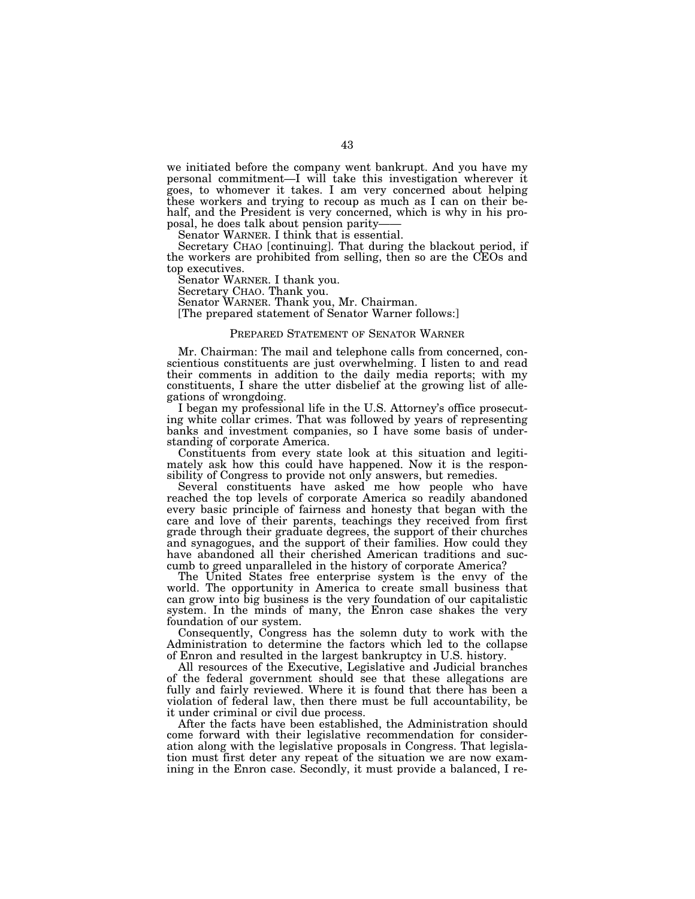we initiated before the company went bankrupt. And you have my personal commitment—I will take this investigation wherever it goes, to whomever it takes. I am very concerned about helping these workers and trying to recoup as much as I can on their behalf, and the President is very concerned, which is why in his proposal, he does talk about pension parity——

Senator WARNER. I think that is essential.

Secretary CHAO [continuing]. That during the blackout period, if the workers are prohibited from selling, then so are the CEOs and top executives.

Senator WARNER. I thank you.

Secretary CHAO. Thank you.

Senator WARNER. Thank you, Mr. Chairman.

[The prepared statement of Senator Warner follows:]

PREPARED STATEMENT OF SENATOR WARNER

Mr. Chairman: The mail and telephone calls from concerned, conscientious constituents are just overwhelming. I listen to and read their comments in addition to the daily media reports; with my constituents, I share the utter disbelief at the growing list of allegations of wrongdoing.

I began my professional life in the U.S. Attorney's office prosecuting white collar crimes. That was followed by years of representing banks and investment companies, so I have some basis of understanding of corporate America.

Constituents from every state look at this situation and legitimately ask how this could have happened. Now it is the responsibility of Congress to provide not only answers, but remedies.

Several constituents have asked me how people who have reached the top levels of corporate America so readily abandoned every basic principle of fairness and honesty that began with the care and love of their parents, teachings they received from first grade through their graduate degrees, the support of their churches and synagogues, and the support of their families. How could they have abandoned all their cherished American traditions and succumb to greed unparalleled in the history of corporate America?

The United States free enterprise system is the envy of the world. The opportunity in America to create small business that can grow into big business is the very foundation of our capitalistic system. In the minds of many, the Enron case shakes the very foundation of our system.

Consequently, Congress has the solemn duty to work with the Administration to determine the factors which led to the collapse of Enron and resulted in the largest bankruptcy in U.S. history.

All resources of the Executive, Legislative and Judicial branches of the federal government should see that these allegations are fully and fairly reviewed. Where it is found that there has been a violation of federal law, then there must be full accountability, be it under criminal or civil due process.

After the facts have been established, the Administration should come forward with their legislative recommendation for consideration along with the legislative proposals in Congress. That legislation must first deter any repeat of the situation we are now examining in the Enron case. Secondly, it must provide a balanced, I re-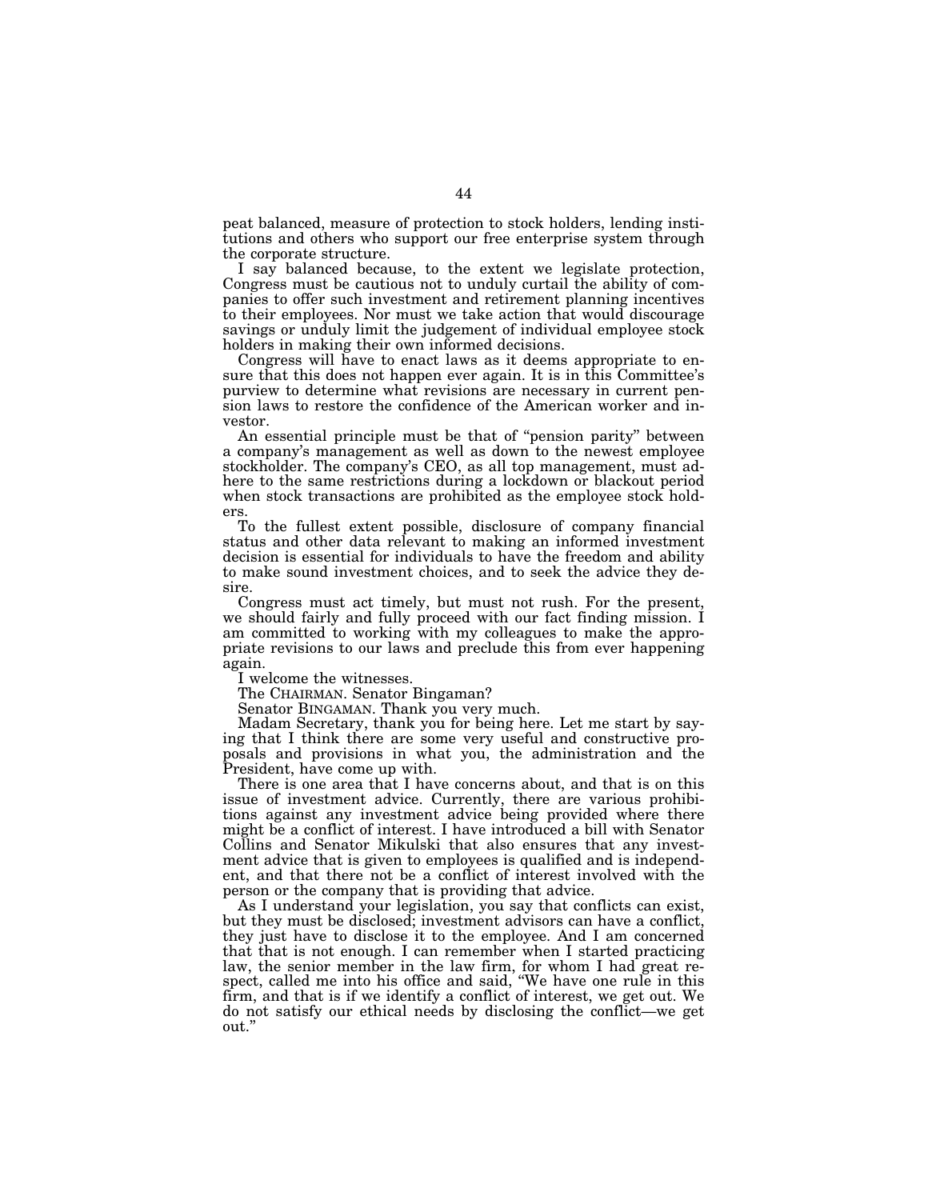peat balanced, measure of protection to stock holders, lending institutions and others who support our free enterprise system through the corporate structure.

I say balanced because, to the extent we legislate protection, Congress must be cautious not to unduly curtail the ability of companies to offer such investment and retirement planning incentives to their employees. Nor must we take action that would discourage savings or unduly limit the judgement of individual employee stock holders in making their own informed decisions.

Congress will have to enact laws as it deems appropriate to ensure that this does not happen ever again. It is in this Committee's purview to determine what revisions are necessary in current pension laws to restore the confidence of the American worker and investor.

An essential principle must be that of "pension parity" between a company's management as well as down to the newest employee stockholder. The company's CEO, as all top management, must adhere to the same restrictions during a lockdown or blackout period when stock transactions are prohibited as the employee stock holders.

To the fullest extent possible, disclosure of company financial status and other data relevant to making an informed investment decision is essential for individuals to have the freedom and ability to make sound investment choices, and to seek the advice they desire.

Congress must act timely, but must not rush. For the present, we should fairly and fully proceed with our fact finding mission. I am committed to working with my colleagues to make the appropriate revisions to our laws and preclude this from ever happening again.

I welcome the witnesses.

The CHAIRMAN. Senator Bingaman?

Senator BINGAMAN. Thank you very much.

Madam Secretary, thank you for being here. Let me start by saying that I think there are some very useful and constructive proposals and provisions in what you, the administration and the President, have come up with.

There is one area that I have concerns about, and that is on this issue of investment advice. Currently, there are various prohibitions against any investment advice being provided where there might be a conflict of interest. I have introduced a bill with Senator Collins and Senator Mikulski that also ensures that any investment advice that is given to employees is qualified and is independent, and that there not be a conflict of interest involved with the person or the company that is providing that advice.

As I understand your legislation, you say that conflicts can exist, but they must be disclosed; investment advisors can have a conflict, they just have to disclose it to the employee. And I am concerned that that is not enough. I can remember when I started practicing law, the senior member in the law firm, for whom I had great respect, called me into his office and said, "We have one rule in this firm, and that is if we identify a conflict of interest, we get out. We do not satisfy our ethical needs by disclosing the conflict—we get out."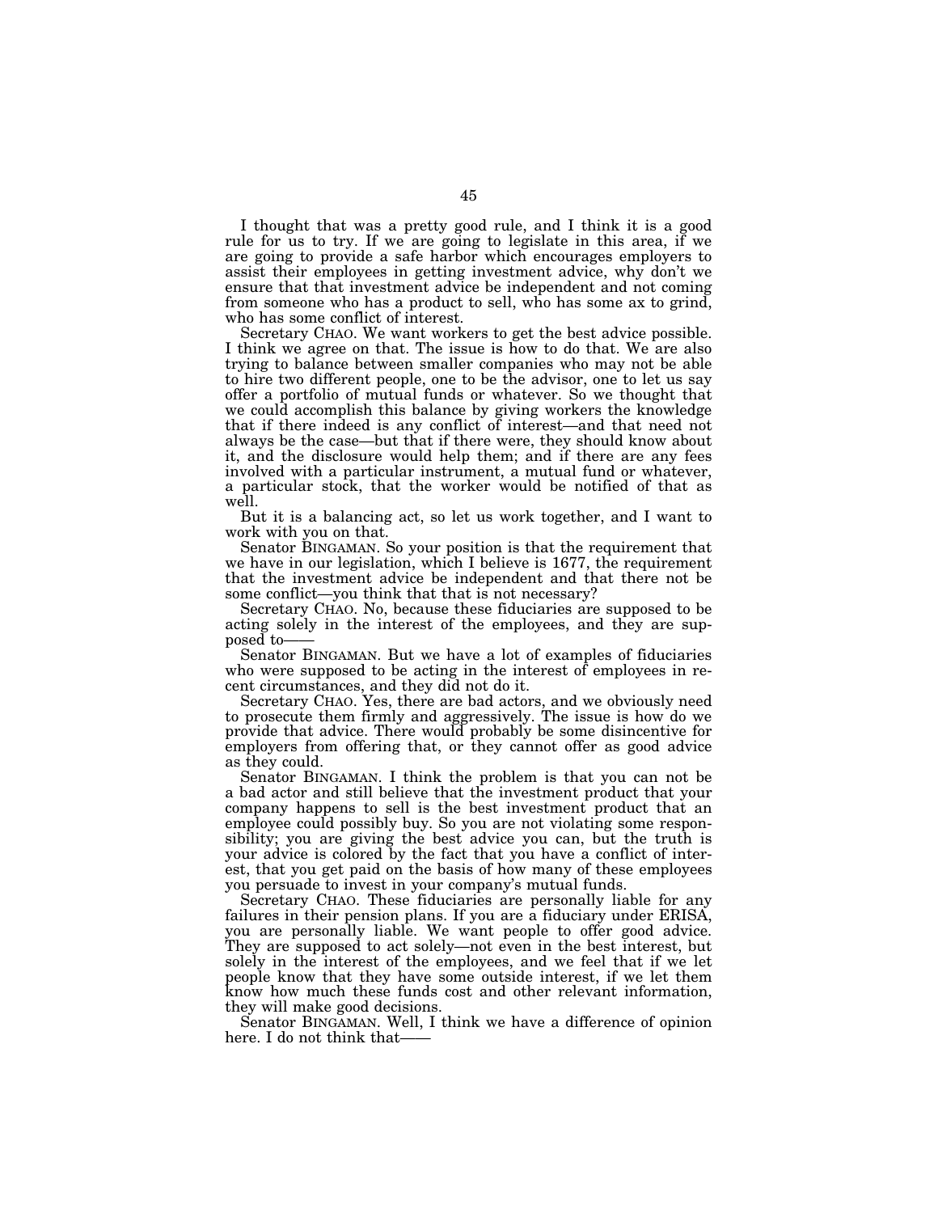I thought that was a pretty good rule, and I think it is a good rule for us to try. If we are going to legislate in this area, if we are going to provide a safe harbor which encourages employers to assist their employees in getting investment advice, why don't we ensure that that investment advice be independent and not coming from someone who has a product to sell, who has some ax to grind, who has some conflict of interest.

Secretary CHAO. We want workers to get the best advice possible. I think we agree on that. The issue is how to do that. We are also trying to balance between smaller companies who may not be able to hire two different people, one to be the advisor, one to let us say offer a portfolio of mutual funds or whatever. So we thought that we could accomplish this balance by giving workers the knowledge that if there indeed is any conflict of interest—and that need not always be the case—but that if there were, they should know about it, and the disclosure would help them; and if there are any fees involved with a particular instrument, a mutual fund or whatever, a particular stock, that the worker would be notified of that as well.

But it is a balancing act, so let us work together, and I want to work with you on that.

Senator BINGAMAN. So your position is that the requirement that we have in our legislation, which I believe is 1677, the requirement that the investment advice be independent and that there not be some conflict—you think that that is not necessary?

Secretary CHAO. No, because these fiduciaries are supposed to be acting solely in the interest of the employees, and they are supposed to——

Senator BINGAMAN. But we have a lot of examples of fiduciaries who were supposed to be acting in the interest of employees in recent circumstances, and they did not do it.

Secretary CHAO. Yes, there are bad actors, and we obviously need to prosecute them firmly and aggressively. The issue is how do we provide that advice. There would probably be some disincentive for employers from offering that, or they cannot offer as good advice as they could.

Senator BINGAMAN. I think the problem is that you can not be a bad actor and still believe that the investment product that your company happens to sell is the best investment product that an employee could possibly buy. So you are not violating some responsibility; you are giving the best advice you can, but the truth is your advice is colored by the fact that you have a conflict of interest, that you get paid on the basis of how many of these employees you persuade to invest in your company's mutual funds.

Secretary CHAO. These fiduciaries are personally liable for any failures in their pension plans. If you are a fiduciary under ERISA, you are personally liable. We want people to offer good advice. They are supposed to act solely—not even in the best interest, but solely in the interest of the employees, and we feel that if we let people know that they have some outside interest, if we let them know how much these funds cost and other relevant information, they will make good decisions.

Senator BINGAMAN. Well, I think we have a difference of opinion here. I do not think that——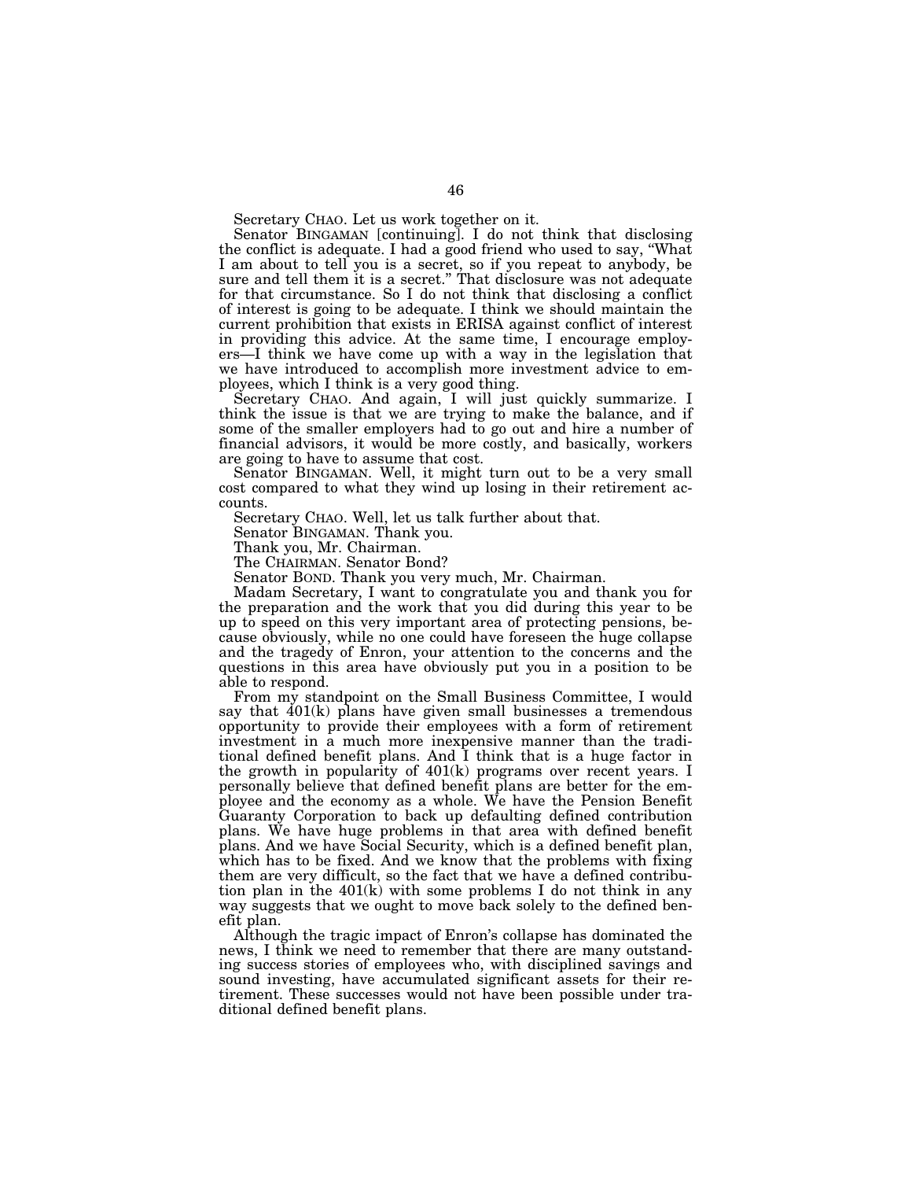Secretary CHAO. Let us work together on it.

Senator BINGAMAN [continuing]. I do not think that disclosing the conflict is adequate. I had a good friend who used to say, "What I am about to tell you is a secret, so if you repeat to anybody, be sure and tell them it is a secret." That disclosure was not adequate for that circumstance. So I do not think that disclosing a conflict of interest is going to be adequate. I think we should maintain the current prohibition that exists in ERISA against conflict of interest in providing this advice. At the same time, I encourage employers—I think we have come up with a way in the legislation that we have introduced to accomplish more investment advice to employees, which I think is a very good thing.

Secretary CHAO. And again, I will just quickly summarize. I think the issue is that we are trying to make the balance, and if some of the smaller employers had to go out and hire a number of financial advisors, it would be more costly, and basically, workers are going to have to assume that cost.

Senator BINGAMAN. Well, it might turn out to be a very small cost compared to what they wind up losing in their retirement accounts.

Secretary CHAO. Well, let us talk further about that.

Senator BINGAMAN. Thank you.

Thank you, Mr. Chairman.

The CHAIRMAN. Senator Bond?

Senator BOND. Thank you very much, Mr. Chairman.

Madam Secretary, I want to congratulate you and thank you for the preparation and the work that you did during this year to be up to speed on this very important area of protecting pensions, because obviously, while no one could have foreseen the huge collapse and the tragedy of Enron, your attention to the concerns and the questions in this area have obviously put you in a position to be able to respond.

From my standpoint on the Small Business Committee, I would say that 401(k) plans have given small businesses a tremendous opportunity to provide their employees with a form of retirement investment in a much more inexpensive manner than the traditional defined benefit plans. And I think that is a huge factor in the growth in popularity of 401(k) programs over recent years. I personally believe that defined benefit plans are better for the employee and the economy as a whole. We have the Pension Benefit Guaranty Corporation to back up defaulting defined contribution plans. We have huge problems in that area with defined benefit plans. And we have Social Security, which is a defined benefit plan, which has to be fixed. And we know that the problems with fixing them are very difficult, so the fact that we have a defined contribution plan in the 401(k) with some problems I do not think in any way suggests that we ought to move back solely to the defined benefit plan.

Although the tragic impact of Enron's collapse has dominated the news, I think we need to remember that there are many outstanding success stories of employees who, with disciplined savings and sound investing, have accumulated significant assets for their retirement. These successes would not have been possible under traditional defined benefit plans.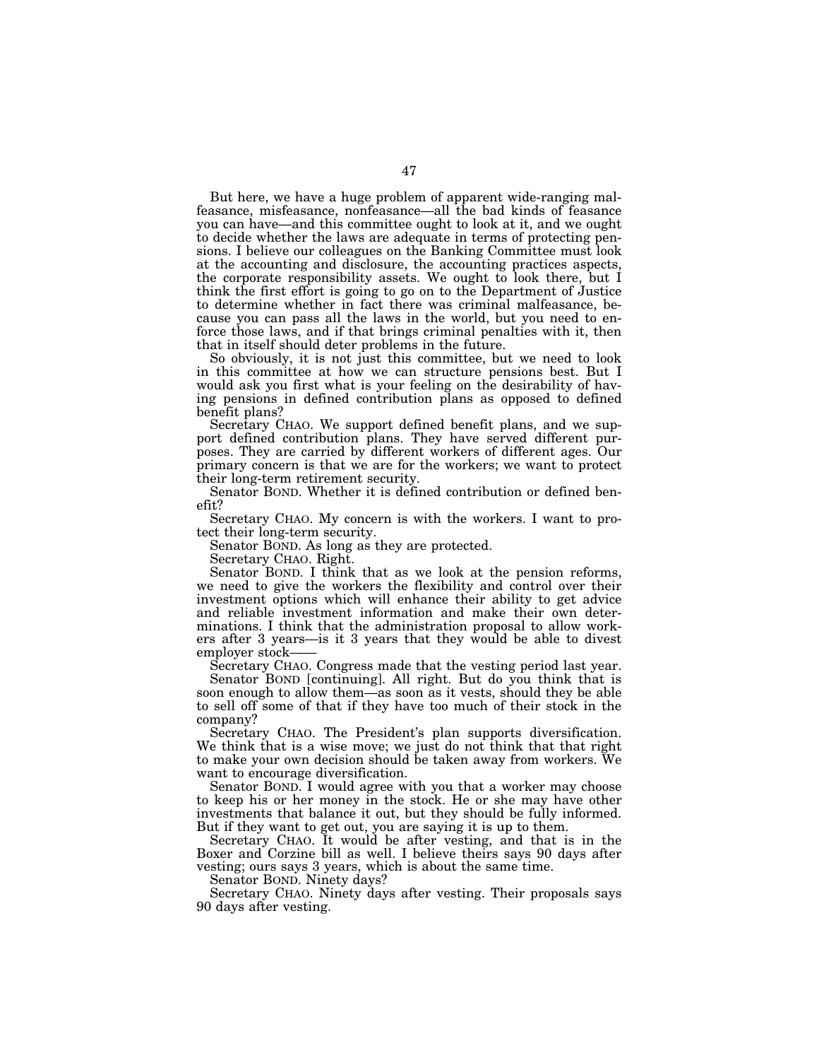But here, we have a huge problem of apparent wide-ranging malfeasance, misfeasance, nonfeasance—all the bad kinds of feasance you can have—and this committee ought to look at it, and we ought to decide whether the laws are adequate in terms of protecting pensions. I believe our colleagues on the Banking Committee must look at the accounting and disclosure, the accounting practices aspects, the corporate responsibility assets. We ought to look there, but I think the first effort is going to go on to the Department of Justice to determine whether in fact there was criminal malfeasance, because you can pass all the laws in the world, but you need to enforce those laws, and if that brings criminal penalties with it, then that in itself should deter problems in the future.

So obviously, it is not just this committee, but we need to look in this committee at how we can structure pensions best. But I would ask you first what is your feeling on the desirability of having pensions in defined contribution plans as opposed to defined benefit plans?

Secretary CHAO. We support defined benefit plans, and we support defined contribution plans. They have served different purposes. They are carried by different workers of different ages. Our primary concern is that we are for the workers; we want to protect their long-term retirement security.

Senator BOND. Whether it is defined contribution or defined benefit?

Secretary CHAO. My concern is with the workers. I want to protect their long-term security.

Senator BOND. As long as they are protected.

Secretary CHAO. Right.

Senator BOND. I think that as we look at the pension reforms, we need to give the workers the flexibility and control over their investment options which will enhance their ability to get advice and reliable investment information and make their own determinations. I think that the administration proposal to allow workers after 3 years—is it 3 years that they would be able to divest employer stock——

Secretary CHAO. Congress made that the vesting period last year.

Senator BOND [continuing]. All right. But do you think that is soon enough to allow them—as soon as it vests, should they be able to sell off some of that if they have too much of their stock in the company?

Secretary CHAO. The President's plan supports diversification. We think that is a wise move; we just do not think that that right to make your own decision should be taken away from workers. We want to encourage diversification.

Senator BOND. I would agree with you that a worker may choose to keep his or her money in the stock. He or she may have other investments that balance it out, but they should be fully informed. But if they want to get out, you are saying it is up to them.

Secretary CHAO. It would be after vesting, and that is in the Boxer and Corzine bill as well. I believe theirs says 90 days after vesting; ours says 3 years, which is about the same time.

Senator BOND. Ninety days?

Secretary CHAO. Ninety days after vesting. Their proposals says 90 days after vesting.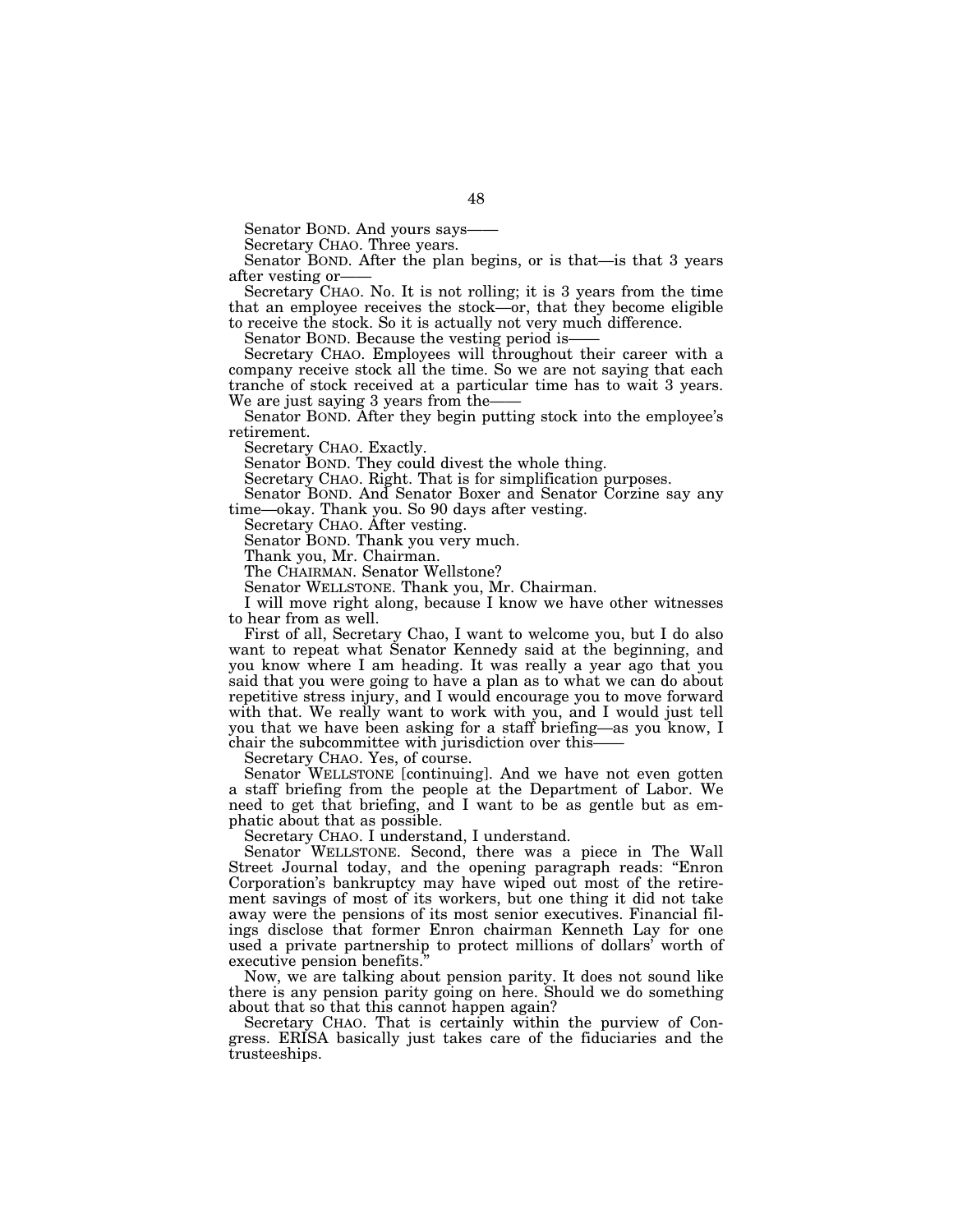Senator BOND. And yours says——

Secretary CHAO. Three years.

Senator BOND. After the plan begins, or is that—is that 3 years after vesting or——

Secretary CHAO. No. It is not rolling; it is 3 years from the time that an employee receives the stock—or, that they become eligible to receive the stock. So it is actually not very much difference.

Senator BOND. Because the vesting period is——

Secretary CHAO. Employees will throughout their career with a company receive stock all the time. So we are not saying that each tranche of stock received at a particular time has to wait 3 years. We are just saying 3 years from the——

Senator BOND. After they begin putting stock into the employee's retirement.

Secretary CHAO. Exactly.

Senator BOND. They could divest the whole thing.

Secretary CHAO. Right. That is for simplification purposes.

Senator BOND. And Senator Boxer and Senator Corzine say any time—okay. Thank you. So 90 days after vesting.

Secretary CHAO. After vesting.

Senator BOND. Thank you very much.

Thank you, Mr. Chairman.

The CHAIRMAN. Senator Wellstone?

Senator WELLSTONE. Thank you, Mr. Chairman.

I will move right along, because I know we have other witnesses to hear from as well.

First of all, Secretary Chao, I want to welcome you, but I do also want to repeat what Senator Kennedy said at the beginning, and you know where I am heading. It was really a year ago that you said that you were going to have a plan as to what we can do about repetitive stress injury, and I would encourage you to move forward with that. We really want to work with you, and I would just tell you that we have been asking for a staff briefing—as you know, I chair the subcommittee with jurisdiction over this——

Secretary CHAO. Yes, of course.

Senator WELLSTONE [continuing]. And we have not even gotten a staff briefing from the people at the Department of Labor. We need to get that briefing, and I want to be as gentle but as emphatic about that as possible.

Secretary CHAO. I understand, I understand.

Senator WELLSTONE. Second, there was a piece in The Wall Street Journal today, and the opening paragraph reads: "Enron Corporation's bankruptcy may have wiped out most of the retirement savings of most of its workers, but one thing it did not take away were the pensions of its most senior executives. Financial filings disclose that former Enron chairman Kenneth Lay for one used a private partnership to protect millions of dollars' worth of executive pension benefits."

Now, we are talking about pension parity. It does not sound like there is any pension parity going on here. Should we do something about that so that this cannot happen again?

Secretary CHAO. That is certainly within the purview of Congress. ERISA basically just takes care of the fiduciaries and the trusteeships.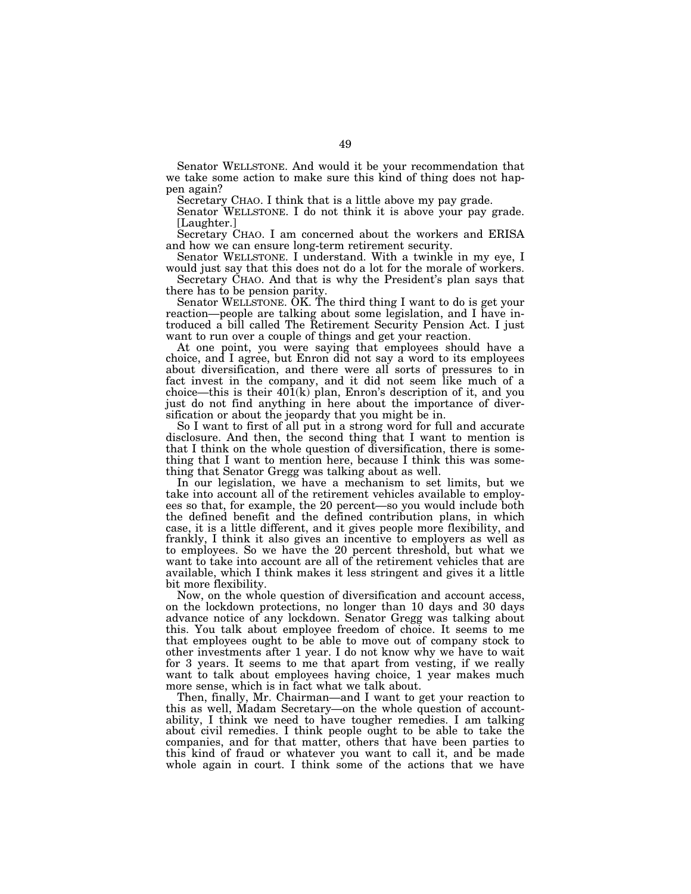Senator WELLSTONE. And would it be your recommendation that we take some action to make sure this kind of thing does not happen again?

Secretary CHAO. I think that is a little above my pay grade.

Senator WELLSTONE. I do not think it is above your pay grade. [Laughter.]

Secretary CHAO. I am concerned about the workers and ERISA and how we can ensure long-term retirement security.

Senator WELLSTONE. I understand. With a twinkle in my eye, I would just say that this does not do a lot for the morale of workers.

Secretary CHAO. And that is why the President's plan says that there has to be pension parity.

Senator WELLSTONE. OK. The third thing I want to do is get your reaction—people are talking about some legislation, and I have introduced a bill called The Retirement Security Pension Act. I just want to run over a couple of things and get your reaction.

At one point, you were saying that employees should have a choice, and I agree, but Enron did not say a word to its employees about diversification, and there were all sorts of pressures to in fact invest in the company, and it did not seem like much of a choice—this is their 401(k) plan, Enron's description of it, and you just do not find anything in here about the importance of diversification or about the jeopardy that you might be in.

So I want to first of all put in a strong word for full and accurate disclosure. And then, the second thing that I want to mention is that I think on the whole question of diversification, there is something that I want to mention here, because I think this was something that Senator Gregg was talking about as well.

In our legislation, we have a mechanism to set limits, but we take into account all of the retirement vehicles available to employees so that, for example, the 20 percent—so you would include both the defined benefit and the defined contribution plans, in which case, it is a little different, and it gives people more flexibility, and frankly, I think it also gives an incentive to employers as well as to employees. So we have the 20 percent threshold, but what we want to take into account are all of the retirement vehicles that are available, which I think makes it less stringent and gives it a little bit more flexibility.

Now, on the whole question of diversification and account access, on the lockdown protections, no longer than 10 days and 30 days advance notice of any lockdown. Senator Gregg was talking about this. You talk about employee freedom of choice. It seems to me that employees ought to be able to move out of company stock to other investments after 1 year. I do not know why we have to wait for 3 years. It seems to me that apart from vesting, if we really want to talk about employees having choice, 1 year makes much more sense, which is in fact what we talk about.

Then, finally, Mr. Chairman—and I want to get your reaction to this as well, Madam Secretary—on the whole question of accountability, I think we need to have tougher remedies. I am talking about civil remedies. I think people ought to be able to take the companies, and for that matter, others that have been parties to this kind of fraud or whatever you want to call it, and be made whole again in court. I think some of the actions that we have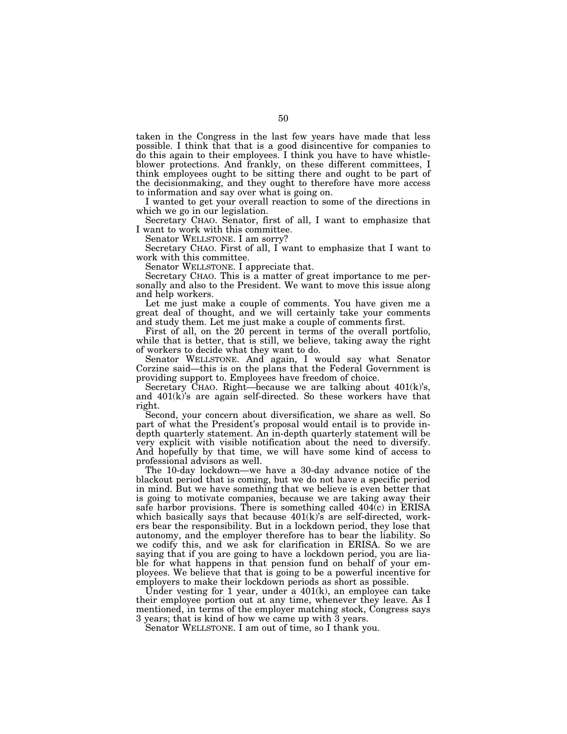taken in the Congress in the last few years have made that less possible. I think that that is a good disincentive for companies to do this again to their employees. I think you have to have whistleblower protections. And frankly, on these different committees, I think employees ought to be sitting there and ought to be part of the decisionmaking, and they ought to therefore have more access to information and say over what is going on.

I wanted to get your overall reaction to some of the directions in which we go in our legislation.

Secretary CHAO. Senator, first of all, I want to emphasize that I want to work with this committee.

Senator WELLSTONE. I am sorry?

Secretary CHAO. First of all, I want to emphasize that I want to work with this committee.

Senator WELLSTONE. I appreciate that.

Secretary CHAO. This is a matter of great importance to me personally and also to the President. We want to move this issue along and help workers.

Let me just make a couple of comments. You have given me a great deal of thought, and we will certainly take your comments and study them. Let me just make a couple of comments first.

First of all, on the 20 percent in terms of the overall portfolio, while that is better, that is still, we believe, taking away the right of workers to decide what they want to do.

Senator WELLSTONE. And again, I would say what Senator Corzine said—this is on the plans that the Federal Government is providing support to. Employees have freedom of choice.

Secretary CHAO. Right—because we are talking about 401(k)'s, and 401(k)'s are again self-directed. So these workers have that right.

Second, your concern about diversification, we share as well. So part of what the President's proposal would entail is to provide in-depth quarterly statement. An in-depth quarterly statement will be very explicit with visible notification about the need to diversify. And hopefully by that time, we will have some kind of access to professional advisors as well.

The 10-day lockdown—we have a 30-day advance notice of the blackout period that is coming, but we do not have a specific period in mind. But we have something that we believe is even better that is going to motivate companies, because we are taking away their safe harbor provisions. There is something called 404(c) in ERISA which basically says that because 401(k)'s are self-directed, workers bear the responsibility. But in a lockdown period, they lose that autonomy, and the employer therefore has to bear the liability. So we codify this, and we ask for clarification in ERISA. So we are saying that if you are going to have a lockdown period, you are liable for what happens in that pension fund on behalf of your employees. We believe that that is going to be a powerful incentive for employers to make their lockdown periods as short as possible.

Under vesting for 1 year, under a 401(k), an employee can take their employee portion out at any time, whenever they leave. As I mentioned, in terms of the employer matching stock, Congress says 3 years; that is kind of how we came up with 3 years.

Senator WELLSTONE. I am out of time, so I thank you.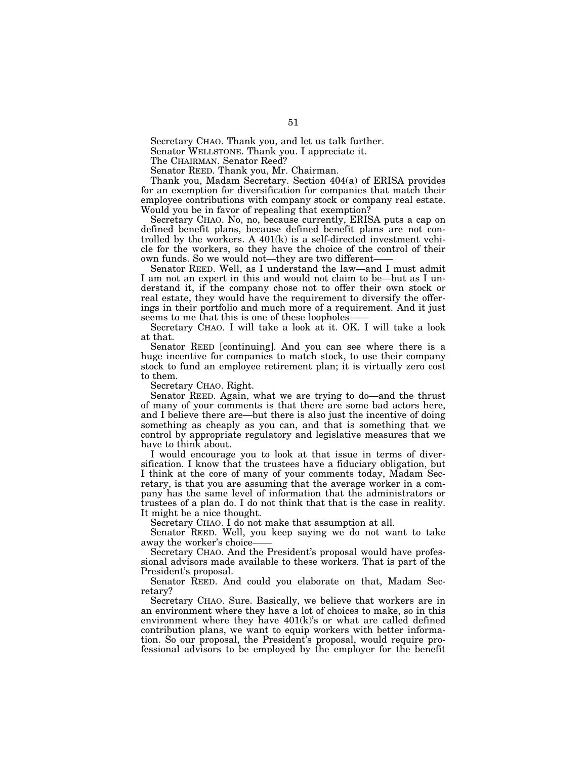Secretary CHAO. Thank you, and let us talk further.

Senator WELLSTONE. Thank you. I appreciate it.

The CHAIRMAN. Senator Reed?

Senator REED. Thank you, Mr. Chairman.

Thank you, Madam Secretary. Section 404(a) of ERISA provides for an exemption for diversification for companies that match their employee contributions with company stock or company real estate. Would you be in favor of repealing that exemption?

Secretary CHAO. No, no, because currently, ERISA puts a cap on defined benefit plans, because defined benefit plans are not controlled by the workers. A 401(k) is a self-directed investment vehicle for the workers, so they have the choice of the control of their own funds. So we would not—they are two different——

Senator REED. Well, as I understand the law—and I must admit I am not an expert in this and would not claim to be—but as I understand it, if the company chose not to offer their own stock or real estate, they would have the requirement to diversify the offerings in their portfolio and much more of a requirement. And it just seems to me that this is one of these loopholes——

Secretary CHAO. I will take a look at it. OK. I will take a look at that.

Senator REED [continuing]. And you can see where there is a huge incentive for companies to match stock, to use their company stock to fund an employee retirement plan; it is virtually zero cost to them.

Secretary CHAO. Right.

Senator REED. Again, what we are trying to do—and the thrust of many of your comments is that there are some bad actors here, and I believe there are—but there is also just the incentive of doing something as cheaply as you can, and that is something that we control by appropriate regulatory and legislative measures that we have to think about.

I would encourage you to look at that issue in terms of diversification. I know that the trustees have a fiduciary obligation, but I think at the core of many of your comments today, Madam Secretary, is that you are assuming that the average worker in a company has the same level of information that the administrators or trustees of a plan do. I do not think that that is the case in reality. It might be a nice thought.

Secretary CHAO. I do not make that assumption at all.

Senator REED. Well, you keep saying we do not want to take away the worker's choice——

Secretary CHAO. And the President's proposal would have professional advisors made available to these workers. That is part of the President's proposal.

Senator REED. And could you elaborate on that, Madam Secretary?

Secretary CHAO. Sure. Basically, we believe that workers are in an environment where they have a lot of choices to make, so in this environment where they have 401(k)'s or what are called defined contribution plans, we want to equip workers with better information. So our proposal, the President's proposal, would require professional advisors to be employed by the employer for the benefit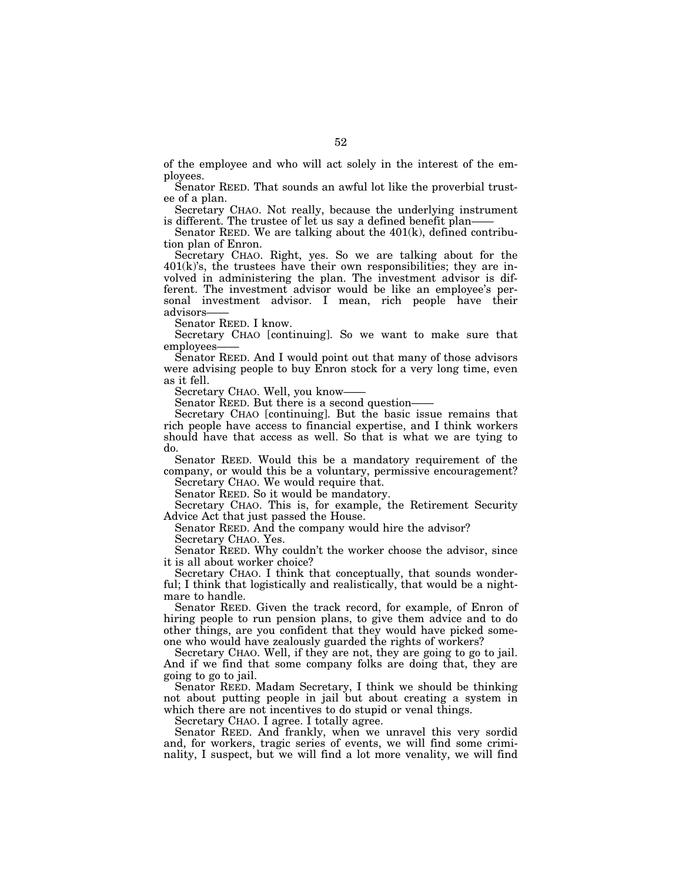of the employee and who will act solely in the interest of the employees.

Senator REED. That sounds an awful lot like the proverbial trustee of a plan.

Secretary CHAO. Not really, because the underlying instrument is different. The trustee of let us say a defined benefit plan——

Senator REED. We are talking about the 401(k), defined contribution plan of Enron.

Secretary CHAO. Right, yes. So we are talking about for the 401(k)'s, the trustees have their own responsibilities; they are involved in administering the plan. The investment advisor is different. The investment advisor would be like an employee's personal investment advisor. I mean, rich people have their advisors——

Senator REED. I know.

Secretary CHAO [continuing]. So we want to make sure that employees——

Senator REED. And I would point out that many of those advisors were advising people to buy Enron stock for a very long time, even as it fell.

Secretary CHAO. Well, you know——

Senator REED. But there is a second question——

Secretary CHAO [continuing]. But the basic issue remains that rich people have access to financial expertise, and I think workers should have that access as well. So that is what we are tying to do.

Senator REED. Would this be a mandatory requirement of the company, or would this be a voluntary, permissive encouragement?

Secretary CHAO. We would require that.

Senator REED. So it would be mandatory.

Secretary CHAO. This is, for example, the Retirement Security Advice Act that just passed the House.

Senator REED. And the company would hire the advisor?

Secretary CHAO. Yes.

Senator REED. Why couldn't the worker choose the advisor, since it is all about worker choice?

Secretary CHAO. I think that conceptually, that sounds wonderful; I think that logistically and realistically, that would be a nightmare to handle.

Senator REED. Given the track record, for example, of Enron of hiring people to run pension plans, to give them advice and to do other things, are you confident that they would have picked someone who would have zealously guarded the rights of workers?

Secretary CHAO. Well, if they are not, they are going to go to jail. And if we find that some company folks are doing that, they are going to go to jail.

Senator REED. Madam Secretary, I think we should be thinking not about putting people in jail but about creating a system in which there are not incentives to do stupid or venal things.

Secretary CHAO. I agree. I totally agree.

Senator REED. And frankly, when we unravel this very sordid and, for workers, tragic series of events, we will find some criminality, I suspect, but we will find a lot more venality, we will find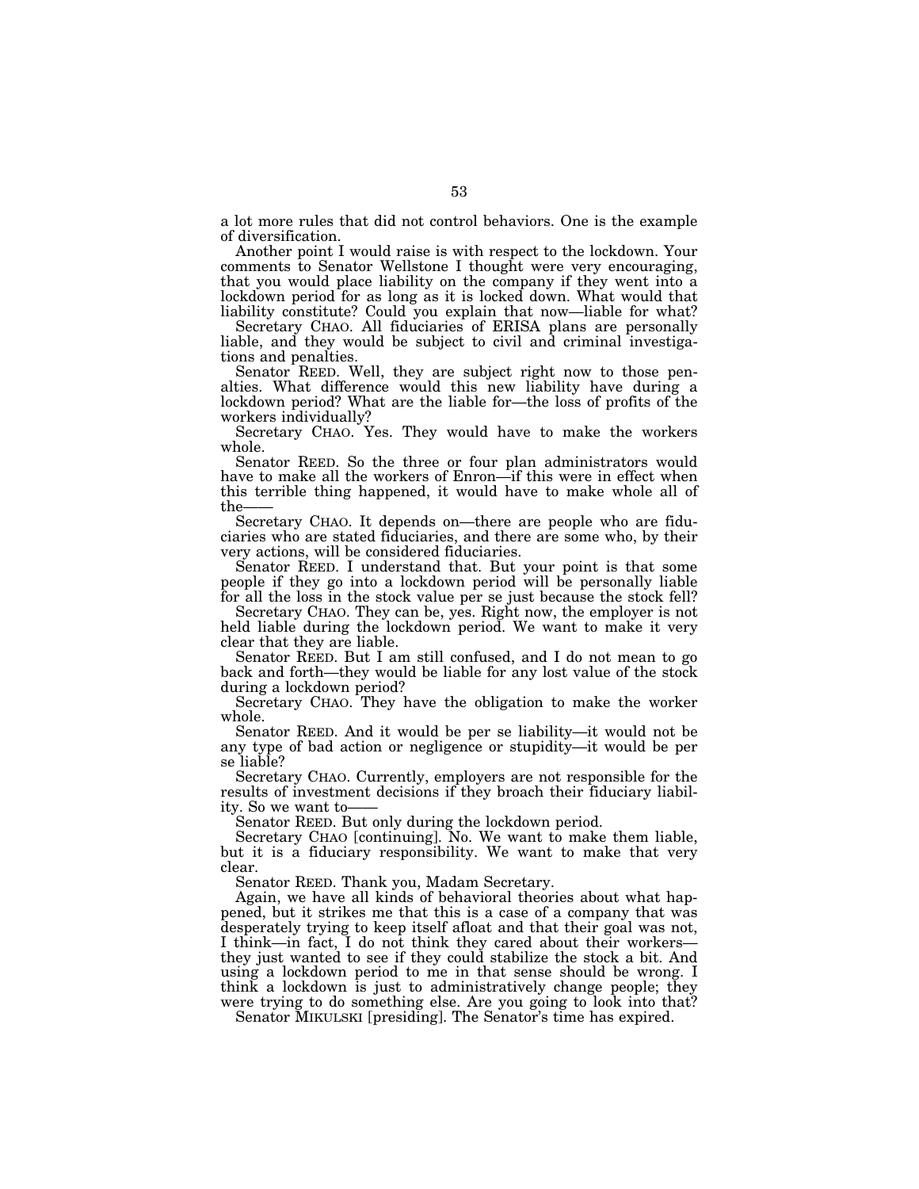a lot more rules that did not control behaviors. One is the example of diversification.

Another point I would raise is with respect to the lockdown. Your comments to Senator Wellstone I thought were very encouraging, that you would place liability on the company if they went into a lockdown period for as long as it is locked down. What would that liability constitute? Could you explain that now—liable for what?

Secretary CHAO. All fiduciaries of ERISA plans are personally liable, and they would be subject to civil and criminal investigations and penalties.

Senator REED. Well, they are subject right now to those penalties. What difference would this new liability have during a lockdown period? What are the liable for—the loss of profits of the workers individually?

Secretary CHAO. Yes. They would have to make the workers whole.

Senator REED. So the three or four plan administrators would have to make all the workers of Enron—if this were in effect when this terrible thing happened, it would have to make whole all of the——

Secretary CHAO. It depends on—there are people who are fiduciaries who are stated fiduciaries, and there are some who, by their very actions, will be considered fiduciaries.

Senator REED. I understand that. But your point is that some people if they go into a lockdown period will be personally liable for all the loss in the stock value per se just because the stock fell?

Secretary CHAO. They can be, yes. Right now, the employer is not held liable during the lockdown period. We want to make it very clear that they are liable.

Senator REED. But I am still confused, and I do not mean to go back and forth—they would be liable for any lost value of the stock during a lockdown period?

Secretary CHAO. They have the obligation to make the worker whole.

Senator REED. And it would be per se liability—it would not be any type of bad action or negligence or stupidity—it would be per se liable?

Secretary CHAO. Currently, employers are not responsible for the results of investment decisions if they broach their fiduciary liability. So we want to——

Senator REED. But only during the lockdown period.

Secretary CHAO [continuing]. No. We want to make them liable, but it is a fiduciary responsibility. We want to make that very clear.

Senator REED. Thank you, Madam Secretary.

Again, we have all kinds of behavioral theories about what happened, but it strikes me that this is a case of a company that was desperately trying to keep itself afloat and that their goal was not, I think—in fact, I do not think they cared about their workers—they just wanted to see if they could stabilize the stock a bit. And using a lockdown period to me in that sense should be wrong. I think a lockdown is just to administratively change people; they were trying to do something else. Are you going to look into that?

Senator MIKULSKI [presiding]. The Senator's time has expired.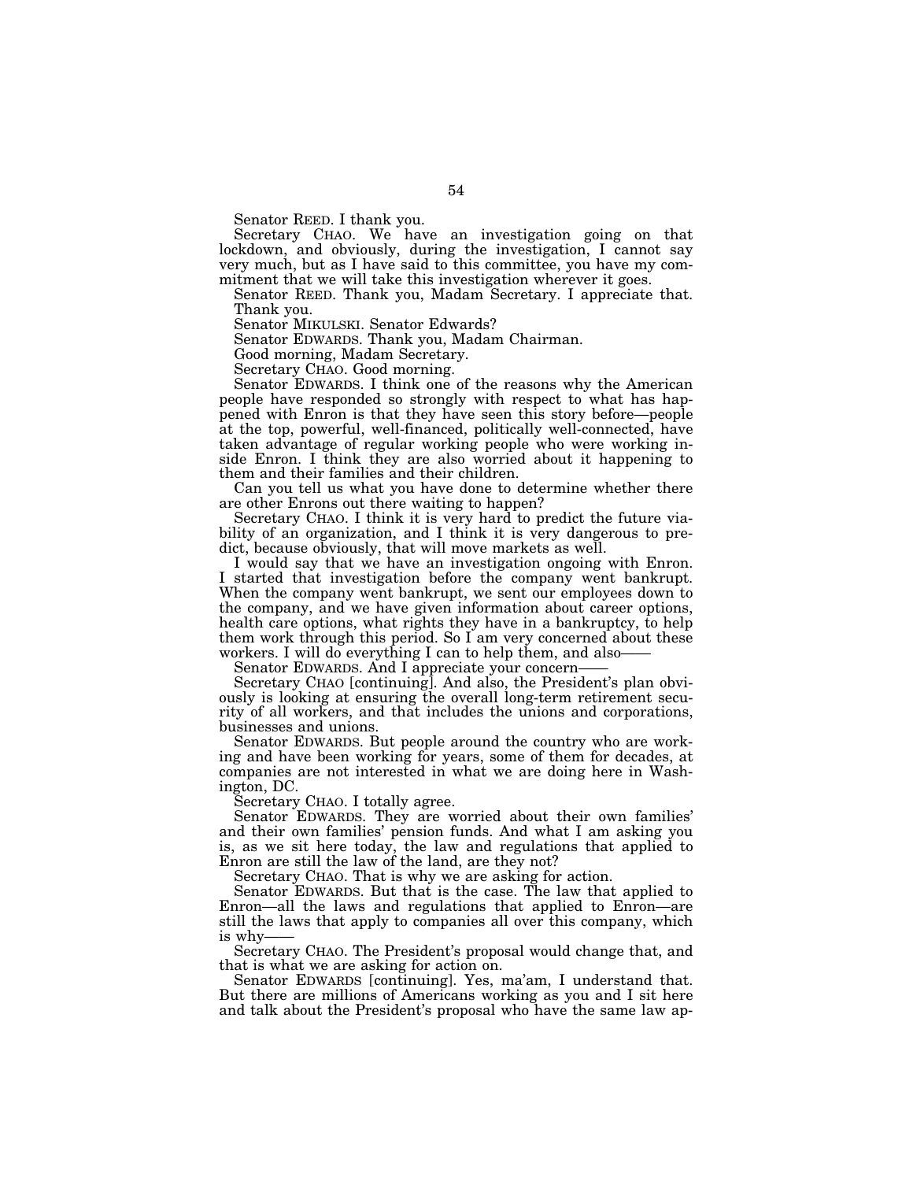Senator REED. I thank you.

Secretary CHAO. We have an investigation going on that lockdown, and obviously, during the investigation, I cannot say very much, but as I have said to this committee, you have my commitment that we will take this investigation wherever it goes.

Senator REED. Thank you, Madam Secretary. I appreciate that. Thank you.

Senator MIKULSKI. Senator Edwards?

Senator EDWARDS. Thank you, Madam Chairman.

Good morning, Madam Secretary.

Secretary CHAO. Good morning.

Senator EDWARDS. I think one of the reasons why the American people have responded so strongly with respect to what has happened with Enron is that they have seen this story before—people at the top, powerful, well-financed, politically well-connected, have taken advantage of regular working people who were working inside Enron. I think they are also worried about it happening to them and their families and their children.

Can you tell us what you have done to determine whether there are other Enrons out there waiting to happen?

Secretary CHAO. I think it is very hard to predict the future viability of an organization, and I think it is very dangerous to predict, because obviously, that will move markets as well.

I would say that we have an investigation ongoing with Enron. I started that investigation before the company went bankrupt. When the company went bankrupt, we sent our employees down to the company, and we have given information about career options, health care options, what rights they have in a bankruptcy, to help them work through this period. So I am very concerned about these workers. I will do everything I can to help them, and also——

Senator EDWARDS. And I appreciate your concern——

Secretary CHAO [continuing]. And also, the President's plan obviously is looking at ensuring the overall long-term retirement security of all workers, and that includes the unions and corporations, businesses and unions.

Senator EDWARDS. But people around the country who are working and have been working for years, some of them for decades, at companies are not interested in what we are doing here in Washington, DC.

Secretary CHAO. I totally agree.

Senator EDWARDS. They are worried about their own families' and their own families' pension funds. And what I am asking you is, as we sit here today, the law and regulations that applied to Enron are still the law of the land, are they not?

Secretary CHAO. That is why we are asking for action.

Senator EDWARDS. But that is the case. The law that applied to Enron—all the laws and regulations that applied to Enron—are still the laws that apply to companies all over this company, which is why——

Secretary CHAO. The President's proposal would change that, and that is what we are asking for action on.

Senator EDWARDS [continuing]. Yes, ma'am, I understand that. But there are millions of Americans working as you and I sit here and talk about the President's proposal who have the same law ap-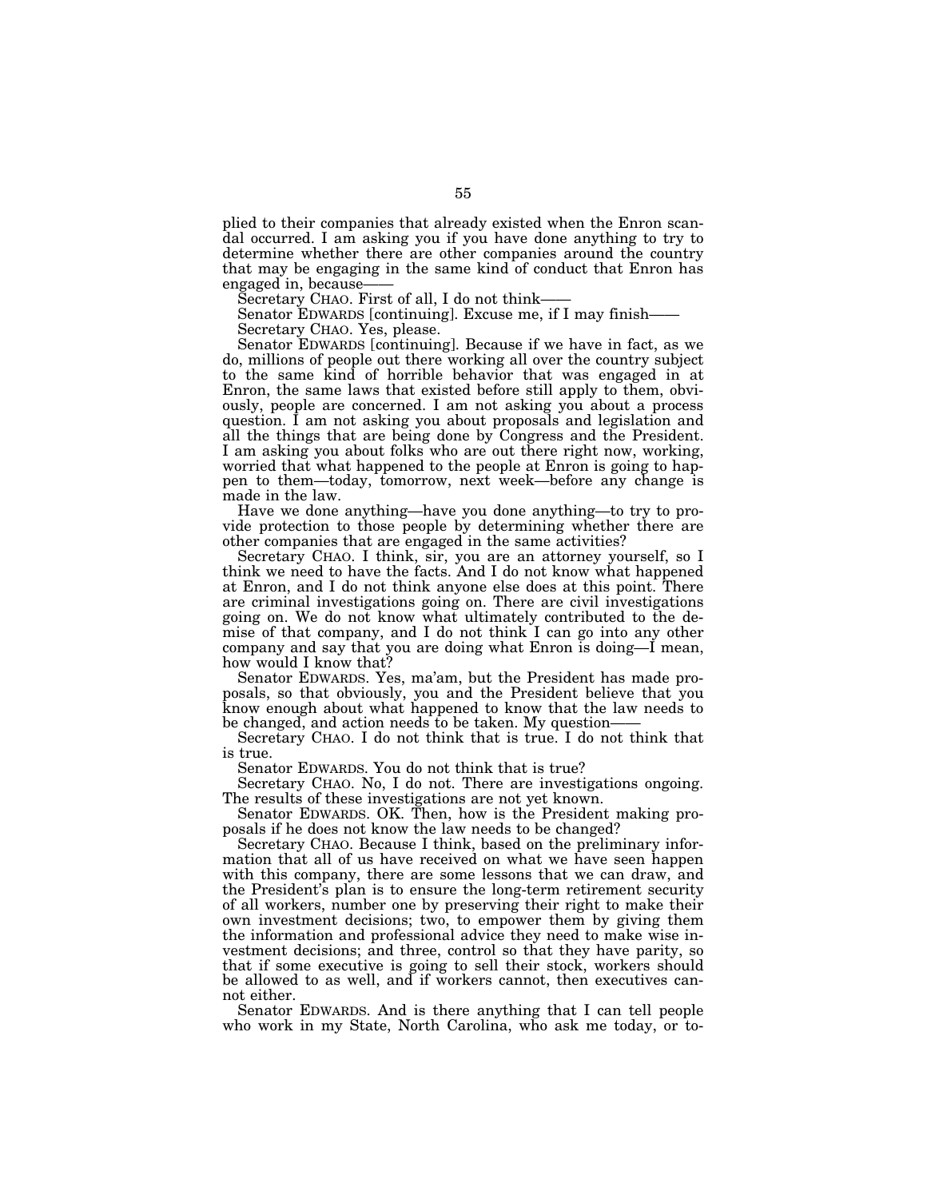plied to their companies that already existed when the Enron scandal occurred. I am asking you if you have done anything to try to determine whether there are other companies around the country that may be engaging in the same kind of conduct that Enron has engaged in, because——

Secretary CHAO. First of all, I do not think——

Senator EDWARDS [continuing]. Excuse me, if I may finish——

Secretary CHAO. Yes, please.

Senator EDWARDS [continuing]. Because if we have in fact, as we do, millions of people out there working all over the country subject to the same kind of horrible behavior that was engaged in at Enron, the same laws that existed before still apply to them, obviously, people are concerned. I am not asking you about a process question. I am not asking you about proposals and legislation and all the things that are being done by Congress and the President. I am asking you about folks who are out there right now, working, worried that what happened to the people at Enron is going to happen to them—today, tomorrow, next week—before any change is made in the law.

Have we done anything—have you done anything—to try to provide protection to those people by determining whether there are other companies that are engaged in the same activities?

Secretary CHAO. I think, sir, you are an attorney yourself, so I think we need to have the facts. And I do not know what happened at Enron, and I do not think anyone else does at this point. There are criminal investigations going on. There are civil investigations going on. We do not know what ultimately contributed to the demise of that company, and I do not think I can go into any other company and say that you are doing what Enron is doing—I mean, how would I know that?

Senator EDWARDS. Yes, ma'am, but the President has made proposals, so that obviously, you and the President believe that you know enough about what happened to know that the law needs to be changed, and action needs to be taken. My question——

Secretary CHAO. I do not think that is true. I do not think that is true.

Senator EDWARDS. You do not think that is true?

Secretary CHAO. No, I do not. There are investigations ongoing. The results of these investigations are not yet known.

Senator EDWARDS. OK. Then, how is the President making proposals if he does not know the law needs to be changed?

Secretary CHAO. Because I think, based on the preliminary information that all of us have received on what we have seen happen with this company, there are some lessons that we can draw, and the President's plan is to ensure the long-term retirement security of all workers, number one by preserving their right to make their own investment decisions; two, to empower them by giving them the information and professional advice they need to make wise investment decisions; and three, control so that they have parity, so that if some executive is going to sell their stock, workers should be allowed to as well, and if workers cannot, then executives cannot either.

Senator EDWARDS. And is there anything that I can tell people who work in my State, North Carolina, who ask me today, or to-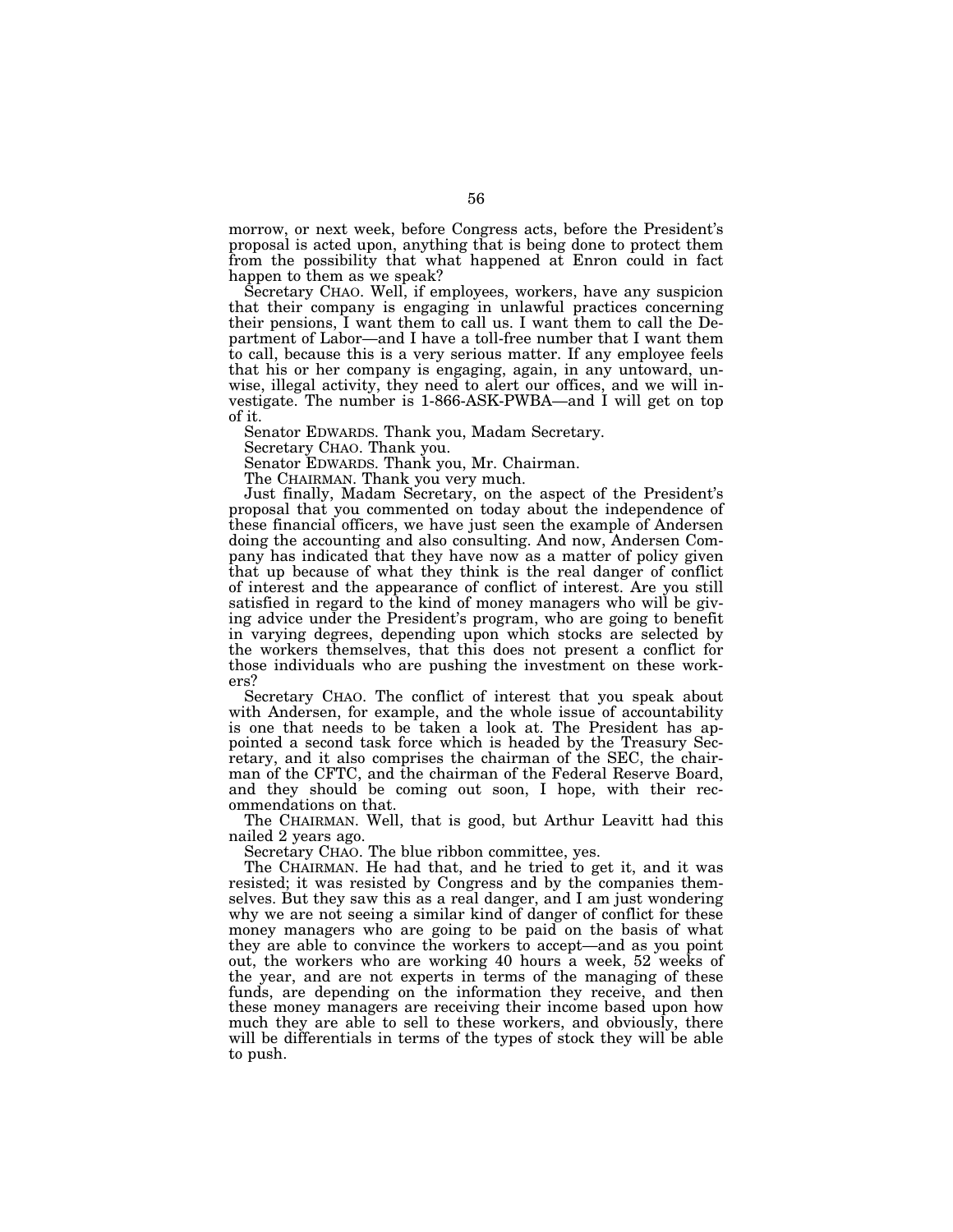morrow, or next week, before Congress acts, before the President's proposal is acted upon, anything that is being done to protect them from the possibility that what happened at Enron could in fact happen to them as we speak?

Secretary CHAO. Well, if employees, workers, have any suspicion that their company is engaging in unlawful practices concerning their pensions, I want them to call us. I want them to call the Department of Labor—and I have a toll-free number that I want them to call, because this is a very serious matter. If any employee feels that his or her company is engaging, again, in any untoward, unwise, illegal activity, they need to alert our offices, and we will investigate. The number is 1-866-ASK-PWBA—and I will get on top of it.

Senator EDWARDS. Thank you, Madam Secretary.

Secretary CHAO. Thank you.

Senator EDWARDS. Thank you, Mr. Chairman.

The CHAIRMAN. Thank you very much.

Just finally, Madam Secretary, on the aspect of the President's proposal that you commented on today about the independence of these financial officers, we have just seen the example of Andersen doing the accounting and also consulting. And now, Andersen Company has indicated that they have now as a matter of policy given that up because of what they think is the real danger of conflict of interest and the appearance of conflict of interest. Are you still satisfied in regard to the kind of money managers who will be giving advice under the President's program, who are going to benefit in varying degrees, depending upon which stocks are selected by the workers themselves, that this does not present a conflict for those individuals who are pushing the investment on these workers?

Secretary CHAO. The conflict of interest that you speak about with Andersen, for example, and the whole issue of accountability is one that needs to be taken a look at. The President has appointed a second task force which is headed by the Treasury Secretary, and it also comprises the chairman of the SEC, the chairman of the CFTC, and the chairman of the Federal Reserve Board, and they should be coming out soon, I hope, with their recommendations on that.

The CHAIRMAN. Well, that is good, but Arthur Leavitt had this nailed 2 years ago.

Secretary CHAO. The blue ribbon committee, yes.

The CHAIRMAN. He had that, and he tried to get it, and it was resisted; it was resisted by Congress and by the companies themselves. But they saw this as a real danger, and I am just wondering why we are not seeing a similar kind of danger of conflict for these money managers who are going to be paid on the basis of what they are able to convince the workers to accept—and as you point out, the workers who are working 40 hours a week, 52 weeks of the year, and are not experts in terms of the managing of these funds, are depending on the information they receive, and then these money managers are receiving their income based upon how much they are able to sell to these workers, and obviously, there will be differentials in terms of the types of stock they will be able to push.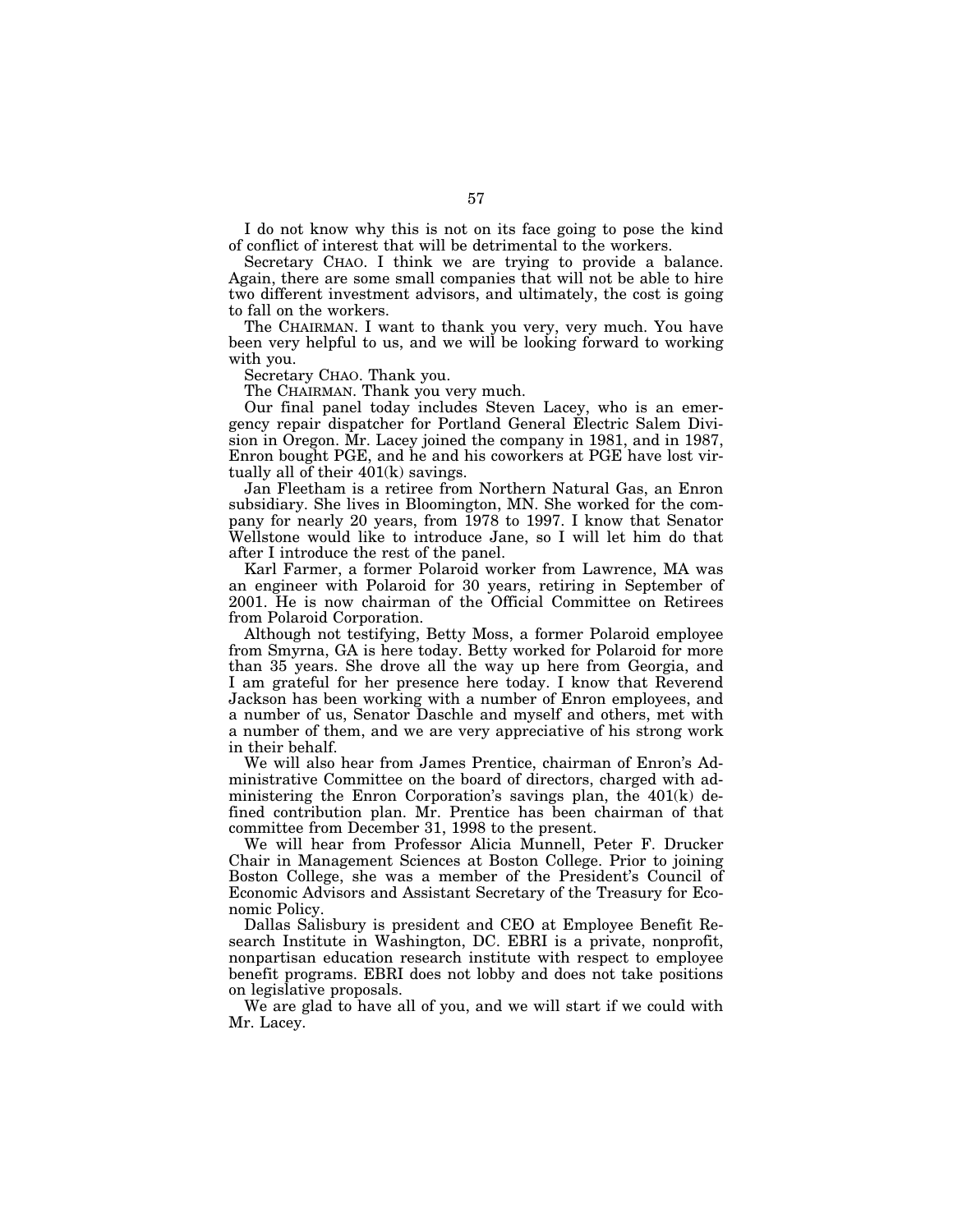I do not know why this is not on its face going to pose the kind of conflict of interest that will be detrimental to the workers.

Secretary CHAO. I think we are trying to provide a balance. Again, there are some small companies that will not be able to hire two different investment advisors, and ultimately, the cost is going to fall on the workers.

The CHAIRMAN. I want to thank you very, very much. You have been very helpful to us, and we will be looking forward to working with you.

Secretary CHAO. Thank you.

The CHAIRMAN. Thank you very much.

Our final panel today includes Steven Lacey, who is an emergency repair dispatcher for Portland General Electric Salem Division in Oregon. Mr. Lacey joined the company in 1981, and in 1987, Enron bought PGE, and he and his coworkers at PGE have lost virtually all of their 401(k) savings.

Jan Fleetham is a retiree from Northern Natural Gas, an Enron subsidiary. She lives in Bloomington, MN. She worked for the company for nearly 20 years, from 1978 to 1997. I know that Senator Wellstone would like to introduce Jane, so I will let him do that after I introduce the rest of the panel.

Karl Farmer, a former Polaroid worker from Lawrence, MA was an engineer with Polaroid for 30 years, retiring in September of 2001. He is now chairman of the Official Committee on Retirees from Polaroid Corporation.

Although not testifying, Betty Moss, a former Polaroid employee from Smyrna, GA is here today. Betty worked for Polaroid for more than 35 years. She drove all the way up here from Georgia, and I am grateful for her presence here today. I know that Reverend Jackson has been working with a number of Enron employees, and a number of us, Senator Daschle and myself and others, met with a number of them, and we are very appreciative of his strong work in their behalf.

We will also hear from James Prentice, chairman of Enron's Administrative Committee on the board of directors, charged with administering the Enron Corporation's savings plan, the 401(k) defined contribution plan. Mr. Prentice has been chairman of that committee from December 31, 1998 to the present.

We will hear from Professor Alicia Munnell, Peter F. Drucker Chair in Management Sciences at Boston College. Prior to joining Boston College, she was a member of the President's Council of Economic Advisors and Assistant Secretary of the Treasury for Economic Policy.

Dallas Salisbury is president and CEO at Employee Benefit Research Institute in Washington, DC. EBRI is a private, nonprofit, nonpartisan education research institute with respect to employee benefit programs. EBRI does not lobby and does not take positions on legislative proposals.

We are glad to have all of you, and we will start if we could with Mr. Lacey.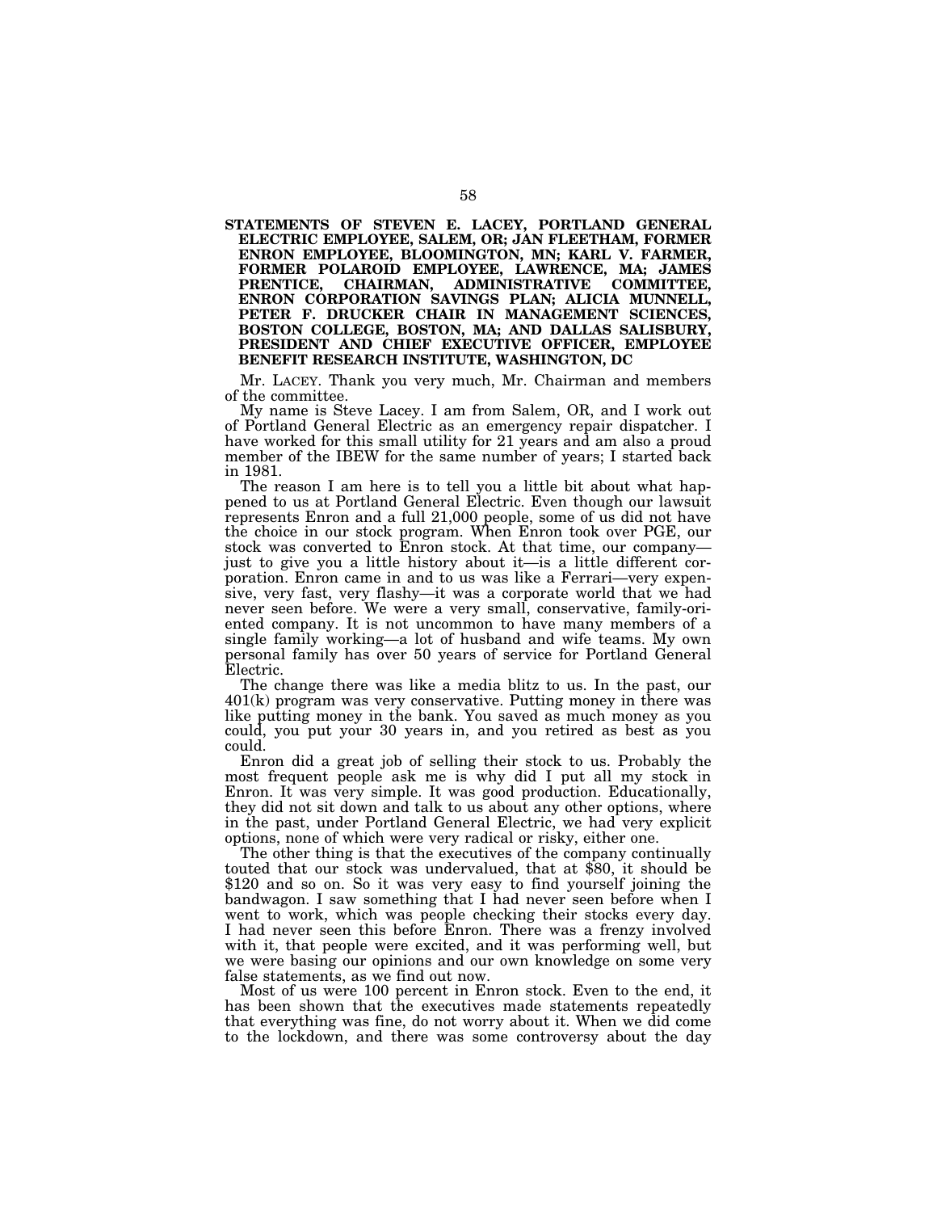**STATEMENTS OF STEVEN E. LACEY, PORTLAND GENERAL ELECTRIC EMPLOYEE, SALEM, OR; JAN FLEETHAM, FORMER ENRON EMPLOYEE, BLOOMINGTON, MN; KARL V. FARMER, FORMER POLAROID EMPLOYEE, LAWRENCE, MA; JAMES PRENTICE, CHAIRMAN, ADMINISTRATIVE COMMITTEE, ENRON CORPORATION SAVINGS PLAN; ALICIA MUNNELL, PETER F. DRUCKER CHAIR IN MANAGEMENT SCIENCES, BOSTON COLLEGE, BOSTON, MA; AND DALLAS SALISBURY, PRESIDENT AND CHIEF EXECUTIVE OFFICER, EMPLOYEE BENEFIT RESEARCH INSTITUTE, WASHINGTON, DC**

Mr. LACEY. Thank you very much, Mr. Chairman and members of the committee.

My name is Steve Lacey. I am from Salem, OR, and I work out of Portland General Electric as an emergency repair dispatcher. I have worked for this small utility for 21 years and am also a proud member of the IBEW for the same number of years; I started back in 1981.

The reason I am here is to tell you a little bit about what happened to us at Portland General Electric. Even though our lawsuit represents Enron and a full 21,000 people, some of us did not have the choice in our stock program. When Enron took over PGE, our stock was converted to Enron stock. At that time, our company—just to give you a little history about it—is a little different corporation. Enron came in and to us was like a Ferrari—very expensive, very fast, very flashy—it was a corporate world that we had never seen before. We were a very small, conservative, family-oriented company. It is not uncommon to have many members of a single family working—a lot of husband and wife teams. My own personal family has over 50 years of service for Portland General Electric.

The change there was like a media blitz to us. In the past, our 401(k) program was very conservative. Putting money in there was like putting money in the bank. You saved as much money as you could, you put your 30 years in, and you retired as best as you could.

Enron did a great job of selling their stock to us. Probably the most frequent people ask me is why did I put all my stock in Enron. It was very simple. It was good production. Educationally, they did not sit down and talk to us about any other options, where in the past, under Portland General Electric, we had very explicit options, none of which were very radical or risky, either one.

The other thing is that the executives of the company continually touted that our stock was undervalued, that at $80, it should be $120 and so on. So it was very easy to find yourself joining the bandwagon. I saw something that I had never seen before when I went to work, which was people checking their stocks every day. I had never seen this before Enron. There was a frenzy involved with it, that people were excited, and it was performing well, but we were basing our opinions and our own knowledge on some very false statements, as we find out now.

Most of us were 100 percent in Enron stock. Even to the end, it has been shown that the executives made statements repeatedly that everything was fine, do not worry about it. When we did come to the lockdown, and there was some controversy about the day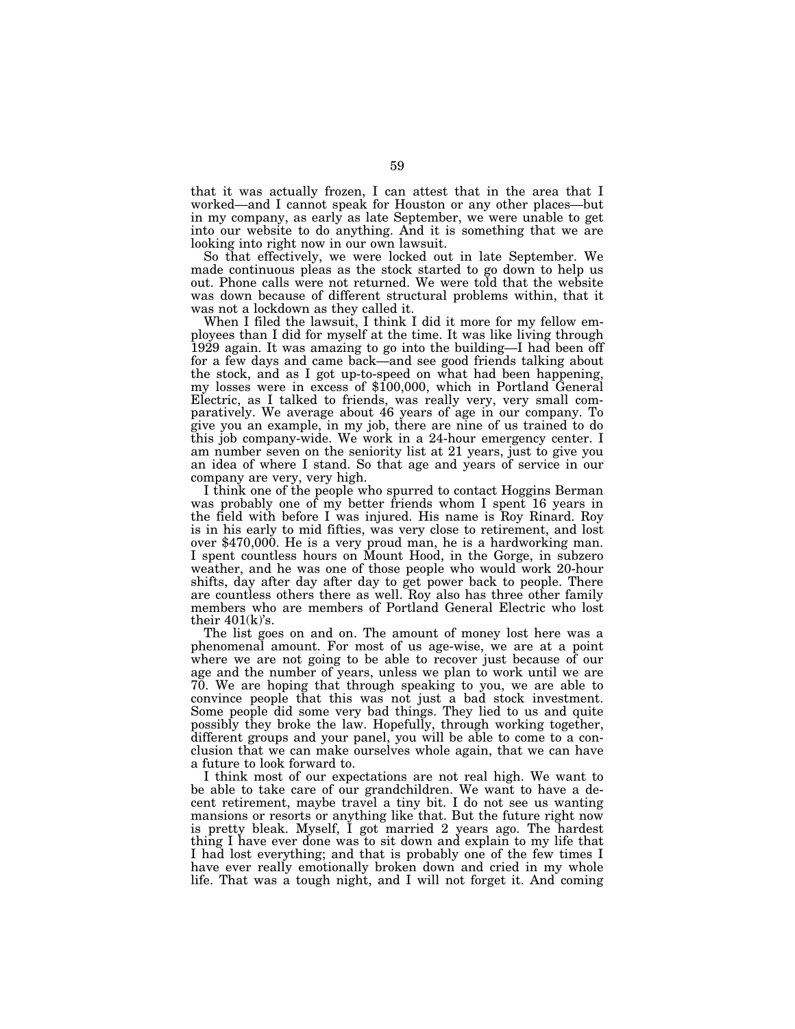that it was actually frozen, I can attest that in the area that I worked—and I cannot speak for Houston or any other places—but in my company, as early as late September, we were unable to get into our website to do anything. And it is something that we are looking into right now in our own lawsuit.

So that effectively, we were locked out in late September. We made continuous pleas as the stock started to go down to help us out. Phone calls were not returned. We were told that the website was down because of different structural problems within, that it was not a lockdown as they called it.

When I filed the lawsuit, I think I did it more for my fellow employees than I did for myself at the time. It was like living through 1929 again. It was amazing to go into the building—I had been off for a few days and came back—and see good friends talking about the stock, and as I got up-to-speed on what had been happening, my losses were in excess of $100,000, which in Portland General Electric, as I talked to friends, was really very, very small comparatively. We average about 46 years of age in our company. To give you an example, in my job, there are nine of us trained to do this job company-wide. We work in a 24-hour emergency center. I am number seven on the seniority list at 21 years, just to give you an idea of where I stand. So that age and years of service in our company are very, very high.

I think one of the people who spurred to contact Hoggins Berman was probably one of my better friends whom I spent 16 years in the field with before I was injured. His name is Roy Rinard. Roy is in his early to mid fifties, was very close to retirement, and lost over $470,000. He is a very proud man, he is a hardworking man. I spent countless hours on Mount Hood, in the Gorge, in subzero weather, and he was one of those people who would work 20-hour shifts, day after day after day to get power back to people. There are countless others there as well. Roy also has three other family members who are members of Portland General Electric who lost their 401(k)'s.

The list goes on and on. The amount of money lost here was a phenomenal amount. For most of us age-wise, we are at a point where we are not going to be able to recover just because of our age and the number of years, unless we plan to work until we are 70. We are hoping that through speaking to you, we are able to convince people that this was not just a bad stock investment. Some people did some very bad things. They lied to us and quite possibly they broke the law. Hopefully, through working together, different groups and your panel, you will be able to come to a conclusion that we can make ourselves whole again, that we can have a future to look forward to.

I think most of our expectations are not real high. We want to be able to take care of our grandchildren. We want to have a decent retirement, maybe travel a tiny bit. I do not see us wanting mansions or resorts or anything like that. But the future right now is pretty bleak. Myself, I got married 2 years ago. The hardest thing I have ever done was to sit down and explain to my life that I had lost everything; and that is probably one of the few times I have ever really emotionally broken down and cried in my whole life. That was a tough night, and I will not forget it. And coming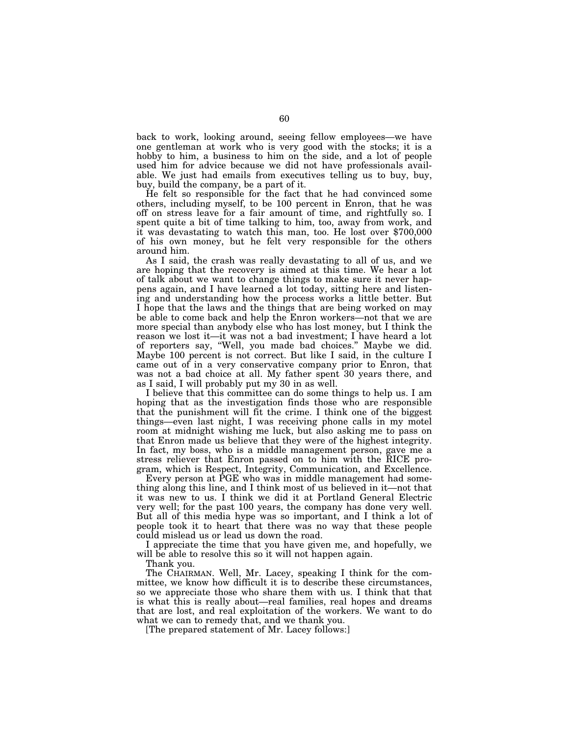back to work, looking around, seeing fellow employees—we have one gentleman at work who is very good with the stocks; it is a hobby to him, a business to him on the side, and a lot of people used him for advice because we did not have professionals available. We just had emails from executives telling us to buy, buy, buy, build the company, be a part of it.

He felt so responsible for the fact that he had convinced some others, including myself, to be 100 percent in Enron, that he was off on stress leave for a fair amount of time, and rightfully so. I spent quite a bit of time talking to him, too, away from work, and it was devastating to watch this man, too. He lost over $700,000 of his own money, but he felt very responsible for the others around him.

As I said, the crash was really devastating to all of us, and we are hoping that the recovery is aimed at this time. We hear a lot of talk about we want to change things to make sure it never happens again, and I have learned a lot today, sitting here and listening and understanding how the process works a little better. But I hope that the laws and the things that are being worked on may be able to come back and help the Enron workers—not that we are more special than anybody else who has lost money, but I think the reason we lost it—it was not a bad investment; I have heard a lot of reporters say, "Well, you made bad choices." Maybe we did. Maybe 100 percent is not correct. But like I said, in the culture I came out of in a very conservative company prior to Enron, that was not a bad choice at all. My father spent 30 years there, and as I said, I will probably put my 30 in as well.

I believe that this committee can do some things to help us. I am hoping that as the investigation finds those who are responsible that the punishment will fit the crime. I think one of the biggest things—even last night, I was receiving phone calls in my motel room at midnight wishing me luck, but also asking me to pass on that Enron made us believe that they were of the highest integrity. In fact, my boss, who is a middle management person, gave me a stress reliever that Enron passed on to him with the RICE program, which is Respect, Integrity, Communication, and Excellence.

Every person at PGE who was in middle management had something along this line, and I think most of us believed in it—not that it was new to us. I think we did it at Portland General Electric very well; for the past 100 years, the company has done very well. But all of this media hype was so important, and I think a lot of people took it to heart that there was no way that these people could mislead us or lead us down the road.

I appreciate the time that you have given me, and hopefully, we will be able to resolve this so it will not happen again.

Thank you.

The CHAIRMAN. Well, Mr. Lacey, speaking I think for the committee, we know how difficult it is to describe these circumstances, so we appreciate those who share them with us. I think that that is what this is really about—real families, real hopes and dreams that are lost, and real exploitation of the workers. We want to do what we can to remedy that, and we thank you.

[The prepared statement of Mr. Lacey follows:]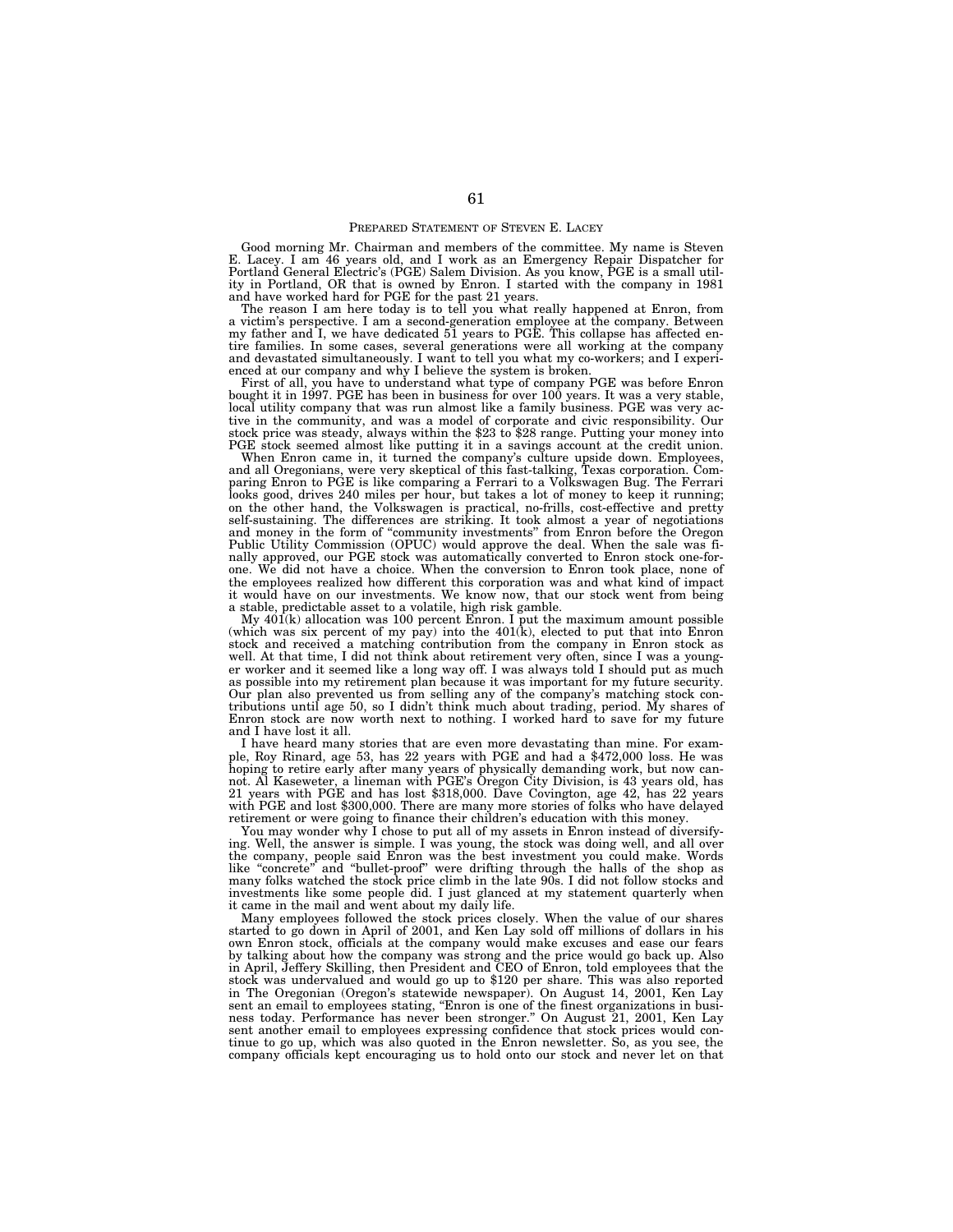## PREPARED STATEMENT OF STEVEN E. LACEY

Good morning Mr. Chairman and members of the committee. My name is Steven E. Lacey. I am 46 years old, and I work as an Emergency Repair Dispatcher for Portland General Electric's (PGE) Salem Division. As you know, PGE is a small utility in Portland, OR that is owned by Enron. I started with the company in 1981 and have worked hard for PGE for the past 21 years.

The reason I am here today is to tell you what really happened at Enron, from a victim's perspective. I am a second-generation employee at the company. Between my father and I, we have dedicated 51 years to PGE. This collapse has affected entire families. In some cases, several generations were all working at the company and devastated simultaneously. I want to tell you what my co-workers; and I experienced at our company and why I believe the system is broken.

First of all, you have to understand what type of company PGE was before Enron bought it in 1997. PGE has been in business for over 100 years. It was a very stable, local utility company that was run almost like a family business. PGE was very active in the community, and was a model of corporate and civic responsibility. Our stock price was steady, always within the $23 to $28 range. Putting your money into PGE stock seemed almost like putting it in a savings account at the credit union.

When Enron came in, it turned the company's culture upside down. Employees, and all Oregonians, were very skeptical of this fast-talking, Texas corporation. Comparing Enron to PGE is like comparing a Ferrari to a Volkswagen Bug. The Ferrari looks good, drives 240 miles per hour, but takes a lot of money to keep it running; on the other hand, the Volkswagen is practical, no-frills, cost-effective and pretty self-sustaining. The differences are striking. It took almost a year of negotiations and money in the form of "community investments" from Enron before the Oregon Public Utility Commission (OPUC) would approve the deal. When the sale was finally approved, our PGE stock was automatically converted to Enron stock one-for-one. We did not have a choice. When the conversion to Enron took place, none of the employees realized how different this corporation was and what kind of impact it would have on our investments. We know now, that our stock went from being a stable, predictable asset to a volatile, high risk gamble.

My 401(k) allocation was 100 percent Enron. I put the maximum amount possible (which was six percent of my pay) into the 401(k), elected to put that into Enron stock and received a matching contribution from the company in Enron stock as well. At that time, I did not think about retirement very often, since I was a younger worker and it seemed like a long way off. I was always told I should put as much as possible into my retirement plan because it was important for my future security. Our plan also prevented us from selling any of the company's matching stock contributions until age 50, so I didn't think much about trading, period. My shares of Enron stock are now worth next to nothing. I worked hard to save for my future and I have lost it all.

I have heard many stories that are even more devastating than mine. For example, Roy Rinard, age 53, has 22 years with PGE and had a $472,000 loss. He was hoping to retire early after many years of physically demanding work, but now cannot. Al Kaseweter, a lineman with PGE's Oregon City Division, is 43 years old, has 21 years with PGE and has lost $318,000. Dave Covington, age 42, has 22 years with PGE and lost $300,000. There are many more stories of folks who have delayed retirement or were going to finance their children's education with this money.

You may wonder why I chose to put all of my assets in Enron instead of diversifying. Well, the answer is simple. I was young, the stock was doing well, and all over the company, people said Enron was the best investment you could make. Words like "concrete" and "bullet-proof" were drifting through the halls of the shop as many folks watched the stock price climb in the late 90s. I did not follow stocks and investments like some people did. I just glanced at my statement quarterly when it came in the mail and went about my daily life.

Many employees followed the stock prices closely. When the value of our shares started to go down in April of 2001, and Ken Lay sold off millions of dollars in his own Enron stock, officials at the company would make excuses and ease our fears by talking about how the company was strong and the price would go back up. Also in April, Jeffery Skilling, then President and CEO of Enron, told employees that the stock was undervalued and would go up to $120 per share. This was also reported in The Oregonian (Oregon's statewide newspaper). On August 14, 2001, Ken Lay sent an email to employees stating, "Enron is one of the finest organizations in business today. Performance has never been stronger." On August 21, 2001, Ken Lay sent another email to employees expressing confidence that stock prices would continue to go up, which was also quoted in the Enron newsletter. So, as you see, the company officials kept encouraging us to hold onto our stock and never let on that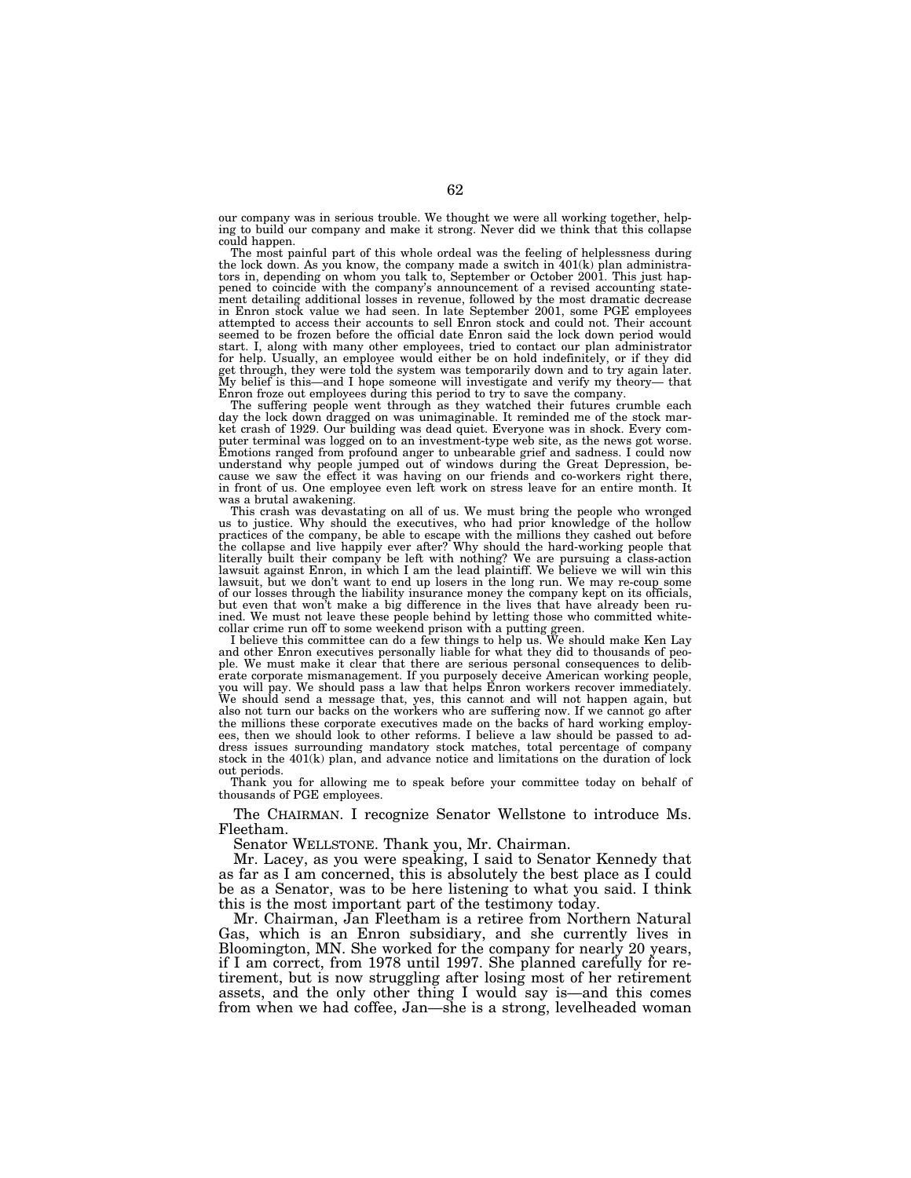our company was in serious trouble. We thought we were all working together, helping to build our company and make it strong. Never did we think that this collapse could happen.

The most painful part of this whole ordeal was the feeling of helplessness during the lock down. As you know, the company made a switch in 401(k) plan administrators in, depending on whom you talk to, September or October 2001. This just happened to coincide with the company's announcement of a revised accounting statement detailing additional losses in revenue, followed by the most dramatic decrease in Enron stock value we had seen. In late September 2001, some PGE employees attempted to access their accounts to sell Enron stock and could not. Their account seemed to be frozen before the official date Enron said the lock down period would start. I, along with many other employees, tried to contact our plan administrator for help. Usually, an employee would either be on hold indefinitely, or if they did get through, they were told the system was temporarily down and to try again later. My belief is this—and I hope someone will investigate and verify my theory— that Enron froze out employees during this period to try to save the company.

The suffering people went through as they watched their futures crumble each day the lock down dragged on was unimaginable. It reminded me of the stock market crash of 1929. Our building was dead quiet. Everyone was in shock. Every computer terminal was logged on to an investment-type web site, as the news got worse. Emotions ranged from profound anger to unbearable grief and sadness. I could now understand why people jumped out of windows during the Great Depression, because we saw the effect it was having on our friends and co-workers right there, in front of us. One employee even left work on stress leave for an entire month. It was a brutal awakening.

This crash was devastating on all of us. We must bring the people who wronged us to justice. Why should the executives, who had prior knowledge of the hollow practices of the company, be able to escape with the millions they cashed out before the collapse and live happily ever after? Why should the hard-working people that literally built their company be left with nothing? We are pursuing a class-action lawsuit against Enron, in which I am the lead plaintiff. We believe we will win this lawsuit, but we don't want to end up losers in the long run. We may re-coup some of our losses through the liability insurance money the company kept on its officials, but even that won't make a big difference in the lives that have already been ruined. We must not leave these people behind by letting those who committed white-collar crime run off to some weekend prison with a putting green.

I believe this committee can do a few things to help us. We should make Ken Lay and other Enron executives personally liable for what they did to thousands of people. We must make it clear that there are serious personal consequences to deliberate corporate mismanagement. If you purposely deceive American working people, you will pay. We should pass a law that helps Enron workers recover immediately. We should send a message that, yes, this cannot and will not happen again, but also not turn our backs on the workers who are suffering now. If we cannot go after the millions these corporate executives made on the backs of hard working employees, then we should look to other reforms. I believe a law should be passed to address issues surrounding mandatory stock matches, total percentage of company stock in the 401(k) plan, and advance notice and limitations on the duration of lock out periods.

Thank you for allowing me to speak before your committee today on behalf of thousands of PGE employees.

The CHAIRMAN. I recognize Senator Wellstone to introduce Ms. Fleetham.

Senator WELLSTONE. Thank you, Mr. Chairman.

Mr. Lacey, as you were speaking, I said to Senator Kennedy that as far as I am concerned, this is absolutely the best place as I could be as a Senator, was to be here listening to what you said. I think this is the most important part of the testimony today.

Mr. Chairman, Jan Fleetham is a retiree from Northern Natural Gas, which is an Enron subsidiary, and she currently lives in Bloomington, MN. She worked for the company for nearly 20 years, if I am correct, from 1978 until 1997. She planned carefully for retirement, but is now struggling after losing most of her retirement assets, and the only other thing I would say is—and this comes from when we had coffee, Jan—she is a strong, levelheaded woman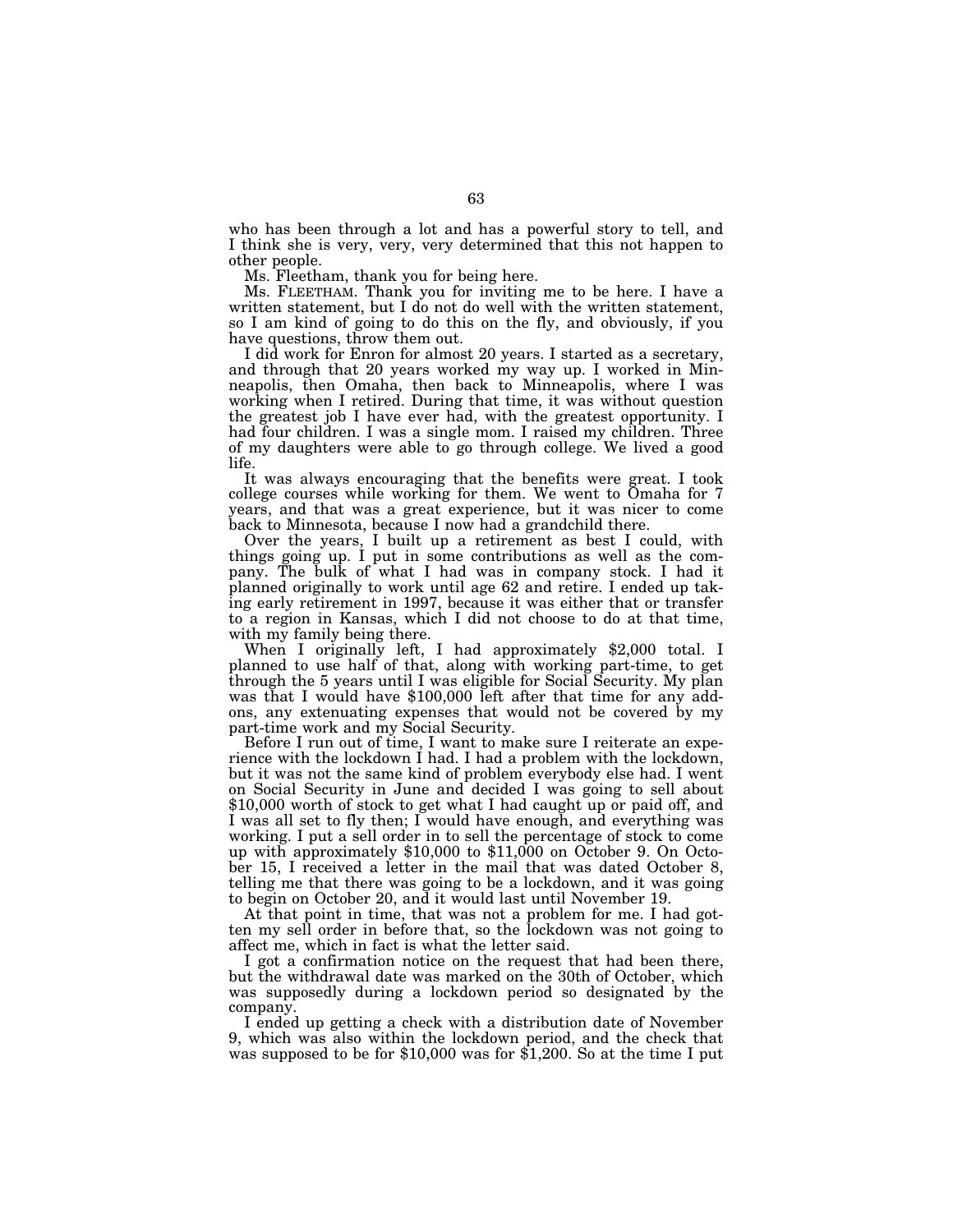who has been through a lot and has a powerful story to tell, and I think she is very, very, very determined that this not happen to other people.

Ms. Fleetham, thank you for being here.

Ms. FLEETHAM. Thank you for inviting me to be here. I have a written statement, but I do not do well with the written statement, so I am kind of going to do this on the fly, and obviously, if you have questions, throw them out.

I did work for Enron for almost 20 years. I started as a secretary, and through that 20 years worked my way up. I worked in Minneapolis, then Omaha, then back to Minneapolis, where I was working when I retired. During that time, it was without question the greatest job I have ever had, with the greatest opportunity. I had four children. I was a single mom. I raised my children. Three of my daughters were able to go through college. We lived a good life.

It was always encouraging that the benefits were great. I took college courses while working for them. We went to Omaha for 7 years, and that was a great experience, but it was nicer to come back to Minnesota, because I now had a grandchild there.

Over the years, I built up a retirement as best I could, with things going up. I put in some contributions as well as the company. The bulk of what I had was in company stock. I had it planned originally to work until age 62 and retire. I ended up taking early retirement in 1997, because it was either that or transfer to a region in Kansas, which I did not choose to do at that time, with my family being there.

When I originally left, I had approximately $2,000 total. I planned to use half of that, along with working part-time, to get through the 5 years until I was eligible for Social Security. My plan was that I would have $100,000 left after that time for any add-ons, any extenuating expenses that would not be covered by my part-time work and my Social Security.

Before I run out of time, I want to make sure I reiterate an experience with the lockdown I had. I had a problem with the lockdown, but it was not the same kind of problem everybody else had. I went on Social Security in June and decided I was going to sell about $10,000 worth of stock to get what I had caught up or paid off, and I was all set to fly then; I would have enough, and everything was working. I put a sell order in to sell the percentage of stock to come up with approximately $10,000 to $11,000 on October 9. On October 15, I received a letter in the mail that was dated October 8, telling me that there was going to be a lockdown, and it was going to begin on October 20, and it would last until November 19.

At that point in time, that was not a problem for me. I had gotten my sell order in before that, so the lockdown was not going to affect me, which in fact is what the letter said.

I got a confirmation notice on the request that had been there, but the withdrawal date was marked on the 30th of October, which was supposedly during a lockdown period so designated by the company.

I ended up getting a check with a distribution date of November 9, which was also within the lockdown period, and the check that was supposed to be for $10,000 was for $1,200. So at the time I put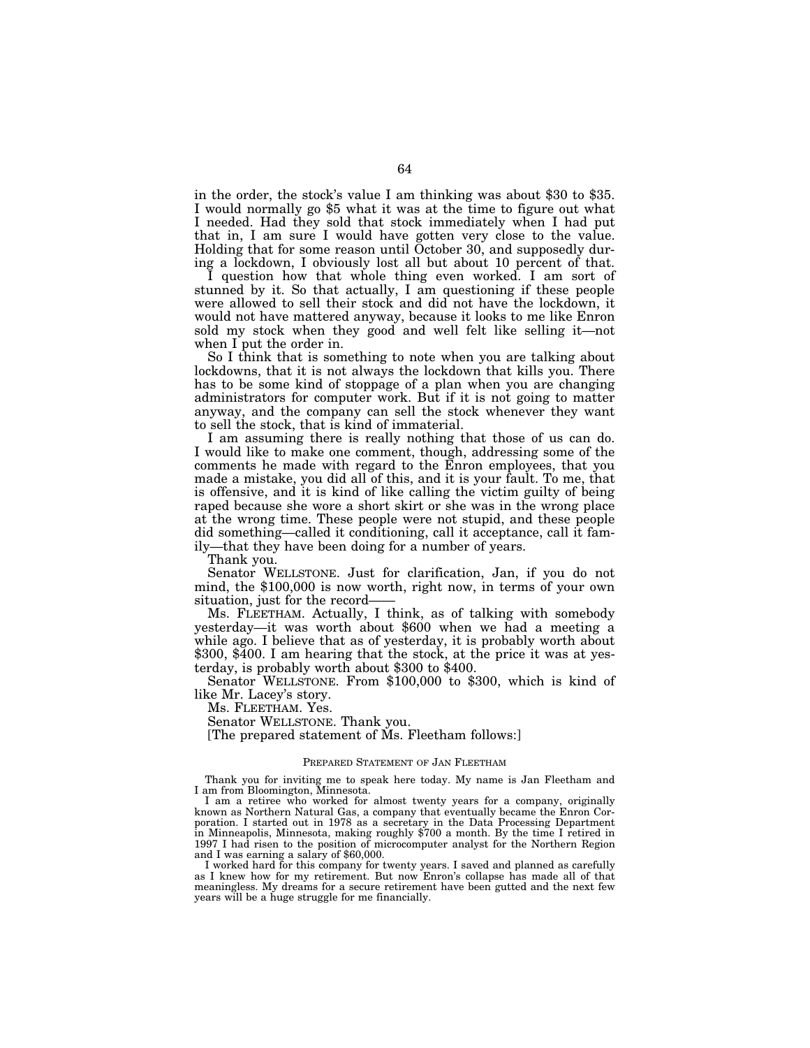in the order, the stock's value I am thinking was about $30 to $35. I would normally go $5 what it was at the time to figure out what I needed. Had they sold that stock immediately when I had put that in, I am sure I would have gotten very close to the value. Holding that for some reason until October 30, and supposedly during a lockdown, I obviously lost all but about 10 percent of that.

I question how that whole thing even worked. I am sort of stunned by it. So that actually, I am questioning if these people were allowed to sell their stock and did not have the lockdown, it would not have mattered anyway, because it looks to me like Enron sold my stock when they good and well felt like selling it—not when I put the order in.

So I think that is something to note when you are talking about lockdowns, that it is not always the lockdown that kills you. There has to be some kind of stoppage of a plan when you are changing administrators for computer work. But if it is not going to matter anyway, and the company can sell the stock whenever they want to sell the stock, that is kind of immaterial.

I am assuming there is really nothing that those of us can do. I would like to make one comment, though, addressing some of the comments he made with regard to the Enron employees, that you made a mistake, you did all of this, and it is your fault. To me, that is offensive, and it is kind of like calling the victim guilty of being raped because she wore a short skirt or she was in the wrong place at the wrong time. These people were not stupid, and these people did something—called it conditioning, call it acceptance, call it family—that they have been doing for a number of years.

Thank you.

Senator WELLSTONE. Just for clarification, Jan, if you do not mind, the $100,000 is now worth, right now, in terms of your own situation, just for the record——

Ms. FLEETHAM. Actually, I think, as of talking with somebody yesterday—it was worth about $600 when we had a meeting a while ago. I believe that as of yesterday, it is probably worth about $300, $400. I am hearing that the stock, at the price it was at yesterday, is probably worth about $300 to $400.

Senator WELLSTONE. From $100,000 to $300, which is kind of like Mr. Lacey's story.

Ms. FLEETHAM. Yes.

Senator WELLSTONE. Thank you.

[The prepared statement of Ms. Fleetham follows:]

PREPARED STATEMENT OF JAN FLEETHAM

Thank you for inviting me to speak here today. My name is Jan Fleetham and I am from Bloomington, Minnesota.

I am a retiree who worked for almost twenty years for a company, originally known as Northern Natural Gas, a company that eventually became the Enron Corporation. I started out in 1978 as a secretary in the Data Processing Department in Minneapolis, Minnesota, making roughly $700 a month. By the time I retired in 1997 I had risen to the position of microcomputer analyst for the Northern Region and I was earning a salary of $60,000.

I worked hard for this company for twenty years. I saved and planned as carefully as I knew how for my retirement. But now Enron's collapse has made all of that meaningless. My dreams for a secure retirement have been gutted and the next few years will be a huge struggle for me financially.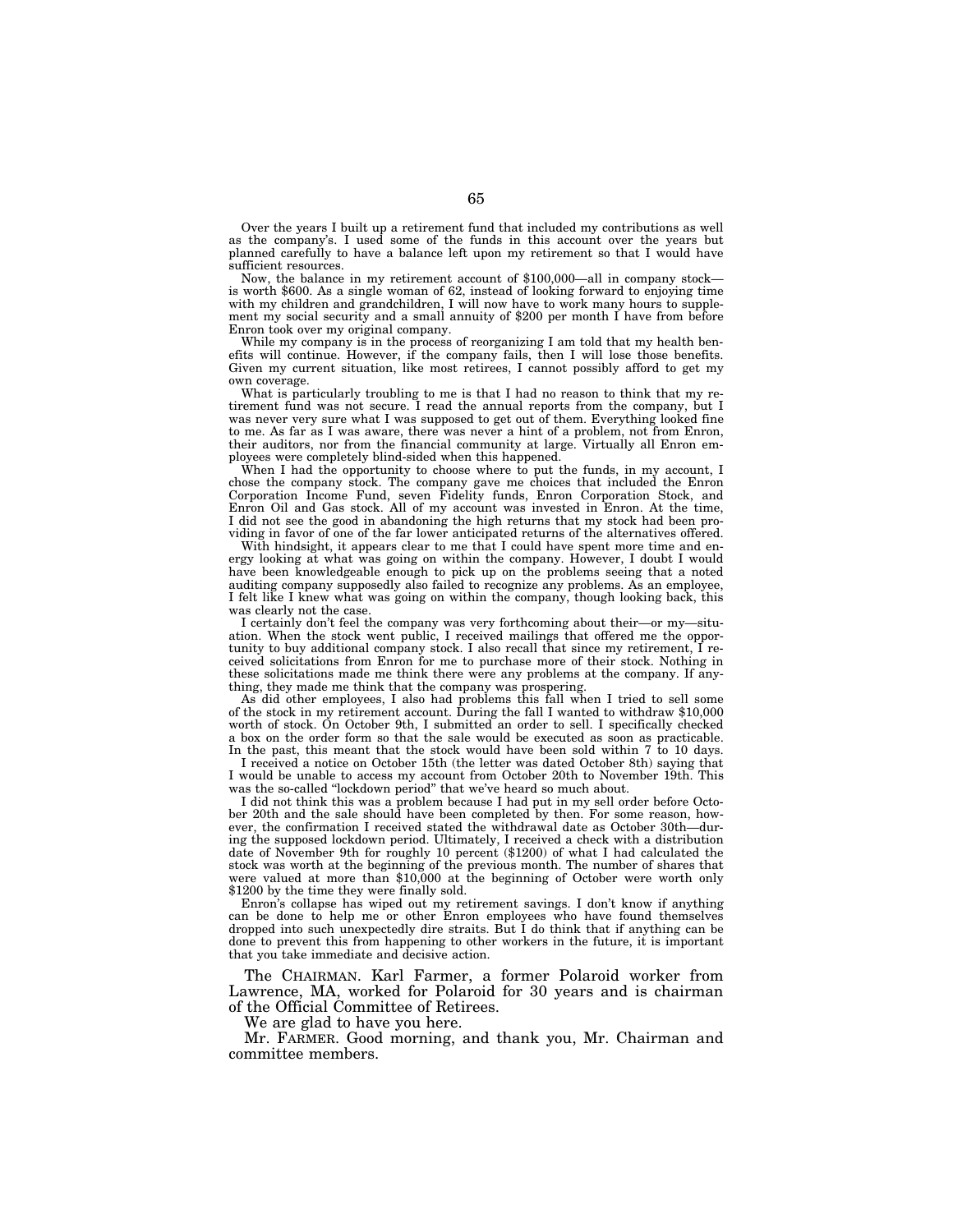Over the years I built up a retirement fund that included my contributions as well as the company's. I used some of the funds in this account over the years but planned carefully to have a balance left upon my retirement so that I would have sufficient resources.

Now, the balance in my retirement account of $100,000—all in company stock—is worth $600. As a single woman of 62, instead of looking forward to enjoying time with my children and grandchildren, I will now have to work many hours to supplement my social security and a small annuity of $200 per month I have from before Enron took over my original company.

While my company is in the process of reorganizing I am told that my health benefits will continue. However, if the company fails, then I will lose those benefits. Given my current situation, like most retirees, I cannot possibly afford to get my own coverage.

What is particularly troubling to me is that I had no reason to think that my retirement fund was not secure. I read the annual reports from the company, but I was never very sure what I was supposed to get out of them. Everything looked fine to me. As far as I was aware, there was never a hint of a problem, not from Enron, their auditors, nor from the financial community at large. Virtually all Enron employees were completely blind-sided when this happened.

When I had the opportunity to choose where to put the funds, in my account, I chose the company stock. The company gave me choices that included the Enron Corporation Income Fund, seven Fidelity funds, Enron Corporation Stock, and Enron Oil and Gas stock. All of my account was invested in Enron. At the time, I did not see the good in abandoning the high returns that my stock had been providing in favor of one of the far lower anticipated returns of the alternatives offered.

With hindsight, it appears clear to me that I could have spent more time and energy looking at what was going on within the company. However, I doubt I would have been knowledgeable enough to pick up on the problems seeing that a noted auditing company supposedly also failed to recognize any problems. As an employee, I felt like I knew what was going on within the company, though looking back, this was clearly not the case.

I certainly don't feel the company was very forthcoming about their—or my—situation. When the stock went public, I received mailings that offered me the opportunity to buy additional company stock. I also recall that since my retirement, I received solicitations from Enron for me to purchase more of their stock. Nothing in these solicitations made me think there were any problems at the company. If anything, they made me think that the company was prospering.

As did other employees, I also had problems this fall when I tried to sell some of the stock in my retirement account. During the fall I wanted to withdraw $10,000 worth of stock. On October 9th, I submitted an order to sell. I specifically checked a box on the order form so that the sale would be executed as soon as practicable. In the past, this meant that the stock would have been sold within 7 to 10 days.

I received a notice on October 15th (the letter was dated October 8th) saying that I would be unable to access my account from October 20th to November 19th. This was the so-called "lockdown period" that we've heard so much about.

I did not think this was a problem because I had put in my sell order before October 20th and the sale should have been completed by then. For some reason, however, the confirmation I received stated the withdrawal date as October 30th—during the supposed lockdown period. Ultimately, I received a check with a distribution date of November 9th for roughly 10 percent ($1200) of what I had calculated the stock was worth at the beginning of the previous month. The number of shares that were valued at more than $10,000 at the beginning of October were worth only $1200 by the time they were finally sold.

Enron's collapse has wiped out my retirement savings. I don't know if anything can be done to help me or other Enron employees who have found themselves dropped into such unexpectedly dire straits. But I do think that if anything can be done to prevent this from happening to other workers in the future, it is important that you take immediate and decisive action.

The CHAIRMAN. Karl Farmer, a former Polaroid worker from Lawrence, MA, worked for Polaroid for 30 years and is chairman of the Official Committee of Retirees.

We are glad to have you here.

Mr. FARMER. Good morning, and thank you, Mr. Chairman and committee members.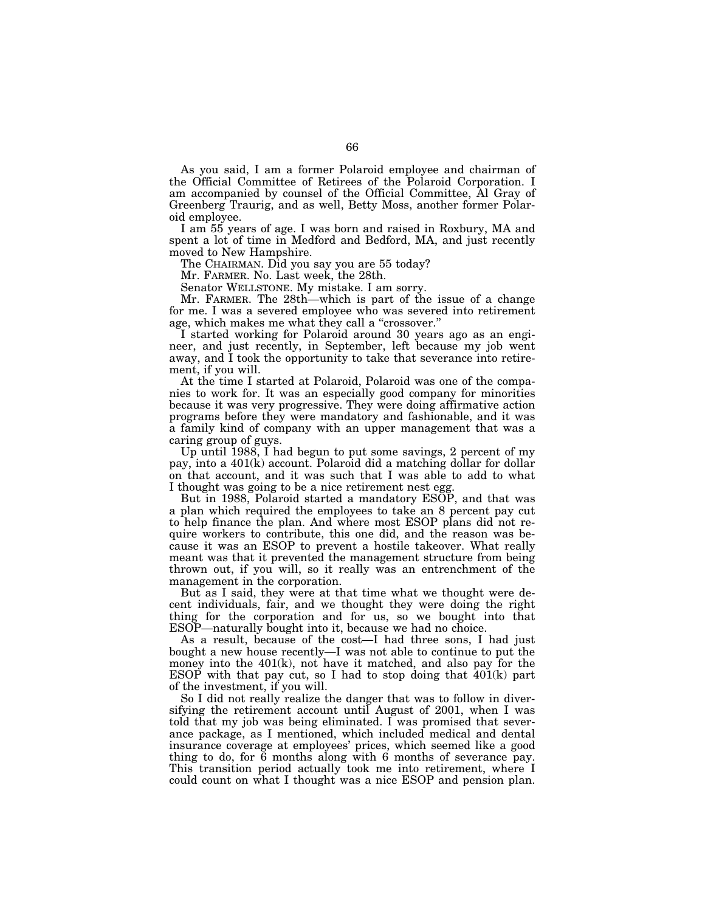As you said, I am a former Polaroid employee and chairman of the Official Committee of Retirees of the Polaroid Corporation. I am accompanied by counsel of the Official Committee, Al Gray of Greenberg Traurig, and as well, Betty Moss, another former Polaroid employee.

I am 55 years of age. I was born and raised in Roxbury, MA and spent a lot of time in Medford and Bedford, MA, and just recently moved to New Hampshire.

The CHAIRMAN. Did you say you are 55 today?

Mr. FARMER. No. Last week, the 28th.

Senator WELLSTONE. My mistake. I am sorry.

Mr. FARMER. The 28th—which is part of the issue of a change for me. I was a severed employee who was severed into retirement age, which makes me what they call a "crossover."

I started working for Polaroid around 30 years ago as an engineer, and just recently, in September, left because my job went away, and I took the opportunity to take that severance into retirement, if you will.

At the time I started at Polaroid, Polaroid was one of the companies to work for. It was an especially good company for minorities because it was very progressive. They were doing affirmative action programs before they were mandatory and fashionable, and it was a family kind of company with an upper management that was a caring group of guys.

Up until 1988, I had begun to put some savings, 2 percent of my pay, into a 401(k) account. Polaroid did a matching dollar for dollar on that account, and it was such that I was able to add to what I thought was going to be a nice retirement nest egg.

But in 1988, Polaroid started a mandatory ESOP, and that was a plan which required the employees to take an 8 percent pay cut to help finance the plan. And where most ESOP plans did not require workers to contribute, this one did, and the reason was because it was an ESOP to prevent a hostile takeover. What really meant was that it prevented the management structure from being thrown out, if you will, so it really was an entrenchment of the management in the corporation.

But as I said, they were at that time what we thought were decent individuals, fair, and we thought they were doing the right thing for the corporation and for us, so we bought into that ESOP—naturally bought into it, because we had no choice.

As a result, because of the cost—I had three sons, I had just bought a new house recently—I was not able to continue to put the money into the 401(k), not have it matched, and also pay for the ESOP with that pay cut, so I had to stop doing that 401(k) part of the investment, if you will.

So I did not really realize the danger that was to follow in diversifying the retirement account until August of 2001, when I was told that my job was being eliminated. I was promised that severance package, as I mentioned, which included medical and dental insurance coverage at employees' prices, which seemed like a good thing to do, for 6 months along with 6 months of severance pay. This transition period actually took me into retirement, where I could count on what I thought was a nice ESOP and pension plan.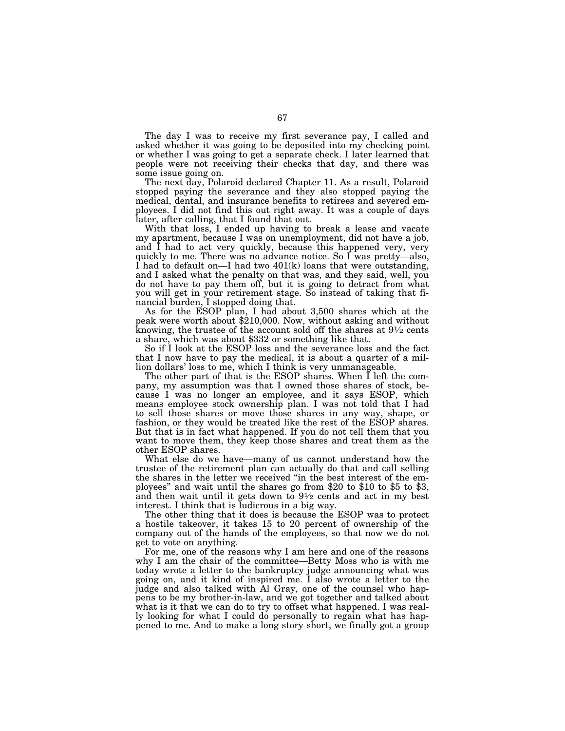The day I was to receive my first severance pay, I called and asked whether it was going to be deposited into my checking point or whether I was going to get a separate check. I later learned that people were not receiving their checks that day, and there was some issue going on.

The next day, Polaroid declared Chapter 11. As a result, Polaroid stopped paying the severance and they also stopped paying the medical, dental, and insurance benefits to retirees and severed employees. I did not find this out right away. It was a couple of days later, after calling, that I found that out.

With that loss, I ended up having to break a lease and vacate my apartment, because I was on unemployment, did not have a job, and I had to act very quickly, because this happened very, very quickly to me. There was no advance notice. So I was pretty—also, I had to default on—I had two 401(k) loans that were outstanding, and I asked what the penalty on that was, and they said, well, you do not have to pay them off, but it is going to detract from what you will get in your retirement stage. So instead of taking that financial burden, I stopped doing that.

As for the ESOP plan, I had about 3,500 shares which at the peak were worth about $210,000. Now, without asking and without knowing, the trustee of the account sold off the shares at 9½ cents a share, which was about $332 or something like that.

So if I look at the ESOP loss and the severance loss and the fact that I now have to pay the medical, it is about a quarter of a million dollars' loss to me, which I think is very unmanageable.

The other part of that is the ESOP shares. When I left the company, my assumption was that I owned those shares of stock, because I was no longer an employee, and it says ESOP, which means employee stock ownership plan. I was not told that I had to sell those shares or move those shares in any way, shape, or fashion, or they would be treated like the rest of the ESOP shares. But that is in fact what happened. If you do not tell them that you want to move them, they keep those shares and treat them as the other ESOP shares.

What else do we have—many of us cannot understand how the trustee of the retirement plan can actually do that and call selling the shares in the letter we received "in the best interest of the employees" and wait until the shares go from $20 to $10 to $5 to $3, and then wait until it gets down to 9½ cents and act in my best interest. I think that is ludicrous in a big way.

The other thing that it does is because the ESOP was to protect a hostile takeover, it takes 15 to 20 percent of ownership of the company out of the hands of the employees, so that now we do not get to vote on anything.

For me, one of the reasons why I am here and one of the reasons why I am the chair of the committee—Betty Moss who is with me today wrote a letter to the bankruptcy judge announcing what was going on, and it kind of inspired me. I also wrote a letter to the judge and also talked with Al Gray, one of the counsel who happens to be my brother-in-law, and we got together and talked about what is it that we can do to try to offset what happened. I was really looking for what I could do personally to regain what has happened to me. And to make a long story short, we finally got a group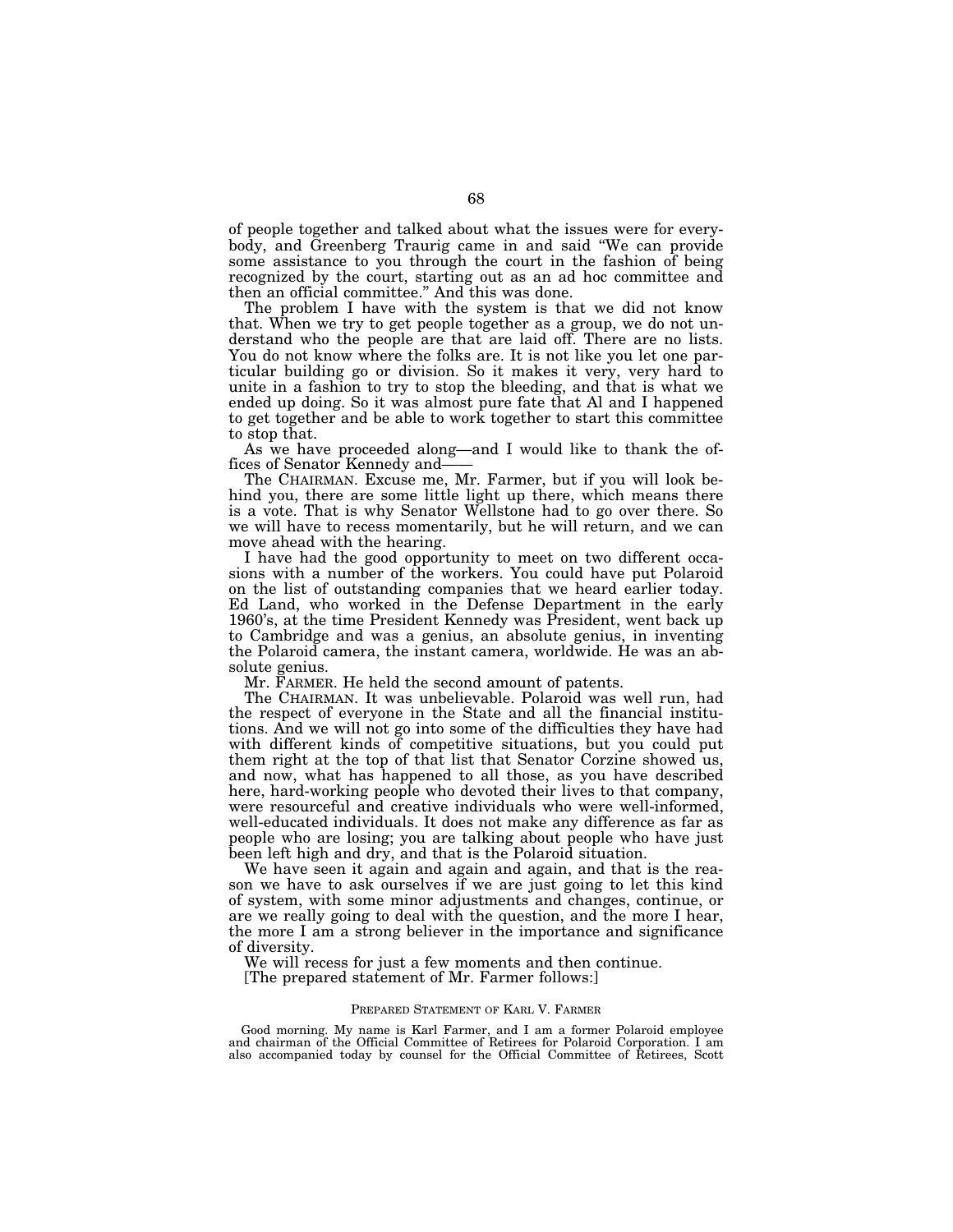of people together and talked about what the issues were for everybody, and Greenberg Traurig came in and said "We can provide some assistance to you through the court in the fashion of being recognized by the court, starting out as an ad hoc committee and then an official committee." And this was done.

The problem I have with the system is that we did not know that. When we try to get people together as a group, we do not understand who the people are that are laid off. There are no lists. You do not know where the folks are. It is not like you let one particular building go or division. So it makes it very, very hard to unite in a fashion to try to stop the bleeding, and that is what we ended up doing. So it was almost pure fate that Al and I happened to get together and be able to work together to start this committee to stop that.

As we have proceeded along—and I would like to thank the offices of Senator Kennedy and——

The CHAIRMAN. Excuse me, Mr. Farmer, but if you will look behind you, there are some little light up there, which means there is a vote. That is why Senator Wellstone had to go over there. So we will have to recess momentarily, but he will return, and we can move ahead with the hearing.

I have had the good opportunity to meet on two different occasions with a number of the workers. You could have put Polaroid on the list of outstanding companies that we heard earlier today. Ed Land, who worked in the Defense Department in the early 1960's, at the time President Kennedy was President, went back up to Cambridge and was a genius, an absolute genius, in inventing the Polaroid camera, the instant camera, worldwide. He was an absolute genius.

Mr. FARMER. He held the second amount of patents.

The CHAIRMAN. It was unbelievable. Polaroid was well run, had the respect of everyone in the State and all the financial institutions. And we will not go into some of the difficulties they have had with different kinds of competitive situations, but you could put them right at the top of that list that Senator Corzine showed us, and now, what has happened to all those, as you have described here, hard-working people who devoted their lives to that company, were resourceful and creative individuals who were well-informed, well-educated individuals. It does not make any difference as far as people who are losing; you are talking about people who have just been left high and dry, and that is the Polaroid situation.

We have seen it again and again and again, and that is the reason we have to ask ourselves if we are just going to let this kind of system, with some minor adjustments and changes, continue, or are we really going to deal with the question, and the more I hear, the more I am a strong believer in the importance and significance of diversity.

We will recess for just a few moments and then continue.

[The prepared statement of Mr. Farmer follows:]

PREPARED STATEMENT OF KARL V. FARMER

Good morning. My name is Karl Farmer, and I am a former Polaroid employee and chairman of the Official Committee of Retirees for Polaroid Corporation. I am also accompanied today by counsel for the Official Committee of Retirees, Scott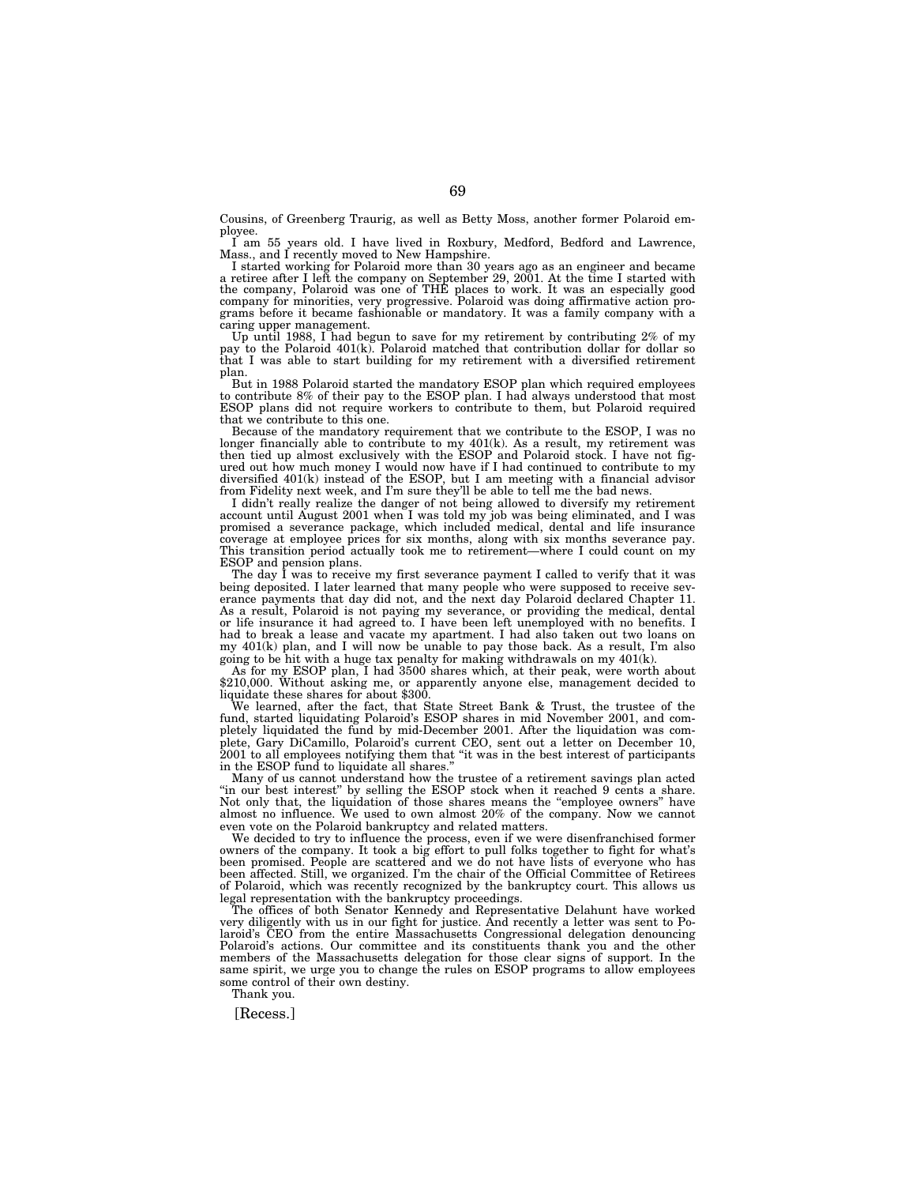Cousins, of Greenberg Traurig, as well as Betty Moss, another former Polaroid employee.

I am 55 years old. I have lived in Roxbury, Medford, Bedford and Lawrence, Mass., and I recently moved to New Hampshire.

I started working for Polaroid more than 30 years ago as an engineer and became a retiree after I left the company on September 29, 2001. At the time I started with the company, Polaroid was one of THE places to work. It was an especially good company for minorities, very progressive. Polaroid was doing affirmative action programs before it became fashionable or mandatory. It was a family company with a caring upper management.

Up until 1988, I had begun to save for my retirement by contributing 2% of my pay to the Polaroid 401(k). Polaroid matched that contribution dollar for dollar so that I was able to start building for my retirement with a diversified retirement plan.

But in 1988 Polaroid started the mandatory ESOP plan which required employees to contribute 8% of their pay to the ESOP plan. I had always understood that most ESOP plans did not require workers to contribute to them, but Polaroid required that we contribute to this one.

Because of the mandatory requirement that we contribute to the ESOP, I was no longer financially able to contribute to my 401(k). As a result, my retirement was then tied up almost exclusively with the ESOP and Polaroid stock. I have not figured out how much money I would now have if I had continued to contribute to my diversified 401(k) instead of the ESOP, but I am meeting with a financial advisor from Fidelity next week, and I'm sure they'll be able to tell me the bad news.

I didn't really realize the danger of not being allowed to diversify my retirement account until August 2001 when I was told my job was being eliminated, and I was promised a severance package, which included medical, dental and life insurance coverage at employee prices for six months, along with six months severance pay. This transition period actually took me to retirement—where I could count on my ESOP and pension plans.

The day I was to receive my first severance payment I called to verify that it was being deposited. I later learned that many people who were supposed to receive severance payments that day did not, and the next day Polaroid declared Chapter 11. As a result, Polaroid is not paying my severance, or providing the medical, dental or life insurance it had agreed to. I have been left unemployed with no benefits. I had to break a lease and vacate my apartment. I had also taken out two loans on my 401(k) plan, and I will now be unable to pay those back. As a result, I'm also going to be hit with a huge tax penalty for making withdrawals on my 401(k).

As for my ESOP plan, I had 3500 shares which, at their peak, were worth about $210,000. Without asking me, or apparently anyone else, management decided to liquidate these shares for about $300.

We learned, after the fact, that State Street Bank & Trust, the trustee of the fund, started liquidating Polaroid's ESOP shares in mid November 2001, and completely liquidated the fund by mid-December 2001. After the liquidation was complete, Gary DiCamillo, Polaroid's current CEO, sent out a letter on December 10, 2001 to all employees notifying them that "it was in the best interest of participants in the ESOP fund to liquidate all shares."

Many of us cannot understand how the trustee of a retirement savings plan acted "in our best interest" by selling the ESOP stock when it reached 9 cents a share. Not only that, the liquidation of those shares means the "employee owners" have almost no influence. We used to own almost 20% of the company. Now we cannot even vote on the Polaroid bankruptcy and related matters.

We decided to try to influence the process, even if we were disenfranchised former owners of the company. It took a big effort to pull folks together to fight for what's been promised. People are scattered and we do not have lists of everyone who has been affected. Still, we organized. I'm the chair of the Official Committee of Retirees of Polaroid, which was recently recognized by the bankruptcy court. This allows us legal representation with the bankruptcy proceedings.

The offices of both Senator Kennedy and Representative Delahunt have worked very diligently with us in our fight for justice. And recently a letter was sent to Polaroid's CEO from the entire Massachusetts Congressional delegation denouncing Polaroid's actions. Our committee and its constituents thank you and the other members of the Massachusetts delegation for those clear signs of support. In the same spirit, we urge you to change the rules on ESOP programs to allow employees some control of their own destiny.

Thank you.

[Recess.]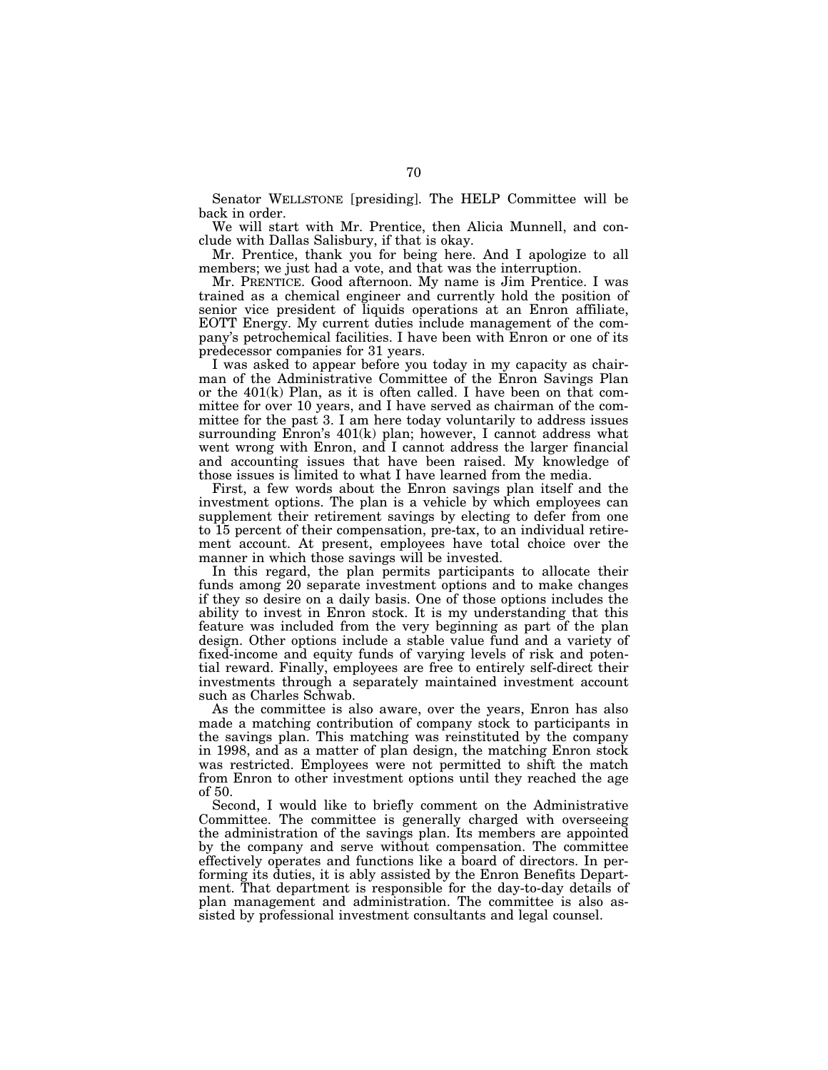Senator WELLSTONE [presiding]. The HELP Committee will be back in order.

We will start with Mr. Prentice, then Alicia Munnell, and conclude with Dallas Salisbury, if that is okay.

Mr. Prentice, thank you for being here. And I apologize to all members; we just had a vote, and that was the interruption.

Mr. PRENTICE. Good afternoon. My name is Jim Prentice. I was trained as a chemical engineer and currently hold the position of senior vice president of liquids operations at an Enron affiliate, EOTT Energy. My current duties include management of the company's petrochemical facilities. I have been with Enron or one of its predecessor companies for 31 years.

I was asked to appear before you today in my capacity as chairman of the Administrative Committee of the Enron Savings Plan or the 401(k) Plan, as it is often called. I have been on that committee for over 10 years, and I have served as chairman of the committee for the past 3. I am here today voluntarily to address issues surrounding Enron's 401(k) plan; however, I cannot address what went wrong with Enron, and I cannot address the larger financial and accounting issues that have been raised. My knowledge of those issues is limited to what I have learned from the media.

First, a few words about the Enron savings plan itself and the investment options. The plan is a vehicle by which employees can supplement their retirement savings by electing to defer from one to 15 percent of their compensation, pre-tax, to an individual retirement account. At present, employees have total choice over the manner in which those savings will be invested.

In this regard, the plan permits participants to allocate their funds among 20 separate investment options and to make changes if they so desire on a daily basis. One of those options includes the ability to invest in Enron stock. It is my understanding that this feature was included from the very beginning as part of the plan design. Other options include a stable value fund and a variety of fixed-income and equity funds of varying levels of risk and potential reward. Finally, employees are free to entirely self-direct their investments through a separately maintained investment account such as Charles Schwab.

As the committee is also aware, over the years, Enron has also made a matching contribution of company stock to participants in the savings plan. This matching was reinstituted by the company in 1998, and as a matter of plan design, the matching Enron stock was restricted. Employees were not permitted to shift the match from Enron to other investment options until they reached the age of 50.

Second, I would like to briefly comment on the Administrative Committee. The committee is generally charged with overseeing the administration of the savings plan. Its members are appointed by the company and serve without compensation. The committee effectively operates and functions like a board of directors. In performing its duties, it is ably assisted by the Enron Benefits Department. That department is responsible for the day-to-day details of plan management and administration. The committee is also assisted by professional investment consultants and legal counsel.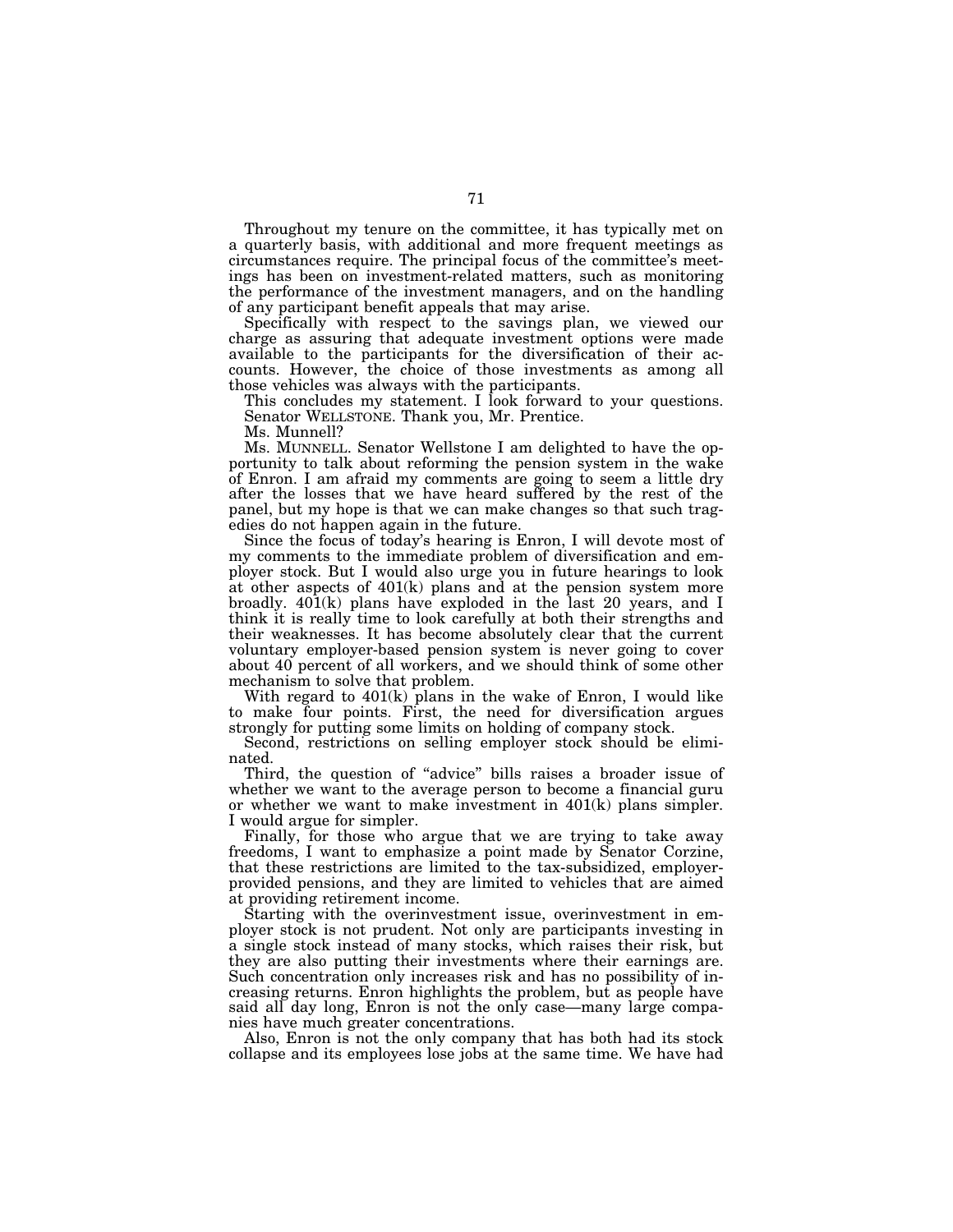Throughout my tenure on the committee, it has typically met on a quarterly basis, with additional and more frequent meetings as circumstances require. The principal focus of the committee's meetings has been on investment-related matters, such as monitoring the performance of the investment managers, and on the handling of any participant benefit appeals that may arise.

Specifically with respect to the savings plan, we viewed our charge as assuring that adequate investment options were made available to the participants for the diversification of their accounts. However, the choice of those investments as among all those vehicles was always with the participants.

This concludes my statement. I look forward to your questions.

Senator WELLSTONE. Thank you, Mr. Prentice.

Ms. Munnell?

Ms. MUNNELL. Senator Wellstone I am delighted to have the opportunity to talk about reforming the pension system in the wake of Enron. I am afraid my comments are going to seem a little dry after the losses that we have heard suffered by the rest of the panel, but my hope is that we can make changes so that such tragedies do not happen again in the future.

Since the focus of today's hearing is Enron, I will devote most of my comments to the immediate problem of diversification and employer stock. But I would also urge you in future hearings to look at other aspects of 401(k) plans and at the pension system more broadly. 401(k) plans have exploded in the last 20 years, and I think it is really time to look carefully at both their strengths and their weaknesses. It has become absolutely clear that the current voluntary employer-based pension system is never going to cover about 40 percent of all workers, and we should think of some other mechanism to solve that problem.

With regard to 401(k) plans in the wake of Enron, I would like to make four points. First, the need for diversification argues strongly for putting some limits on holding of company stock.

Second, restrictions on selling employer stock should be eliminated.

Third, the question of "advice" bills raises a broader issue of whether we want to the average person to become a financial guru or whether we want to make investment in 401(k) plans simpler. I would argue for simpler.

Finally, for those who argue that we are trying to take away freedoms, I want to emphasize a point made by Senator Corzine, that these restrictions are limited to the tax-subsidized, employer-provided pensions, and they are limited to vehicles that are aimed at providing retirement income.

Starting with the overinvestment issue, overinvestment in employer stock is not prudent. Not only are participants investing in a single stock instead of many stocks, which raises their risk, but they are also putting their investments where their earnings are. Such concentration only increases risk and has no possibility of increasing returns. Enron highlights the problem, but as people have said all day long, Enron is not the only case—many large companies have much greater concentrations.

Also, Enron is not the only company that has both had its stock collapse and its employees lose jobs at the same time. We have had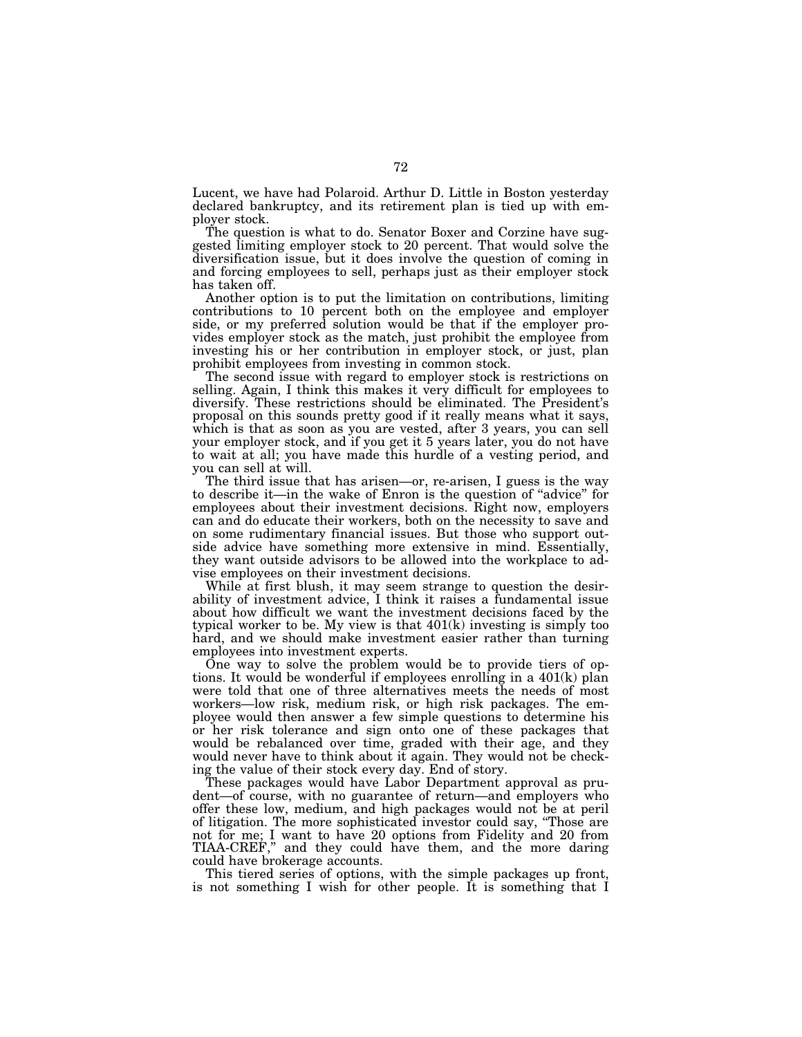Lucent, we have had Polaroid. Arthur D. Little in Boston yesterday declared bankruptcy, and its retirement plan is tied up with employer stock.

The question is what to do. Senator Boxer and Corzine have suggested limiting employer stock to 20 percent. That would solve the diversification issue, but it does involve the question of coming in and forcing employees to sell, perhaps just as their employer stock has taken off.

Another option is to put the limitation on contributions, limiting contributions to 10 percent both on the employee and employer side, or my preferred solution would be that if the employer provides employer stock as the match, just prohibit the employee from investing his or her contribution in employer stock, or just, plan prohibit employees from investing in common stock.

The second issue with regard to employer stock is restrictions on selling. Again, I think this makes it very difficult for employees to diversify. These restrictions should be eliminated. The President's proposal on this sounds pretty good if it really means what it says, which is that as soon as you are vested, after 3 years, you can sell your employer stock, and if you get it 5 years later, you do not have to wait at all; you have made this hurdle of a vesting period, and you can sell at will.

The third issue that has arisen—or, re-arisen, I guess is the way to describe it—in the wake of Enron is the question of "advice" for employees about their investment decisions. Right now, employers can and do educate their workers, both on the necessity to save and on some rudimentary financial issues. But those who support outside advice have something more extensive in mind. Essentially, they want outside advisors to be allowed into the workplace to advise employees on their investment decisions.

While at first blush, it may seem strange to question the desirability of investment advice, I think it raises a fundamental issue about how difficult we want the investment decisions faced by the typical worker to be. My view is that 401(k) investing is simply too hard, and we should make investment easier rather than turning employees into investment experts.

One way to solve the problem would be to provide tiers of options. It would be wonderful if employees enrolling in a 401(k) plan were told that one of three alternatives meets the needs of most workers—low risk, medium risk, or high risk packages. The employee would then answer a few simple questions to determine his or her risk tolerance and sign onto one of these packages that would be rebalanced over time, graded with their age, and they would never have to think about it again. They would not be checking the value of their stock every day. End of story.

These packages would have Labor Department approval as prudent—of course, with no guarantee of return—and employers who offer these low, medium, and high packages would not be at peril of litigation. The more sophisticated investor could say, "Those are not for me; I want to have 20 options from Fidelity and 20 from TIAA-CREF," and they could have them, and the more daring could have brokerage accounts.

This tiered series of options, with the simple packages up front, is not something I wish for other people. It is something that I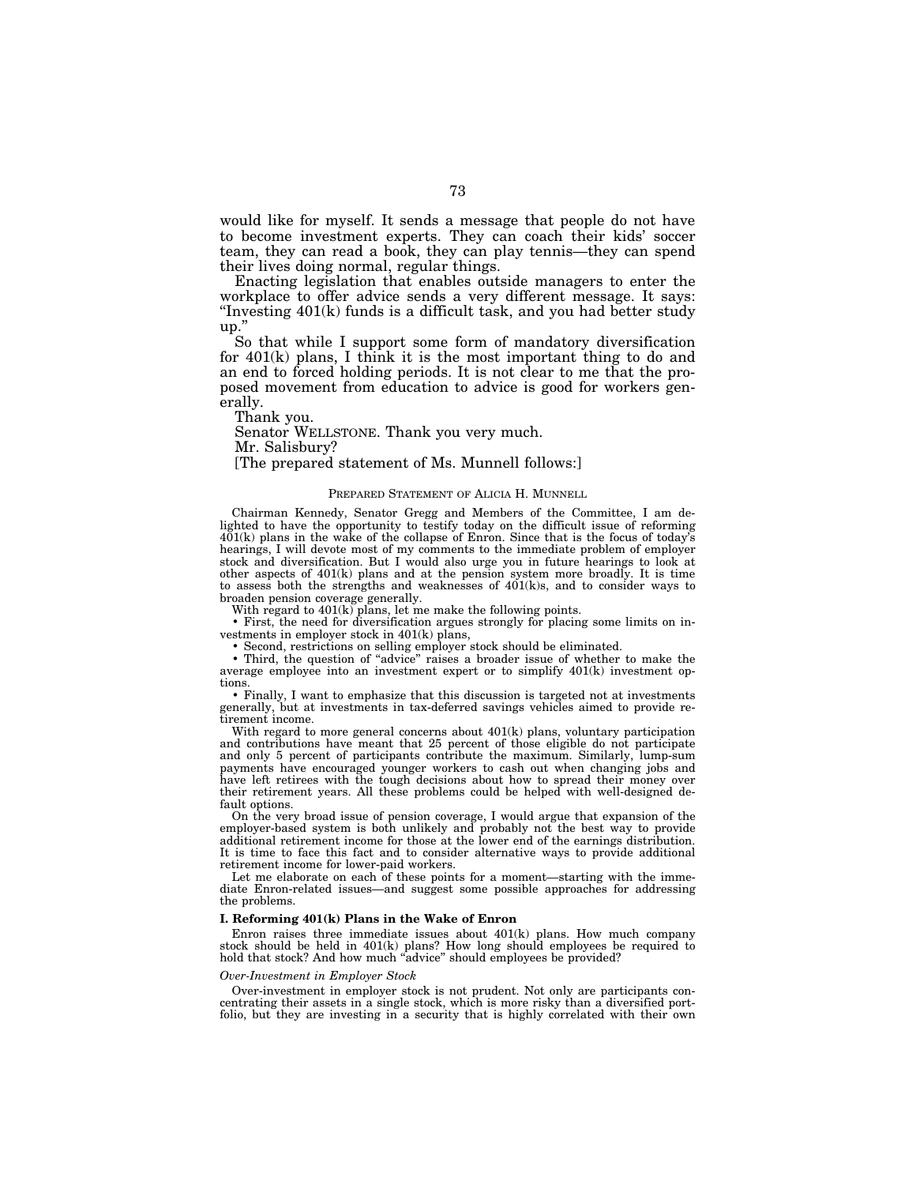would like for myself. It sends a message that people do not have to become investment experts. They can coach their kids' soccer team, they can read a book, they can play tennis—they can spend their lives doing normal, regular things.

Enacting legislation that enables outside managers to enter the workplace to offer advice sends a very different message. It says: "Investing 401(k) funds is a difficult task, and you had better study up."

So that while I support some form of mandatory diversification for 401(k) plans, I think it is the most important thing to do and an end to forced holding periods. It is not clear to me that the proposed movement from education to advice is good for workers generally.

Thank you.

Senator WELLSTONE. Thank you very much.

Mr. Salisbury?

[The prepared statement of Ms. Munnell follows:]

PREPARED STATEMENT OF ALICIA H. MUNNELL

Chairman Kennedy, Senator Gregg and Members of the Committee, I am delighted to have the opportunity to testify today on the difficult issue of reforming 401(k) plans in the wake of the collapse of Enron. Since that is the focus of today's hearings, I will devote most of my comments to the immediate problem of employer stock and diversification. But I would also urge you in future hearings to look at other aspects of 401(k) plans and at the pension system more broadly. It is time to assess both the strengths and weaknesses of 401(k)s, and to consider ways to broaden pension coverage generally.

With regard to 401(k) plans, let me make the following points.

- First, the need for diversification argues strongly for placing some limits on investments in employer stock in 401(k) plans,
- Second, restrictions on selling employer stock should be eliminated.
- Third, the question of "advice" raises a broader issue of whether to make the average employee into an investment expert or to simplify 401(k) investment options.
- Finally, I want to emphasize that this discussion is targeted not at investments generally, but at investments in tax-deferred savings vehicles aimed to provide retirement income.

With regard to more general concerns about 401(k) plans, voluntary participation and contributions have meant that 25 percent of those eligible do not participate and only 5 percent of participants contribute the maximum. Similarly, lump-sum payments have encouraged younger workers to cash out when changing jobs and have left retirees with the tough decisions about how to spread their money over their retirement years. All these problems could be helped with well-designed default options.

On the very broad issue of pension coverage, I would argue that expansion of the employer-based system is both unlikely and probably not the best way to provide additional retirement income for those at the lower end of the earnings distribution. It is time to face this fact and to consider alternative ways to provide additional retirement income for lower-paid workers.

Let me elaborate on each of these points for a moment—starting with the immediate Enron-related issues—and suggest some possible approaches for addressing the problems.

**I. Reforming 401(k) Plans in the Wake of Enron**

Enron raises three immediate issues about 401(k) plans. How much company stock should be held in 401(k) plans? How long should employees be required to hold that stock? And how much "advice" should employees be provided?

*Over-Investment in Employer Stock*

Over-investment in employer stock is not prudent. Not only are participants concentrating their assets in a single stock, which is more risky than a diversified portfolio, but they are investing in a security that is highly correlated with their own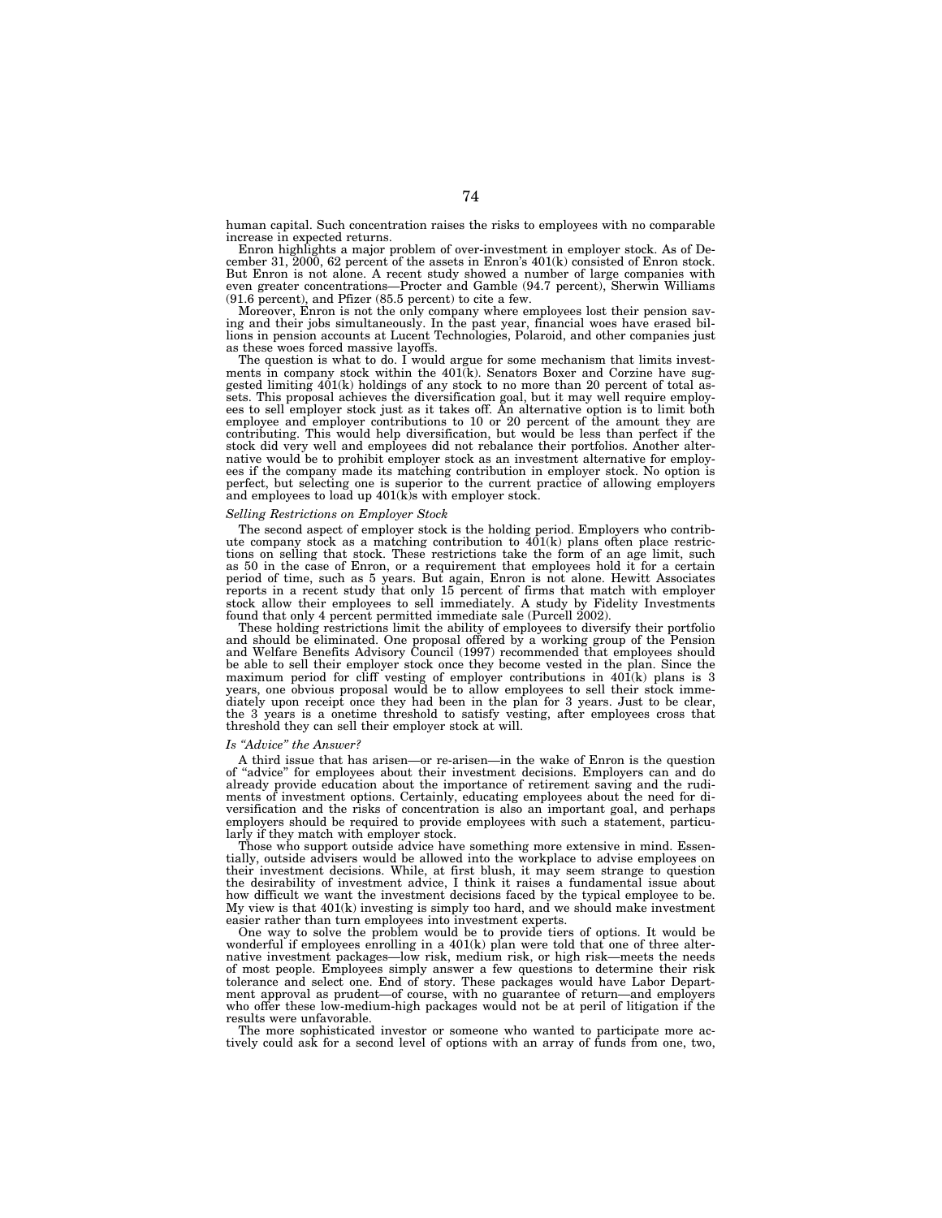human capital. Such concentration raises the risks to employees with no comparable increase in expected returns.

Enron highlights a major problem of over-investment in employer stock. As of December 31, 2000, 62 percent of the assets in Enron's 401(k) consisted of Enron stock. But Enron is not alone. A recent study showed a number of large companies with even greater concentrations—Procter and Gamble (94.7 percent), Sherwin Williams (91.6 percent), and Pfizer (85.5 percent) to cite a few.

Moreover, Enron is not the only company where employees lost their pension saving and their jobs simultaneously. In the past year, financial woes have erased billions in pension accounts at Lucent Technologies, Polaroid, and other companies just as these woes forced massive layoffs.

The question is what to do. I would argue for some mechanism that limits investments in company stock within the 401(k). Senators Boxer and Corzine have suggested limiting 401(k) holdings of any stock to no more than 20 percent of total assets. This proposal achieves the diversification goal, but it may well require employees to sell employer stock just as it takes off. An alternative option is to limit both employee and employer contributions to 10 or 20 percent of the amount they are contributing. This would help diversification, but would be less than perfect if the stock did very well and employees did not rebalance their portfolios. Another alternative would be to prohibit employer stock as an investment alternative for employees if the company made its matching contribution in employer stock. No option is perfect, but selecting one is superior to the current practice of allowing employers and employees to load up 401(k)s with employer stock.

*Selling Restrictions on Employer Stock*

The second aspect of employer stock is the holding period. Employers who contribute company stock as a matching contribution to 401(k) plans often place restrictions on selling that stock. These restrictions take the form of an age limit, such as 50 in the case of Enron, or a requirement that employees hold it for a certain period of time, such as 5 years. But again, Enron is not alone. Hewitt Associates reports in a recent study that only 15 percent of firms that match with employer stock allow their employees to sell immediately. A study by Fidelity Investments found that only 4 percent permitted immediate sale (Purcell 2002).

These holding restrictions limit the ability of employees to diversify their portfolio and should be eliminated. One proposal offered by a working group of the Pension and Welfare Benefits Advisory Council (1997) recommended that employees should be able to sell their employer stock once they become vested in the plan. Since the maximum period for cliff vesting of employer contributions in 401(k) plans is 3 years, one obvious proposal would be to allow employees to sell their stock immediately upon receipt once they had been in the plan for 3 years. Just to be clear, the 3 years is a onetime threshold to satisfy vesting, after employees cross that threshold they can sell their employer stock at will.

*Is "Advice" the Answer?*

A third issue that has arisen—or re-arisen—in the wake of Enron is the question of "advice" for employees about their investment decisions. Employers can and do already provide education about the importance of retirement saving and the rudiments of investment options. Certainly, educating employees about the need for diversification and the risks of concentration is also an important goal, and perhaps employers should be required to provide employees with such a statement, particularly if they match with employer stock.

Those who support outside advice have something more extensive in mind. Essentially, outside advisers would be allowed into the workplace to advise employees on their investment decisions. While, at first blush, it may seem strange to question the desirability of investment advice, I think it raises a fundamental issue about how difficult we want the investment decisions faced by the typical employee to be. My view is that 401(k) investing is simply too hard, and we should make investment easier rather than turn employees into investment experts.

One way to solve the problem would be to provide tiers of options. It would be wonderful if employees enrolling in a 401(k) plan were told that one of three alternative investment packages—low risk, medium risk, or high risk—meets the needs of most people. Employees simply answer a few questions to determine their risk tolerance and select one. End of story. These packages would have Labor Department approval as prudent—of course, with no guarantee of return—and employers who offer these low-medium-high packages would not be at peril of litigation if the results were unfavorable.

The more sophisticated investor or someone who wanted to participate more actively could ask for a second level of options with an array of funds from one, two,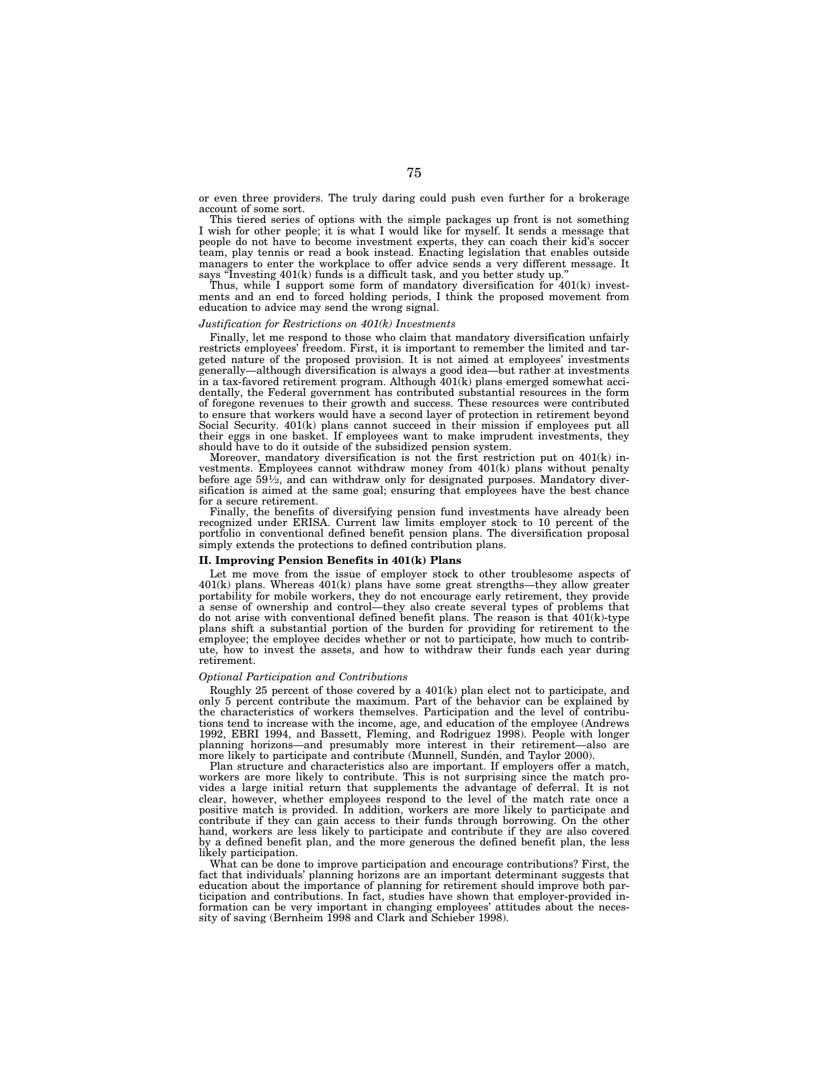or even three providers. The truly daring could push even further for a brokerage account of some sort.

This tiered series of options with the simple packages up front is not something I wish for other people; it is what I would like for myself. It sends a message that people do not have to become investment experts, they can coach their kid's soccer team, play tennis or read a book instead. Enacting legislation that enables outside managers to enter the workplace to offer advice sends a very different message. It says "Investing 401(k) funds is a difficult task, and you better study up."

Thus, while I support some form of mandatory diversification for 401(k) investments and an end to forced holding periods, I think the proposed movement from education to advice may send the wrong signal.

*Justification for Restrictions on 401(k) Investments*

Finally, let me respond to those who claim that mandatory diversification unfairly restricts employees' freedom. First, it is important to remember the limited and targeted nature of the proposed provision. It is not aimed at employees' investments generally—although diversification is always a good idea—but rather at investments in a tax-favored retirement program. Although 401(k) plans emerged somewhat accidentally, the Federal government has contributed substantial resources in the form of foregone revenues to their growth and success. These resources were contributed to ensure that workers would have a second layer of protection in retirement beyond Social Security. 401(k) plans cannot succeed in their mission if employees put all their eggs in one basket. If employees want to make imprudent investments, they should have to do it outside of the subsidized pension system.

Moreover, mandatory diversification is not the first restriction put on 401(k) investments. Employees cannot withdraw money from 401(k) plans without penalty before age 59½, and can withdraw only for designated purposes. Mandatory diversification is aimed at the same goal; ensuring that employees have the best chance for a secure retirement.

Finally, the benefits of diversifying pension fund investments have already been recognized under ERISA. Current law limits employer stock to 10 percent of the portfolio in conventional defined benefit pension plans. The diversification proposal simply extends the protections to defined contribution plans.

## II. Improving Pension Benefits in 401(k) Plans

Let me move from the issue of employer stock to other troublesome aspects of 401(k) plans. Whereas 401(k) plans have some great strengths—they allow greater portability for mobile workers, they do not encourage early retirement, they provide a sense of ownership and control—they also create several types of problems that do not arise with conventional defined benefit plans. The reason is that 401(k)-type plans shift a substantial portion of the burden for providing for retirement to the employee; the employee decides whether or not to participate, how much to contribute, how to invest the assets, and how to withdraw their funds each year during retirement.

*Optional Participation and Contributions*

Roughly 25 percent of those covered by a 401(k) plan elect not to participate, and only 5 percent contribute the maximum. Part of the behavior can be explained by the characteristics of workers themselves. Participation and the level of contributions tend to increase with the income, age, and education of the employee (Andrews 1992, EBRI 1994, and Bassett, Fleming, and Rodriguez 1998). People with longer planning horizons—and presumably more interest in their retirement—also are more likely to participate and contribute (Munnell, Sundén, and Taylor 2000).

Plan structure and characteristics also are important. If employers offer a match, workers are more likely to contribute. This is not surprising since the match provides a large initial return that supplements the advantage of deferral. It is not clear, however, whether employees respond to the level of the match rate once a positive match is provided. In addition, workers are more likely to participate and contribute if they can gain access to their funds through borrowing. On the other hand, workers are less likely to participate and contribute if they are also covered by a defined benefit plan, and the more generous the defined benefit plan, the less likely participation.

What can be done to improve participation and encourage contributions? First, the fact that individuals' planning horizons are an important determinant suggests that education about the importance of planning for retirement should improve both participation and contributions. In fact, studies have shown that employer-provided information can be very important in changing employees' attitudes about the necessity of saving (Bernheim 1998 and Clark and Schieber 1998).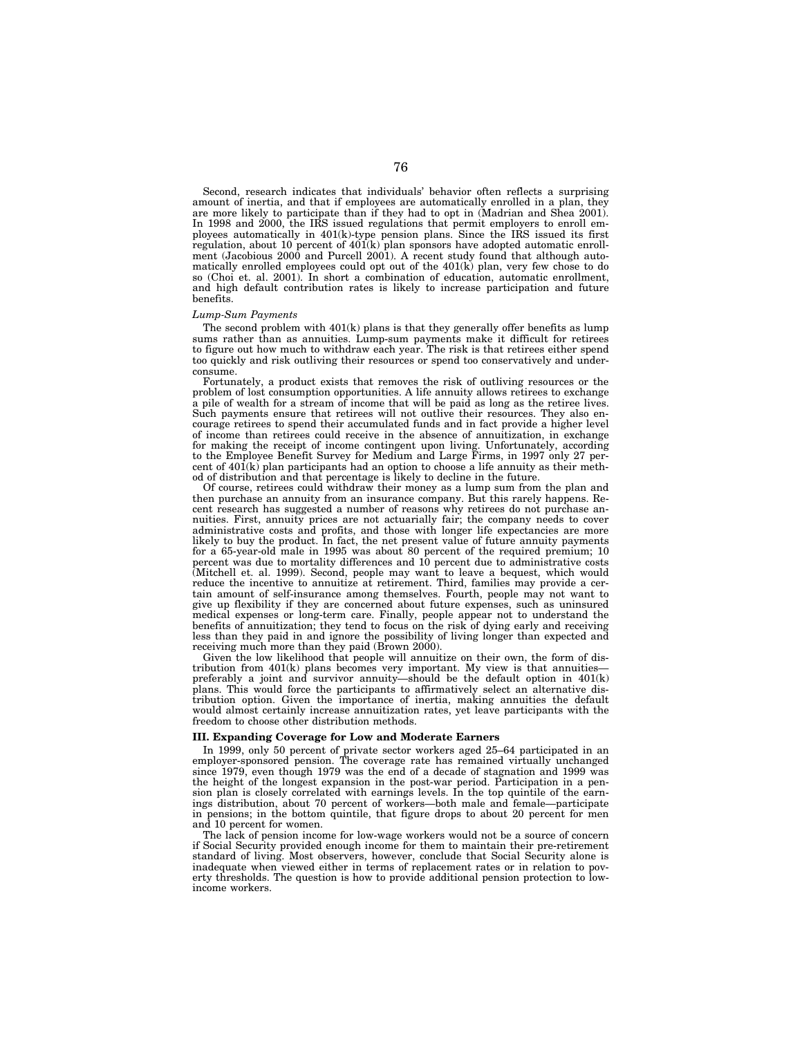Second, research indicates that individuals' behavior often reflects a surprising amount of inertia, and that if employees are automatically enrolled in a plan, they are more likely to participate than if they had to opt in (Madrian and Shea 2001). In 1998 and 2000, the IRS issued regulations that permit employers to enroll employees automatically in 401(k)-type pension plans. Since the IRS issued its first regulation, about 10 percent of 401(k) plan sponsors have adopted automatic enrollment (Jacobious 2000 and Purcell 2001). A recent study found that although automatically enrolled employees could opt out of the 401(k) plan, very few chose to do so (Choi et. al. 2001). In short a combination of education, automatic enrollment, and high default contribution rates is likely to increase participation and future benefits.

*Lump-Sum Payments*

The second problem with 401(k) plans is that they generally offer benefits as lump sums rather than as annuities. Lump-sum payments make it difficult for retirees to figure out how much to withdraw each year. The risk is that retirees either spend too quickly and risk outliving their resources or spend too conservatively and underconsume.

Fortunately, a product exists that removes the risk of outliving resources or the problem of lost consumption opportunities. A life annuity allows retirees to exchange a pile of wealth for a stream of income that will be paid as long as the retiree lives. Such payments ensure that retirees will not outlive their resources. They also encourage retirees to spend their accumulated funds and in fact provide a higher level of income than retirees could receive in the absence of annuitization, in exchange for making the receipt of income contingent upon living. Unfortunately, according to the Employee Benefit Survey for Medium and Large Firms, in 1997 only 27 percent of 401(k) plan participants had an option to choose a life annuity as their method of distribution and that percentage is likely to decline in the future.

Of course, retirees could withdraw their money as a lump sum from the plan and then purchase an annuity from an insurance company. But this rarely happens. Recent research has suggested a number of reasons why retirees do not purchase annuities. First, annuity prices are not actuarially fair; the company needs to cover administrative costs and profits, and those with longer life expectancies are more likely to buy the product. In fact, the net present value of future annuity payments for a 65-year-old male in 1995 was about 80 percent of the required premium; 10 percent was due to mortality differences and 10 percent due to administrative costs (Mitchell et. al. 1999). Second, people may want to leave a bequest, which would reduce the incentive to annuitize at retirement. Third, families may provide a certain amount of self-insurance among themselves. Fourth, people may not want to give up flexibility if they are concerned about future expenses, such as uninsured medical expenses or long-term care. Finally, people appear not to understand the benefits of annuitization; they tend to focus on the risk of dying early and receiving less than they paid in and ignore the possibility of living longer than expected and receiving much more than they paid (Brown 2000).

Given the low likelihood that people will annuitize on their own, the form of distribution from 401(k) plans becomes very important. My view is that annuities—preferably a joint and survivor annuity—should be the default option in 401(k) plans. This would force the participants to affirmatively select an alternative distribution option. Given the importance of inertia, making annuities the default would almost certainly increase annuitization rates, yet leave participants with the freedom to choose other distribution methods.

**III. Expanding Coverage for Low and Moderate Earners**

In 1999, only 50 percent of private sector workers aged 25–64 participated in an employer-sponsored pension. The coverage rate has remained virtually unchanged since 1979, even though 1979 was the end of a decade of stagnation and 1999 was the height of the longest expansion in the post-war period. Participation in a pension plan is closely correlated with earnings levels. In the top quintile of the earnings distribution, about 70 percent of workers—both male and female—participate in pensions; in the bottom quintile, that figure drops to about 20 percent for men and 10 percent for women.

The lack of pension income for low-wage workers would not be a source of concern if Social Security provided enough income for them to maintain their pre-retirement standard of living. Most observers, however, conclude that Social Security alone is inadequate when viewed either in terms of replacement rates or in relation to poverty thresholds. The question is how to provide additional pension protection to low-income workers.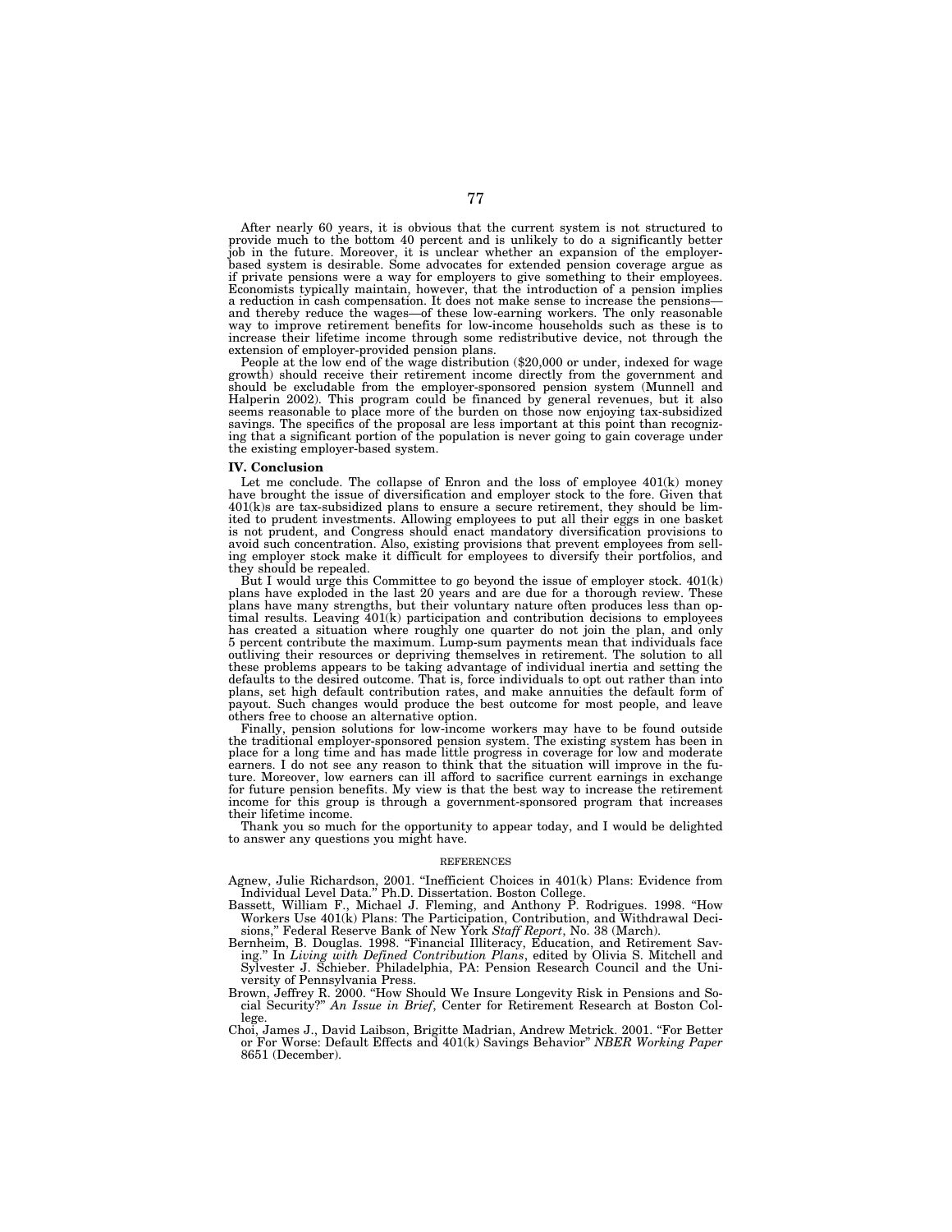After nearly 60 years, it is obvious that the current system is not structured to provide much to the bottom 40 percent and is unlikely to do a significantly better job in the future. Moreover, it is unclear whether an expansion of the employer-based system is desirable. Some advocates for extended pension coverage argue as if private pensions were a way for employers to give something to their employees. Economists typically maintain, however, that the introduction of a pension implies a reduction in cash compensation. It does not make sense to increase the pensions—and thereby reduce the wages—of these low-earning workers. The only reasonable way to improve retirement benefits for low-income households such as these is to increase their lifetime income through some redistributive device, not through the extension of employer-provided pension plans.

People at the low end of the wage distribution ($20,000 or under, indexed for wage growth) should receive their retirement income directly from the government and should be excludable from the employer-sponsored pension system (Munnell and Halperin 2002). This program could be financed by general revenues, but it also seems reasonable to place more of the burden on those now enjoying tax-subsidized savings. The specifics of the proposal are less important at this point than recognizing that a significant portion of the population is never going to gain coverage under the existing employer-based system.

**IV. Conclusion**

Let me conclude. The collapse of Enron and the loss of employee 401(k) money have brought the issue of diversification and employer stock to the fore. Given that 401(k)s are tax-subsidized plans to ensure a secure retirement, they should be limited to prudent investments. Allowing employees to put all their eggs in one basket is not prudent, and Congress should enact mandatory diversification provisions to avoid such concentration. Also, existing provisions that prevent employees from selling employer stock make it difficult for employees to diversify their portfolios, and they should be repealed.

But I would urge this Committee to go beyond the issue of employer stock. 401(k) plans have exploded in the last 20 years and are due for a thorough review. These plans have many strengths, but their voluntary nature often produces less than optimal results. Leaving 401(k) participation and contribution decisions to employees has created a situation where roughly one quarter do not join the plan, and only 5 percent contribute the maximum. Lump-sum payments mean that individuals face outliving their resources or depriving themselves in retirement. The solution to all these problems appears to be taking advantage of individual inertia and setting the defaults to the desired outcome. That is, force individuals to opt out rather than into plans, set high default contribution rates, and make annuities the default form of payout. Such changes would produce the best outcome for most people, and leave others free to choose an alternative option.

Finally, pension solutions for low-income workers may have to be found outside the traditional employer-sponsored pension system. The existing system has been in place for a long time and has made little progress in coverage for low and moderate earners. I do not see any reason to think that the situation will improve in the future. Moreover, low earners can ill afford to sacrifice current earnings in exchange for future pension benefits. My view is that the best way to increase the retirement income for this group is through a government-sponsored program that increases their lifetime income.

Thank you so much for the opportunity to appear today, and I would be delighted to answer any questions you might have.

REFERENCES

Agnew, Julie Richardson, 2001. "Inefficient Choices in 401(k) Plans: Evidence from Individual Level Data." Ph.D. Dissertation. Boston College.

Bassett, William F., Michael J. Fleming, and Anthony P. Rodrigues. 1998. "How Workers Use 401(k) Plans: The Participation, Contribution, and Withdrawal Decisions," Federal Reserve Bank of New York *Staff Report*, No. 38 (March).

Bernheim, B. Douglas. 1998. "Financial Illiteracy, Education, and Retirement Saving." In *Living with Defined Contribution Plans*, edited by Olivia S. Mitchell and Sylvester J. Schieber. Philadelphia, PA: Pension Research Council and the University of Pennsylvania Press.

Brown, Jeffrey R. 2000. "How Should We Insure Longevity Risk in Pensions and Social Security?" *An Issue in Brief*, Center for Retirement Research at Boston College.

Choi, James J., David Laibson, Brigitte Madrian, Andrew Metrick. 2001. "For Better or For Worse: Default Effects and 401(k) Savings Behavior" *NBER Working Paper* 8651 (December).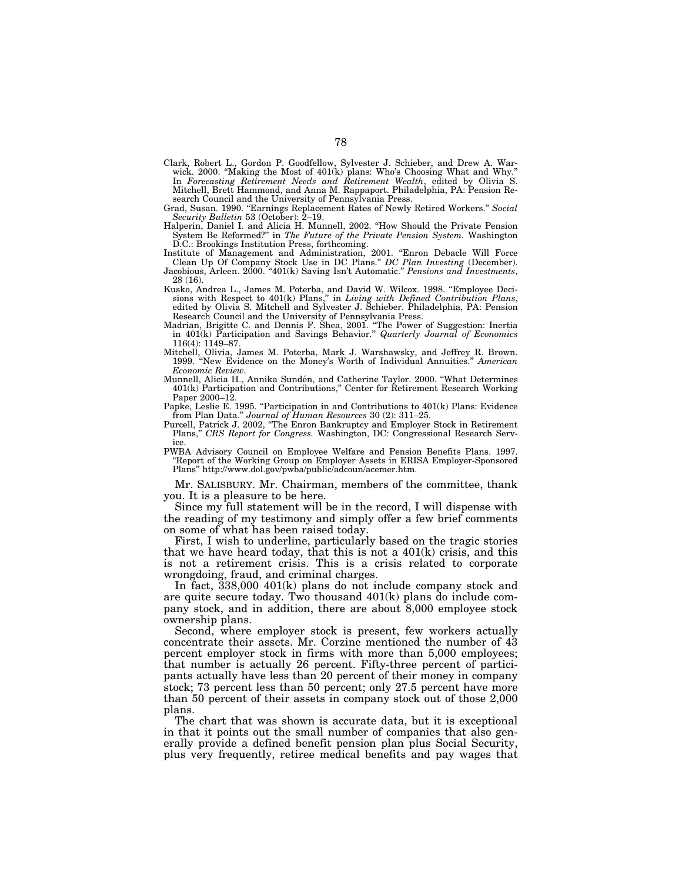Clark, Robert L., Gordon P. Goodfellow, Sylvester J. Schieber, and Drew A. Warwick. 2000. "Making the Most of 401(k) plans: Who's Choosing What and Why." In *Forecasting Retirement Needs and Retirement Wealth*, edited by Olivia S. Mitchell, Brett Hammond, and Anna M. Rappaport. Philadelphia, PA: Pension Research Council and the University of Pennsylvania Press.

Grad, Susan. 1990. "Earnings Replacement Rates of Newly Retired Workers." *Social Security Bulletin* 53 (October): 2–19.

Halperin, Daniel I. and Alicia H. Munnell, 2002. "How Should the Private Pension System Be Reformed?" in *The Future of the Private Pension System.* Washington D.C.: Brookings Institution Press, forthcoming.

Institute of Management and Administration, 2001. "Enron Debacle Will Force Clean Up Of Company Stock Use in DC Plans." *DC Plan Investing* (December).

Jacobious, Arleen. 2000. "401(k) Saving Isn't Automatic." *Pensions and Investments*, 28 (16).

Kusko, Andrea L., James M. Poterba, and David W. Wilcox. 1998. "Employee Decisions with Respect to 401(k) Plans," in *Living with Defined Contribution Plans*, edited by Olivia S. Mitchell and Sylvester J. Schieber. Philadelphia, PA: Pension Research Council and the University of Pennsylvania Press.

Madrian, Brigitte C. and Dennis F. Shea, 2001. "The Power of Suggestion: Inertia in 401(k) Participation and Savings Behavior." *Quarterly Journal of Economics* 116(4): 1149–87.

Mitchell, Olivia, James M. Poterba, Mark J. Warshawsky, and Jeffrey R. Brown. 1999. "New Evidence on the Money's Worth of Individual Annuities." *American Economic Review*.

Munnell, Alicia H., Annika Sundén, and Catherine Taylor. 2000. "What Determines 401(k) Participation and Contributions," Center for Retirement Research Working Paper 2000–12.

Papke, Leslie E. 1995. "Participation in and Contributions to 401(k) Plans: Evidence from Plan Data." *Journal of Human Resources* 30 (2): 311–25.

Purcell, Patrick J. 2002, "The Enron Bankruptcy and Employer Stock in Retirement Plans," *CRS Report for Congress.* Washington, DC: Congressional Research Service.

PWBA Advisory Council on Employee Welfare and Pension Benefits Plans. 1997. "Report of the Working Group on Employer Assets in ERISA Employer-Sponsored Plans" http://www.dol.gov/pwba/public/adcoun/acemer.htm.

Mr. SALISBURY. Mr. Chairman, members of the committee, thank you. It is a pleasure to be here.

Since my full statement will be in the record, I will dispense with the reading of my testimony and simply offer a few brief comments on some of what has been raised today.

First, I wish to underline, particularly based on the tragic stories that we have heard today, that this is not a 401(k) crisis, and this is not a retirement crisis. This is a crisis related to corporate wrongdoing, fraud, and criminal charges.

In fact, 338,000 401(k) plans do not include company stock and are quite secure today. Two thousand 401(k) plans do include company stock, and in addition, there are about 8,000 employee stock ownership plans.

Second, where employer stock is present, few workers actually concentrate their assets. Mr. Corzine mentioned the number of 43 percent employer stock in firms with more than 5,000 employees; that number is actually 26 percent. Fifty-three percent of participants actually have less than 20 percent of their money in company stock; 73 percent less than 50 percent; only 27.5 percent have more than 50 percent of their assets in company stock out of those 2,000 plans.

The chart that was shown is accurate data, but it is exceptional in that it points out the small number of companies that also generally provide a defined benefit pension plan plus Social Security, plus very frequently, retiree medical benefits and pay wages that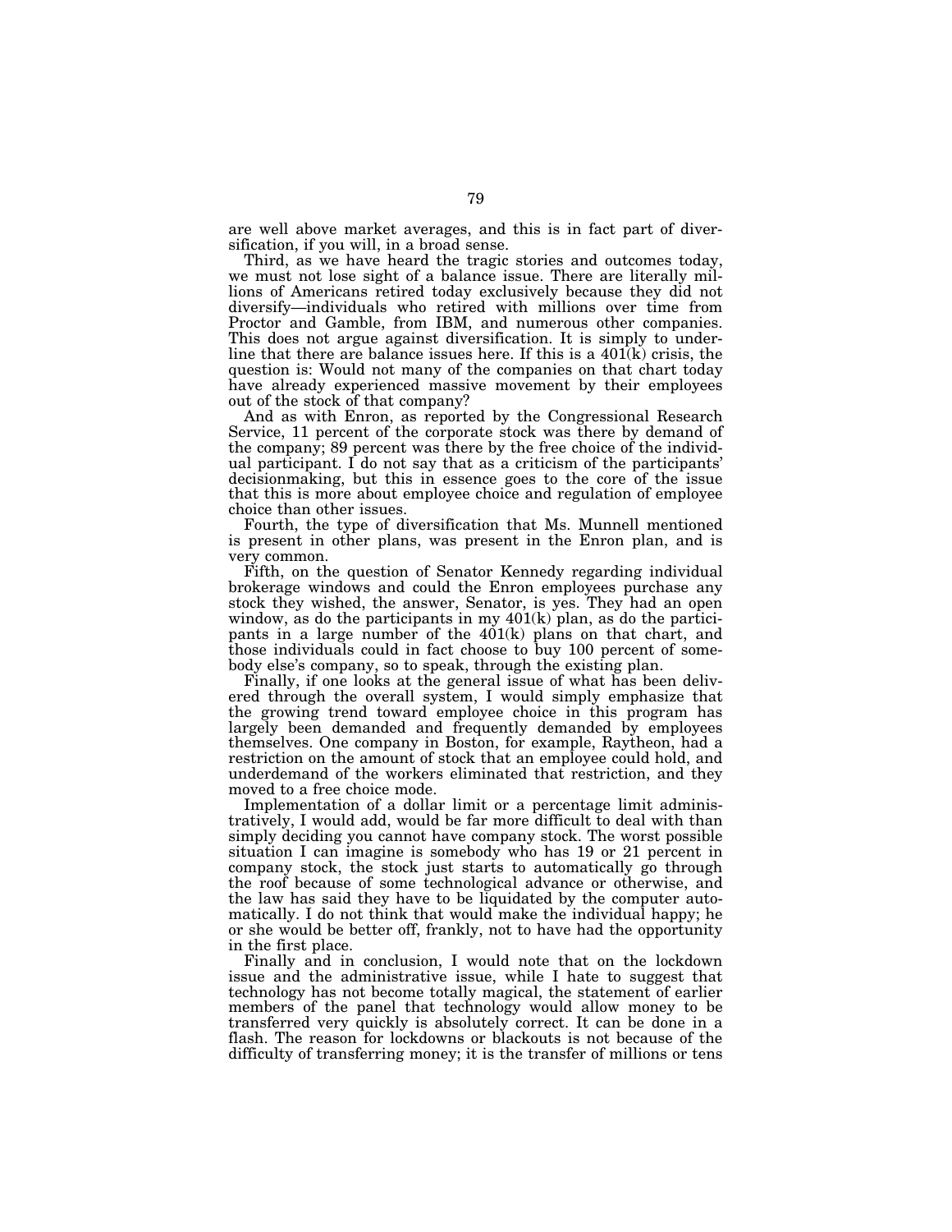are well above market averages, and this is in fact part of diversification, if you will, in a broad sense.

Third, as we have heard the tragic stories and outcomes today, we must not lose sight of a balance issue. There are literally millions of Americans retired today exclusively because they did not diversify—individuals who retired with millions over time from Proctor and Gamble, from IBM, and numerous other companies. This does not argue against diversification. It is simply to underline that there are balance issues here. If this is a 401(k) crisis, the question is: Would not many of the companies on that chart today have already experienced massive movement by their employees out of the stock of that company?

And as with Enron, as reported by the Congressional Research Service, 11 percent of the corporate stock was there by demand of the company; 89 percent was there by the free choice of the individual participant. I do not say that as a criticism of the participants' decisionmaking, but this in essence goes to the core of the issue that this is more about employee choice and regulation of employee choice than other issues.

Fourth, the type of diversification that Ms. Munnell mentioned is present in other plans, was present in the Enron plan, and is very common.

Fifth, on the question of Senator Kennedy regarding individual brokerage windows and could the Enron employees purchase any stock they wished, the answer, Senator, is yes. They had an open window, as do the participants in my 401(k) plan, as do the participants in a large number of the 401(k) plans on that chart, and those individuals could in fact choose to buy 100 percent of somebody else's company, so to speak, through the existing plan.

Finally, if one looks at the general issue of what has been delivered through the overall system, I would simply emphasize that the growing trend toward employee choice in this program has largely been demanded and frequently demanded by employees themselves. One company in Boston, for example, Raytheon, had a restriction on the amount of stock that an employee could hold, and underdemand of the workers eliminated that restriction, and they moved to a free choice mode.

Implementation of a dollar limit or a percentage limit administratively, I would add, would be far more difficult to deal with than simply deciding you cannot have company stock. The worst possible situation I can imagine is somebody who has 19 or 21 percent in company stock, the stock just starts to automatically go through the roof because of some technological advance or otherwise, and the law has said they have to be liquidated by the computer automatically. I do not think that would make the individual happy; he or she would be better off, frankly, not to have had the opportunity in the first place.

Finally and in conclusion, I would note that on the lockdown issue and the administrative issue, while I hate to suggest that technology has not become totally magical, the statement of earlier members of the panel that technology would allow money to be transferred very quickly is absolutely correct. It can be done in a flash. The reason for lockdowns or blackouts is not because of the difficulty of transferring money; it is the transfer of millions or tens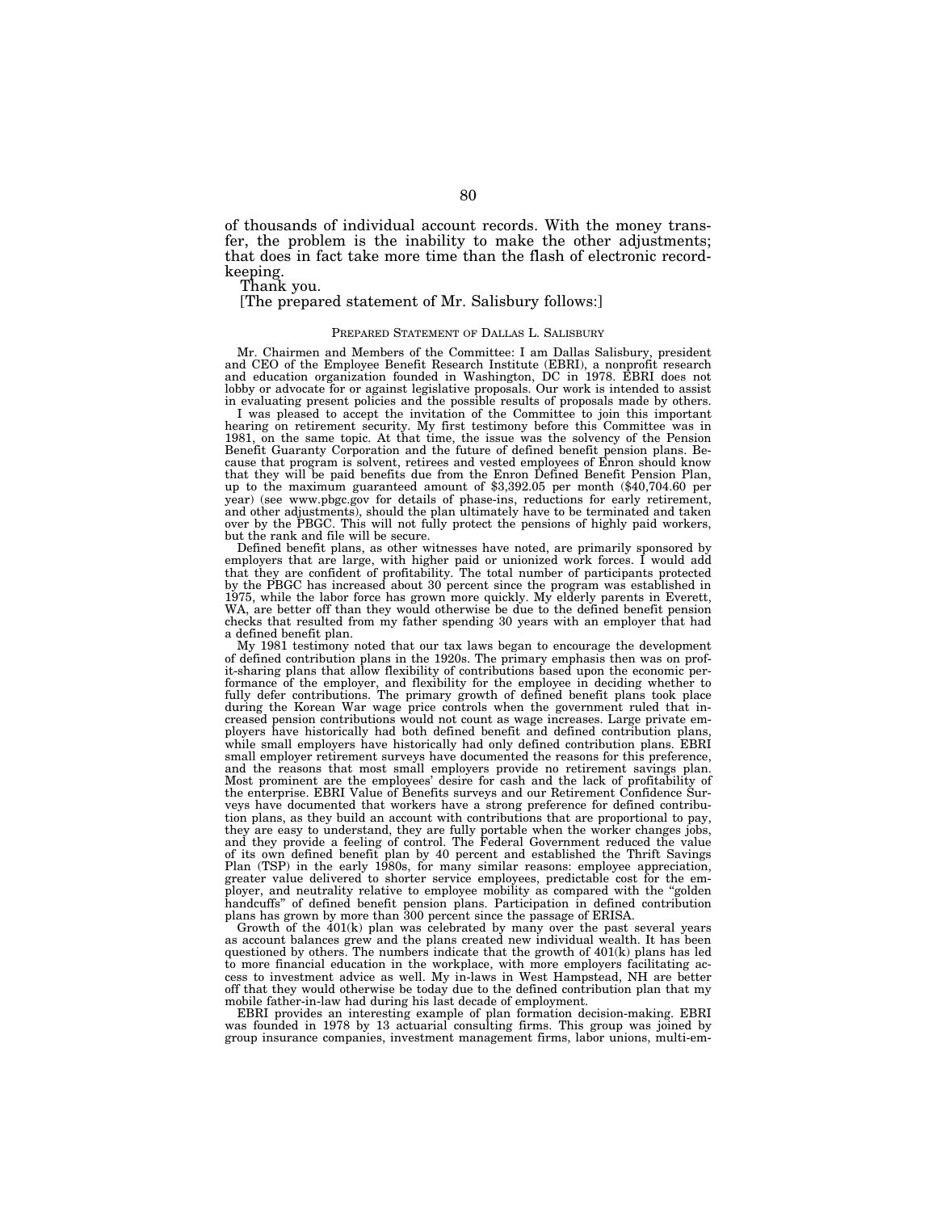of thousands of individual account records. With the money transfer, the problem is the inability to make the other adjustments; that does in fact take more time than the flash of electronic recordkeeping.

Thank you.

[The prepared statement of Mr. Salisbury follows:]

PREPARED STATEMENT OF DALLAS L. SALISBURY

Mr. Chairmen and Members of the Committee: I am Dallas Salisbury, president and CEO of the Employee Benefit Research Institute (EBRI), a nonprofit research and education organization founded in Washington, DC in 1978. EBRI does not lobby or advocate for or against legislative proposals. Our work is intended to assist in evaluating present policies and the possible results of proposals made by others.

I was pleased to accept the invitation of the Committee to join this important hearing on retirement security. My first testimony before this Committee was in 1981, on the same topic. At that time, the issue was the solvency of the Pension Benefit Guaranty Corporation and the future of defined benefit pension plans. Because that program is solvent, retirees and vested employees of Enron should know that they will be paid benefits due from the Enron Defined Benefit Pension Plan, up to the maximum guaranteed amount of $3,392.05 per month ($40,704.60 per year) (see www.pbgc.gov for details of phase-ins, reductions for early retirement, and other adjustments), should the plan ultimately have to be terminated and taken over by the PBGC. This will not fully protect the pensions of highly paid workers, but the rank and file will be secure.

Defined benefit plans, as other witnesses have noted, are primarily sponsored by employers that are large, with higher paid or unionized work forces. I would add that they are confident of profitability. The total number of participants protected by the PBGC has increased about 30 percent since the program was established in 1975, while the labor force has grown more quickly. My elderly parents in Everett, WA, are better off than they would otherwise be due to the defined benefit pension checks that resulted from my father spending 30 years with an employer that had a defined benefit plan.

My 1981 testimony noted that our tax laws began to encourage the development of defined contribution plans in the 1920s. The primary emphasis then was on profit-sharing plans that allow flexibility of contributions based upon the economic performance of the employer, and flexibility for the employee in deciding whether to fully defer contributions. The primary growth of defined benefit plans took place during the Korean War wage price controls when the government ruled that increased pension contributions would not count as wage increases. Large private employers have historically had both defined benefit and defined contribution plans, while small employers have historically had only defined contribution plans. EBRI small employer retirement surveys have documented the reasons for this preference, and the reasons that most small employers provide no retirement savings plan. Most prominent are the employees' desire for cash and the lack of profitability of the enterprise. EBRI Value of Benefits surveys and our Retirement Confidence Surveys have documented that workers have a strong preference for defined contribution plans, as they build an account with contributions that are proportional to pay, they are easy to understand, they are fully portable when the worker changes jobs, and they provide a feeling of control. The Federal Government reduced the value of its own defined benefit plan by 40 percent and established the Thrift Savings Plan (TSP) in the early 1980s, for many similar reasons: employee appreciation, greater value delivered to shorter service employees, predictable cost for the employer, and neutrality relative to employee mobility as compared with the "golden handcuffs" of defined benefit pension plans. Participation in defined contribution plans has grown by more than 300 percent since the passage of ERISA.

Growth of the 401(k) plan was celebrated by many over the past several years as account balances grew and the plans created new individual wealth. It has been questioned by others. The numbers indicate that the growth of 401(k) plans has led to more financial education in the workplace, with more employers facilitating access to investment advice as well. My in-laws in West Hampstead, NH are better off that they would otherwise be today due to the defined contribution plan that my mobile father-in-law had during his last decade of employment.

EBRI provides an interesting example of plan formation decision-making. EBRI was founded in 1978 by 13 actuarial consulting firms. This group was joined by group insurance companies, investment management firms, labor unions, multi-em-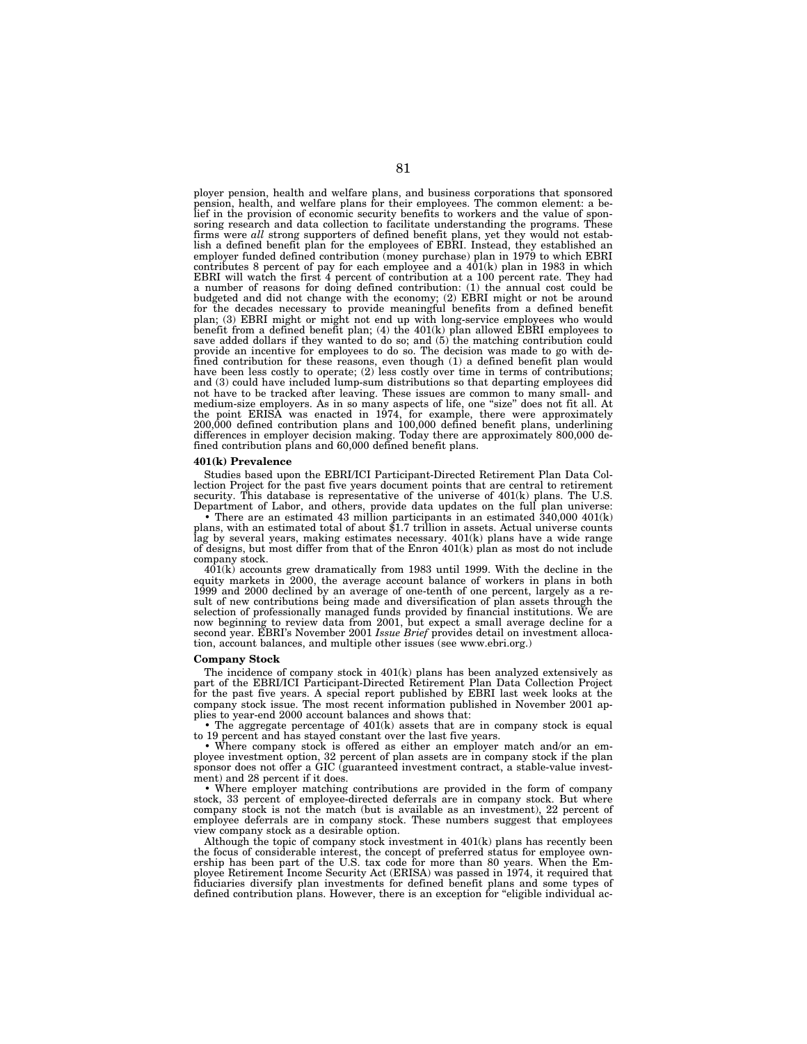ployer pension, health and welfare plans, and business corporations that sponsored pension, health, and welfare plans for their employees. The common element: a belief in the provision of economic security benefits to workers and the value of sponsoring research and data collection to facilitate understanding the programs. These firms were *all* strong supporters of defined benefit plans, yet they would not establish a defined benefit plan for the employees of EBRI. Instead, they established an employer funded defined contribution (money purchase) plan in 1979 to which EBRI contributes 8 percent of pay for each employee and a 401(k) plan in 1983 in which EBRI will watch the first 4 percent of contribution at a 100 percent rate. They had a number of reasons for doing defined contribution: (1) the annual cost could be budgeted and did not change with the economy; (2) EBRI might or not be around for the decades necessary to provide meaningful benefits from a defined benefit plan; (3) EBRI might or might not end up with long-service employees who would benefit from a defined benefit plan; (4) the 401(k) plan allowed EBRI employees to save added dollars if they wanted to do so; and (5) the matching contribution could provide an incentive for employees to do so. The decision was made to go with defined contribution for these reasons, even though (1) a defined benefit plan would have been less costly to operate; (2) less costly over time in terms of contributions; and (3) could have included lump-sum distributions so that departing employees did not have to be tracked after leaving. These issues are common to many small- and medium-size employers. As in so many aspects of life, one "size" does not fit all. At the point ERISA was enacted in 1974, for example, there were approximately 200,000 defined contribution plans and 100,000 defined benefit plans, underlining differences in employer decision making. Today there are approximately 800,000 defined contribution plans and 60,000 defined benefit plans.

**401(k) Prevalence**

Studies based upon the EBRI/ICI Participant-Directed Retirement Plan Data Collection Project for the past five years document points that are central to retirement security. This database is representative of the universe of 401(k) plans. The U.S. Department of Labor, and others, provide data updates on the full plan universe:

- There are an estimated 43 million participants in an estimated 340,000 401(k) plans, with an estimated total of about $1.7 trillion in assets. Actual universe counts lag by several years, making estimates necessary. 401(k) plans have a wide range of designs, but most differ from that of the Enron 401(k) plan as most do not include company stock.

401(k) accounts grew dramatically from 1983 until 1999. With the decline in the equity markets in 2000, the average account balance of workers in plans in both 1999 and 2000 declined by an average of one-tenth of one percent, largely as a result of new contributions being made and diversification of plan assets through the selection of professionally managed funds provided by financial institutions. We are now beginning to review data from 2001, but expect a small average decline for a second year. EBRI's November 2001 *Issue Brief* provides detail on investment allocation, account balances, and multiple other issues (see www.ebri.org.)

**Company Stock**

The incidence of company stock in 401(k) plans has been analyzed extensively as part of the EBRI/ICI Participant-Directed Retirement Plan Data Collection Project for the past five years. A special report published by EBRI last week looks at the company stock issue. The most recent information published in November 2001 applies to year-end 2000 account balances and shows that:

- The aggregate percentage of 401(k) assets that are in company stock is equal to 19 percent and has stayed constant over the last five years.
- Where company stock is offered as either an employer match and/or an employee investment option, 32 percent of plan assets are in company stock if the plan sponsor does not offer a GIC (guaranteed investment contract, a stable-value investment) and 28 percent if it does.
- Where employer matching contributions are provided in the form of company stock, 33 percent of employee-directed deferrals are in company stock. But where company stock is not the match (but is available as an investment), 22 percent of employee deferrals are in company stock. These numbers suggest that employees view company stock as a desirable option.

Although the topic of company stock investment in 401(k) plans has recently been the focus of considerable interest, the concept of preferred status for employee ownership has been part of the U.S. tax code for more than 80 years. When the Employee Retirement Income Security Act (ERISA) was passed in 1974, it required that fiduciaries diversify plan investments for defined benefit plans and some types of defined contribution plans. However, there is an exception for "eligible individual ac-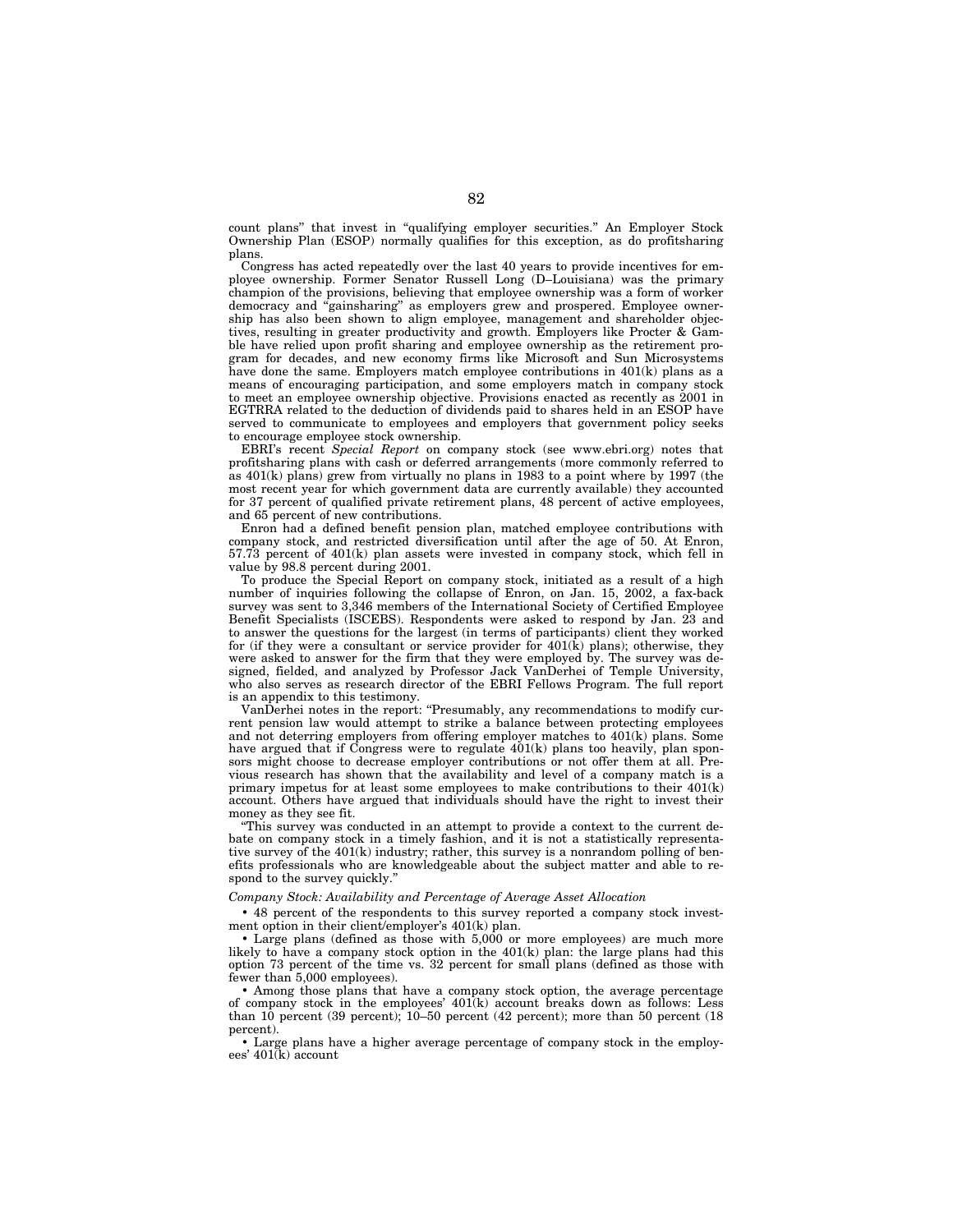count plans" that invest in "qualifying employer securities." An Employer Stock Ownership Plan (ESOP) normally qualifies for this exception, as do profitsharing plans.

Congress has acted repeatedly over the last 40 years to provide incentives for employee ownership. Former Senator Russell Long (D–Louisiana) was the primary champion of the provisions, believing that employee ownership was a form of worker democracy and "gainsharing" as employers grew and prospered. Employee ownership has also been shown to align employee, management and shareholder objectives, resulting in greater productivity and growth. Employers like Procter & Gamble have relied upon profit sharing and employee ownership as the retirement program for decades, and new economy firms like Microsoft and Sun Microsystems have done the same. Employers match employee contributions in 401(k) plans as a means of encouraging participation, and some employers match in company stock to meet an employee ownership objective. Provisions enacted as recently as 2001 in EGTRRA related to the deduction of dividends paid to shares held in an ESOP have served to communicate to employees and employers that government policy seeks to encourage employee stock ownership.

EBRI's recent *Special Report* on company stock (see www.ebri.org) notes that profitsharing plans with cash or deferred arrangements (more commonly referred to as 401(k) plans) grew from virtually no plans in 1983 to a point where by 1997 (the most recent year for which government data are currently available) they accounted for 37 percent of qualified private retirement plans, 48 percent of active employees, and 65 percent of new contributions.

Enron had a defined benefit pension plan, matched employee contributions with company stock, and restricted diversification until after the age of 50. At Enron, 57.73 percent of 401(k) plan assets were invested in company stock, which fell in value by 98.8 percent during 2001.

To produce the Special Report on company stock, initiated as a result of a high number of inquiries following the collapse of Enron, on Jan. 15, 2002, a fax-back survey was sent to 3,346 members of the International Society of Certified Employee Benefit Specialists (ISCEBS). Respondents were asked to respond by Jan. 23 and to answer the questions for the largest (in terms of participants) client they worked for (if they were a consultant or service provider for 401(k) plans); otherwise, they were asked to answer for the firm that they were employed by. The survey was designed, fielded, and analyzed by Professor Jack VanDerhei of Temple University, who also serves as research director of the EBRI Fellows Program. The full report is an appendix to this testimony.

VanDerhei notes in the report: "Presumably, any recommendations to modify current pension law would attempt to strike a balance between protecting employees and not deterring employers from offering employer matches to 401(k) plans. Some have argued that if Congress were to regulate 401(k) plans too heavily, plan sponsors might choose to decrease employer contributions or not offer them at all. Previous research has shown that the availability and level of a company match is a primary impetus for at least some employees to make contributions to their 401(k) account. Others have argued that individuals should have the right to invest their money as they see fit.

"This survey was conducted in an attempt to provide a context to the current debate on company stock in a timely fashion, and it is not a statistically representative survey of the 401(k) industry; rather, this survey is a nonrandom polling of benefits professionals who are knowledgeable about the subject matter and able to respond to the survey quickly."

*Company Stock: Availability and Percentage of Average Asset Allocation*

- 48 percent of the respondents to this survey reported a company stock investment option in their client/employer's 401(k) plan.
- Large plans (defined as those with 5,000 or more employees) are much more likely to have a company stock option in the 401(k) plan: the large plans had this option 73 percent of the time vs. 32 percent for small plans (defined as those with fewer than 5,000 employees).
- Among those plans that have a company stock option, the average percentage of company stock in the employees' 401(k) account breaks down as follows: Less than 10 percent (39 percent); 10–50 percent (42 percent); more than 50 percent (18 percent).
- Large plans have a higher average percentage of company stock in the employees' 401(k) account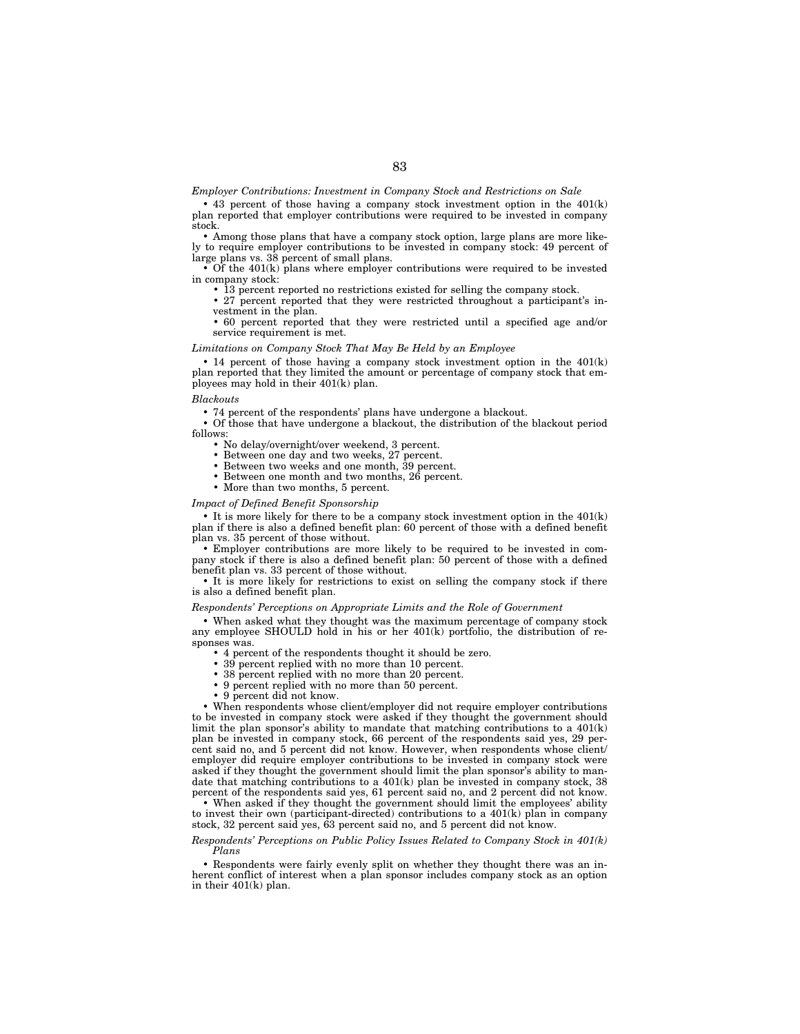*Employer Contributions: Investment in Company Stock and Restrictions on Sale*

- 43 percent of those having a company stock investment option in the 401(k) plan reported that employer contributions were required to be invested in company stock.
- Among those plans that have a company stock option, large plans are more likely to require employer contributions to be invested in company stock: 49 percent of large plans vs. 38 percent of small plans.
- Of the 401(k) plans where employer contributions were required to be invested in company stock:
  - 13 percent reported no restrictions existed for selling the company stock.
  - 27 percent reported that they were restricted throughout a participant's investment in the plan.
  - 60 percent reported that they were restricted until a specified age and/or service requirement is met.

*Limitations on Company Stock That May Be Held by an Employee*

- 14 percent of those having a company stock investment option in the 401(k) plan reported that they limited the amount or percentage of company stock that employees may hold in their 401(k) plan.

*Blackouts*

- 74 percent of the respondents' plans have undergone a blackout.
- Of those that have undergone a blackout, the distribution of the blackout period follows:
  - No delay/overnight/over weekend, 3 percent.
  - Between one day and two weeks, 27 percent.
  - Between two weeks and one month, 39 percent.
  - Between one month and two months, 26 percent.
  - More than two months, 5 percent.

*Impact of Defined Benefit Sponsorship*

- It is more likely for there to be a company stock investment option in the 401(k) plan if there is also a defined benefit plan: 60 percent of those with a defined benefit plan vs. 35 percent of those without.
- Employer contributions are more likely to be required to be invested in company stock if there is also a defined benefit plan: 50 percent of those with a defined benefit plan vs. 33 percent of those without.
- It is more likely for restrictions to exist on selling the company stock if there is also a defined benefit plan.

*Respondents' Perceptions on Appropriate Limits and the Role of Government*

- When asked what they thought was the maximum percentage of company stock any employee SHOULD hold in his or her 401(k) portfolio, the distribution of responses was.
  - 4 percent of the respondents thought it should be zero.
  - 39 percent replied with no more than 10 percent.
  - 38 percent replied with no more than 20 percent.
  - 9 percent replied with no more than 50 percent.
  - 9 percent did not know.
- When respondents whose client/employer did not require employer contributions to be invested in company stock were asked if they thought the government should limit the plan sponsor's ability to mandate that matching contributions to a 401(k) plan be invested in company stock, 66 percent of the respondents said yes, 29 percent said no, and 5 percent did not know. However, when respondents whose client/employer did require employer contributions to be invested in company stock were asked if they thought the government should limit the plan sponsor's ability to mandate that matching contributions to a 401(k) plan be invested in company stock, 38 percent of the respondents said yes, 61 percent said no, and 2 percent did not know.
- When asked if they thought the government should limit the employees' ability to invest their own (participant-directed) contributions to a 401(k) plan in company stock, 32 percent said yes, 63 percent said no, and 5 percent did not know.

*Respondents' Perceptions on Public Policy Issues Related to Company Stock in 401(k) Plans*

- Respondents were fairly evenly split on whether they thought there was an inherent conflict of interest when a plan sponsor includes company stock as an option in their 401(k) plan.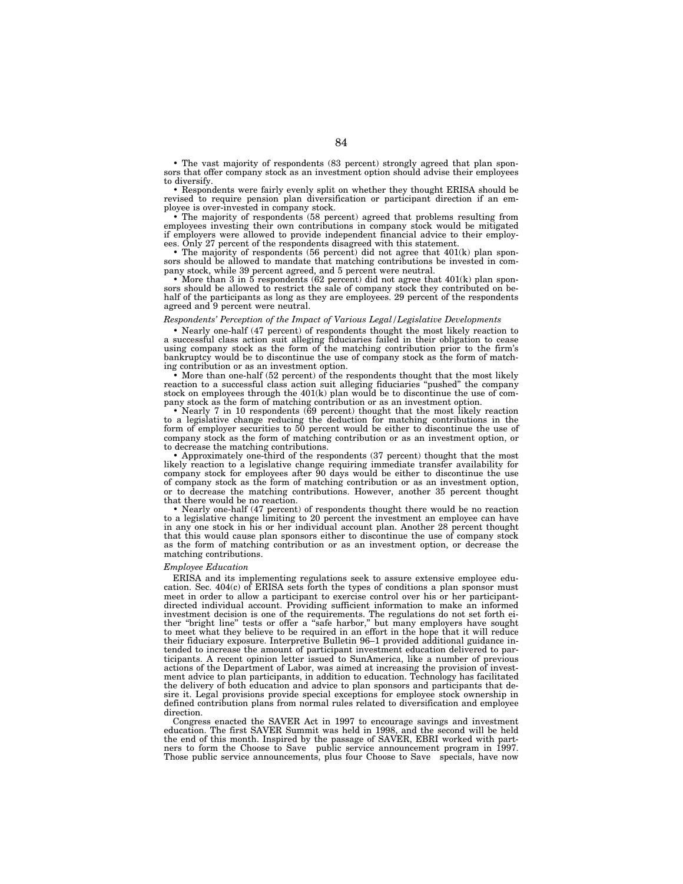• The vast majority of respondents (83 percent) strongly agreed that plan sponsors that offer company stock as an investment option should advise their employees to diversify.

• Respondents were fairly evenly split on whether they thought ERISA should be revised to require pension plan diversification or participant direction if an employee is over-invested in company stock.

• The majority of respondents (58 percent) agreed that problems resulting from employees investing their own contributions in company stock would be mitigated if employers were allowed to provide independent financial advice to their employees. Only 27 percent of the respondents disagreed with this statement.

• The majority of respondents (56 percent) did not agree that 401(k) plan sponsors should be allowed to mandate that matching contributions be invested in company stock, while 39 percent agreed, and 5 percent were neutral.

• More than 3 in 5 respondents (62 percent) did not agree that 401(k) plan sponsors should be allowed to restrict the sale of company stock they contributed on behalf of the participants as long as they are employees. 29 percent of the respondents agreed and 9 percent were neutral.

*Respondents' Perception of the Impact of Various Legal/Legislative Developments*

• Nearly one-half (47 percent) of respondents thought the most likely reaction to a successful class action suit alleging fiduciaries failed in their obligation to cease using company stock as the form of the matching contribution prior to the firm's bankruptcy would be to discontinue the use of company stock as the form of matching contribution or as an investment option.

• More than one-half (52 percent) of the respondents thought that the most likely reaction to a successful class action suit alleging fiduciaries "pushed" the company stock on employees through the 401(k) plan would be to discontinue the use of company stock as the form of matching contribution or as an investment option.

• Nearly 7 in 10 respondents (69 percent) thought that the most likely reaction to a legislative change reducing the deduction for matching contributions in the form of employer securities to 50 percent would be either to discontinue the use of company stock as the form of matching contribution or as an investment option, or to decrease the matching contributions.

• Approximately one-third of the respondents (37 percent) thought that the most likely reaction to a legislative change requiring immediate transfer availability for company stock for employees after 90 days would be either to discontinue the use of company stock as the form of matching contribution or as an investment option, or to decrease the matching contributions. However, another 35 percent thought that there would be no reaction.

• Nearly one-half (47 percent) of respondents thought there would be no reaction to a legislative change limiting to 20 percent the investment an employee can have in any one stock in his or her individual account plan. Another 28 percent thought that this would cause plan sponsors either to discontinue the use of company stock as the form of matching contribution or as an investment option, or decrease the matching contributions.

*Employee Education*

ERISA and its implementing regulations seek to assure extensive employee education. Sec. 404(c) of ERISA sets forth the types of conditions a plan sponsor must meet in order to allow a participant to exercise control over his or her participant-directed individual account. Providing sufficient information to make an informed investment decision is one of the requirements. The regulations do not set forth either "bright line" tests or offer a "safe harbor," but many employers have sought to meet what they believe to be required in an effort in the hope that it will reduce their fiduciary exposure. Interpretive Bulletin 96–1 provided additional guidance intended to increase the amount of participant investment education delivered to participants. A recent opinion letter issued to SunAmerica, like a number of previous actions of the Department of Labor, was aimed at increasing the provision of investment advice to plan participants, in addition to education. Technology has facilitated the delivery of both education and advice to plan sponsors and participants that desire it. Legal provisions provide special exceptions for employee stock ownership in defined contribution plans from normal rules related to diversification and employee direction.

Congress enacted the SAVER Act in 1997 to encourage savings and investment education. The first SAVER Summit was held in 1998, and the second will be held the end of this month. Inspired by the passage of SAVER, EBRI worked with partners to form the Choose to Save public service announcement program in 1997. Those public service announcements, plus four Choose to Save specials, have now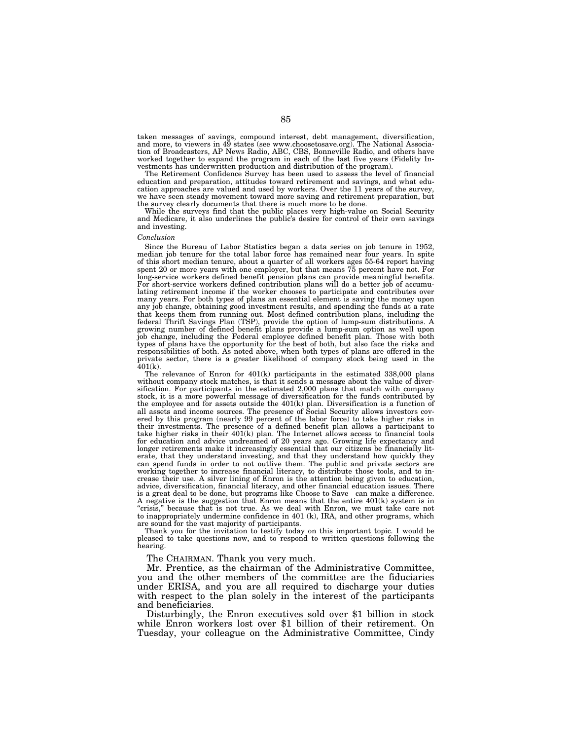taken messages of savings, compound interest, debt management, diversification, and more, to viewers in 49 states (see www.choosetosave.org). The National Association of Broadcasters, AP News Radio, ABC, CBS, Bonneville Radio, and others have worked together to expand the program in each of the last five years (Fidelity Investments has underwritten production and distribution of the program).

The Retirement Confidence Survey has been used to assess the level of financial education and preparation, attitudes toward retirement and savings, and what education approaches are valued and used by workers. Over the 11 years of the survey, we have seen steady movement toward more saving and retirement preparation, but the survey clearly documents that there is much more to be done.

While the surveys find that the public places very high-value on Social Security and Medicare, it also underlines the public's desire for control of their own savings and investing.

*Conclusion*

Since the Bureau of Labor Statistics began a data series on job tenure in 1952, median job tenure for the total labor force has remained near four years. In spite of this short median tenure, about a quarter of all workers ages 55-64 report having spent 20 or more years with one employer, but that means 75 percent have not. For long-service workers defined benefit pension plans can provide meaningful benefits. For short-service workers defined contribution plans will do a better job of accumulating retirement income if the worker chooses to participate and contributes over many years. For both types of plans an essential element is saving the money upon any job change, obtaining good investment results, and spending the funds at a rate that keeps them from running out. Most defined contribution plans, including the federal Thrift Savings Plan (TSP), provide the option of lump-sum distributions. A growing number of defined benefit plans provide a lump-sum option as well upon job change, including the Federal employee defined benefit plan. Those with both types of plans have the opportunity for the best of both, but also face the risks and responsibilities of both. As noted above, when both types of plans are offered in the private sector, there is a greater likelihood of company stock being used in the 401(k).

The relevance of Enron for 401(k) participants in the estimated 338,000 plans without company stock matches, is that it sends a message about the value of diversification. For participants in the estimated 2,000 plans that match with company stock, it is a more powerful message of diversification for the funds contributed by the employee and for assets outside the 401(k) plan. Diversification is a function of all assets and income sources. The presence of Social Security allows investors covered by this program (nearly 99 percent of the labor force) to take higher risks in their investments. The presence of a defined benefit plan allows a participant to take higher risks in their 401(k) plan. The Internet allows access to financial tools for education and advice undreamed of 20 years ago. Growing life expectancy and longer retirements make it increasingly essential that our citizens be financially literate, that they understand investing, and that they understand how quickly they can spend funds in order to not outlive them. The public and private sectors are working together to increase financial literacy, to distribute those tools, and to increase their use. A silver lining of Enron is the attention being given to education, advice, diversification, financial literacy, and other financial education issues. There is a great deal to be done, but programs like Choose to Save can make a difference. A negative is the suggestion that Enron means that the entire 401(k) system is in "crisis," because that is not true. As we deal with Enron, we must take care not to inappropriately undermine confidence in 401 (k), IRA, and other programs, which are sound for the vast majority of participants.

Thank you for the invitation to testify today on this important topic. I would be pleased to take questions now, and to respond to written questions following the hearing.

The CHAIRMAN. Thank you very much.

Mr. Prentice, as the chairman of the Administrative Committee, you and the other members of the committee are the fiduciaries under ERISA, and you are all required to discharge your duties with respect to the plan solely in the interest of the participants and beneficiaries.

Disturbingly, the Enron executives sold over $1 billion in stock while Enron workers lost over $1 billion of their retirement. On Tuesday, your colleague on the Administrative Committee, Cindy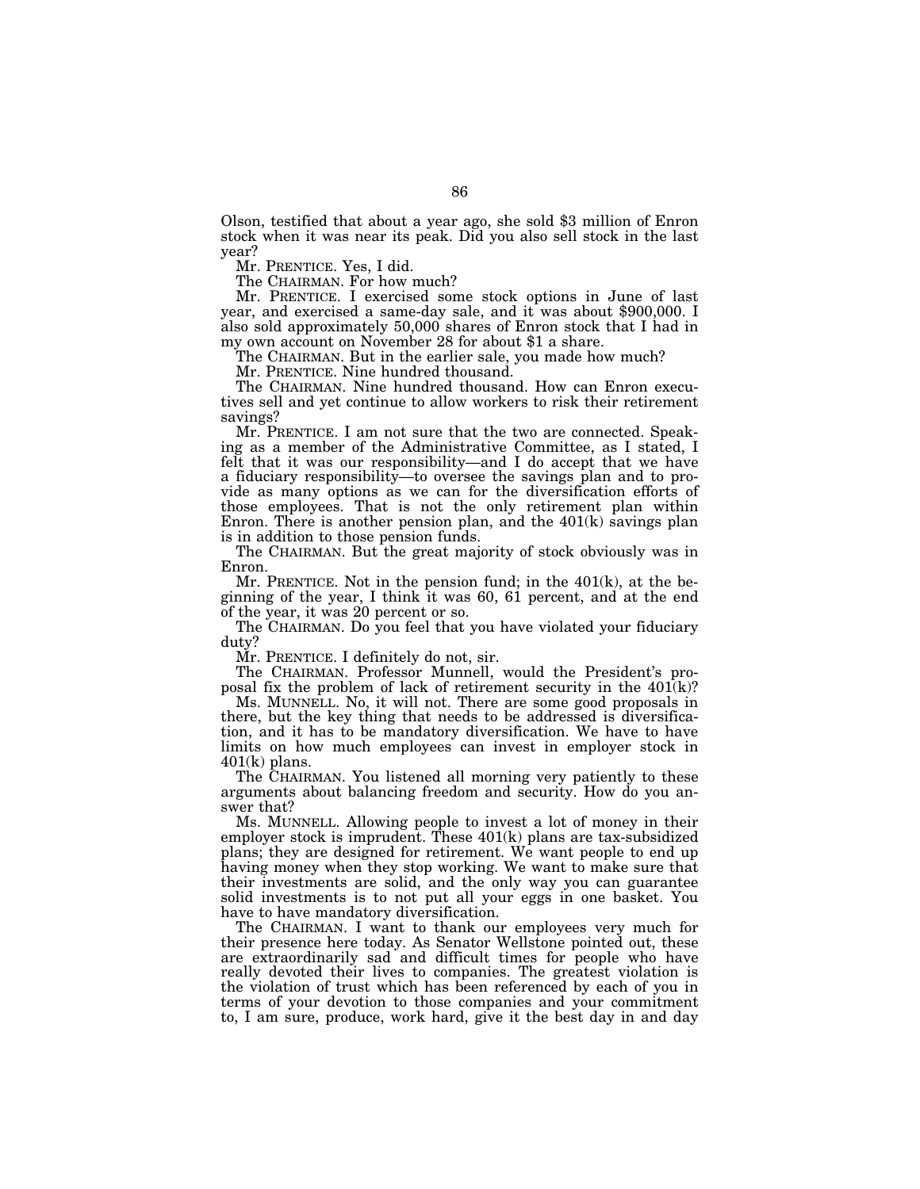Olson, testified that about a year ago, she sold $3 million of Enron stock when it was near its peak. Did you also sell stock in the last year?

Mr. PRENTICE. Yes, I did.

The CHAIRMAN. For how much?

Mr. PRENTICE. I exercised some stock options in June of last year, and exercised a same-day sale, and it was about $900,000. I also sold approximately 50,000 shares of Enron stock that I had in my own account on November 28 for about $1 a share.

The CHAIRMAN. But in the earlier sale, you made how much?

Mr. PRENTICE. Nine hundred thousand.

The CHAIRMAN. Nine hundred thousand. How can Enron executives sell and yet continue to allow workers to risk their retirement savings?

Mr. PRENTICE. I am not sure that the two are connected. Speaking as a member of the Administrative Committee, as I stated, I felt that it was our responsibility—and I do accept that we have a fiduciary responsibility—to oversee the savings plan and to provide as many options as we can for the diversification efforts of those employees. That is not the only retirement plan within Enron. There is another pension plan, and the 401(k) savings plan is in addition to those pension funds.

The CHAIRMAN. But the great majority of stock obviously was in Enron.

Mr. PRENTICE. Not in the pension fund; in the 401(k), at the beginning of the year, I think it was 60, 61 percent, and at the end of the year, it was 20 percent or so.

The CHAIRMAN. Do you feel that you have violated your fiduciary duty?

Mr. PRENTICE. I definitely do not, sir.

The CHAIRMAN. Professor Munnell, would the President's proposal fix the problem of lack of retirement security in the 401(k)?

Ms. MUNNELL. No, it will not. There are some good proposals in there, but the key thing that needs to be addressed is diversification, and it has to be mandatory diversification. We have to have limits on how much employees can invest in employer stock in 401(k) plans.

The CHAIRMAN. You listened all morning very patiently to these arguments about balancing freedom and security. How do you answer that?

Ms. MUNNELL. Allowing people to invest a lot of money in their employer stock is imprudent. These 401(k) plans are tax-subsidized plans; they are designed for retirement. We want people to end up having money when they stop working. We want to make sure that their investments are solid, and the only way you can guarantee solid investments is to not put all your eggs in one basket. You have to have mandatory diversification.

The CHAIRMAN. I want to thank our employees very much for their presence here today. As Senator Wellstone pointed out, these are extraordinarily sad and difficult times for people who have really devoted their lives to companies. The greatest violation is the violation of trust which has been referenced by each of you in terms of your devotion to those companies and your commitment to, I am sure, produce, work hard, give it the best day in and day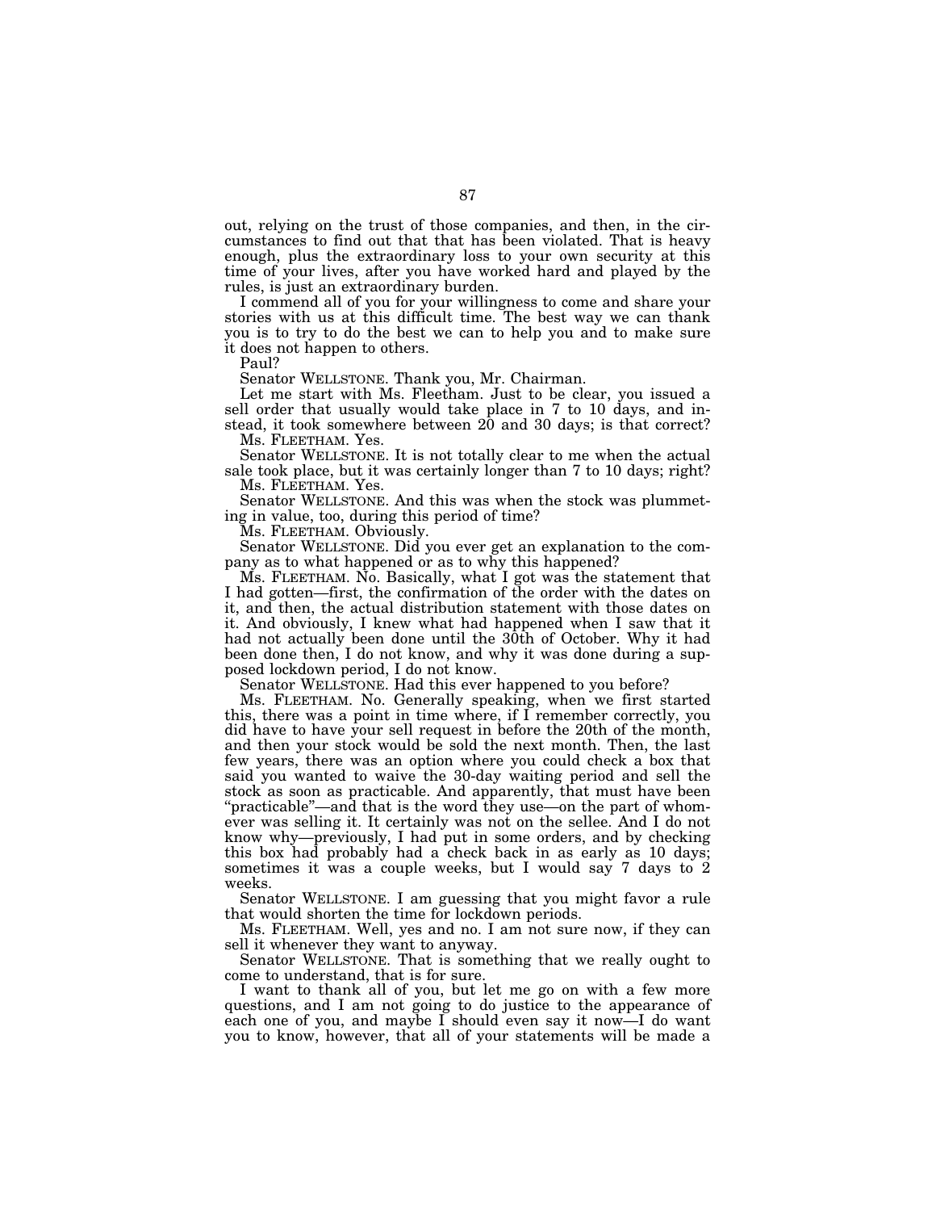out, relying on the trust of those companies, and then, in the circumstances to find out that that has been violated. That is heavy enough, plus the extraordinary loss to your own security at this time of your lives, after you have worked hard and played by the rules, is just an extraordinary burden.

I commend all of you for your willingness to come and share your stories with us at this difficult time. The best way we can thank you is to try to do the best we can to help you and to make sure it does not happen to others.

Paul?

Senator WELLSTONE. Thank you, Mr. Chairman.

Let me start with Ms. Fleetham. Just to be clear, you issued a sell order that usually would take place in 7 to 10 days, and instead, it took somewhere between 20 and 30 days; is that correct?

Ms. FLEETHAM. Yes.

Senator WELLSTONE. It is not totally clear to me when the actual sale took place, but it was certainly longer than 7 to 10 days; right?

Ms. FLEETHAM. Yes.

Senator WELLSTONE. And this was when the stock was plummeting in value, too, during this period of time?

Ms. FLEETHAM. Obviously.

Senator WELLSTONE. Did you ever get an explanation to the company as to what happened or as to why this happened?

Ms. FLEETHAM. No. Basically, what I got was the statement that I had gotten—first, the confirmation of the order with the dates on it, and then, the actual distribution statement with those dates on it. And obviously, I knew what had happened when I saw that it had not actually been done until the 30th of October. Why it had been done then, I do not know, and why it was done during a supposed lockdown period, I do not know.

Senator WELLSTONE. Had this ever happened to you before?

Ms. FLEETHAM. No. Generally speaking, when we first started this, there was a point in time where, if I remember correctly, you did have to have your sell request in before the 20th of the month, and then your stock would be sold the next month. Then, the last few years, there was an option where you could check a box that said you wanted to waive the 30-day waiting period and sell the stock as soon as practicable. And apparently, that must have been "practicable"—and that is the word they use—on the part of whomever was selling it. It certainly was not on the sellee. And I do not know why—previously, I had put in some orders, and by checking this box had probably had a check back in as early as 10 days; sometimes it was a couple weeks, but I would say 7 days to 2 weeks.

Senator WELLSTONE. I am guessing that you might favor a rule that would shorten the time for lockdown periods.

Ms. FLEETHAM. Well, yes and no. I am not sure now, if they can sell it whenever they want to anyway.

Senator WELLSTONE. That is something that we really ought to come to understand, that is for sure.

I want to thank all of you, but let me go on with a few more questions, and I am not going to do justice to the appearance of each one of you, and maybe I should even say it now—I do want you to know, however, that all of your statements will be made a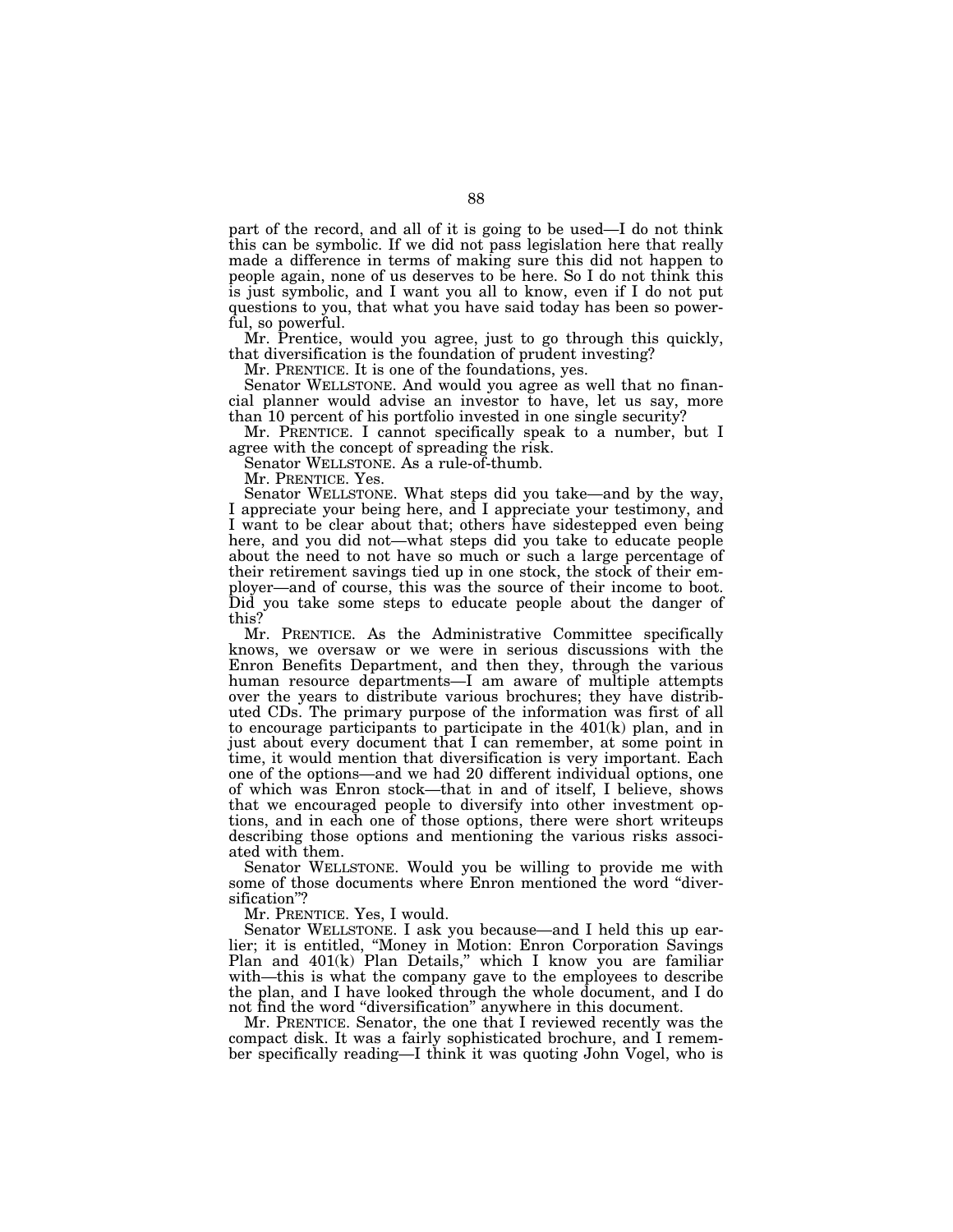part of the record, and all of it is going to be used—I do not think this can be symbolic. If we did not pass legislation here that really made a difference in terms of making sure this did not happen to people again, none of us deserves to be here. So I do not think this is just symbolic, and I want you all to know, even if I do not put questions to you, that what you have said today has been so powerful, so powerful.

Mr. Prentice, would you agree, just to go through this quickly, that diversification is the foundation of prudent investing?

Mr. PRENTICE. It is one of the foundations, yes.

Senator WELLSTONE. And would you agree as well that no financial planner would advise an investor to have, let us say, more than 10 percent of his portfolio invested in one single security?

Mr. PRENTICE. I cannot specifically speak to a number, but I agree with the concept of spreading the risk.

Senator WELLSTONE. As a rule-of-thumb.

Mr. PRENTICE. Yes.

Senator WELLSTONE. What steps did you take—and by the way, I appreciate your being here, and I appreciate your testimony, and I want to be clear about that; others have sidestepped even being here, and you did not—what steps did you take to educate people about the need to not have so much or such a large percentage of their retirement savings tied up in one stock, the stock of their employer—and of course, this was the source of their income to boot. Did you take some steps to educate people about the danger of this?

Mr. PRENTICE. As the Administrative Committee specifically knows, we oversaw or we were in serious discussions with the Enron Benefits Department, and then they, through the various human resource departments—I am aware of multiple attempts over the years to distribute various brochures; they have distributed CDs. The primary purpose of the information was first of all to encourage participants to participate in the 401(k) plan, and in just about every document that I can remember, at some point in time, it would mention that diversification is very important. Each one of the options—and we had 20 different individual options, one of which was Enron stock—that in and of itself, I believe, shows that we encouraged people to diversify into other investment options, and in each one of those options, there were short writeups describing those options and mentioning the various risks associated with them.

Senator WELLSTONE. Would you be willing to provide me with some of those documents where Enron mentioned the word "diversification"?

Mr. PRENTICE. Yes, I would.

Senator WELLSTONE. I ask you because—and I held this up earlier; it is entitled, "Money in Motion: Enron Corporation Savings Plan and 401(k) Plan Details," which I know you are familiar with—this is what the company gave to the employees to describe the plan, and I have looked through the whole document, and I do not find the word "diversification" anywhere in this document.

Mr. PRENTICE. Senator, the one that I reviewed recently was the compact disk. It was a fairly sophisticated brochure, and I remember specifically reading—I think it was quoting John Vogel, who is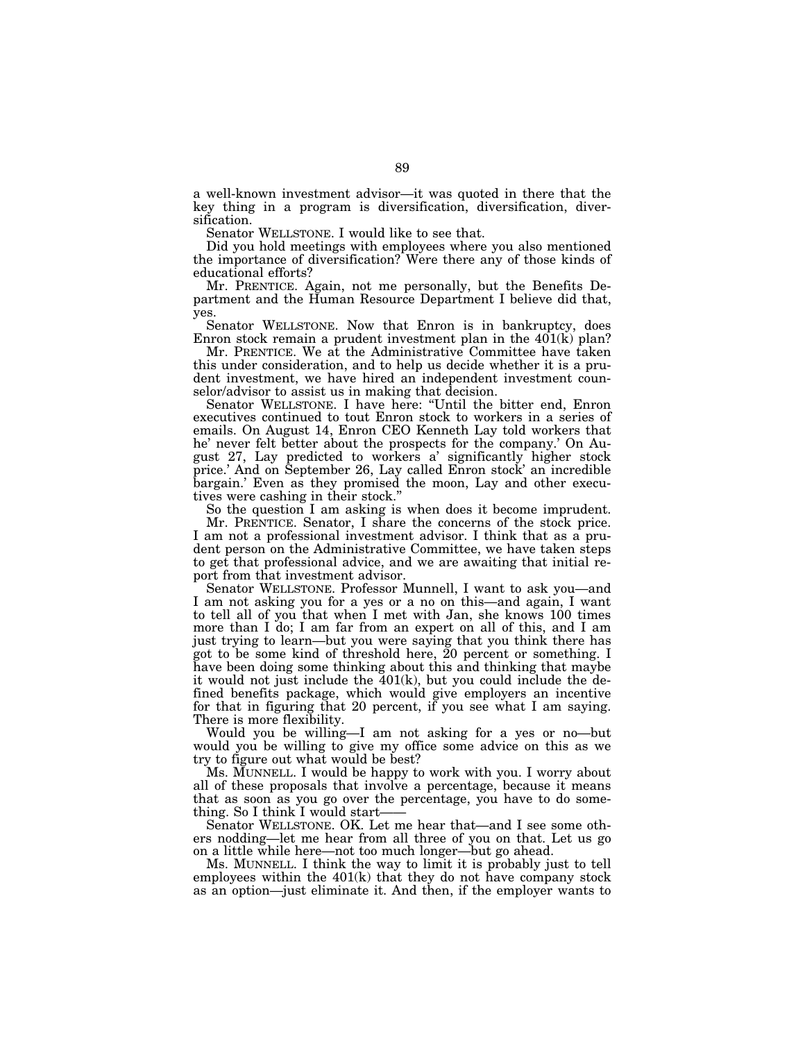a well-known investment advisor—it was quoted in there that the key thing in a program is diversification, diversification, diversification.

Senator WELLSTONE. I would like to see that.

Did you hold meetings with employees where you also mentioned the importance of diversification? Were there any of those kinds of educational efforts?

Mr. PRENTICE. Again, not me personally, but the Benefits Department and the Human Resource Department I believe did that, yes.

Senator WELLSTONE. Now that Enron is in bankruptcy, does Enron stock remain a prudent investment plan in the 401(k) plan?

Mr. PRENTICE. We at the Administrative Committee have taken this under consideration, and to help us decide whether it is a prudent investment, we have hired an independent investment counselor/advisor to assist us in making that decision.

Senator WELLSTONE. I have here: "Until the bitter end, Enron executives continued to tout Enron stock to workers in a series of emails. On August 14, Enron CEO Kenneth Lay told workers that he' never felt better about the prospects for the company.' On August 27, Lay predicted to workers a' significantly higher stock price.' And on September 26, Lay called Enron stock' an incredible bargain.' Even as they promised the moon, Lay and other executives were cashing in their stock."

So the question I am asking is when does it become imprudent.

Mr. PRENTICE. Senator, I share the concerns of the stock price. I am not a professional investment advisor. I think that as a prudent person on the Administrative Committee, we have taken steps to get that professional advice, and we are awaiting that initial report from that investment advisor.

Senator WELLSTONE. Professor Munnell, I want to ask you—and I am not asking you for a yes or a no on this—and again, I want to tell all of you that when I met with Jan, she knows 100 times more than I do; I am far from an expert on all of this, and I am just trying to learn—but you were saying that you think there has got to be some kind of threshold here, 20 percent or something. I have been doing some thinking about this and thinking that maybe it would not just include the 401(k), but you could include the defined benefits package, which would give employers an incentive for that in figuring that 20 percent, if you see what I am saying. There is more flexibility.

Would you be willing—I am not asking for a yes or no—but would you be willing to give my office some advice on this as we try to figure out what would be best?

Ms. MUNNELL. I would be happy to work with you. I worry about all of these proposals that involve a percentage, because it means that as soon as you go over the percentage, you have to do something. So I think I would start——

Senator WELLSTONE. OK. Let me hear that—and I see some others nodding—let me hear from all three of you on that. Let us go on a little while here—not too much longer—but go ahead.

Ms. MUNNELL. I think the way to limit it is probably just to tell employees within the 401(k) that they do not have company stock as an option—just eliminate it. And then, if the employer wants to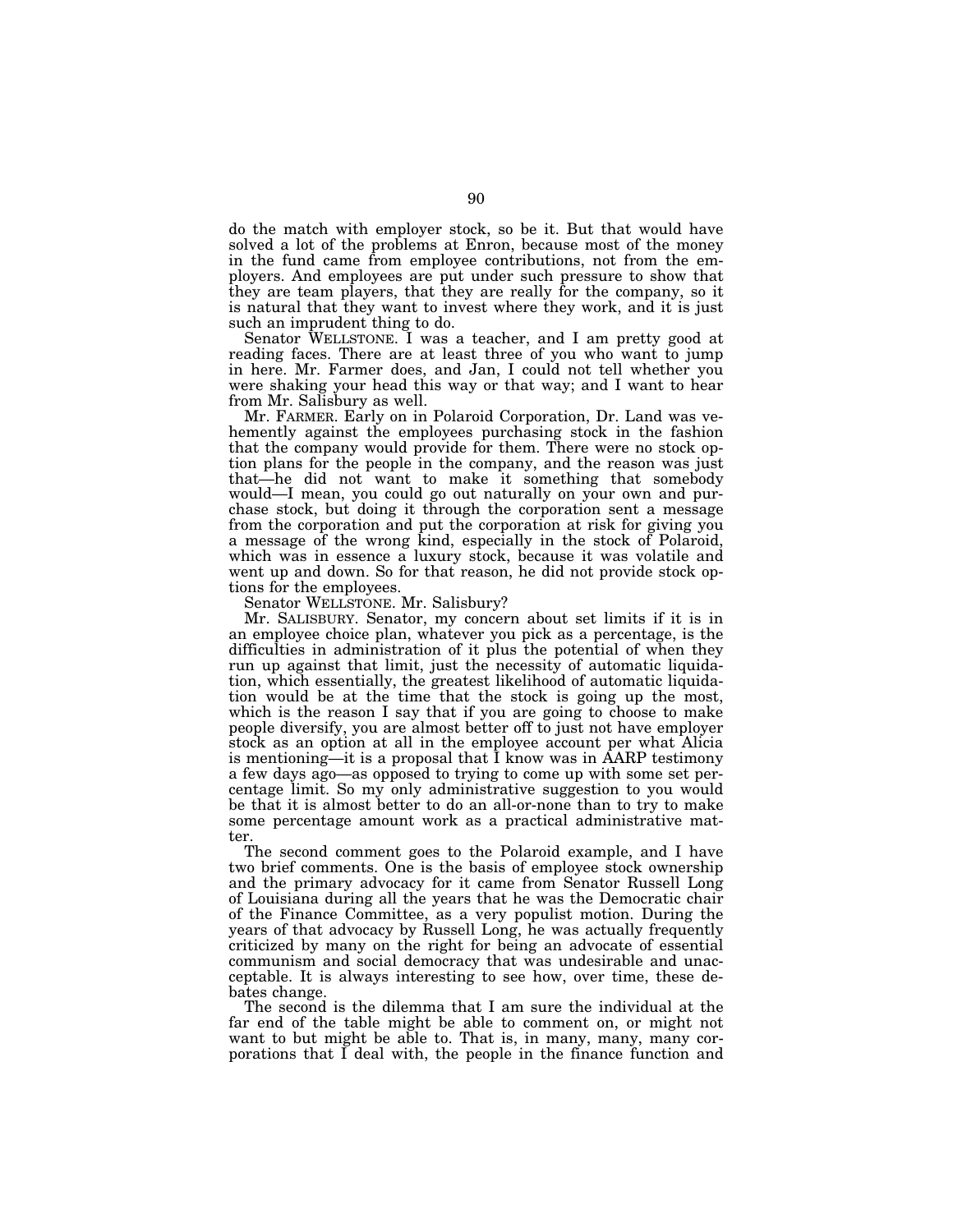do the match with employer stock, so be it. But that would have solved a lot of the problems at Enron, because most of the money in the fund came from employee contributions, not from the employers. And employees are put under such pressure to show that they are team players, that they are really for the company, so it is natural that they want to invest where they work, and it is just such an imprudent thing to do.

Senator WELLSTONE. I was a teacher, and I am pretty good at reading faces. There are at least three of you who want to jump in here. Mr. Farmer does, and Jan, I could not tell whether you were shaking your head this way or that way; and I want to hear from Mr. Salisbury as well.

Mr. FARMER. Early on in Polaroid Corporation, Dr. Land was vehemently against the employees purchasing stock in the fashion that the company would provide for them. There were no stock option plans for the people in the company, and the reason was just that—he did not want to make it something that somebody would—I mean, you could go out naturally on your own and purchase stock, but doing it through the corporation sent a message from the corporation and put the corporation at risk for giving you a message of the wrong kind, especially in the stock of Polaroid, which was in essence a luxury stock, because it was volatile and went up and down. So for that reason, he did not provide stock options for the employees.

Senator WELLSTONE. Mr. Salisbury?

Mr. SALISBURY. Senator, my concern about set limits if it is in an employee choice plan, whatever you pick as a percentage, is the difficulties in administration of it plus the potential of when they run up against that limit, just the necessity of automatic liquidation, which essentially, the greatest likelihood of automatic liquidation would be at the time that the stock is going up the most, which is the reason I say that if you are going to choose to make people diversify, you are almost better off to just not have employer stock as an option at all in the employee account per what Alicia is mentioning—it is a proposal that I know was in AARP testimony a few days ago—as opposed to trying to come up with some set percentage limit. So my only administrative suggestion to you would be that it is almost better to do an all-or-none than to try to make some percentage amount work as a practical administrative matter.

The second comment goes to the Polaroid example, and I have two brief comments. One is the basis of employee stock ownership and the primary advocacy for it came from Senator Russell Long of Louisiana during all the years that he was the Democratic chair of the Finance Committee, as a very populist motion. During the years of that advocacy by Russell Long, he was actually frequently criticized by many on the right for being an advocate of essential communism and social democracy that was undesirable and unacceptable. It is always interesting to see how, over time, these debates change.

The second is the dilemma that I am sure the individual at the far end of the table might be able to comment on, or might not want to but might be able to. That is, in many, many, many corporations that I deal with, the people in the finance function and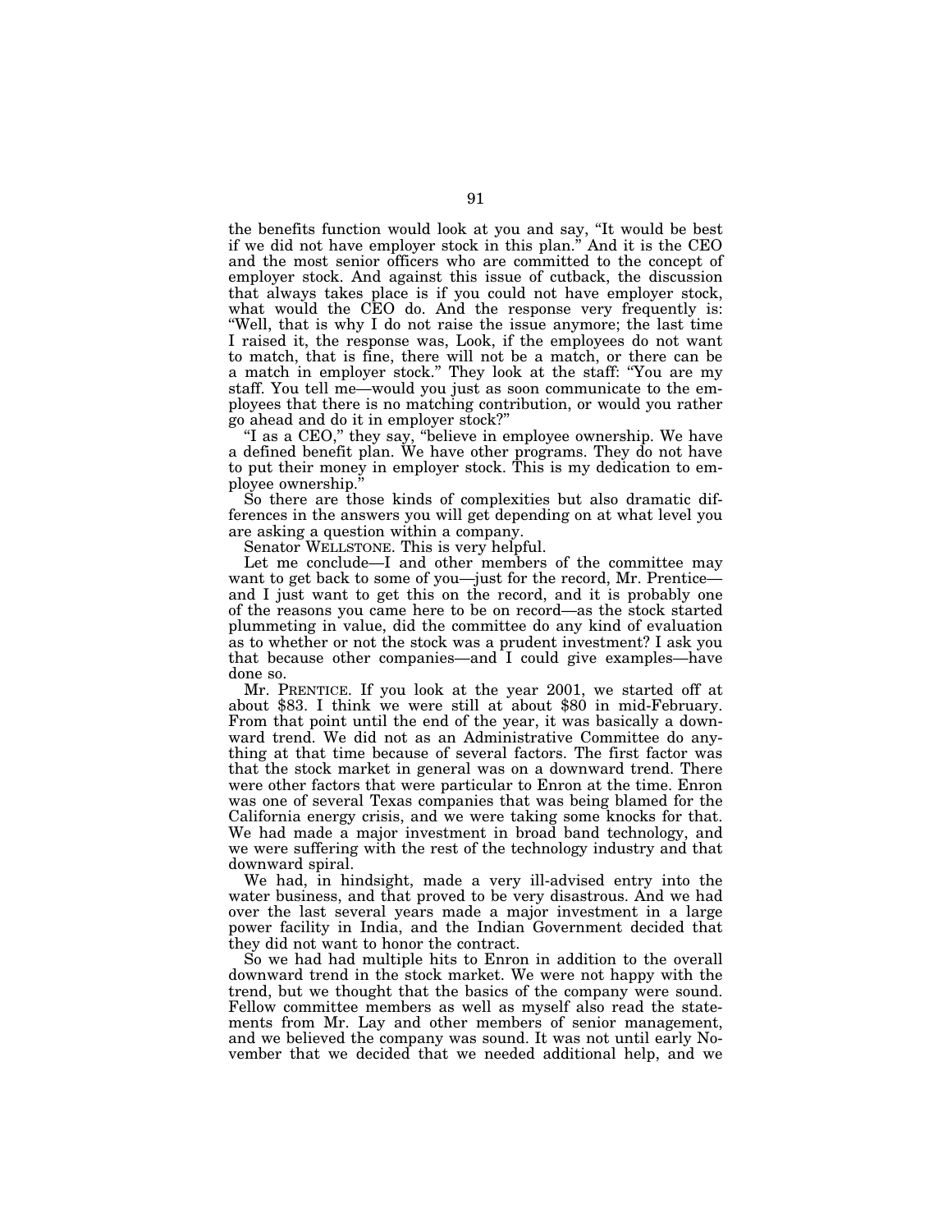the benefits function would look at you and say, "It would be best if we did not have employer stock in this plan." And it is the CEO and the most senior officers who are committed to the concept of employer stock. And against this issue of cutback, the discussion that always takes place is if you could not have employer stock, what would the CEO do. And the response very frequently is: "Well, that is why I do not raise the issue anymore; the last time I raised it, the response was, Look, if the employees do not want to match, that is fine, there will not be a match, or there can be a match in employer stock." They look at the staff: "You are my staff. You tell me—would you just as soon communicate to the employees that there is no matching contribution, or would you rather go ahead and do it in employer stock?"

"I as a CEO," they say, "believe in employee ownership. We have a defined benefit plan. We have other programs. They do not have to put their money in employer stock. This is my dedication to employee ownership."

So there are those kinds of complexities but also dramatic differences in the answers you will get depending on at what level you are asking a question within a company.

Senator WELLSTONE. This is very helpful.

Let me conclude—I and other members of the committee may want to get back to some of you—just for the record, Mr. Prentice—and I just want to get this on the record, and it is probably one of the reasons you came here to be on record—as the stock started plummeting in value, did the committee do any kind of evaluation as to whether or not the stock was a prudent investment? I ask you that because other companies—and I could give examples—have done so.

Mr. PRENTICE. If you look at the year 2001, we started off at about $83. I think we were still at about $80 in mid-February. From that point until the end of the year, it was basically a downward trend. We did not as an Administrative Committee do anything at that time because of several factors. The first factor was that the stock market in general was on a downward trend. There were other factors that were particular to Enron at the time. Enron was one of several Texas companies that was being blamed for the California energy crisis, and we were taking some knocks for that. We had made a major investment in broad band technology, and we were suffering with the rest of the technology industry and that downward spiral.

We had, in hindsight, made a very ill-advised entry into the water business, and that proved to be very disastrous. And we had over the last several years made a major investment in a large power facility in India, and the Indian Government decided that they did not want to honor the contract.

So we had had multiple hits to Enron in addition to the overall downward trend in the stock market. We were not happy with the trend, but we thought that the basics of the company were sound. Fellow committee members as well as myself also read the statements from Mr. Lay and other members of senior management, and we believed the company was sound. It was not until early November that we decided that we needed additional help, and we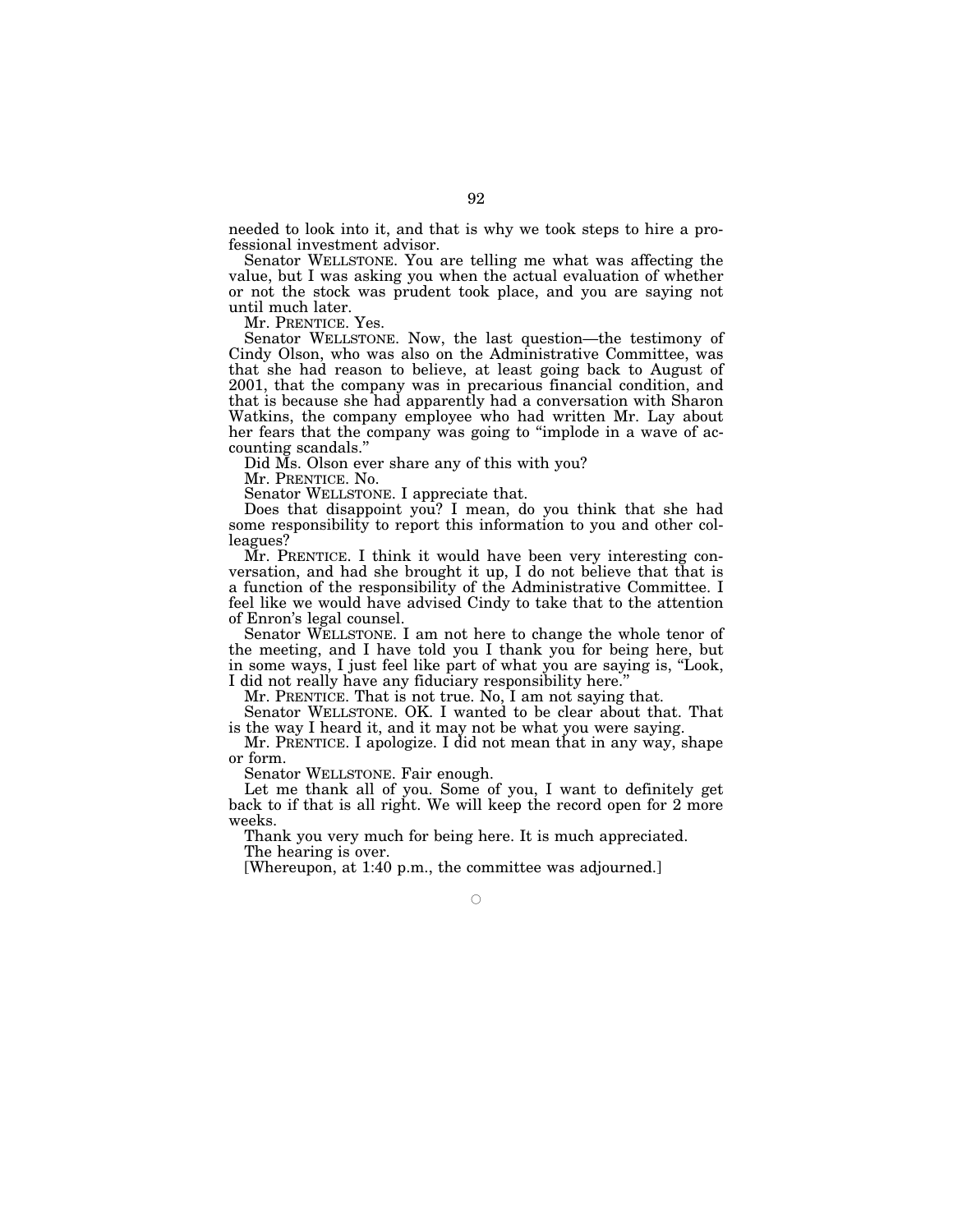needed to look into it, and that is why we took steps to hire a professional investment advisor.

Senator WELLSTONE. You are telling me what was affecting the value, but I was asking you when the actual evaluation of whether or not the stock was prudent took place, and you are saying not until much later.

Mr. PRENTICE. Yes.

Senator WELLSTONE. Now, the last question—the testimony of Cindy Olson, who was also on the Administrative Committee, was that she had reason to believe, at least going back to August of 2001, that the company was in precarious financial condition, and that is because she had apparently had a conversation with Sharon Watkins, the company employee who had written Mr. Lay about her fears that the company was going to "implode in a wave of accounting scandals."

Did Ms. Olson ever share any of this with you?

Mr. PRENTICE. No.

Senator WELLSTONE. I appreciate that.

Does that disappoint you? I mean, do you think that she had some responsibility to report this information to you and other colleagues?

Mr. PRENTICE. I think it would have been very interesting conversation, and had she brought it up, I do not believe that that is a function of the responsibility of the Administrative Committee. I feel like we would have advised Cindy to take that to the attention of Enron's legal counsel.

Senator WELLSTONE. I am not here to change the whole tenor of the meeting, and I have told you I thank you for being here, but in some ways, I just feel like part of what you are saying is, "Look, I did not really have any fiduciary responsibility here."

Mr. PRENTICE. That is not true. No, I am not saying that.

Senator WELLSTONE. OK. I wanted to be clear about that. That is the way I heard it, and it may not be what you were saying.

Mr. PRENTICE. I apologize. I did not mean that in any way, shape or form.

Senator WELLSTONE. Fair enough.

Let me thank all of you. Some of you, I want to definitely get back to if that is all right. We will keep the record open for 2 more weeks.

Thank you very much for being here. It is much appreciated.

The hearing is over.

[Whereupon, at 1:40 p.m., the committee was adjourned.]

○